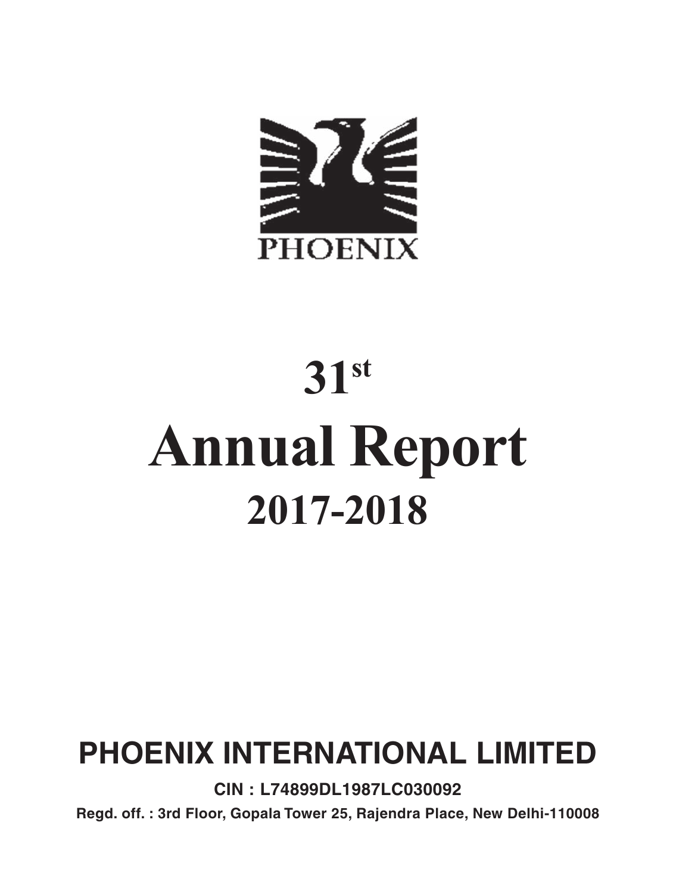PHOENIX

# 31st Annual Report 2017-2018

## PHOENIX INTERNATIONAL LIMITED

**CIN : L74899DL1987LC030092**

**Regd. off. : 3rd Floor, Gopala Tower 25, Rajendra Place, New Delhi-110008**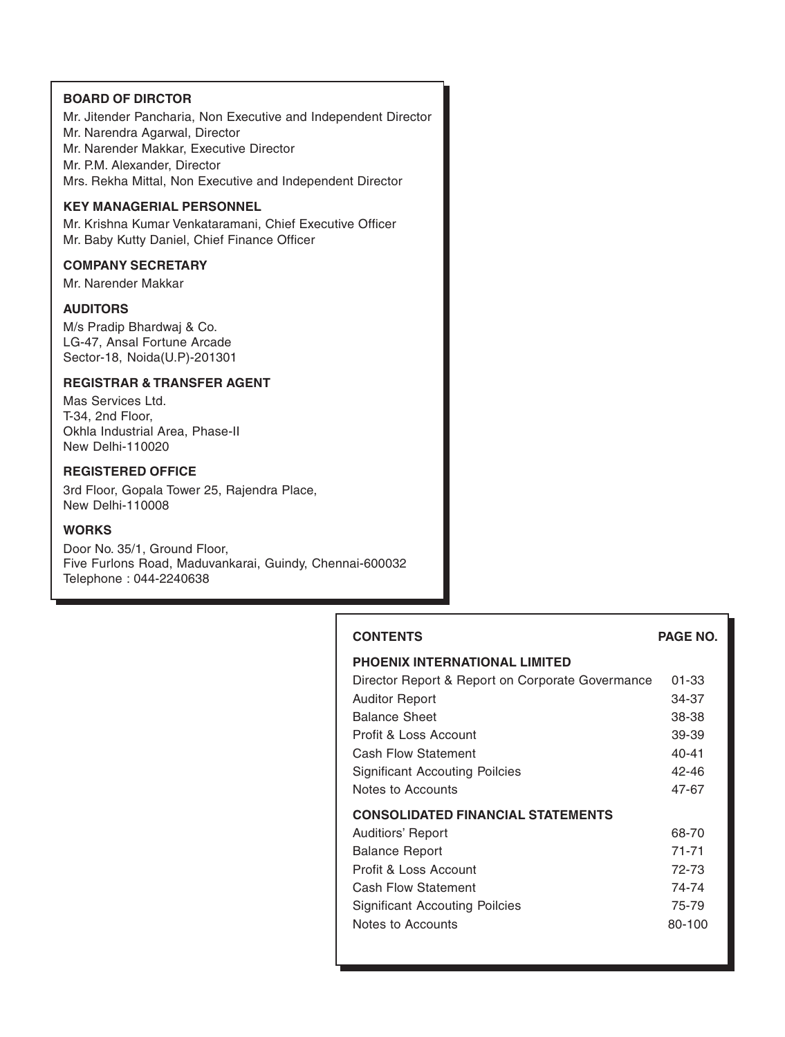**BOARD OF DIRCTOR**

Mr. Jitender Pancharia, Non Executive and Independent Director
Mr. Narendra Agarwal, Director
Mr. Narender Makkar, Executive Director
Mr. P.M. Alexander, Director
Mrs. Rekha Mittal, Non Executive and Independent Director

**KEY MANAGERIAL PERSONNEL**

Mr. Krishna Kumar Venkataramani, Chief Executive Officer
Mr. Baby Kutty Daniel, Chief Finance Officer

**COMPANY SECRETARY**

Mr. Narender Makkar

**AUDITORS**

M/s Pradip Bhardwaj & Co.
LG-47, Ansal Fortune Arcade
Sector-18, Noida(U.P)-201301

**REGISTRAR & TRANSFER AGENT**

Mas Services Ltd.
T-34, 2nd Floor,
Okhla Industrial Area, Phase-II
New Delhi-110020

**REGISTERED OFFICE**

3rd Floor, Gopala Tower 25, Rajendra Place,
New Delhi-110008

**WORKS**

Door No. 35/1, Ground Floor,
Five Furlons Road, Maduvankarai, Guindy, Chennai-600032
Telephone : 044-2240638

| **CONTENTS** | **PAGE NO.** |
|---|---|
| **PHOENIX INTERNATIONAL LIMITED** | |
| Director Report & Report on Corporate Govermance | 01-33 |
| Auditor Report | 34-37 |
| Balance Sheet | 38-38 |
| Profit & Loss Account | 39-39 |
| Cash Flow Statement | 40-41 |
| Significant Accouting Poilcies | 42-46 |
| Notes to Accounts | 47-67 |
| **CONSOLIDATED FINANCIAL STATEMENTS** | |
| Auditiors' Report | 68-70 |
| Balance Report | 71-71 |
| Profit & Loss Account | 72-73 |
| Cash Flow Statement | 74-74 |
| Significant Accouting Poilcies | 75-79 |
| Notes to Accounts | 80-100 |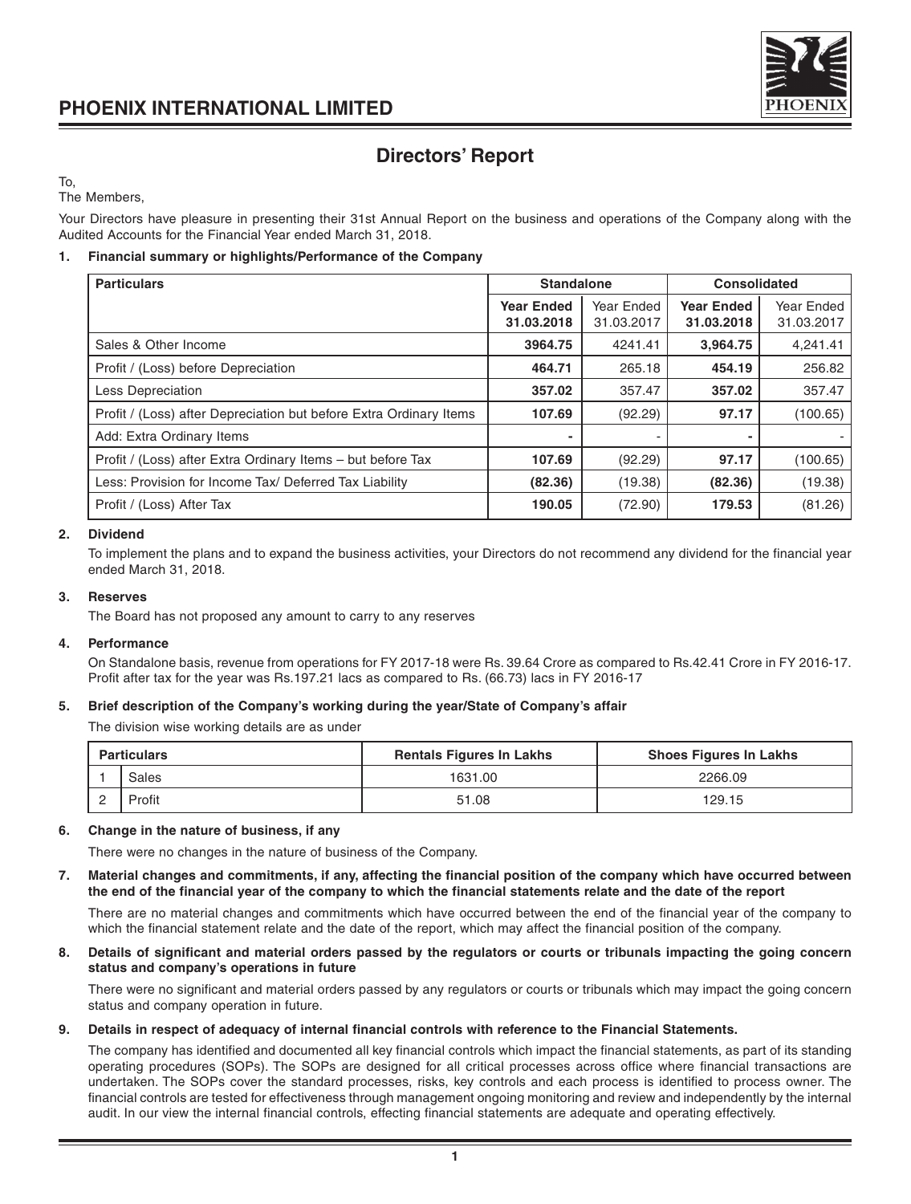# PHOENIX INTERNATIONAL LIMITED

## Directors' Report

To,
The Members,

Your Directors have pleasure in presenting their 31st Annual Report on the business and operations of the Company along with the Audited Accounts for the Financial Year ended March 31, 2018.

### 1. Financial summary or highlights/Performance of the Company

| Particulars | Standalone | | Consolidated | |
|---|---|---|---|---|
| | **Year Ended 31.03.2018** | Year Ended 31.03.2017 | **Year Ended 31.03.2018** | Year Ended 31.03.2017 |
| Sales & Other Income | **3964.75** | 4241.41 | **3,964.75** | 4,241.41 |
| Profit / (Loss) before Depreciation | **464.71** | 265.18 | **454.19** | 256.82 |
| Less Depreciation | **357.02** | 357.47 | **357.02** | 357.47 |
| Profit / (Loss) after Depreciation but before Extra Ordinary Items | **107.69** | (92.29) | **97.17** | (100.65) |
| Add: Extra Ordinary Items | **-** | - | **-** | - |
| Profit / (Loss) after Extra Ordinary Items – but before Tax | **107.69** | (92.29) | **97.17** | (100.65) |
| Less: Provision for Income Tax/ Deferred Tax Liability | **(82.36)** | (19.38) | **(82.36)** | (19.38) |
| Profit / (Loss) After Tax | **190.05** | (72.90) | **179.53** | (81.26) |

### 2. Dividend

To implement the plans and to expand the business activities, your Directors do not recommend any dividend for the financial year ended March 31, 2018.

### 3. Reserves

The Board has not proposed any amount to carry to any reserves

### 4. Performance

On Standalone basis, revenue from operations for FY 2017-18 were Rs. 39.64 Crore as compared to Rs.42.41 Crore in FY 2016-17. Profit after tax for the year was Rs.197.21 lacs as compared to Rs. (66.73) lacs in FY 2016-17

### 5. Brief description of the Company's working during the year/State of Company's affair

The division wise working details are as under

| | Particulars | Rentals Figures In Lakhs | Shoes Figures In Lakhs |
|---|---|---|---|
| 1 | Sales | 1631.00 | 2266.09 |
| 2 | Profit | 51.08 | 129.15 |

### 6. Change in the nature of business, if any

There were no changes in the nature of business of the Company.

### 7. Material changes and commitments, if any, affecting the financial position of the company which have occurred between the end of the financial year of the company to which the financial statements relate and the date of the report

There are no material changes and commitments which have occurred between the end of the financial year of the company to which the financial statement relate and the date of the report, which may affect the financial position of the company.

### 8. Details of significant and material orders passed by the regulators or courts or tribunals impacting the going concern status and company's operations in future

There were no significant and material orders passed by any regulators or courts or tribunals which may impact the going concern status and company operation in future.

### 9. Details in respect of adequacy of internal financial controls with reference to the Financial Statements.

The company has identified and documented all key financial controls which impact the financial statements, as part of its standing operating procedures (SOPs). The SOPs are designed for all critical processes across office where financial transactions are undertaken. The SOPs cover the standard processes, risks, key controls and each process is identified to process owner. The financial controls are tested for effectiveness through management ongoing monitoring and review and independently by the internal audit. In our view the internal financial controls, effecting financial statements are adequate and operating effectively.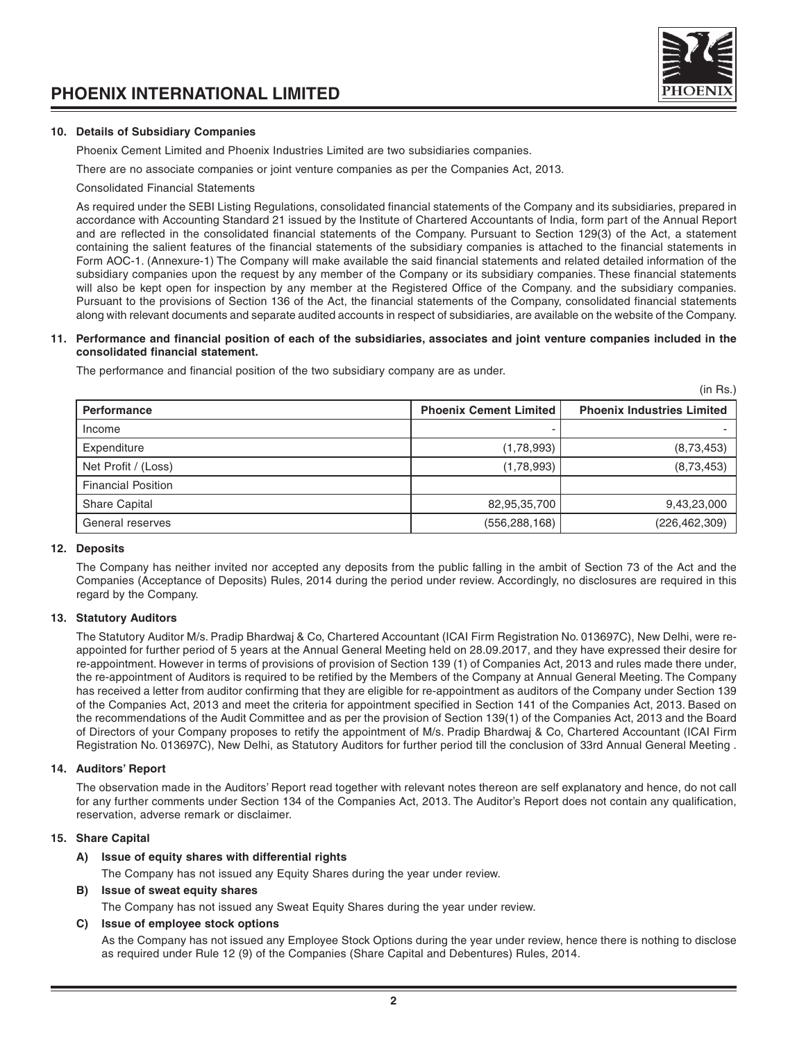## 10. Details of Subsidiary Companies

Phoenix Cement Limited and Phoenix Industries Limited are two subsidiaries companies.

There are no associate companies or joint venture companies as per the Companies Act, 2013.

Consolidated Financial Statements

As required under the SEBI Listing Regulations, consolidated financial statements of the Company and its subsidiaries, prepared in accordance with Accounting Standard 21 issued by the Institute of Chartered Accountants of India, form part of the Annual Report and are reflected in the consolidated financial statements of the Company. Pursuant to Section 129(3) of the Act, a statement containing the salient features of the financial statements of the subsidiary companies is attached to the financial statements in Form AOC-1. (Annexure-1) The Company will make available the said financial statements and related detailed information of the subsidiary companies upon the request by any member of the Company or its subsidiary companies. These financial statements will also be kept open for inspection by any member at the Registered Office of the Company. and the subsidiary companies. Pursuant to the provisions of Section 136 of the Act, the financial statements of the Company, consolidated financial statements along with relevant documents and separate audited accounts in respect of subsidiaries, are available on the website of the Company.

## 11. Performance and financial position of each of the subsidiaries, associates and joint venture companies included in the consolidated financial statement.

The performance and financial position of the two subsidiary company are as under.

(in Rs.)

| Performance | Phoenix Cement Limited | Phoenix Industries Limited |
|---|---|---|
| Income | - | - |
| Expenditure | (1,78,993) | (8,73,453) |
| Net Profit / (Loss) | (1,78,993) | (8,73,453) |
| Financial Position | | |
| Share Capital | 82,95,35,700 | 9,43,23,000 |
| General reserves | (556,288,168) | (226,462,309) |

## 12. Deposits

The Company has neither invited nor accepted any deposits from the public falling in the ambit of Section 73 of the Act and the Companies (Acceptance of Deposits) Rules, 2014 during the period under review. Accordingly, no disclosures are required in this regard by the Company.

## 13. Statutory Auditors

The Statutory Auditor M/s. Pradip Bhardwaj & Co, Chartered Accountant (ICAI Firm Registration No. 013697C), New Delhi, were re-appointed for further period of 5 years at the Annual General Meeting held on 28.09.2017, and they have expressed their desire for re-appointment. However in terms of provisions of provision of Section 139 (1) of Companies Act, 2013 and rules made there under, the re-appointment of Auditors is required to be retified by the Members of the Company at Annual General Meeting. The Company has received a letter from auditor confirming that they are eligible for re-appointment as auditors of the Company under Section 139 of the Companies Act, 2013 and meet the criteria for appointment specified in Section 141 of the Companies Act, 2013. Based on the recommendations of the Audit Committee and as per the provision of Section 139(1) of the Companies Act, 2013 and the Board of Directors of your Company proposes to retify the appointment of M/s. Pradip Bhardwaj & Co, Chartered Accountant (ICAI Firm Registration No. 013697C), New Delhi, as Statutory Auditors for further period till the conclusion of 33rd Annual General Meeting .

## 14. Auditors' Report

The observation made in the Auditors' Report read together with relevant notes thereon are self explanatory and hence, do not call for any further comments under Section 134 of the Companies Act, 2013. The Auditor's Report does not contain any qualification, reservation, adverse remark or disclaimer.

## 15. Share Capital

### A) Issue of equity shares with differential rights

The Company has not issued any Equity Shares during the year under review.

### B) Issue of sweat equity shares

The Company has not issued any Sweat Equity Shares during the year under review.

### C) Issue of employee stock options

As the Company has not issued any Employee Stock Options during the year under review, hence there is nothing to disclose as required under Rule 12 (9) of the Companies (Share Capital and Debentures) Rules, 2014.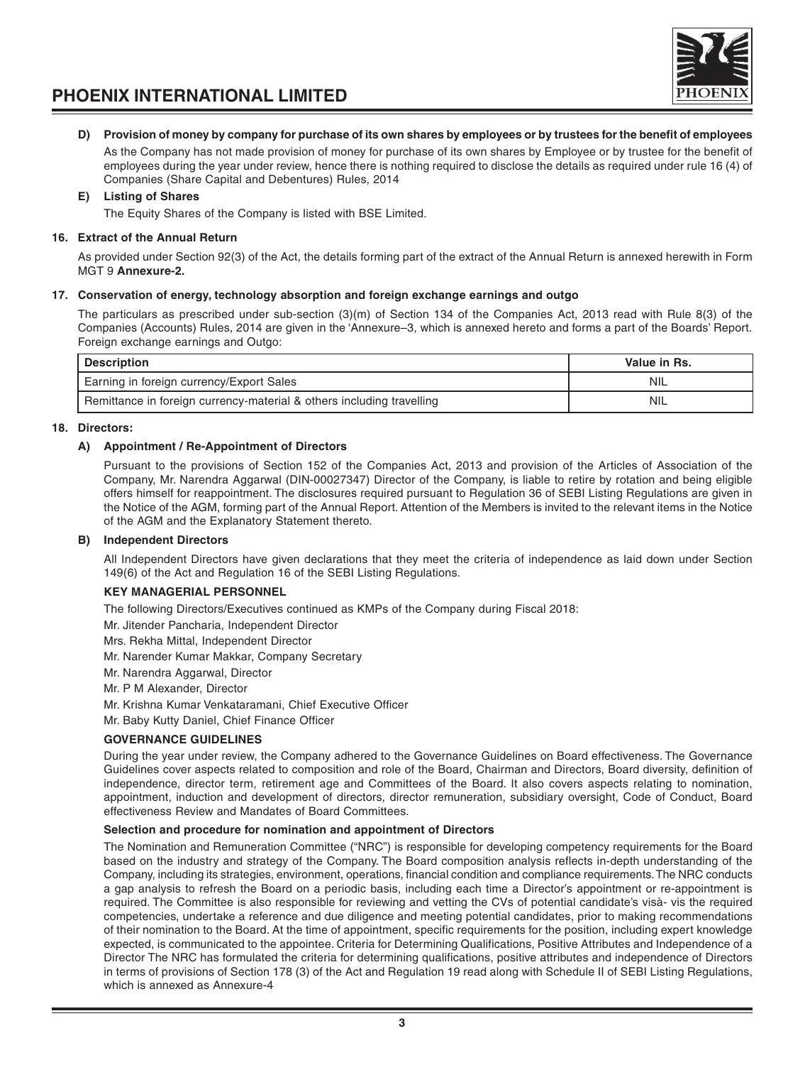**D) Provision of money by company for purchase of its own shares by employees or by trustees for the benefit of employees**

As the Company has not made provision of money for purchase of its own shares by Employee or by trustee for the benefit of employees during the year under review, hence there is nothing required to disclose the details as required under rule 16 (4) of Companies (Share Capital and Debentures) Rules, 2014

**E) Listing of Shares**

The Equity Shares of the Company is listed with BSE Limited.

**16. Extract of the Annual Return**

As provided under Section 92(3) of the Act, the details forming part of the extract of the Annual Return is annexed herewith in Form MGT 9 **Annexure-2.**

**17. Conservation of energy, technology absorption and foreign exchange earnings and outgo**

The particulars as prescribed under sub-section (3)(m) of Section 134 of the Companies Act, 2013 read with Rule 8(3) of the Companies (Accounts) Rules, 2014 are given in the 'Annexure–3, which is annexed hereto and forms a part of the Boards' Report. Foreign exchange earnings and Outgo:

| Description | Value in Rs. |
|---|---|
| Earning in foreign currency/Export Sales | NIL |
| Remittance in foreign currency-material & others including travelling | NIL |

**18. Directors:**

**A) Appointment / Re-Appointment of Directors**

Pursuant to the provisions of Section 152 of the Companies Act, 2013 and provision of the Articles of Association of the Company, Mr. Narendra Aggarwal (DIN-00027347) Director of the Company, is liable to retire by rotation and being eligible offers himself for reappointment. The disclosures required pursuant to Regulation 36 of SEBI Listing Regulations are given in the Notice of the AGM, forming part of the Annual Report. Attention of the Members is invited to the relevant items in the Notice of the AGM and the Explanatory Statement thereto.

**B) Independent Directors**

All Independent Directors have given declarations that they meet the criteria of independence as laid down under Section 149(6) of the Act and Regulation 16 of the SEBI Listing Regulations.

**KEY MANAGERIAL PERSONNEL**

The following Directors/Executives continued as KMPs of the Company during Fiscal 2018:

Mr. Jitender Pancharia, Independent Director

Mrs. Rekha Mittal, Independent Director

Mr. Narender Kumar Makkar, Company Secretary

Mr. Narendra Aggarwal, Director

Mr. P M Alexander, Director

Mr. Krishna Kumar Venkataramani, Chief Executive Officer

Mr. Baby Kutty Daniel, Chief Finance Officer

**GOVERNANCE GUIDELINES**

During the year under review, the Company adhered to the Governance Guidelines on Board effectiveness. The Governance Guidelines cover aspects related to composition and role of the Board, Chairman and Directors, Board diversity, definition of independence, director term, retirement age and Committees of the Board. It also covers aspects relating to nomination, appointment, induction and development of directors, director remuneration, subsidiary oversight, Code of Conduct, Board effectiveness Review and Mandates of Board Committees.

**Selection and procedure for nomination and appointment of Directors**

The Nomination and Remuneration Committee ("NRC") is responsible for developing competency requirements for the Board based on the industry and strategy of the Company. The Board composition analysis reflects in-depth understanding of the Company, including its strategies, environment, operations, financial condition and compliance requirements. The NRC conducts a gap analysis to refresh the Board on a periodic basis, including each time a Director's appointment or re-appointment is required. The Committee is also responsible for reviewing and vetting the CVs of potential candidate's visà- vis the required competencies, undertake a reference and due diligence and meeting potential candidates, prior to making recommendations of their nomination to the Board. At the time of appointment, specific requirements for the position, including expert knowledge expected, is communicated to the appointee. Criteria for Determining Qualifications, Positive Attributes and Independence of a Director The NRC has formulated the criteria for determining qualifications, positive attributes and independence of Directors in terms of provisions of Section 178 (3) of the Act and Regulation 19 read along with Schedule II of SEBI Listing Regulations, which is annexed as Annexure-4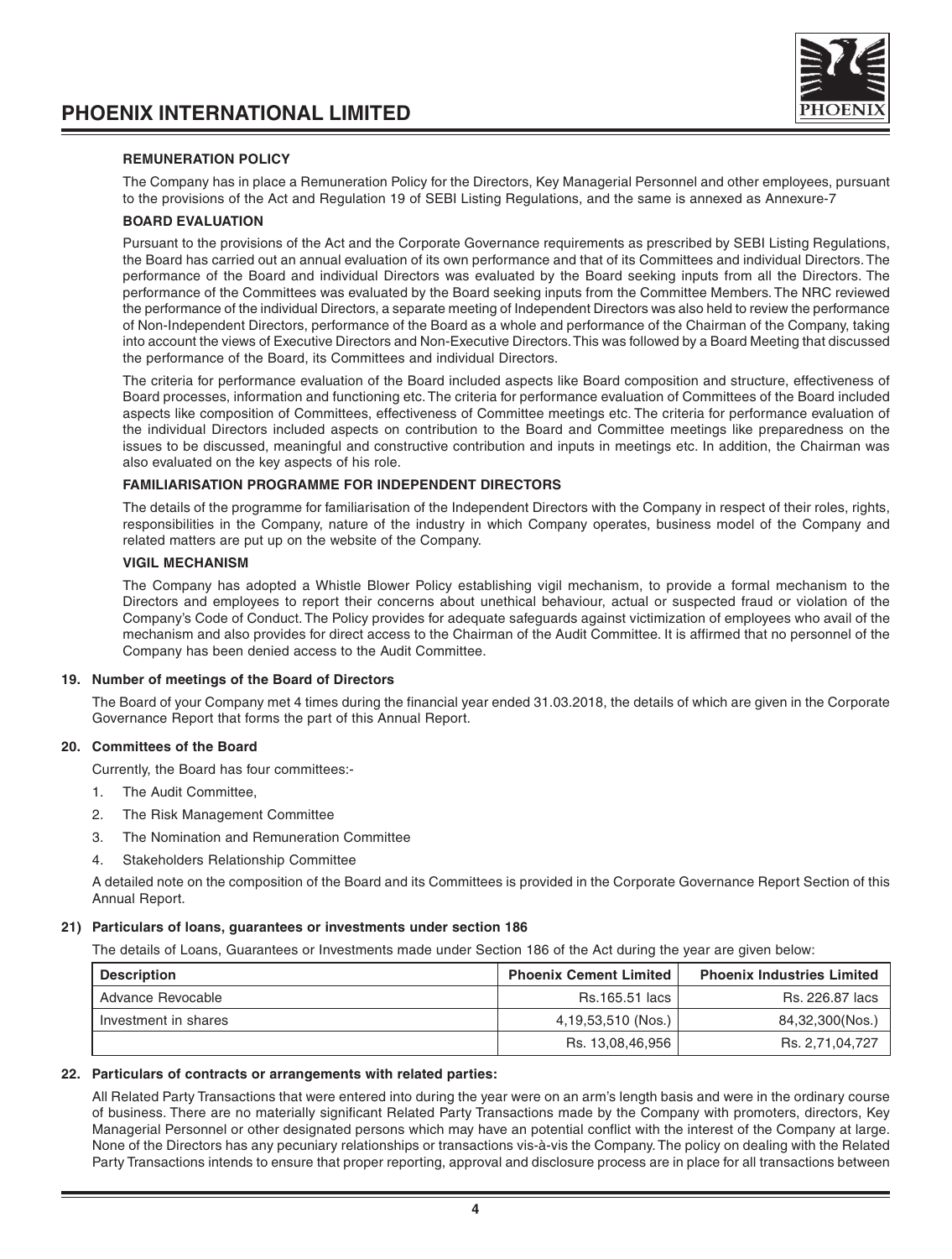#### REMUNERATION POLICY

The Company has in place a Remuneration Policy for the Directors, Key Managerial Personnel and other employees, pursuant to the provisions of the Act and Regulation 19 of SEBI Listing Regulations, and the same is annexed as Annexure-7

#### BOARD EVALUATION

Pursuant to the provisions of the Act and the Corporate Governance requirements as prescribed by SEBI Listing Regulations, the Board has carried out an annual evaluation of its own performance and that of its Committees and individual Directors. The performance of the Board and individual Directors was evaluated by the Board seeking inputs from all the Directors. The performance of the Committees was evaluated by the Board seeking inputs from the Committee Members. The NRC reviewed the performance of the individual Directors, a separate meeting of Independent Directors was also held to review the performance of Non-Independent Directors, performance of the Board as a whole and performance of the Chairman of the Company, taking into account the views of Executive Directors and Non-Executive Directors. This was followed by a Board Meeting that discussed the performance of the Board, its Committees and individual Directors.

The criteria for performance evaluation of the Board included aspects like Board composition and structure, effectiveness of Board processes, information and functioning etc. The criteria for performance evaluation of Committees of the Board included aspects like composition of Committees, effectiveness of Committee meetings etc. The criteria for performance evaluation of the individual Directors included aspects on contribution to the Board and Committee meetings like preparedness on the issues to be discussed, meaningful and constructive contribution and inputs in meetings etc. In addition, the Chairman was also evaluated on the key aspects of his role.

#### FAMILIARISATION PROGRAMME FOR INDEPENDENT DIRECTORS

The details of the programme for familiarisation of the Independent Directors with the Company in respect of their roles, rights, responsibilities in the Company, nature of the industry in which Company operates, business model of the Company and related matters are put up on the website of the Company.

#### VIGIL MECHANISM

The Company has adopted a Whistle Blower Policy establishing vigil mechanism, to provide a formal mechanism to the Directors and employees to report their concerns about unethical behaviour, actual or suspected fraud or violation of the Company's Code of Conduct. The Policy provides for adequate safeguards against victimization of employees who avail of the mechanism and also provides for direct access to the Chairman of the Audit Committee. It is affirmed that no personnel of the Company has been denied access to the Audit Committee.

#### 19. Number of meetings of the Board of Directors

The Board of your Company met 4 times during the financial year ended 31.03.2018, the details of which are given in the Corporate Governance Report that forms the part of this Annual Report.

#### 20. Committees of the Board

Currently, the Board has four committees:-

1. The Audit Committee,
2. The Risk Management Committee
3. The Nomination and Remuneration Committee
4. Stakeholders Relationship Committee

A detailed note on the composition of the Board and its Committees is provided in the Corporate Governance Report Section of this Annual Report.

#### 21) Particulars of loans, guarantees or investments under section 186

The details of Loans, Guarantees or Investments made under Section 186 of the Act during the year are given below:

| Description | Phoenix Cement Limited | Phoenix Industries Limited |
|---|---|---|
| Advance Revocable | Rs.165.51 lacs | Rs. 226.87 lacs |
| Investment in shares | 4,19,53,510 (Nos.) | 84,32,300(Nos.) |
| | Rs. 13,08,46,956 | Rs. 2,71,04,727 |

#### 22. Particulars of contracts or arrangements with related parties:

All Related Party Transactions that were entered into during the year were on an arm's length basis and were in the ordinary course of business. There are no materially significant Related Party Transactions made by the Company with promoters, directors, Key Managerial Personnel or other designated persons which may have an potential conflict with the interest of the Company at large. None of the Directors has any pecuniary relationships or transactions vis-à-vis the Company. The policy on dealing with the Related Party Transactions intends to ensure that proper reporting, approval and disclosure process are in place for all transactions between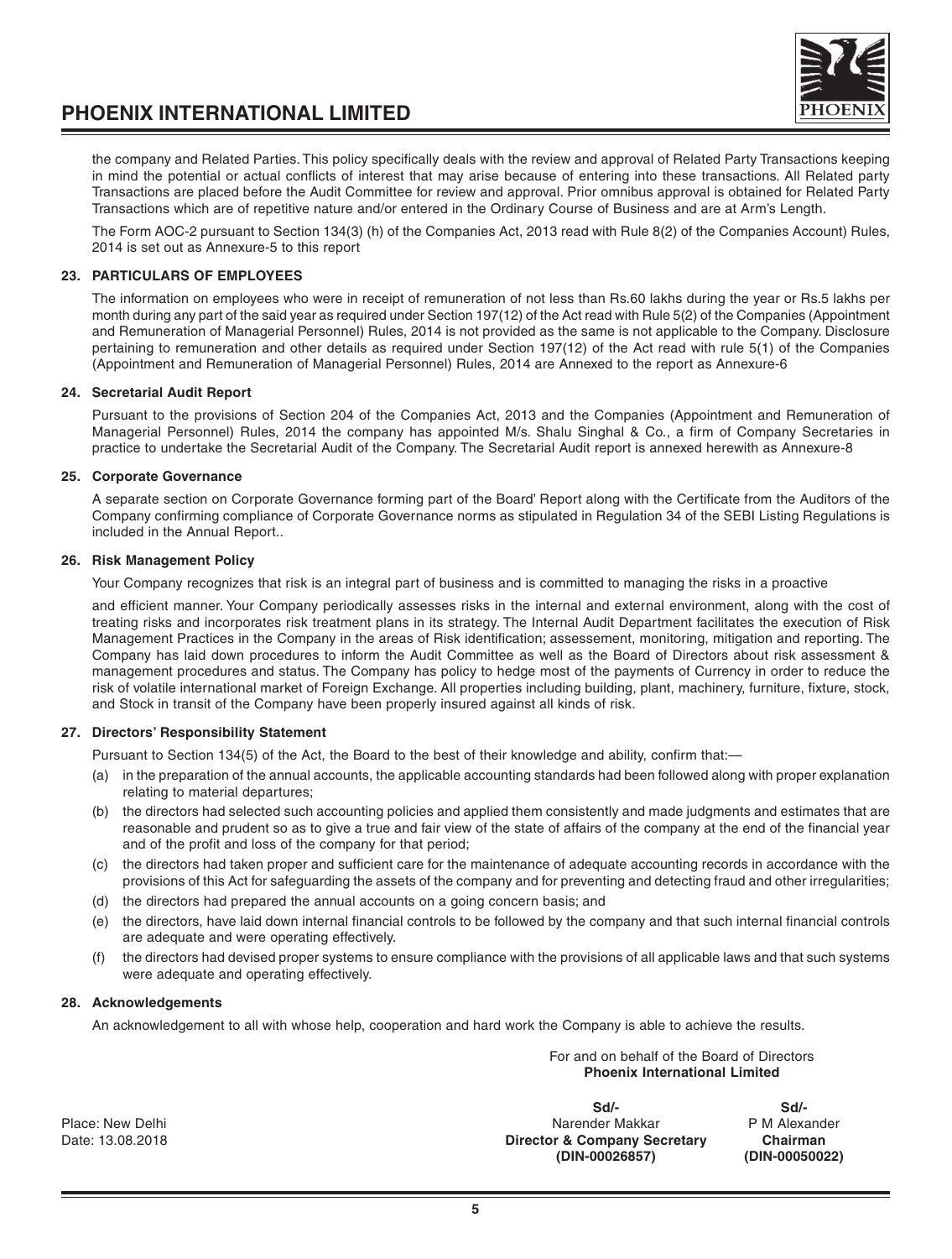the company and Related Parties. This policy specifically deals with the review and approval of Related Party Transactions keeping in mind the potential or actual conflicts of interest that may arise because of entering into these transactions. All Related party Transactions are placed before the Audit Committee for review and approval. Prior omnibus approval is obtained for Related Party Transactions which are of repetitive nature and/or entered in the Ordinary Course of Business and are at Arm's Length.

The Form AOC-2 pursuant to Section 134(3) (h) of the Companies Act, 2013 read with Rule 8(2) of the Companies Account) Rules, 2014 is set out as Annexure-5 to this report

### 23. PARTICULARS OF EMPLOYEES

The information on employees who were in receipt of remuneration of not less than Rs.60 lakhs during the year or Rs.5 lakhs per month during any part of the said year as required under Section 197(12) of the Act read with Rule 5(2) of the Companies (Appointment and Remuneration of Managerial Personnel) Rules, 2014 is not provided as the same is not applicable to the Company. Disclosure pertaining to remuneration and other details as required under Section 197(12) of the Act read with rule 5(1) of the Companies (Appointment and Remuneration of Managerial Personnel) Rules, 2014 are Annexed to the report as Annexure-6

### 24. Secretarial Audit Report

Pursuant to the provisions of Section 204 of the Companies Act, 2013 and the Companies (Appointment and Remuneration of Managerial Personnel) Rules, 2014 the company has appointed M/s. Shalu Singhal & Co., a firm of Company Secretaries in practice to undertake the Secretarial Audit of the Company. The Secretarial Audit report is annexed herewith as Annexure-8

### 25. Corporate Governance

A separate section on Corporate Governance forming part of the Board' Report along with the Certificate from the Auditors of the Company confirming compliance of Corporate Governance norms as stipulated in Regulation 34 of the SEBI Listing Regulations is included in the Annual Report..

### 26. Risk Management Policy

Your Company recognizes that risk is an integral part of business and is committed to managing the risks in a proactive

and efficient manner. Your Company periodically assesses risks in the internal and external environment, along with the cost of treating risks and incorporates risk treatment plans in its strategy. The Internal Audit Department facilitates the execution of Risk Management Practices in the Company in the areas of Risk identification; assessement, monitoring, mitigation and reporting. The Company has laid down procedures to inform the Audit Committee as well as the Board of Directors about risk assessment & management procedures and status. The Company has policy to hedge most of the payments of Currency in order to reduce the risk of volatile international market of Foreign Exchange. All properties including building, plant, machinery, furniture, fixture, stock, and Stock in transit of the Company have been properly insured against all kinds of risk.

### 27. Directors' Responsibility Statement

Pursuant to Section 134(5) of the Act, the Board to the best of their knowledge and ability, confirm that:—

(a) in the preparation of the annual accounts, the applicable accounting standards had been followed along with proper explanation relating to material departures;

(b) the directors had selected such accounting policies and applied them consistently and made judgments and estimates that are reasonable and prudent so as to give a true and fair view of the state of affairs of the company at the end of the financial year and of the profit and loss of the company for that period;

(c) the directors had taken proper and sufficient care for the maintenance of adequate accounting records in accordance with the provisions of this Act for safeguarding the assets of the company and for preventing and detecting fraud and other irregularities;

(d) the directors had prepared the annual accounts on a going concern basis; and

(e) the directors, have laid down internal financial controls to be followed by the company and that such internal financial controls are adequate and were operating effectively.

(f) the directors had devised proper systems to ensure compliance with the provisions of all applicable laws and that such systems were adequate and operating effectively.

### 28. Acknowledgements

An acknowledgement to all with whose help, cooperation and hard work the Company is able to achieve the results.

For and on behalf of the Board of Directors
**Phoenix International Limited**

| | Sd/- | Sd/- |
|---|---|---|
| Place: New Delhi | Narender Makkar | P M Alexander |
| Date: 13.08.2018 | **Director & Company Secretary** | **Chairman** |
| | **(DIN-00026857)** | **(DIN-00050022)** |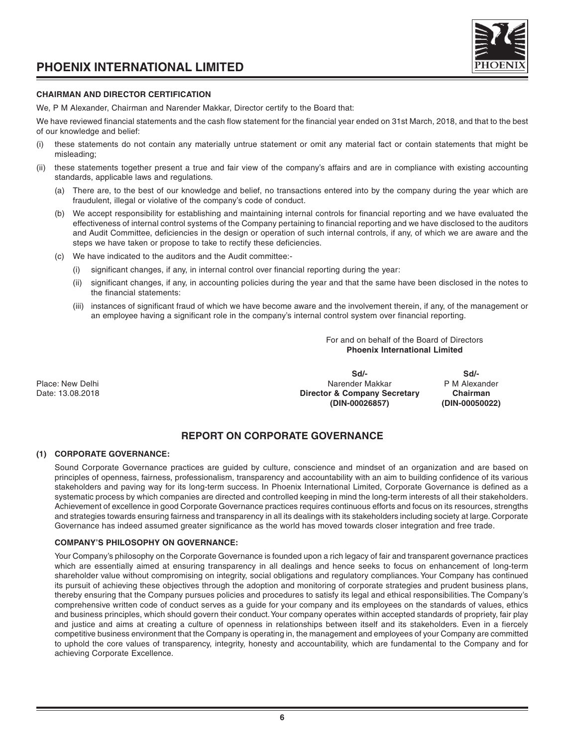## CHAIRMAN AND DIRECTOR CERTIFICATION

We, P M Alexander, Chairman and Narender Makkar, Director certify to the Board that:

We have reviewed financial statements and the cash flow statement for the financial year ended on 31st March, 2018, and that to the best of our knowledge and belief:

(i) these statements do not contain any materially untrue statement or omit any material fact or contain statements that might be misleading;

(ii) these statements together present a true and fair view of the company's affairs and are in compliance with existing accounting standards, applicable laws and regulations.

   (a) There are, to the best of our knowledge and belief, no transactions entered into by the company during the year which are fraudulent, illegal or violative of the company's code of conduct.

   (b) We accept responsibility for establishing and maintaining internal controls for financial reporting and we have evaluated the effectiveness of internal control systems of the Company pertaining to financial reporting and we have disclosed to the auditors and Audit Committee, deficiencies in the design or operation of such internal controls, if any, of which we are aware and the steps we have taken or propose to take to rectify these deficiencies.

   (c) We have indicated to the auditors and the Audit committee:-

      (i) significant changes, if any, in internal control over financial reporting during the year:

      (ii) significant changes, if any, in accounting policies during the year and that the same have been disclosed in the notes to the financial statements:

      (iii) instances of significant fraud of which we have become aware and the involvement therein, if any, of the management or an employee having a significant role in the company's internal control system over financial reporting.

For and on behalf of the Board of Directors
**Phoenix International Limited**

Place: New Delhi
Date: 13.08.2018

| | |
|---|---|
| **Sd/-** | **Sd/-** |
| Narender Makkar | P M Alexander |
| **Director & Company Secretary** | **Chairman** |
| **(DIN-00026857)** | **(DIN-00050022)** |

## REPORT ON CORPORATE GOVERNANCE

### (1) CORPORATE GOVERNANCE:

Sound Corporate Governance practices are guided by culture, conscience and mindset of an organization and are based on principles of openness, fairness, professionalism, transparency and accountability with an aim to building confidence of its various stakeholders and paving way for its long-term success. In Phoenix International Limited, Corporate Governance is defined as a systematic process by which companies are directed and controlled keeping in mind the long-term interests of all their stakeholders. Achievement of excellence in good Corporate Governance practices requires continuous efforts and focus on its resources, strengths and strategies towards ensuring fairness and transparency in all its dealings with its stakeholders including society at large. Corporate Governance has indeed assumed greater significance as the world has moved towards closer integration and free trade.

#### COMPANY'S PHILOSOPHY ON GOVERNANCE:

Your Company's philosophy on the Corporate Governance is founded upon a rich legacy of fair and transparent governance practices which are essentially aimed at ensuring transparency in all dealings and hence seeks to focus on enhancement of long-term shareholder value without compromising on integrity, social obligations and regulatory compliances. Your Company has continued its pursuit of achieving these objectives through the adoption and monitoring of corporate strategies and prudent business plans, thereby ensuring that the Company pursues policies and procedures to satisfy its legal and ethical responsibilities. The Company's comprehensive written code of conduct serves as a guide for your company and its employees on the standards of values, ethics and business principles, which should govern their conduct. Your company operates within accepted standards of propriety, fair play and justice and aims at creating a culture of openness in relationships between itself and its stakeholders. Even in a fiercely competitive business environment that the Company is operating in, the management and employees of your Company are committed to uphold the core values of transparency, integrity, honesty and accountability, which are fundamental to the Company and for achieving Corporate Excellence.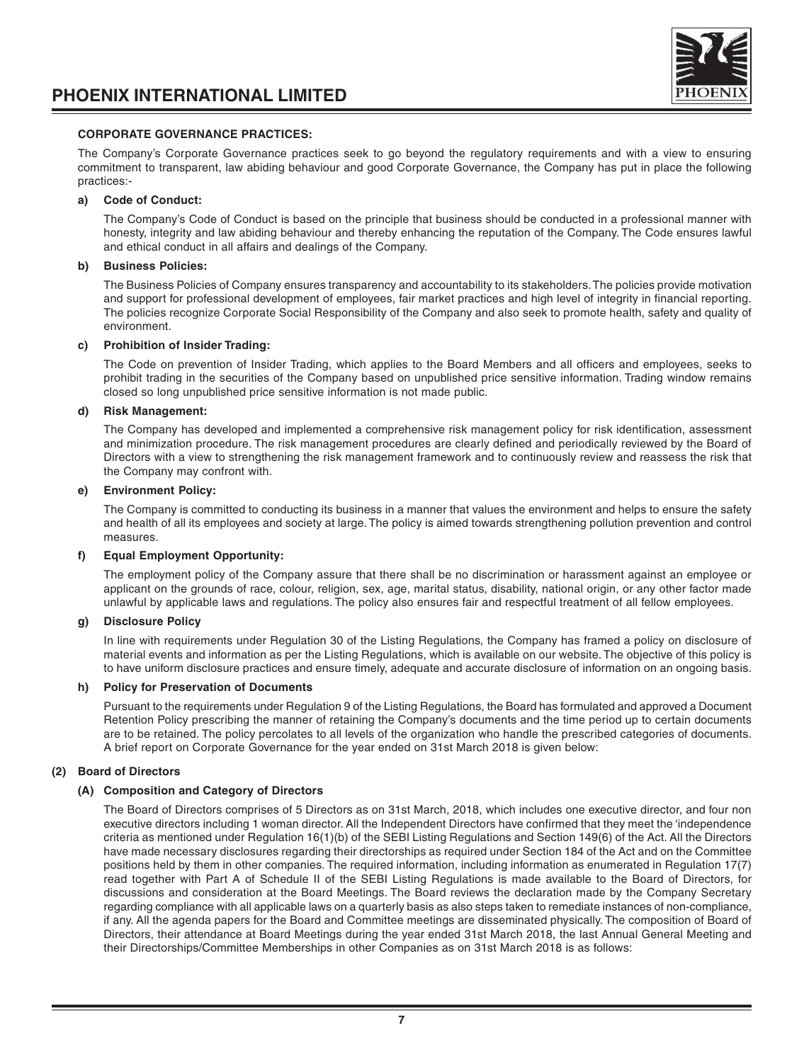**CORPORATE GOVERNANCE PRACTICES:**

The Company's Corporate Governance practices seek to go beyond the regulatory requirements and with a view to ensuring commitment to transparent, law abiding behaviour and good Corporate Governance, the Company has put in place the following practices:-

**a) Code of Conduct:**

The Company's Code of Conduct is based on the principle that business should be conducted in a professional manner with honesty, integrity and law abiding behaviour and thereby enhancing the reputation of the Company. The Code ensures lawful and ethical conduct in all affairs and dealings of the Company.

**b) Business Policies:**

The Business Policies of Company ensures transparency and accountability to its stakeholders. The policies provide motivation and support for professional development of employees, fair market practices and high level of integrity in financial reporting. The policies recognize Corporate Social Responsibility of the Company and also seek to promote health, safety and quality of environment.

**c) Prohibition of Insider Trading:**

The Code on prevention of Insider Trading, which applies to the Board Members and all officers and employees, seeks to prohibit trading in the securities of the Company based on unpublished price sensitive information. Trading window remains closed so long unpublished price sensitive information is not made public.

**d) Risk Management:**

The Company has developed and implemented a comprehensive risk management policy for risk identification, assessment and minimization procedure. The risk management procedures are clearly defined and periodically reviewed by the Board of Directors with a view to strengthening the risk management framework and to continuously review and reassess the risk that the Company may confront with.

**e) Environment Policy:**

The Company is committed to conducting its business in a manner that values the environment and helps to ensure the safety and health of all its employees and society at large. The policy is aimed towards strengthening pollution prevention and control measures.

**f) Equal Employment Opportunity:**

The employment policy of the Company assure that there shall be no discrimination or harassment against an employee or applicant on the grounds of race, colour, religion, sex, age, marital status, disability, national origin, or any other factor made unlawful by applicable laws and regulations. The policy also ensures fair and respectful treatment of all fellow employees.

**g) Disclosure Policy**

In line with requirements under Regulation 30 of the Listing Regulations, the Company has framed a policy on disclosure of material events and information as per the Listing Regulations, which is available on our website. The objective of this policy is to have uniform disclosure practices and ensure timely, adequate and accurate disclosure of information on an ongoing basis.

**h) Policy for Preservation of Documents**

Pursuant to the requirements under Regulation 9 of the Listing Regulations, the Board has formulated and approved a Document Retention Policy prescribing the manner of retaining the Company's documents and the time period up to certain documents are to be retained. The policy percolates to all levels of the organization who handle the prescribed categories of documents. A brief report on Corporate Governance for the year ended on 31st March 2018 is given below:

**(2) Board of Directors**

**(A) Composition and Category of Directors**

The Board of Directors comprises of 5 Directors as on 31st March, 2018, which includes one executive director, and four non executive directors including 1 woman director. All the Independent Directors have confirmed that they meet the 'independence criteria as mentioned under Regulation 16(1)(b) of the SEBI Listing Regulations and Section 149(6) of the Act. All the Directors have made necessary disclosures regarding their directorships as required under Section 184 of the Act and on the Committee positions held by them in other companies. The required information, including information as enumerated in Regulation 17(7) read together with Part A of Schedule II of the SEBI Listing Regulations is made available to the Board of Directors, for discussions and consideration at the Board Meetings. The Board reviews the declaration made by the Company Secretary regarding compliance with all applicable laws on a quarterly basis as also steps taken to remediate instances of non-compliance, if any. All the agenda papers for the Board and Committee meetings are disseminated physically. The composition of Board of Directors, their attendance at Board Meetings during the year ended 31st March 2018, the last Annual General Meeting and their Directorships/Committee Memberships in other Companies as on 31st March 2018 is as follows: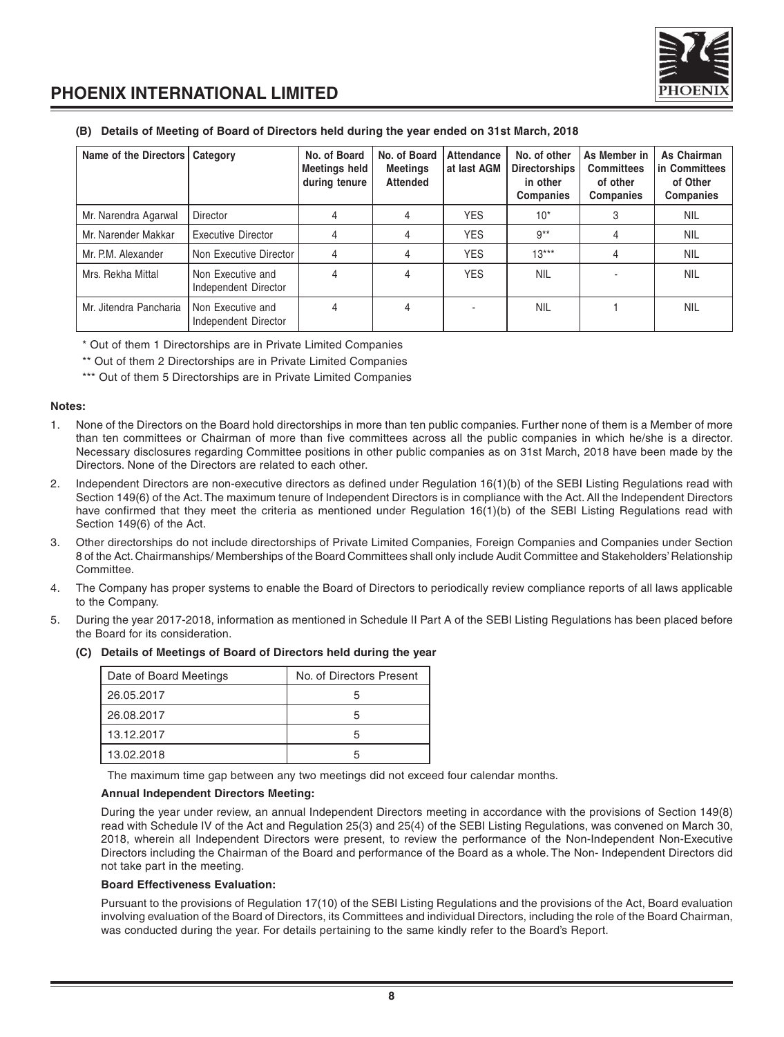**(B) Details of Meeting of Board of Directors held during the year ended on 31st March, 2018**

| Name of the Directors | Category | No. of Board Meetings held during tenure | No. of Board Meetings Attended | Attendance at last AGM | No. of other Directorships in other Companies | As Member in Committees of other Companies | As Chairman in Committees of Other Companies |
|---|---|---|---|---|---|---|---|
| Mr. Narendra Agarwal | Director | 4 | 4 | YES | 10* | 3 | NIL |
| Mr. Narender Makkar | Executive Director | 4 | 4 | YES | 9** | 4 | NIL |
| Mr. P.M. Alexander | Non Executive Director | 4 | 4 | YES | 13*** | 4 | NIL |
| Mrs. Rekha Mittal | Non Executive and Independent Director | 4 | 4 | YES | NIL | - | NIL |
| Mr. Jitendra Pancharia | Non Executive and Independent Director | 4 | 4 | - | NIL | 1 | NIL |

\* Out of them 1 Directorships are in Private Limited Companies

\** Out of them 2 Directorships are in Private Limited Companies

\*** Out of them 5 Directorships are in Private Limited Companies

**Notes:**

1. None of the Directors on the Board hold directorships in more than ten public companies. Further none of them is a Member of more than ten committees or Chairman of more than five committees across all the public companies in which he/she is a director. Necessary disclosures regarding Committee positions in other public companies as on 31st March, 2018 have been made by the Directors. None of the Directors are related to each other.
2. Independent Directors are non-executive directors as defined under Regulation 16(1)(b) of the SEBI Listing Regulations read with Section 149(6) of the Act. The maximum tenure of Independent Directors is in compliance with the Act. All the Independent Directors have confirmed that they meet the criteria as mentioned under Regulation 16(1)(b) of the SEBI Listing Regulations read with Section 149(6) of the Act.
3. Other directorships do not include directorships of Private Limited Companies, Foreign Companies and Companies under Section 8 of the Act. Chairmanships/ Memberships of the Board Committees shall only include Audit Committee and Stakeholders' Relationship Committee.
4. The Company has proper systems to enable the Board of Directors to periodically review compliance reports of all laws applicable to the Company.
5. During the year 2017-2018, information as mentioned in Schedule II Part A of the SEBI Listing Regulations has been placed before the Board for its consideration.

**(C) Details of Meetings of Board of Directors held during the year**

| Date of Board Meetings | No. of Directors Present |
|---|---|
| 26.05.2017 | 5 |
| 26.08.2017 | 5 |
| 13.12.2017 | 5 |
| 13.02.2018 | 5 |

The maximum time gap between any two meetings did not exceed four calendar months.

**Annual Independent Directors Meeting:**

During the year under review, an annual Independent Directors meeting in accordance with the provisions of Section 149(8) read with Schedule IV of the Act and Regulation 25(3) and 25(4) of the SEBI Listing Regulations, was convened on March 30, 2018, wherein all Independent Directors were present, to review the performance of the Non-Independent Non-Executive Directors including the Chairman of the Board and performance of the Board as a whole. The Non- Independent Directors did not take part in the meeting.

**Board Effectiveness Evaluation:**

Pursuant to the provisions of Regulation 17(10) of the SEBI Listing Regulations and the provisions of the Act, Board evaluation involving evaluation of the Board of Directors, its Committees and individual Directors, including the role of the Board Chairman, was conducted during the year. For details pertaining to the same kindly refer to the Board's Report.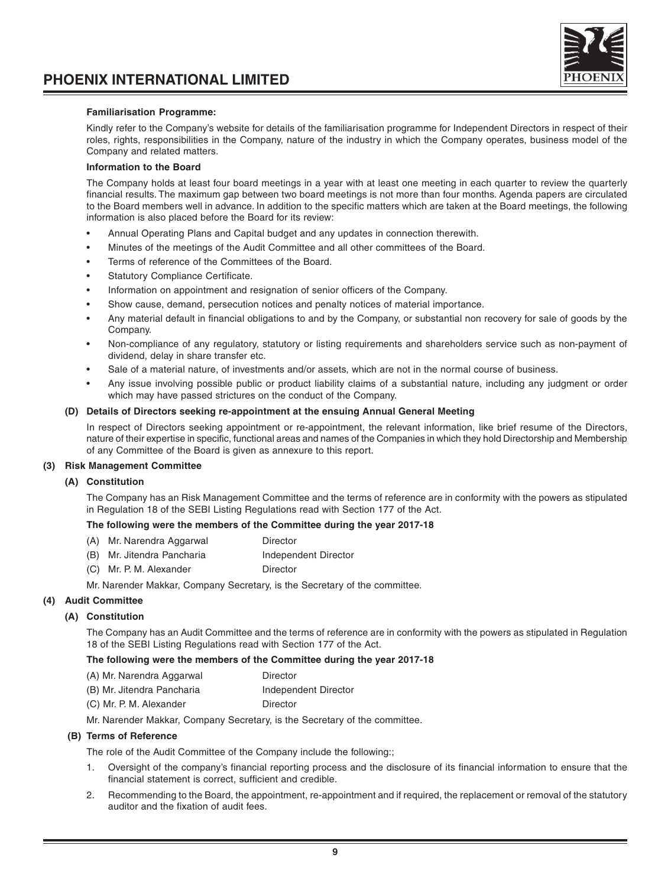**Familiarisation Programme:**

Kindly refer to the Company's website for details of the familiarisation programme for Independent Directors in respect of their roles, rights, responsibilities in the Company, nature of the industry in which the Company operates, business model of the Company and related matters.

**Information to the Board**

The Company holds at least four board meetings in a year with at least one meeting in each quarter to review the quarterly financial results. The maximum gap between two board meetings is not more than four months. Agenda papers are circulated to the Board members well in advance. In addition to the specific matters which are taken at the Board meetings, the following information is also placed before the Board for its review:

- Annual Operating Plans and Capital budget and any updates in connection therewith.
- Minutes of the meetings of the Audit Committee and all other committees of the Board.
- Terms of reference of the Committees of the Board.
- Statutory Compliance Certificate.
- Information on appointment and resignation of senior officers of the Company.
- Show cause, demand, persecution notices and penalty notices of material importance.
- Any material default in financial obligations to and by the Company, or substantial non recovery for sale of goods by the Company.
- Non-compliance of any regulatory, statutory or listing requirements and shareholders service such as non-payment of dividend, delay in share transfer etc.
- Sale of a material nature, of investments and/or assets, which are not in the normal course of business.
- Any issue involving possible public or product liability claims of a substantial nature, including any judgment or order which may have passed strictures on the conduct of the Company.

**(D) Details of Directors seeking re-appointment at the ensuing Annual General Meeting**

In respect of Directors seeking appointment or re-appointment, the relevant information, like brief resume of the Directors, nature of their expertise in specific, functional areas and names of the Companies in which they hold Directorship and Membership of any Committee of the Board is given as annexure to this report.

**(3) Risk Management Committee**

**(A) Constitution**

The Company has an Risk Management Committee and the terms of reference are in conformity with the powers as stipulated in Regulation 18 of the SEBI Listing Regulations read with Section 177 of the Act.

**The following were the members of the Committee during the year 2017-18**

| | |
|---|---|
| (A) Mr. Narendra Aggarwal | Director |
| (B) Mr. Jitendra Pancharia | Independent Director |
| (C) Mr. P. M. Alexander | Director |

Mr. Narender Makkar, Company Secretary, is the Secretary of the committee.

**(4) Audit Committee**

**(A) Constitution**

The Company has an Audit Committee and the terms of reference are in conformity with the powers as stipulated in Regulation 18 of the SEBI Listing Regulations read with Section 177 of the Act.

**The following were the members of the Committee during the year 2017-18**

| | |
|---|---|
| (A) Mr. Narendra Aggarwal | Director |
| (B) Mr. Jitendra Pancharia | Independent Director |
| (C) Mr. P. M. Alexander | Director |

Mr. Narender Makkar, Company Secretary, is the Secretary of the committee.

**(B) Terms of Reference**

The role of the Audit Committee of the Company include the following:;

1. Oversight of the company's financial reporting process and the disclosure of its financial information to ensure that the financial statement is correct, sufficient and credible.
2. Recommending to the Board, the appointment, re-appointment and if required, the replacement or removal of the statutory auditor and the fixation of audit fees.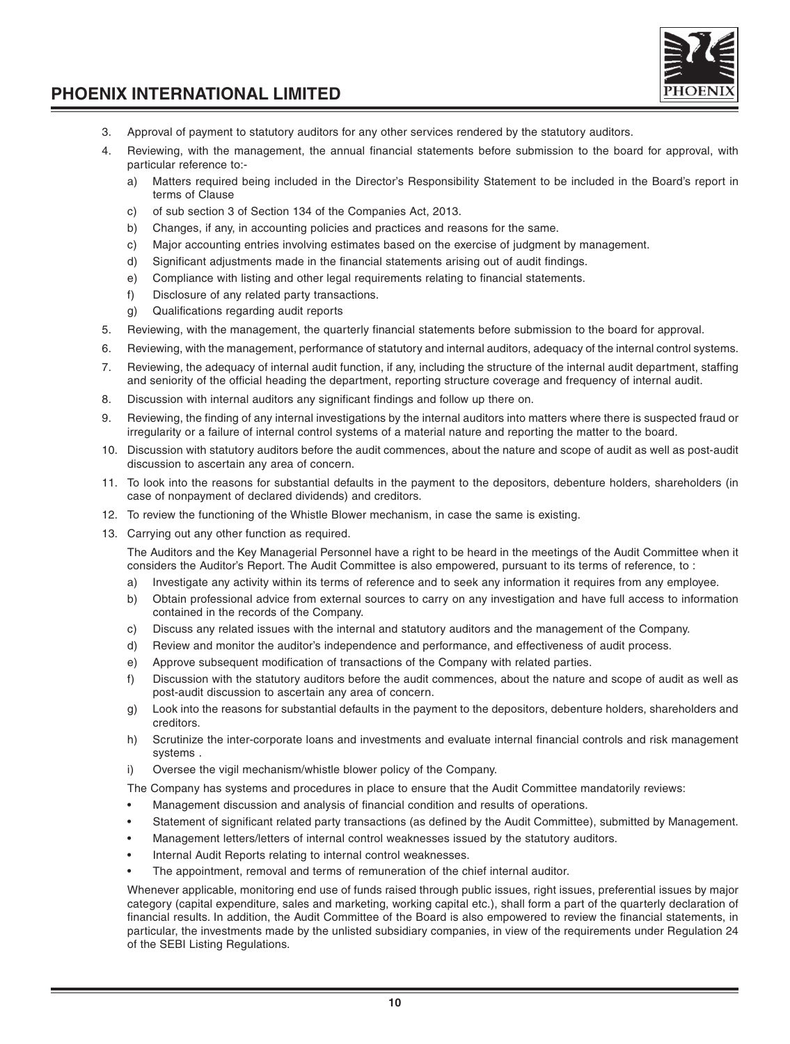3. Approval of payment to statutory auditors for any other services rendered by the statutory auditors.
4. Reviewing, with the management, the annual financial statements before submission to the board for approval, with particular reference to:-
   - a) Matters required being included in the Director's Responsibility Statement to be included in the Board's report in terms of Clause
   - c) of sub section 3 of Section 134 of the Companies Act, 2013.
   - b) Changes, if any, in accounting policies and practices and reasons for the same.
   - c) Major accounting entries involving estimates based on the exercise of judgment by management.
   - d) Significant adjustments made in the financial statements arising out of audit findings.
   - e) Compliance with listing and other legal requirements relating to financial statements.
   - f) Disclosure of any related party transactions.
   - g) Qualifications regarding audit reports
5. Reviewing, with the management, the quarterly financial statements before submission to the board for approval.
6. Reviewing, with the management, performance of statutory and internal auditors, adequacy of the internal control systems.
7. Reviewing, the adequacy of internal audit function, if any, including the structure of the internal audit department, staffing and seniority of the official heading the department, reporting structure coverage and frequency of internal audit.
8. Discussion with internal auditors any significant findings and follow up there on.
9. Reviewing, the finding of any internal investigations by the internal auditors into matters where there is suspected fraud or irregularity or a failure of internal control systems of a material nature and reporting the matter to the board.
10. Discussion with statutory auditors before the audit commences, about the nature and scope of audit as well as post-audit discussion to ascertain any area of concern.
11. To look into the reasons for substantial defaults in the payment to the depositors, debenture holders, shareholders (in case of nonpayment of declared dividends) and creditors.
12. To review the functioning of the Whistle Blower mechanism, in case the same is existing.
13. Carrying out any other function as required.

The Auditors and the Key Managerial Personnel have a right to be heard in the meetings of the Audit Committee when it considers the Auditor's Report. The Audit Committee is also empowered, pursuant to its terms of reference, to :

- a) Investigate any activity within its terms of reference and to seek any information it requires from any employee.
- b) Obtain professional advice from external sources to carry on any investigation and have full access to information contained in the records of the Company.
- c) Discuss any related issues with the internal and statutory auditors and the management of the Company.
- d) Review and monitor the auditor's independence and performance, and effectiveness of audit process.
- e) Approve subsequent modification of transactions of the Company with related parties.
- f) Discussion with the statutory auditors before the audit commences, about the nature and scope of audit as well as post-audit discussion to ascertain any area of concern.
- g) Look into the reasons for substantial defaults in the payment to the depositors, debenture holders, shareholders and creditors.
- h) Scrutinize the inter-corporate loans and investments and evaluate internal financial controls and risk management systems .
- i) Oversee the vigil mechanism/whistle blower policy of the Company.

The Company has systems and procedures in place to ensure that the Audit Committee mandatorily reviews:

- Management discussion and analysis of financial condition and results of operations.
- Statement of significant related party transactions (as defined by the Audit Committee), submitted by Management.
- Management letters/letters of internal control weaknesses issued by the statutory auditors.
- Internal Audit Reports relating to internal control weaknesses.
- The appointment, removal and terms of remuneration of the chief internal auditor.

Whenever applicable, monitoring end use of funds raised through public issues, right issues, preferential issues by major category (capital expenditure, sales and marketing, working capital etc.), shall form a part of the quarterly declaration of financial results. In addition, the Audit Committee of the Board is also empowered to review the financial statements, in particular, the investments made by the unlisted subsidiary companies, in view of the requirements under Regulation 24 of the SEBI Listing Regulations.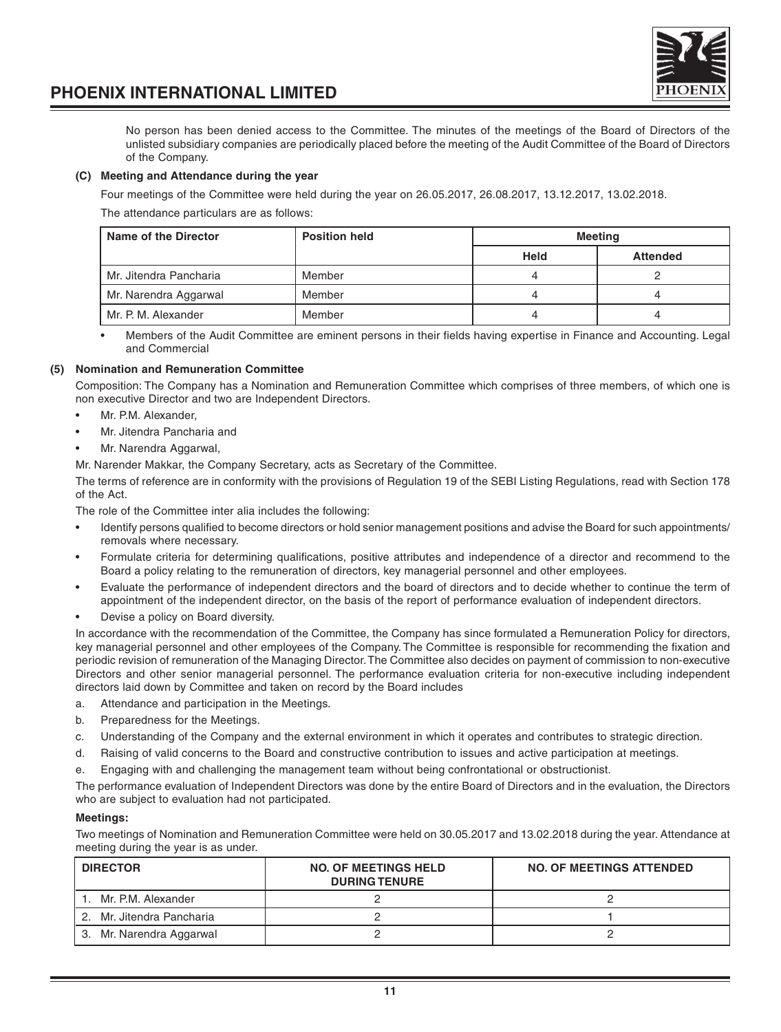No person has been denied access to the Committee. The minutes of the meetings of the Board of Directors of the unlisted subsidiary companies are periodically placed before the meeting of the Audit Committee of the Board of Directors of the Company.

**(C) Meeting and Attendance during the year**

Four meetings of the Committee were held during the year on 26.05.2017, 26.08.2017, 13.12.2017, 13.02.2018.

The attendance particulars are as follows:

| Name of the Director | Position held | Meeting | |
|---|---|---|---|
| | | Held | Attended |
| Mr. Jitendra Pancharia | Member | 4 | 2 |
| Mr. Narendra Aggarwal | Member | 4 | 4 |
| Mr. P. M. Alexander | Member | 4 | 4 |

- Members of the Audit Committee are eminent persons in their fields having expertise in Finance and Accounting. Legal and Commercial

**(5) Nomination and Remuneration Committee**

Composition: The Company has a Nomination and Remuneration Committee which comprises of three members, of which one is non executive Director and two are Independent Directors.

- Mr. P.M. Alexander,
- Mr. Jitendra Pancharia and
- Mr. Narendra Aggarwal,

Mr. Narender Makkar, the Company Secretary, acts as Secretary of the Committee.

The terms of reference are in conformity with the provisions of Regulation 19 of the SEBI Listing Regulations, read with Section 178 of the Act.

The role of the Committee inter alia includes the following:

- Identify persons qualified to become directors or hold senior management positions and advise the Board for such appointments/ removals where necessary.
- Formulate criteria for determining qualifications, positive attributes and independence of a director and recommend to the Board a policy relating to the remuneration of directors, key managerial personnel and other employees.
- Evaluate the performance of independent directors and the board of directors and to decide whether to continue the term of appointment of the independent director, on the basis of the report of performance evaluation of independent directors.
- Devise a policy on Board diversity.

In accordance with the recommendation of the Committee, the Company has since formulated a Remuneration Policy for directors, key managerial personnel and other employees of the Company. The Committee is responsible for recommending the fixation and periodic revision of remuneration of the Managing Director. The Committee also decides on payment of commission to non-executive Directors and other senior managerial personnel. The performance evaluation criteria for non-executive including independent directors laid down by Committee and taken on record by the Board includes

a. Attendance and participation in the Meetings.
b. Preparedness for the Meetings.
c. Understanding of the Company and the external environment in which it operates and contributes to strategic direction.
d. Raising of valid concerns to the Board and constructive contribution to issues and active participation at meetings.
e. Engaging with and challenging the management team without being confrontational or obstructionist.

The performance evaluation of Independent Directors was done by the entire Board of Directors and in the evaluation, the Directors who are subject to evaluation had not participated.

**Meetings:**

Two meetings of Nomination and Remuneration Committee were held on 30.05.2017 and 13.02.2018 during the year. Attendance at meeting during the year is as under.

| DIRECTOR | NO. OF MEETINGS HELD DURING TENURE | NO. OF MEETINGS ATTENDED |
|---|---|---|
| 1. Mr. P.M. Alexander | 2 | 2 |
| 2. Mr. Jitendra Pancharia | 2 | 1 |
| 3. Mr. Narendra Aggarwal | 2 | 2 |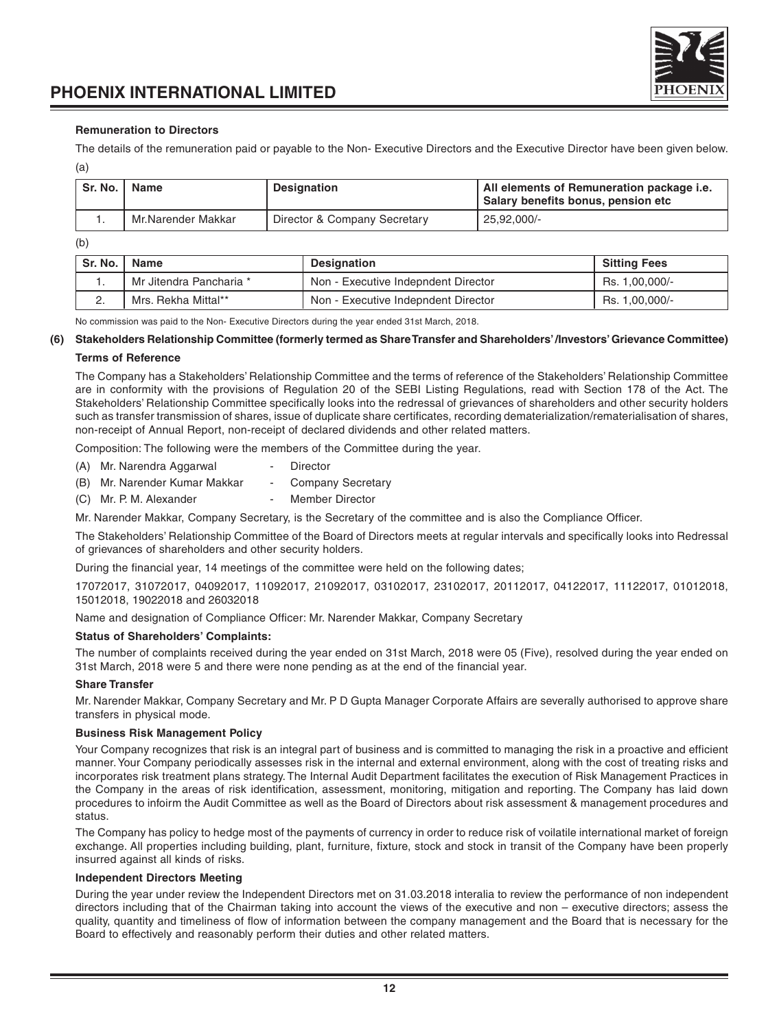### Remuneration to Directors

The details of the remuneration paid or payable to the Non- Executive Directors and the Executive Director have been given below.

(a)

| Sr. No. | Name | Designation | All elements of Remuneration package i.e. Salary benefits bonus, pension etc |
|---|---|---|---|
| 1. | Mr.Narender Makkar | Director & Company Secretary | 25,92,000/- |

(b)

| Sr. No. | Name | Designation | Sitting Fees |
|---|---|---|---|
| 1. | Mr Jitendra Pancharia * | Non - Executive Indepndent Director | Rs. 1,00,000/- |
| 2. | Mrs. Rekha Mittal** | Non - Executive Indepndent Director | Rs. 1,00,000/- |

No commission was paid to the Non- Executive Directors during the year ended 31st March, 2018.

### (6) Stakeholders Relationship Committee (formerly termed as Share Transfer and Shareholders' /Investors' Grievance Committee)

**Terms of Reference**

The Company has a Stakeholders' Relationship Committee and the terms of reference of the Stakeholders' Relationship Committee are in conformity with the provisions of Regulation 20 of the SEBI Listing Regulations, read with Section 178 of the Act. The Stakeholders' Relationship Committee specifically looks into the redressal of grievances of shareholders and other security holders such as transfer transmission of shares, issue of duplicate share certificates, recording dematerialization/rematerialisation of shares, non-receipt of Annual Report, non-receipt of declared dividends and other related matters.

Composition: The following were the members of the Committee during the year.

(A) Mr. Narendra Aggarwal - Director
(B) Mr. Narender Kumar Makkar - Company Secretary
(C) Mr. P. M. Alexander - Member Director

Mr. Narender Makkar, Company Secretary, is the Secretary of the committee and is also the Compliance Officer.

The Stakeholders' Relationship Committee of the Board of Directors meets at regular intervals and specifically looks into Redressal of grievances of shareholders and other security holders.

During the financial year, 14 meetings of the committee were held on the following dates;

17072017, 31072017, 04092017, 11092017, 21092017, 03102017, 23102017, 20112017, 04122017, 11122017, 01012018, 15012018, 19022018 and 26032018

Name and designation of Compliance Officer: Mr. Narender Makkar, Company Secretary

**Status of Shareholders' Complaints:**

The number of complaints received during the year ended on 31st March, 2018 were 05 (Five), resolved during the year ended on 31st March, 2018 were 5 and there were none pending as at the end of the financial year.

**Share Transfer**

Mr. Narender Makkar, Company Secretary and Mr. P D Gupta Manager Corporate Affairs are severally authorised to approve share transfers in physical mode.

**Business Risk Management Policy**

Your Company recognizes that risk is an integral part of business and is committed to managing the risk in a proactive and efficient manner. Your Company periodically assesses risk in the internal and external environment, along with the cost of treating risks and incorporates risk treatment plans strategy. The Internal Audit Department facilitates the execution of Risk Management Practices in the Company in the areas of risk identification, assessment, monitoring, mitigation and reporting. The Company has laid down procedures to infoirm the Audit Committee as well as the Board of Directors about risk assessment & management procedures and status.

The Company has policy to hedge most of the payments of currency in order to reduce risk of voilatile international market of foreign exchange. All properties including building, plant, furniture, fixture, stock and stock in transit of the Company have been properly insurred against all kinds of risks.

**Independent Directors Meeting**

During the year under review the Independent Directors met on 31.03.2018 interalia to review the performance of non independent directors including that of the Chairman taking into account the views of the executive and non – executive directors; assess the quality, quantity and timeliness of flow of information between the company management and the Board that is necessary for the Board to effectively and reasonably perform their duties and other related matters.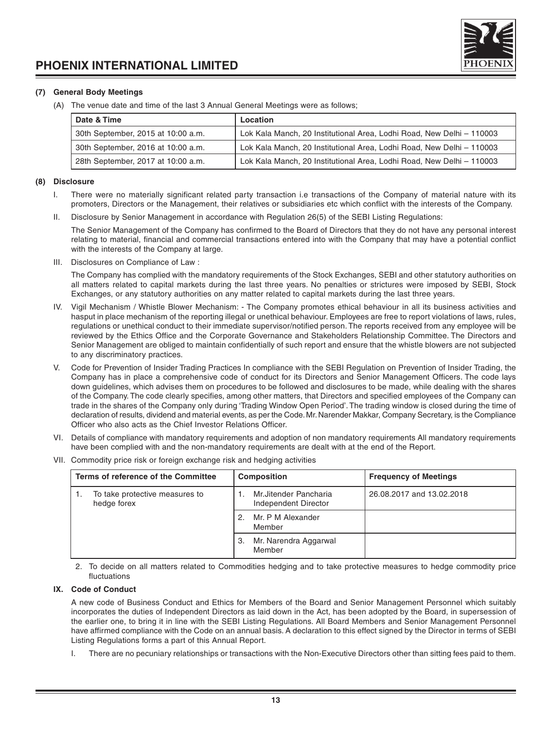### (7) General Body Meetings

(A) The venue date and time of the last 3 Annual General Meetings were as follows;

| Date & Time | Location |
|---|---|
| 30th September, 2015 at 10:00 a.m. | Lok Kala Manch, 20 Institutional Area, Lodhi Road, New Delhi – 110003 |
| 30th September, 2016 at 10:00 a.m. | Lok Kala Manch, 20 Institutional Area, Lodhi Road, New Delhi – 110003 |
| 28th September, 2017 at 10:00 a.m. | Lok Kala Manch, 20 Institutional Area, Lodhi Road, New Delhi – 110003 |

### (8) Disclosure

I. There were no materially significant related party transaction i.e transactions of the Company of material nature with its promoters, Directors or the Management, their relatives or subsidiaries etc which conflict with the interests of the Company.

II. Disclosure by Senior Management in accordance with Regulation 26(5) of the SEBI Listing Regulations:

The Senior Management of the Company has confirmed to the Board of Directors that they do not have any personal interest relating to material, financial and commercial transactions entered into with the Company that may have a potential conflict with the interests of the Company at large.

III. Disclosures on Compliance of Law :

The Company has complied with the mandatory requirements of the Stock Exchanges, SEBI and other statutory authorities on all matters related to capital markets during the last three years. No penalties or strictures were imposed by SEBI, Stock Exchanges, or any statutory authorities on any matter related to capital markets during the last three years.

IV. Vigil Mechanism / Whistle Blower Mechanism: - The Company promotes ethical behaviour in all its business activities and hasput in place mechanism of the reporting illegal or unethical behaviour. Employees are free to report violations of laws, rules, regulations or unethical conduct to their immediate supervisor/notified person. The reports received from any employee will be reviewed by the Ethics Office and the Corporate Governance and Stakeholders Relationship Committee. The Directors and Senior Management are obliged to maintain confidentially of such report and ensure that the whistle blowers are not subjected to any discriminatory practices.

V. Code for Prevention of Insider Trading Practices In compliance with the SEBI Regulation on Prevention of Insider Trading, the Company has in place a comprehensive code of conduct for its Directors and Senior Management Officers. The code lays down guidelines, which advises them on procedures to be followed and disclosures to be made, while dealing with the shares of the Company. The code clearly specifies, among other matters, that Directors and specified employees of the Company can trade in the shares of the Company only during 'Trading Window Open Period'. The trading window is closed during the time of declaration of results, dividend and material events, as per the Code. Mr. Narender Makkar, Company Secretary, is the Compliance Officer who also acts as the Chief Investor Relations Officer.

VI. Details of compliance with mandatory requirements and adoption of non mandatory requirements All mandatory requirements have been complied with and the non-mandatory requirements are dealt with at the end of the Report.

VII. Commodity price risk or foreign exchange risk and hedging activities

| Terms of reference of the Committee | Composition | Frequency of Meetings |
|---|---|---|
| 1. To take protective measures to hedge forex | 1. Mr.Jitender Pancharia Independent Director | 26.08.2017 and 13.02.2018 |
| | 2. Mr. P M Alexander Member | |
| | 3. Mr. Narendra Aggarwal Member | |

2. To decide on all matters related to Commodities hedging and to take protective measures to hedge commodity price fluctuations

#### IX. Code of Conduct

A new code of Business Conduct and Ethics for Members of the Board and Senior Management Personnel which suitably incorporates the duties of Independent Directors as laid down in the Act, has been adopted by the Board, in supersession of the earlier one, to bring it in line with the SEBI Listing Regulations. All Board Members and Senior Management Personnel have affirmed compliance with the Code on an annual basis. A declaration to this effect signed by the Director in terms of SEBI Listing Regulations forms a part of this Annual Report.

I. There are no pecuniary relationships or transactions with the Non-Executive Directors other than sitting fees paid to them.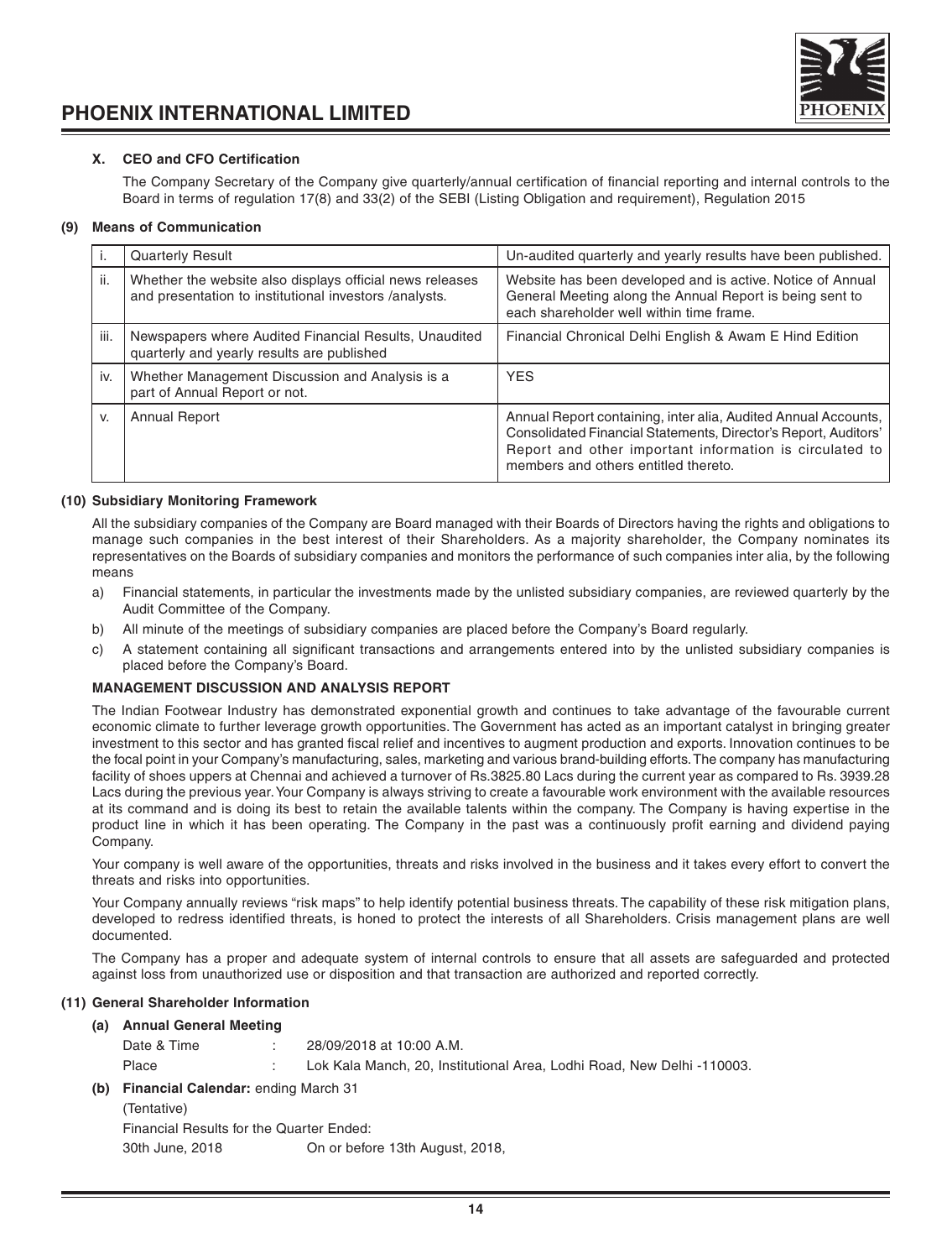### X. CEO and CFO Certification

The Company Secretary of the Company give quarterly/annual certification of financial reporting and internal controls to the Board in terms of regulation 17(8) and 33(2) of the SEBI (Listing Obligation and requirement), Regulation 2015

### (9) Means of Communication

| | | |
|---|---|---|
| i. | Quarterly Result | Un-audited quarterly and yearly results have been published. |
| ii. | Whether the website also displays official news releases and presentation to institutional investors /analysts. | Website has been developed and is active. Notice of Annual General Meeting along the Annual Report is being sent to each shareholder well within time frame. |
| iii. | Newspapers where Audited Financial Results, Unaudited quarterly and yearly results are published | Financial Chronical Delhi English & Awam E Hind Edition |
| iv. | Whether Management Discussion and Analysis is a part of Annual Report or not. | YES |
| v. | Annual Report | Annual Report containing, inter alia, Audited Annual Accounts, Consolidated Financial Statements, Director's Report, Auditors' Report and other important information is circulated to members and others entitled thereto. |

### (10) Subsidiary Monitoring Framework

All the subsidiary companies of the Company are Board managed with their Boards of Directors having the rights and obligations to manage such companies in the best interest of their Shareholders. As a majority shareholder, the Company nominates its representatives on the Boards of subsidiary companies and monitors the performance of such companies inter alia, by the following means

a) Financial statements, in particular the investments made by the unlisted subsidiary companies, are reviewed quarterly by the Audit Committee of the Company.

b) All minute of the meetings of subsidiary companies are placed before the Company's Board regularly.

c) A statement containing all significant transactions and arrangements entered into by the unlisted subsidiary companies is placed before the Company's Board.

**MANAGEMENT DISCUSSION AND ANALYSIS REPORT**

The Indian Footwear Industry has demonstrated exponential growth and continues to take advantage of the favourable current economic climate to further leverage growth opportunities. The Government has acted as an important catalyst in bringing greater investment to this sector and has granted fiscal relief and incentives to augment production and exports. Innovation continues to be the focal point in your Company's manufacturing, sales, marketing and various brand-building efforts. The company has manufacturing facility of shoes uppers at Chennai and achieved a turnover of Rs.3825.80 Lacs during the current year as compared to Rs. 3939.28 Lacs during the previous year. Your Company is always striving to create a favourable work environment with the available resources at its command and is doing its best to retain the available talents within the company. The Company is having expertise in the product line in which it has been operating. The Company in the past was a continuously profit earning and dividend paying Company.

Your company is well aware of the opportunities, threats and risks involved in the business and it takes every effort to convert the threats and risks into opportunities.

Your Company annually reviews "risk maps" to help identify potential business threats. The capability of these risk mitigation plans, developed to redress identified threats, is honed to protect the interests of all Shareholders. Crisis management plans are well documented.

The Company has a proper and adequate system of internal controls to ensure that all assets are safeguarded and protected against loss from unauthorized use or disposition and that transaction are authorized and reported correctly.

### (11) General Shareholder Information

**(a) Annual General Meeting**

Date & Time : 28/09/2018 at 10:00 A.M.

Place : Lok Kala Manch, 20, Institutional Area, Lodhi Road, New Delhi -110003.

**(b) Financial Calendar:** ending March 31

(Tentative)

Financial Results for the Quarter Ended:

30th June, 2018 On or before 13th August, 2018,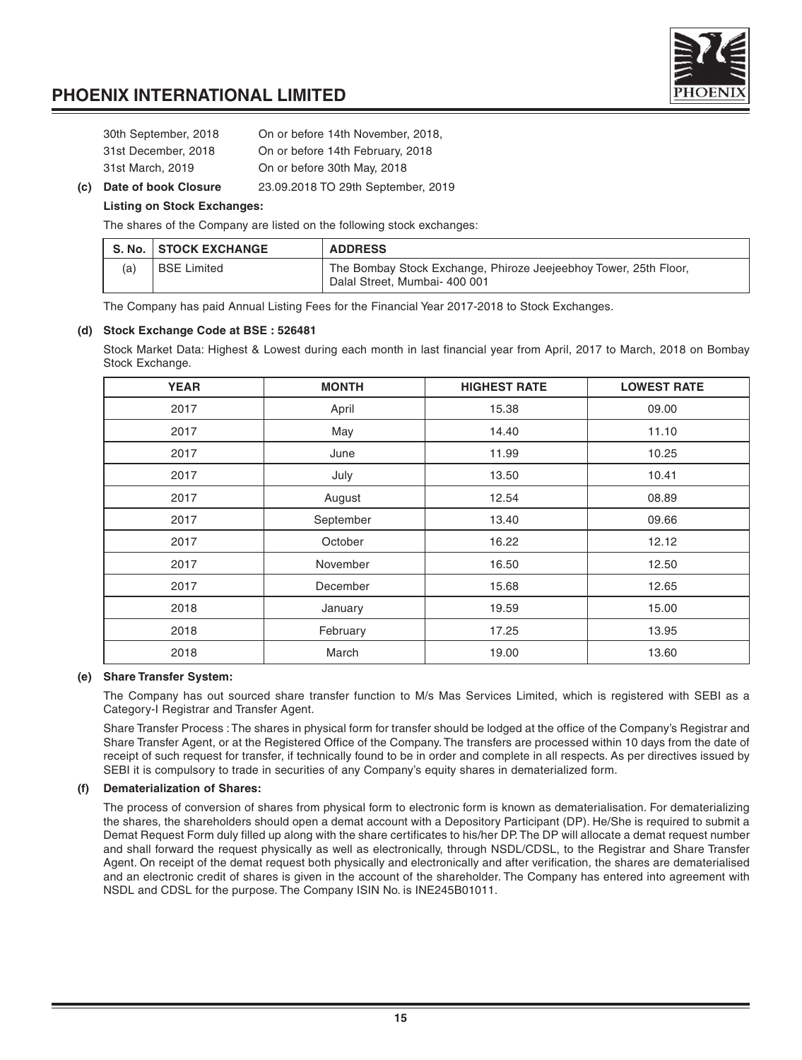| | |
|---|---|
| 30th September, 2018 | On or before 14th November, 2018, |
| 31st December, 2018 | On or before 14th February, 2018 |
| 31st March, 2019 | On or before 30th May, 2018 |

**(c) Date of book Closure** 23.09.2018 TO 29th September, 2019

**Listing on Stock Exchanges:**

The shares of the Company are listed on the following stock exchanges:

| S. No. | STOCK EXCHANGE | ADDRESS |
|---|---|---|
| (a) | BSE Limited | The Bombay Stock Exchange, Phiroze Jeejeebhoy Tower, 25th Floor, Dalal Street, Mumbai- 400 001 |

The Company has paid Annual Listing Fees for the Financial Year 2017-2018 to Stock Exchanges.

**(d) Stock Exchange Code at BSE : 526481**

Stock Market Data: Highest & Lowest during each month in last financial year from April, 2017 to March, 2018 on Bombay Stock Exchange.

| YEAR | MONTH | HIGHEST RATE | LOWEST RATE |
|---|---|---|---|
| 2017 | April | 15.38 | 09.00 |
| 2017 | May | 14.40 | 11.10 |
| 2017 | June | 11.99 | 10.25 |
| 2017 | July | 13.50 | 10.41 |
| 2017 | August | 12.54 | 08.89 |
| 2017 | September | 13.40 | 09.66 |
| 2017 | October | 16.22 | 12.12 |
| 2017 | November | 16.50 | 12.50 |
| 2017 | December | 15.68 | 12.65 |
| 2018 | January | 19.59 | 15.00 |
| 2018 | February | 17.25 | 13.95 |
| 2018 | March | 19.00 | 13.60 |

**(e) Share Transfer System:**

The Company has out sourced share transfer function to M/s Mas Services Limited, which is registered with SEBI as a Category-I Registrar and Transfer Agent.

Share Transfer Process : The shares in physical form for transfer should be lodged at the office of the Company's Registrar and Share Transfer Agent, or at the Registered Office of the Company. The transfers are processed within 10 days from the date of receipt of such request for transfer, if technically found to be in order and complete in all respects. As per directives issued by SEBI it is compulsory to trade in securities of any Company's equity shares in dematerialized form.

**(f) Dematerialization of Shares:**

The process of conversion of shares from physical form to electronic form is known as dematerialisation. For dematerializing the shares, the shareholders should open a demat account with a Depository Participant (DP). He/She is required to submit a Demat Request Form duly filled up along with the share certificates to his/her DP. The DP will allocate a demat request number and shall forward the request physically as well as electronically, through NSDL/CDSL, to the Registrar and Share Transfer Agent. On receipt of the demat request both physically and electronically and after verification, the shares are dematerialised and an electronic credit of shares is given in the account of the shareholder. The Company has entered into agreement with NSDL and CDSL for the purpose. The Company ISIN No. is INE245B01011.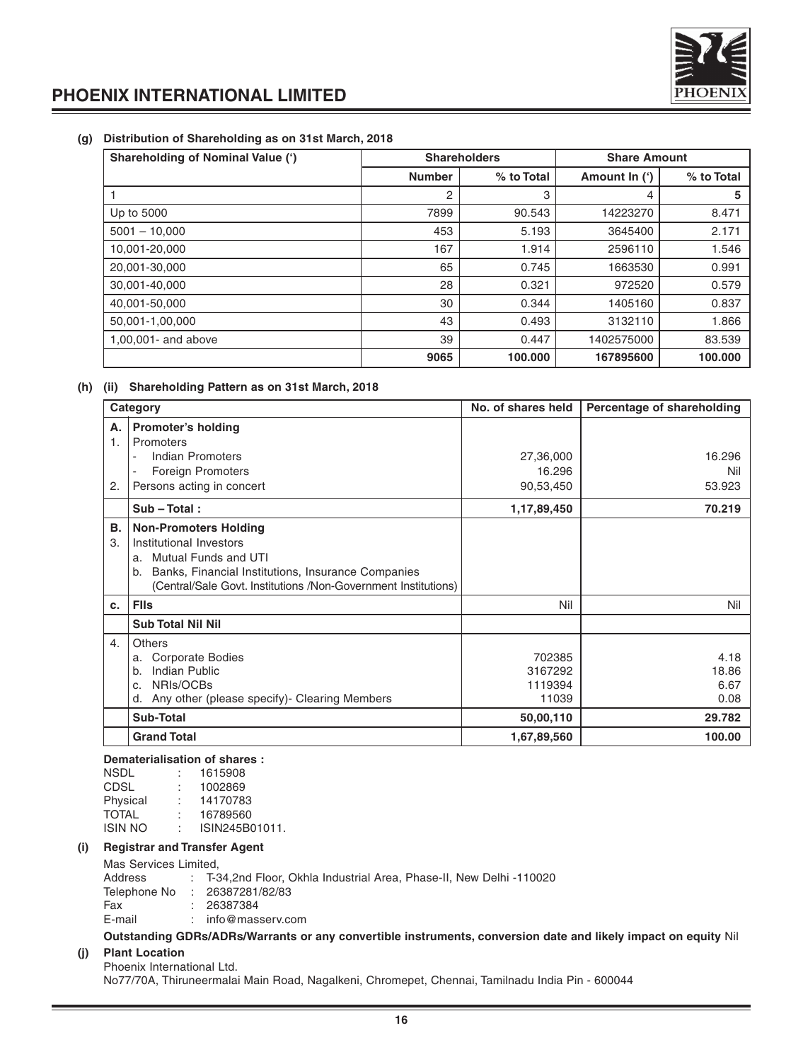**(g) Distribution of Shareholding as on 31st March, 2018**

| Shareholding of Nominal Value (') | Shareholders | | Share Amount | |
|---|---|---|---|---|
| | Number | % to Total | Amount In (') | % to Total |
| 1 | 2 | 3 | 4 | 5 |
| Up to 5000 | 7899 | 90.543 | 14223270 | 8.471 |
| 5001 – 10,000 | 453 | 5.193 | 3645400 | 2.171 |
| 10,001-20,000 | 167 | 1.914 | 2596110 | 1.546 |
| 20,001-30,000 | 65 | 0.745 | 1663530 | 0.991 |
| 30,001-40,000 | 28 | 0.321 | 972520 | 0.579 |
| 40,001-50,000 | 30 | 0.344 | 1405160 | 0.837 |
| 50,001-1,00,000 | 43 | 0.493 | 3132110 | 1.866 |
| 1,00,001- and above | 39 | 0.447 | 1402575000 | 83.539 |
| | 9065 | 100.000 | 167895600 | 100.000 |

**(h) (ii) Shareholding Pattern as on 31st March, 2018**

| | Category | No. of shares held | Percentage of shareholding |
|---|---|---|---|
| A. | **Promoter's holding** | | |
| 1. | Promoters | | |
| | - Indian Promoters | 27,36,000 | 16.296 |
| | - Foreign Promoters | 16.296 | Nil |
| 2. | Persons acting in concert | 90,53,450 | 53.923 |
| | **Sub – Total :** | **1,17,89,450** | **70.219** |
| B. | **Non-Promoters Holding** | | |
| 3. | Institutional Investors | | |
| | a. Mutual Funds and UTI | | |
| | b. Banks, Financial Institutions, Insurance Companies (Central/Sale Govt. Institutions /Non-Government Institutions) | | |
| c. | **FIIs** | Nil | Nil |
| | **Sub Total Nil Nil** | | |
| 4. | Others | | |
| | a. Corporate Bodies | 702385 | 4.18 |
| | b. Indian Public | 3167292 | 18.86 |
| | c. NRIs/OCBs | 1119394 | 6.67 |
| | d. Any other (please specify)- Clearing Members | 11039 | 0.08 |
| | **Sub-Total** | **50,00,110** | **29.782** |
| | **Grand Total** | **1,67,89,560** | **100.00** |

**Dematerialisation of shares :**

NSDL : 1615908
CDSL : 1002869
Physical : 14170783
TOTAL : 16789560
ISIN NO : ISIN245B01011.

**(i) Registrar and Transfer Agent**

Mas Services Limited,
Address : T-34,2nd Floor, Okhla Industrial Area, Phase-II, New Delhi -110020
Telephone No : 26387281/82/83
Fax : 26387384
E-mail : info@masserv.com

**Outstanding GDRs/ADRs/Warrants or any convertible instruments, conversion date and likely impact on equity** Nil

**(j) Plant Location**

Phoenix International Ltd.
No77/70A, Thiruneermalai Main Road, Nagalkeni, Chromepet, Chennai, Tamilnadu India Pin - 600044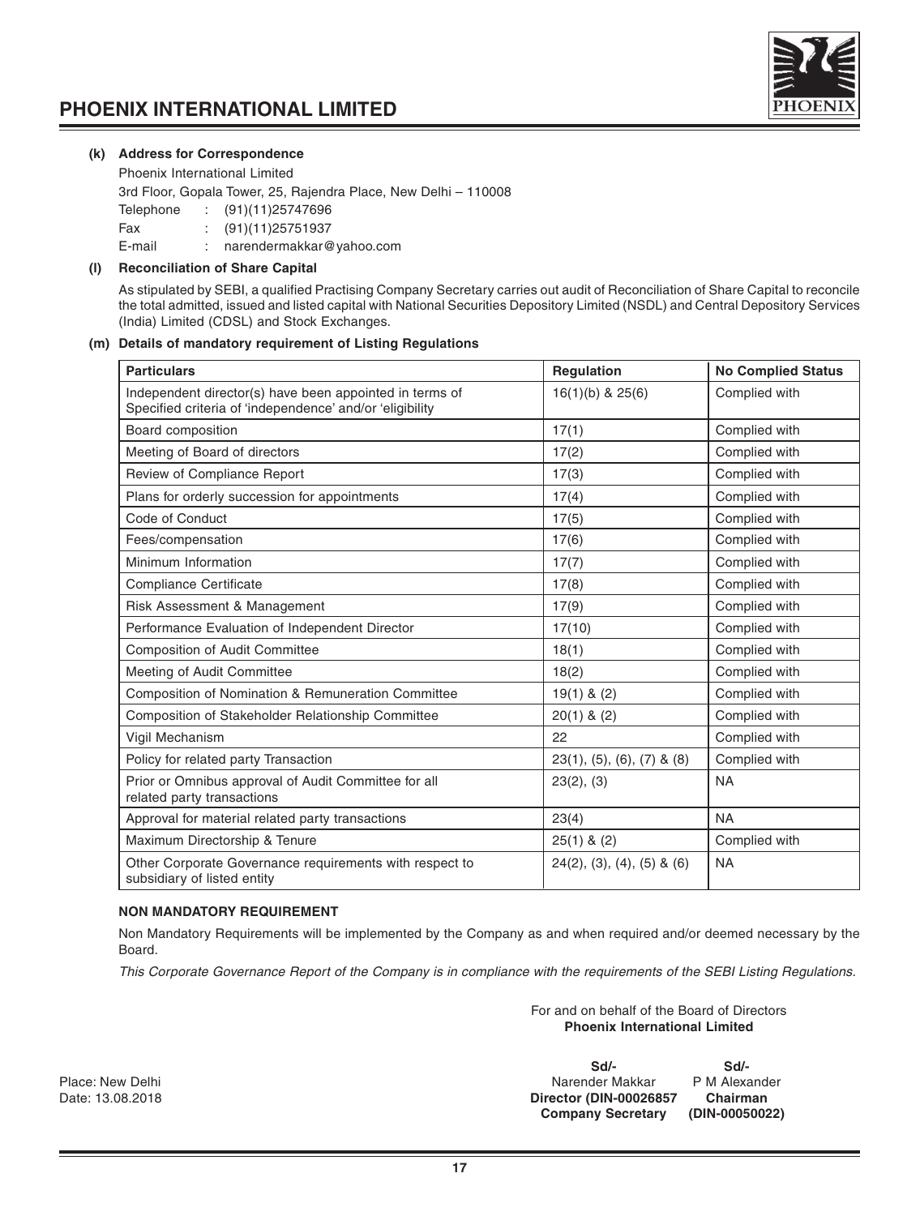**(k) Address for Correspondence**

Phoenix International Limited

3rd Floor, Gopala Tower, 25, Rajendra Place, New Delhi – 110008

Telephone : (91)(11)25747696

Fax : (91)(11)25751937

E-mail : narendermakkar@yahoo.com

**(l) Reconciliation of Share Capital**

As stipulated by SEBI, a qualified Practising Company Secretary carries out audit of Reconciliation of Share Capital to reconcile the total admitted, issued and listed capital with National Securities Depository Limited (NSDL) and Central Depository Services (India) Limited (CDSL) and Stock Exchanges.

**(m) Details of mandatory requirement of Listing Regulations**

| Particulars | Regulation | No Complied Status |
|---|---|---|
| Independent director(s) have been appointed in terms of Specified criteria of 'independence' and/or 'eligibility | 16(1)(b) & 25(6) | Complied with |
| Board composition | 17(1) | Complied with |
| Meeting of Board of directors | 17(2) | Complied with |
| Review of Compliance Report | 17(3) | Complied with |
| Plans for orderly succession for appointments | 17(4) | Complied with |
| Code of Conduct | 17(5) | Complied with |
| Fees/compensation | 17(6) | Complied with |
| Minimum Information | 17(7) | Complied with |
| Compliance Certificate | 17(8) | Complied with |
| Risk Assessment & Management | 17(9) | Complied with |
| Performance Evaluation of Independent Director | 17(10) | Complied with |
| Composition of Audit Committee | 18(1) | Complied with |
| Meeting of Audit Committee | 18(2) | Complied with |
| Composition of Nomination & Remuneration Committee | 19(1) & (2) | Complied with |
| Composition of Stakeholder Relationship Committee | 20(1) & (2) | Complied with |
| Vigil Mechanism | 22 | Complied with |
| Policy for related party Transaction | 23(1), (5), (6), (7) & (8) | Complied with |
| Prior or Omnibus approval of Audit Committee for all related party transactions | 23(2), (3) | NA |
| Approval for material related party transactions | 23(4) | NA |
| Maximum Directorship & Tenure | 25(1) & (2) | Complied with |
| Other Corporate Governance requirements with respect to subsidiary of listed entity | 24(2), (3), (4), (5) & (6) | NA |

**NON MANDATORY REQUIREMENT**

Non Mandatory Requirements will be implemented by the Company as and when required and/or deemed necessary by the Board.

*This Corporate Governance Report of the Company is in compliance with the requirements of the SEBI Listing Regulations.*

For and on behalf of the Board of Directors
**Phoenix International Limited**

| | Sd/- | Sd/- |
|---|---|---|
| Place: New Delhi | Narender Makkar | P M Alexander |
| Date: 13.08.2018 | **Director (DIN-00026857** | **Chairman** |
| | **Company Secretary** | **(DIN-00050022)** |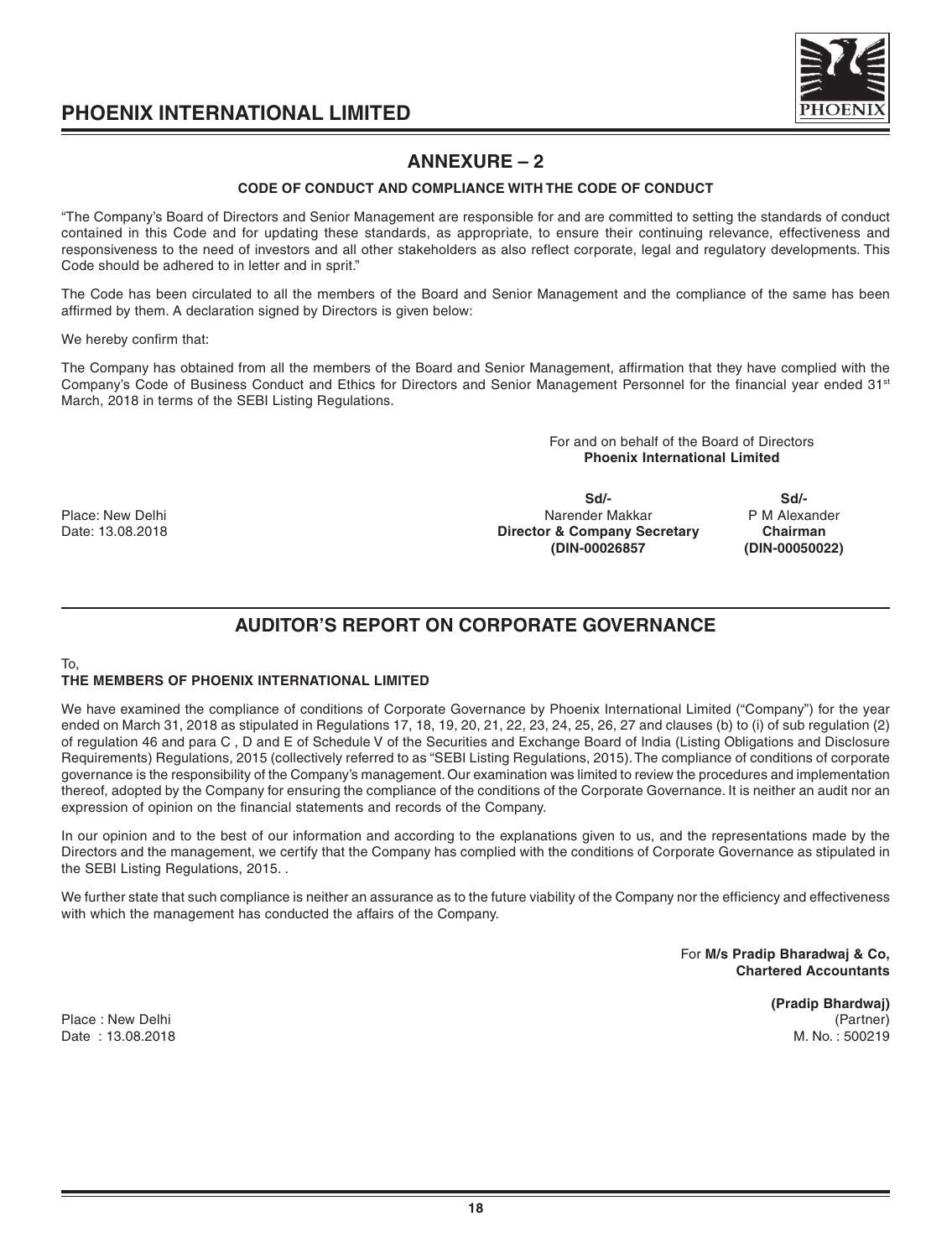## ANNEXURE – 2

### CODE OF CONDUCT AND COMPLIANCE WITH THE CODE OF CONDUCT

"The Company's Board of Directors and Senior Management are responsible for and are committed to setting the standards of conduct contained in this Code and for updating these standards, as appropriate, to ensure their continuing relevance, effectiveness and responsiveness to the need of investors and all other stakeholders as also reflect corporate, legal and regulatory developments. This Code should be adhered to in letter and in sprit."

The Code has been circulated to all the members of the Board and Senior Management and the compliance of the same has been affirmed by them. A declaration signed by Directors is given below:

We hereby confirm that:

The Company has obtained from all the members of the Board and Senior Management, affirmation that they have complied with the Company's Code of Business Conduct and Ethics for Directors and Senior Management Personnel for the financial year ended 31st March, 2018 in terms of the SEBI Listing Regulations.

For and on behalf of the Board of Directors
**Phoenix International Limited**

| | Sd/- | Sd/- |
|---|---|---|
| Place: New Delhi | Narender Makkar | P M Alexander |
| Date: 13.08.2018 | **Director & Company Secretary** | **Chairman** |
| | **(DIN-00026857** | **(DIN-00050022)** |

## AUDITOR'S REPORT ON CORPORATE GOVERNANCE

To,
**THE MEMBERS OF PHOENIX INTERNATIONAL LIMITED**

We have examined the compliance of conditions of Corporate Governance by Phoenix International Limited ("Company") for the year ended on March 31, 2018 as stipulated in Regulations 17, 18, 19, 20, 21, 22, 23, 24, 25, 26, 27 and clauses (b) to (i) of sub regulation (2) of regulation 46 and para C , D and E of Schedule V of the Securities and Exchange Board of India (Listing Obligations and Disclosure Requirements) Regulations, 2015 (collectively referred to as "SEBI Listing Regulations, 2015). The compliance of conditions of corporate governance is the responsibility of the Company's management. Our examination was limited to review the procedures and implementation thereof, adopted by the Company for ensuring the compliance of the conditions of the Corporate Governance. It is neither an audit nor an expression of opinion on the financial statements and records of the Company.

In our opinion and to the best of our information and according to the explanations given to us, and the representations made by the Directors and the management, we certify that the Company has complied with the conditions of Corporate Governance as stipulated in the SEBI Listing Regulations, 2015. .

We further state that such compliance is neither an assurance as to the future viability of the Company nor the efficiency and effectiveness with which the management has conducted the affairs of the Company.

For **M/s Pradip Bharadwaj & Co,**
**Chartered Accountants**

**(Pradip Bhardwaj)**
(Partner)
M. No. : 500219

Place : New Delhi
Date : 13.08.2018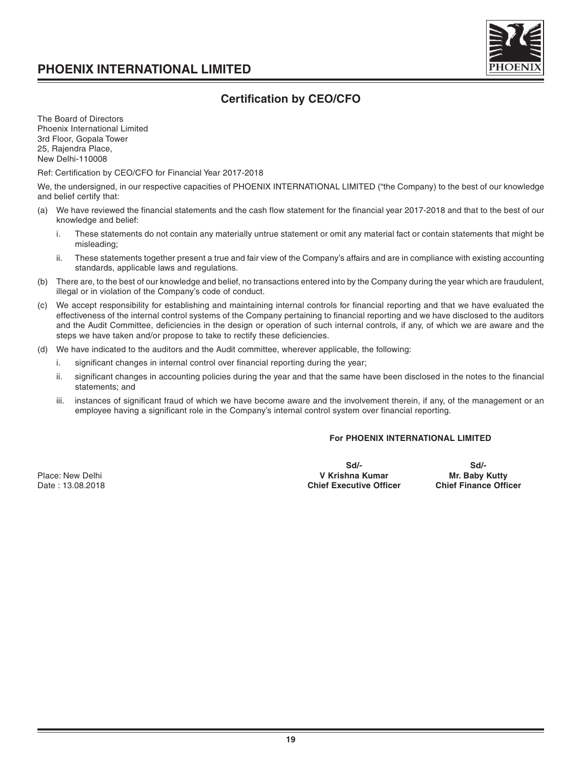## Certification by CEO/CFO

The Board of Directors
Phoenix International Limited
3rd Floor, Gopala Tower
25, Rajendra Place,
New Delhi-110008

Ref: Certification by CEO/CFO for Financial Year 2017-2018

We, the undersigned, in our respective capacities of PHOENIX INTERNATIONAL LIMITED ("the Company) to the best of our knowledge and belief certify that:

(a) We have reviewed the financial statements and the cash flow statement for the financial year 2017-2018 and that to the best of our knowledge and belief:

   i. These statements do not contain any materially untrue statement or omit any material fact or contain statements that might be misleading;

   ii. These statements together present a true and fair view of the Company's affairs and are in compliance with existing accounting standards, applicable laws and regulations.

(b) There are, to the best of our knowledge and belief, no transactions entered into by the Company during the year which are fraudulent, illegal or in violation of the Company's code of conduct.

(c) We accept responsibility for establishing and maintaining internal controls for financial reporting and that we have evaluated the effectiveness of the internal control systems of the Company pertaining to financial reporting and we have disclosed to the auditors and the Audit Committee, deficiencies in the design or operation of such internal controls, if any, of which we are aware and the steps we have taken and/or propose to take to rectify these deficiencies.

(d) We have indicated to the auditors and the Audit committee, wherever applicable, the following:

   i. significant changes in internal control over financial reporting during the year;

   ii. significant changes in accounting policies during the year and that the same have been disclosed in the notes to the financial statements; and

   iii. instances of significant fraud of which we have become aware and the involvement therein, if any, of the management or an employee having a significant role in the Company's internal control system over financial reporting.

**For PHOENIX INTERNATIONAL LIMITED**

| | Sd/- | Sd/- |
|---|---|---|
| Place: New Delhi | **V Krishna Kumar** | **Mr. Baby Kutty** |
| Date : 13.08.2018 | **Chief Executive Officer** | **Chief Finance Officer** |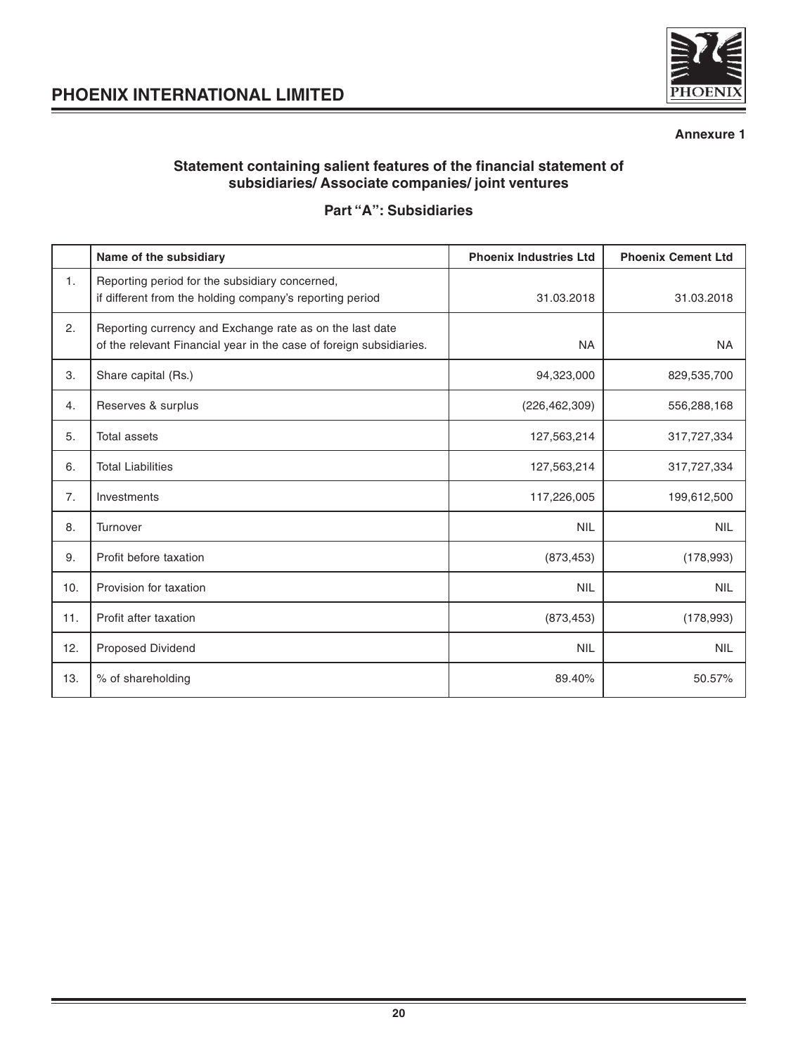**Annexure 1**

## Statement containing salient features of the financial statement of subsidiaries/ Associate companies/ joint ventures

### Part "A": Subsidiaries

| | Name of the subsidiary | Phoenix Industries Ltd | Phoenix Cement Ltd |
|---|---|---|---|
| 1. | Reporting period for the subsidiary concerned, if different from the holding company's reporting period | 31.03.2018 | 31.03.2018 |
| 2. | Reporting currency and Exchange rate as on the last date of the relevant Financial year in the case of foreign subsidiaries. | NA | NA |
| 3. | Share capital (Rs.) | 94,323,000 | 829,535,700 |
| 4. | Reserves & surplus | (226,462,309) | 556,288,168 |
| 5. | Total assets | 127,563,214 | 317,727,334 |
| 6. | Total Liabilities | 127,563,214 | 317,727,334 |
| 7. | Investments | 117,226,005 | 199,612,500 |
| 8. | Turnover | NIL | NIL |
| 9. | Profit before taxation | (873,453) | (178,993) |
| 10. | Provision for taxation | NIL | NIL |
| 11. | Profit after taxation | (873,453) | (178,993) |
| 12. | Proposed Dividend | NIL | NIL |
| 13. | % of shareholding | 89.40% | 50.57% |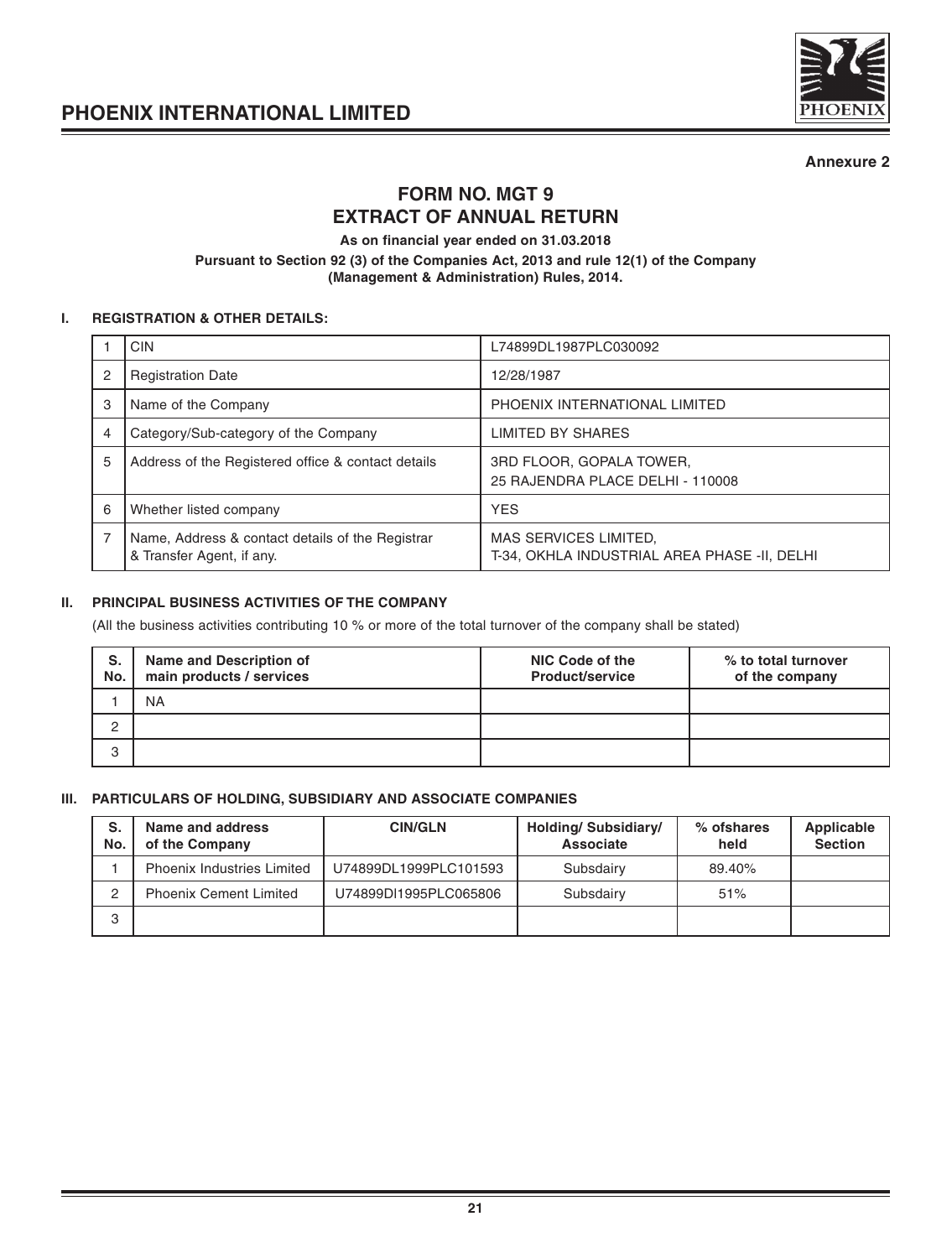**Annexure 2**

# FORM NO. MGT 9
# EXTRACT OF ANNUAL RETURN

**As on financial year ended on 31.03.2018**

**Pursuant to Section 92 (3) of the Companies Act, 2013 and rule 12(1) of the Company (Management & Administration) Rules, 2014.**

## I. REGISTRATION & OTHER DETAILS:

| | | |
|---|---|---|
| 1 | CIN | L74899DL1987PLC030092 |
| 2 | Registration Date | 12/28/1987 |
| 3 | Name of the Company | PHOENIX INTERNATIONAL LIMITED |
| 4 | Category/Sub-category of the Company | LIMITED BY SHARES |
| 5 | Address of the Registered office & contact details | 3RD FLOOR, GOPALA TOWER, 25 RAJENDRA PLACE DELHI - 110008 |
| 6 | Whether listed company | YES |
| 7 | Name, Address & contact details of the Registrar & Transfer Agent, if any. | MAS SERVICES LIMITED, T-34, OKHLA INDUSTRIAL AREA PHASE -II, DELHI |

## II. PRINCIPAL BUSINESS ACTIVITIES OF THE COMPANY

(All the business activities contributing 10 % or more of the total turnover of the company shall be stated)

| S. No. | Name and Description of main products / services | NIC Code of the Product/service | % to total turnover of the company |
|---|---|---|---|
| 1 | NA | | |
| 2 | | | |
| 3 | | | |

## III. PARTICULARS OF HOLDING, SUBSIDIARY AND ASSOCIATE COMPANIES

| S. No. | Name and address of the Company | CIN/GLN | Holding/ Subsidiary/ Associate | % ofshares held | Applicable Section |
|---|---|---|---|---|---|
| 1 | Phoenix Industries Limited | U74899DL1999PLC101593 | Subsdairy | 89.40% | |
| 2 | Phoenix Cement Limited | U74899Dl1995PLC065806 | Subsdairy | 51% | |
| 3 | | | | | |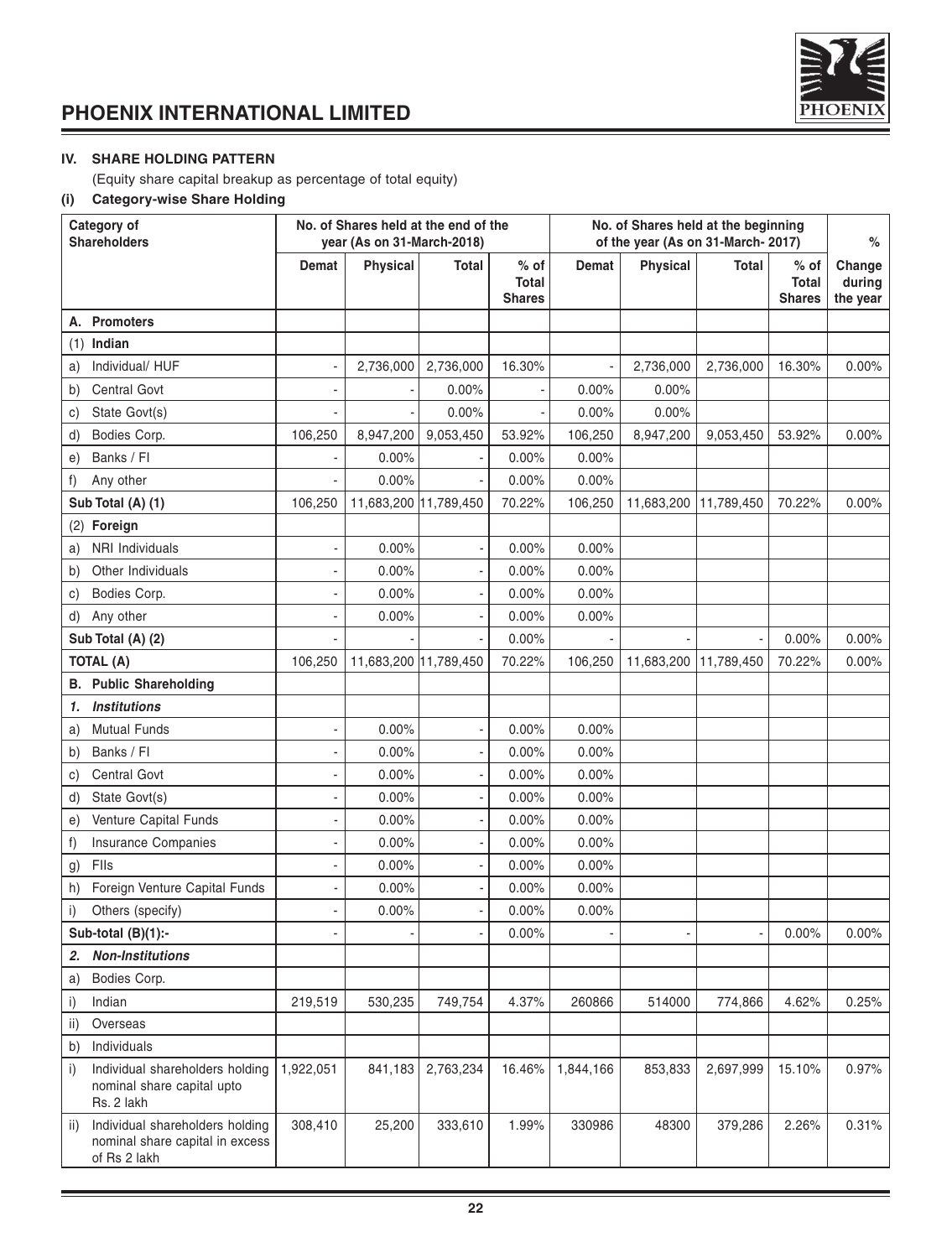### IV. SHARE HOLDING PATTERN

(Equity share capital breakup as percentage of total equity)

#### (i) Category-wise Share Holding

| Category of Shareholders | No. of Shares held at the end of the year (As on 31-March-2018) | | | | No. of Shares held at the beginning of the year (As on 31-March- 2017) | | | | % |
|---|---|---|---|---|---|---|---|---|---|
| | Demat | Physical | Total | % of Total Shares | Demat | Physical | Total | % of Total Shares | Change during the year |
| **A. Promoters** | | | | | | | | | |
| (1) **Indian** | | | | | | | | | |
| a) Individual/ HUF | - | 2,736,000 | 2,736,000 | 16.30% | - | 2,736,000 | 2,736,000 | 16.30% | 0.00% |
| b) Central Govt | - | - | 0.00% | - | 0.00% | 0.00% | | | |
| c) State Govt(s) | - | - | 0.00% | - | 0.00% | 0.00% | | | |
| d) Bodies Corp. | 106,250 | 8,947,200 | 9,053,450 | 53.92% | 106,250 | 8,947,200 | 9,053,450 | 53.92% | 0.00% |
| e) Banks / FI | - | 0.00% | - | 0.00% | 0.00% | | | | |
| f) Any other | - | 0.00% | - | 0.00% | 0.00% | | | | |
| **Sub Total (A) (1)** | 106,250 | 11,683,200 | 11,789,450 | 70.22% | 106,250 | 11,683,200 | 11,789,450 | 70.22% | 0.00% |
| (2) **Foreign** | | | | | | | | | |
| a) NRI Individuals | - | 0.00% | - | 0.00% | 0.00% | | | | |
| b) Other Individuals | - | 0.00% | - | 0.00% | 0.00% | | | | |
| c) Bodies Corp. | - | 0.00% | - | 0.00% | 0.00% | | | | |
| d) Any other | - | 0.00% | - | 0.00% | 0.00% | | | | |
| **Sub Total (A) (2)** | - | - | - | 0.00% | - | - | - | 0.00% | 0.00% |
| **TOTAL (A)** | 106,250 | 11,683,200 | 11,789,450 | 70.22% | 106,250 | 11,683,200 | 11,789,450 | 70.22% | 0.00% |
| **B. Public Shareholding** | | | | | | | | | |
| ***1. Institutions*** | | | | | | | | | |
| a) Mutual Funds | - | 0.00% | - | 0.00% | 0.00% | | | | |
| b) Banks / FI | - | 0.00% | - | 0.00% | 0.00% | | | | |
| c) Central Govt | - | 0.00% | - | 0.00% | 0.00% | | | | |
| d) State Govt(s) | - | 0.00% | - | 0.00% | 0.00% | | | | |
| e) Venture Capital Funds | - | 0.00% | - | 0.00% | 0.00% | | | | |
| f) Insurance Companies | - | 0.00% | - | 0.00% | 0.00% | | | | |
| g) FIIs | - | 0.00% | - | 0.00% | 0.00% | | | | |
| h) Foreign Venture Capital Funds | - | 0.00% | - | 0.00% | 0.00% | | | | |
| i) Others (specify) | - | 0.00% | - | 0.00% | 0.00% | | | | |
| **Sub-total (B)(1):-** | - | - | - | 0.00% | - | - | - | 0.00% | 0.00% |
| ***2. Non-Institutions*** | | | | | | | | | |
| a) Bodies Corp. | | | | | | | | | |
| i) Indian | 219,519 | 530,235 | 749,754 | 4.37% | 260866 | 514000 | 774,866 | 4.62% | 0.25% |
| ii) Overseas | | | | | | | | | |
| b) Individuals | | | | | | | | | |
| i) Individual shareholders holding nominal share capital upto Rs. 2 lakh | 1,922,051 | 841,183 | 2,763,234 | 16.46% | 1,844,166 | 853,833 | 2,697,999 | 15.10% | 0.97% |
| ii) Individual shareholders holding nominal share capital in excess of Rs 2 lakh | 308,410 | 25,200 | 333,610 | 1.99% | 330986 | 48300 | 379,286 | 2.26% | 0.31% |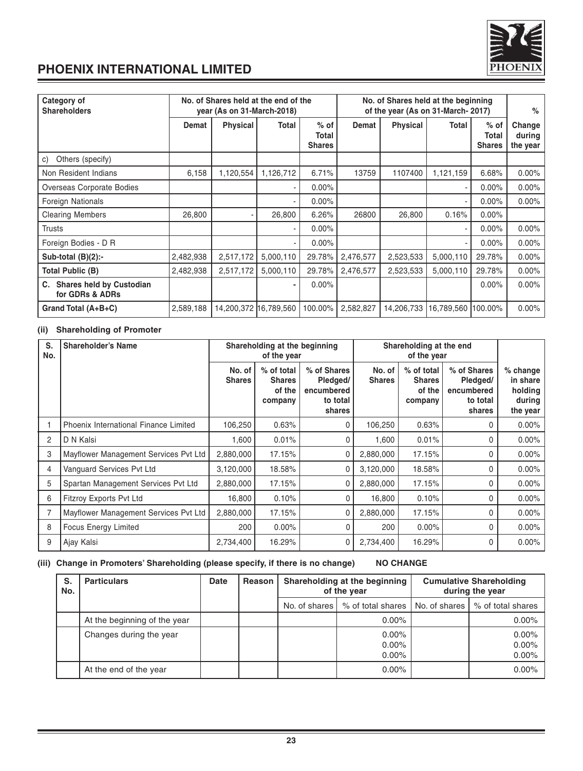# PHOENIX INTERNATIONAL LIMITED

| Category of Shareholders | No. of Shares held at the end of the year (As on 31-March-2018) | | | | No. of Shares held at the beginning of the year (As on 31-March- 2017) | | | | % Change during the year |
|---|---|---|---|---|---|---|---|---|---|
| | Demat | Physical | Total | % of Total Shares | Demat | Physical | Total | % of Total Shares | |
| c) Others (specify) | | | | | | | | | |
| Non Resident Indians | 6,158 | 1,120,554 | 1,126,712 | 6.71% | 13759 | 1107400 | 1,121,159 | 6.68% | 0.00% |
| Overseas Corporate Bodies | | | - | 0.00% | | | - | 0.00% | 0.00% |
| Foreign Nationals | | | - | 0.00% | | | - | 0.00% | 0.00% |
| Clearing Members | 26,800 | - | 26,800 | 6.26% | 26800 | 26,800 | 0.16% | 0.00% | |
| Trusts | | | - | 0.00% | | | - | 0.00% | 0.00% |
| Foreign Bodies - D R | | | - | 0.00% | | | - | 0.00% | 0.00% |
| **Sub-total (B)(2):-** | 2,482,938 | 2,517,172 | 5,000,110 | 29.78% | 2,476,577 | 2,523,533 | 5,000,110 | 29.78% | 0.00% |
| **Total Public (B)** | 2,482,938 | 2,517,172 | 5,000,110 | 29.78% | 2,476,577 | 2,523,533 | 5,000,110 | 29.78% | 0.00% |
| **C. Shares held by Custodian for GDRs & ADRs** | | | - | 0.00% | | | | 0.00% | 0.00% |
| **Grand Total (A+B+C)** | 2,589,188 | 14,200,372 | 16,789,560 | 100.00% | 2,582,827 | 14,206,733 | 16,789,560 | 100.00% | 0.00% |

**(ii) Shareholding of Promoter**

| S. No. | Shareholder's Name | Shareholding at the beginning of the year | | | Shareholding at the end of the year | | | |
|---|---|---|---|---|---|---|---|---|
| | | No. of Shares | % of total Shares of the company | % of Shares Pledged/ encumbered to total shares | No. of Shares | % of total Shares of the company | % of Shares Pledged/ encumbered to total shares | % change in share holding during the year |
| 1 | Phoenix International Finance Limited | 106,250 | 0.63% | 0 | 106,250 | 0.63% | 0 | 0.00% |
| 2 | D N Kalsi | 1,600 | 0.01% | 0 | 1,600 | 0.01% | 0 | 0.00% |
| 3 | Mayflower Management Services Pvt Ltd | 2,880,000 | 17.15% | 0 | 2,880,000 | 17.15% | 0 | 0.00% |
| 4 | Vanguard Services Pvt Ltd | 3,120,000 | 18.58% | 0 | 3,120,000 | 18.58% | 0 | 0.00% |
| 5 | Spartan Management Services Pvt Ltd | 2,880,000 | 17.15% | 0 | 2,880,000 | 17.15% | 0 | 0.00% |
| 6 | Fitzroy Exports Pvt Ltd | 16,800 | 0.10% | 0 | 16,800 | 0.10% | 0 | 0.00% |
| 7 | Mayflower Management Services Pvt Ltd | 2,880,000 | 17.15% | 0 | 2,880,000 | 17.15% | 0 | 0.00% |
| 8 | Focus Energy Limited | 200 | 0.00% | 0 | 200 | 0.00% | 0 | 0.00% |
| 9 | Ajay Kalsi | 2,734,400 | 16.29% | 0 | 2,734,400 | 16.29% | 0 | 0.00% |

**(iii) Change in Promoters' Shareholding (please specify, if there is no change) NO CHANGE**

| S. No. | Particulars | Date | Reason | Shareholding at the beginning of the year | | Cumulative Shareholding during the year | |
|---|---|---|---|---|---|---|---|
| | | | | No. of shares | % of total shares | No. of shares | % of total shares |
| | At the beginning of the year | | | | 0.00% | | 0.00% |
| | Changes during the year | | | | 0.00%<br>0.00%<br>0.00% | | 0.00%<br>0.00%<br>0.00% |
| | At the end of the year | | | | 0.00% | | 0.00% |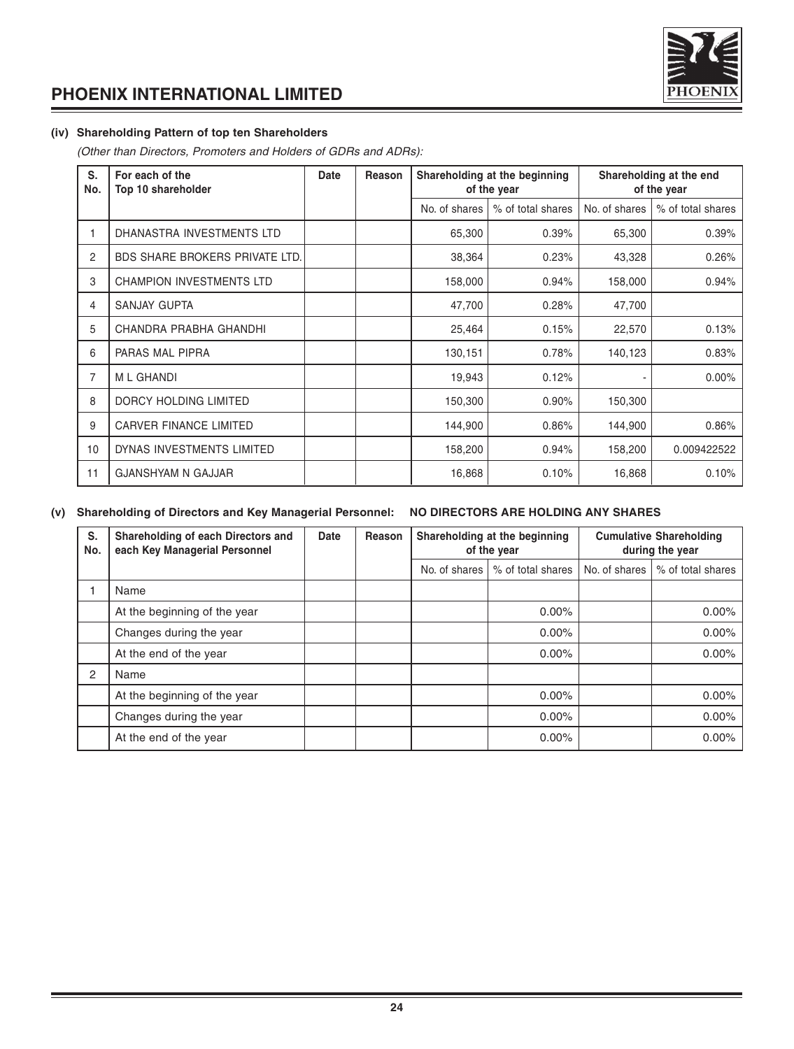### (iv) Shareholding Pattern of top ten Shareholders

*(Other than Directors, Promoters and Holders of GDRs and ADRs):*

| S. No. | For each of the Top 10 shareholder | Date | Reason | Shareholding at the beginning of the year | | Shareholding at the end of the year | |
|---|---|---|---|---|---|---|---|
| | | | | No. of shares | % of total shares | No. of shares | % of total shares |
| 1 | DHANASTRA INVESTMENTS LTD | | | 65,300 | 0.39% | 65,300 | 0.39% |
| 2 | BDS SHARE BROKERS PRIVATE LTD. | | | 38,364 | 0.23% | 43,328 | 0.26% |
| 3 | CHAMPION INVESTMENTS LTD | | | 158,000 | 0.94% | 158,000 | 0.94% |
| 4 | SANJAY GUPTA | | | 47,700 | 0.28% | 47,700 | |
| 5 | CHANDRA PRABHA GHANDHI | | | 25,464 | 0.15% | 22,570 | 0.13% |
| 6 | PARAS MAL PIPRA | | | 130,151 | 0.78% | 140,123 | 0.83% |
| 7 | M L GHANDI | | | 19,943 | 0.12% | - | 0.00% |
| 8 | DORCY HOLDING LIMITED | | | 150,300 | 0.90% | 150,300 | |
| 9 | CARVER FINANCE LIMITED | | | 144,900 | 0.86% | 144,900 | 0.86% |
| 10 | DYNAS INVESTMENTS LIMITED | | | 158,200 | 0.94% | 158,200 | 0.009422522 |
| 11 | GJANSHYAM N GAJJAR | | | 16,868 | 0.10% | 16,868 | 0.10% |

### (v) Shareholding of Directors and Key Managerial Personnel: NO DIRECTORS ARE HOLDING ANY SHARES

| S. No. | Shareholding of each Directors and each Key Managerial Personnel | Date | Reason | Shareholding at the beginning of the year | | Cumulative Shareholding during the year | |
|---|---|---|---|---|---|---|---|
| | | | | No. of shares | % of total shares | No. of shares | % of total shares |
| 1 | Name | | | | | | |
| | At the beginning of the year | | | | 0.00% | | 0.00% |
| | Changes during the year | | | | 0.00% | | 0.00% |
| | At the end of the year | | | | 0.00% | | 0.00% |
| 2 | Name | | | | | | |
| | At the beginning of the year | | | | 0.00% | | 0.00% |
| | Changes during the year | | | | 0.00% | | 0.00% |
| | At the end of the year | | | | 0.00% | | 0.00% |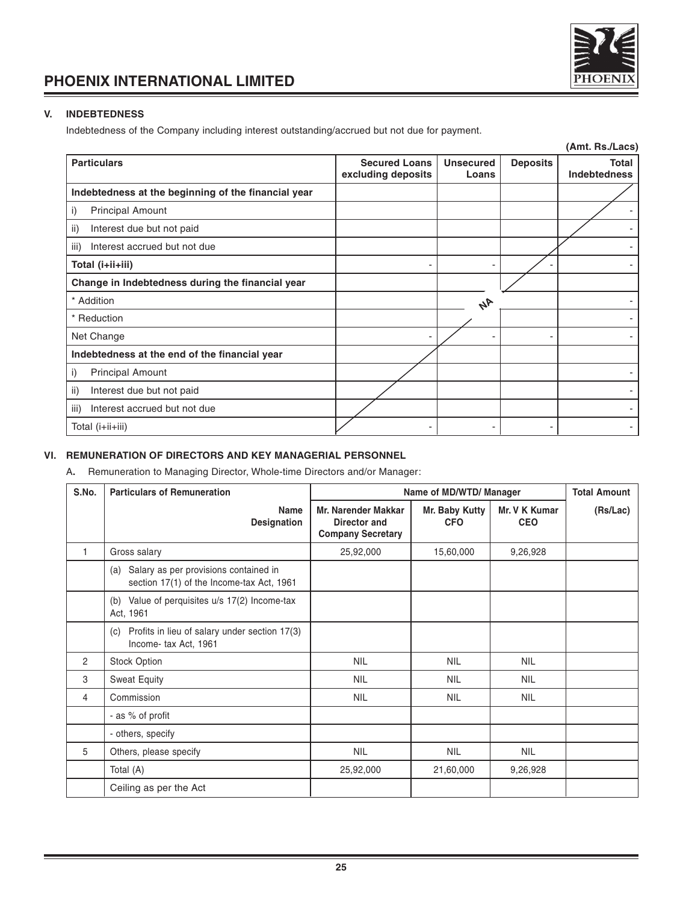## V. INDEBTEDNESS

Indebtedness of the Company including interest outstanding/accrued but not due for payment.

**(Amt. Rs./Lacs)**

| Particulars | Secured Loans excluding deposits | Unsecured Loans | Deposits | Total Indebtedness |
|---|---|---|---|---|
| **Indebtedness at the beginning of the financial year** | | | | |
| i) Principal Amount | | | | - |
| ii) Interest due but not paid | | | | - |
| iii) Interest accrued but not due | | | | - |
| **Total (i+ii+iii)** | - | - | - | - |
| **Change in Indebtedness during the financial year** | | | | |
| * Addition | | NA | | - |
| * Reduction | | | | - |
| Net Change | - | - | - | - |
| **Indebtedness at the end of the financial year** | | | | |
| i) Principal Amount | | | | - |
| ii) Interest due but not paid | | | | - |
| iii) Interest accrued but not due | | | | - |
| Total (i+ii+iii) | - | - | - | - |

## VI. REMUNERATION OF DIRECTORS AND KEY MANAGERIAL PERSONNEL

A. Remuneration to Managing Director, Whole-time Directors and/or Manager:

| S.No. | Particulars of Remuneration | Name of MD/WTD/ Manager | | | Total Amount |
|---|---|---|---|---|---|
| | Name / Designation | Mr. Narender Makkar Director and Company Secretary | Mr. Baby Kutty CFO | Mr. V K Kumar CEO | (Rs/Lac) |
| 1 | Gross salary | 25,92,000 | 15,60,000 | 9,26,928 | |
| | (a) Salary as per provisions contained in section 17(1) of the Income-tax Act, 1961 | | | | |
| | (b) Value of perquisites u/s 17(2) Income-tax Act, 1961 | | | | |
| | (c) Profits in lieu of salary under section 17(3) Income- tax Act, 1961 | | | | |
| 2 | Stock Option | NIL | NIL | NIL | |
| 3 | Sweat Equity | NIL | NIL | NIL | |
| 4 | Commission | NIL | NIL | NIL | |
| | - as % of profit | | | | |
| | - others, specify | | | | |
| 5 | Others, please specify | NIL | NIL | NIL | |
| | Total (A) | 25,92,000 | 21,60,000 | 9,26,928 | |
| | Ceiling as per the Act | | | | |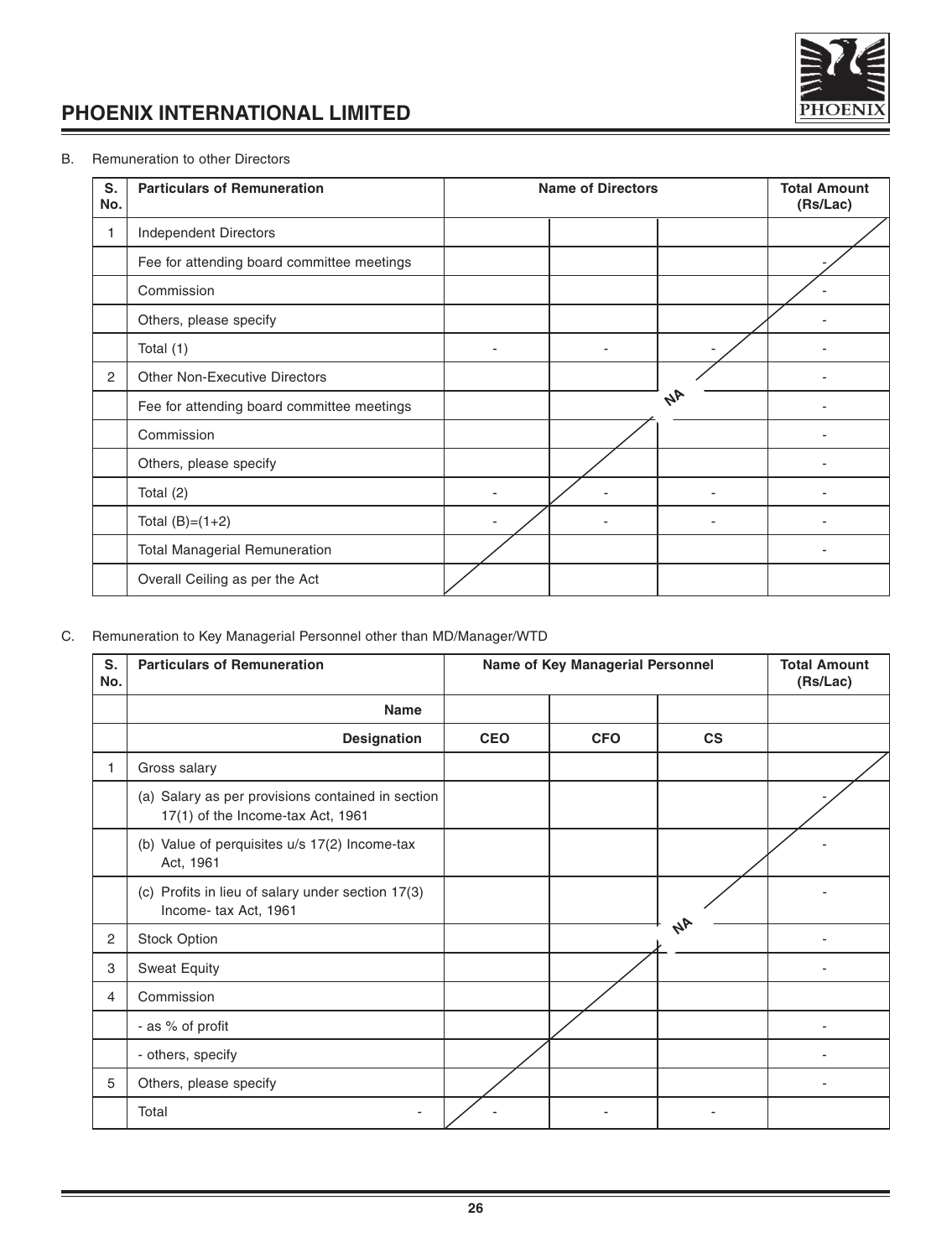B. Remuneration to other Directors

| S. No. | Particulars of Remuneration | Name of Directors | | | Total Amount (Rs/Lac) |
|---|---|---|---|---|---|
| 1 | Independent Directors | | | | |
| | Fee for attending board committee meetings | | | | - |
| | Commission | | | | - |
| | Others, please specify | | | | - |
| | Total (1) | - | - | - | - |
| 2 | Other Non-Executive Directors | | | | - |
| | Fee for attending board committee meetings | | | NA | - |
| | Commission | | | | - |
| | Others, please specify | | | | - |
| | Total (2) | - | - | - | - |
| | Total (B)=(1+2) | - | - | - | - |
| | Total Managerial Remuneration | | | | - |
| | Overall Ceiling as per the Act | | | | |

C. Remuneration to Key Managerial Personnel other than MD/Manager/WTD

| S. No. | Particulars of Remuneration | Name of Key Managerial Personnel | | | Total Amount (Rs/Lac) |
|---|---|---|---|---|---|
| | **Name** | | | | |
| | **Designation** | **CEO** | **CFO** | **CS** | |
| 1 | Gross salary | | | | |
| | (a) Salary as per provisions contained in section 17(1) of the Income-tax Act, 1961 | | | | - |
| | (b) Value of perquisites u/s 17(2) Income-tax Act, 1961 | | | | - |
| | (c) Profits in lieu of salary under section 17(3) Income- tax Act, 1961 | | | | - |
| 2 | Stock Option | | | NA | - |
| 3 | Sweat Equity | | | | - |
| 4 | Commission | | | | |
| | - as % of profit | | | | - |
| | - others, specify | | | | - |
| 5 | Others, please specify | | | | - |
| | Total - | - | - | - | |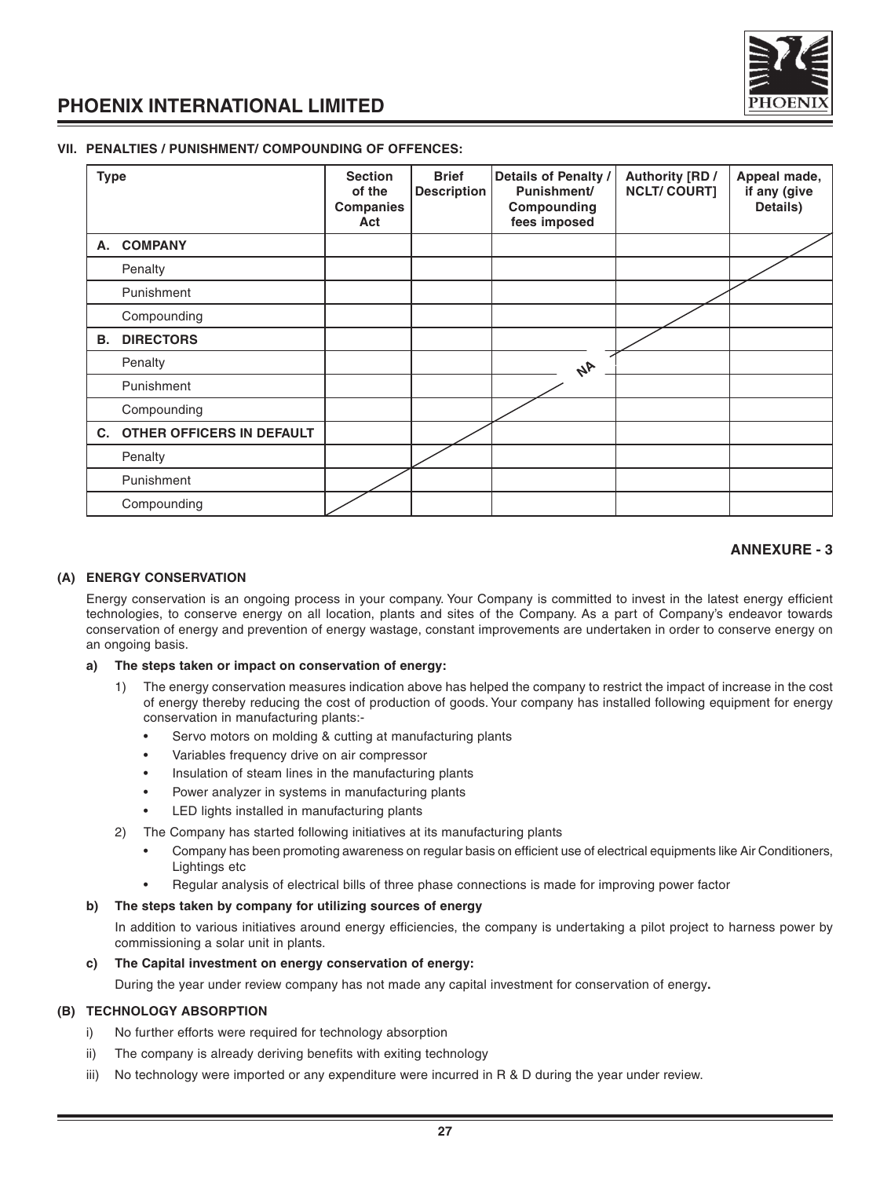### VII. PENALTIES / PUNISHMENT/ COMPOUNDING OF OFFENCES:

| Type | Section of the Companies Act | Brief Description | Details of Penalty / Punishment/ Compounding fees imposed | Authority [RD / NCLT/ COURT] | Appeal made, if any (give Details) |
|---|---|---|---|---|---|
| **A. COMPANY** | | | | | |
| Penalty | | | | | |
| Punishment | | | | | |
| Compounding | | | | | |
| **B. DIRECTORS** | | | | | |
| Penalty | | | NA | | |
| Punishment | | | | | |
| Compounding | | | | | |
| **C. OTHER OFFICERS IN DEFAULT** | | | | | |
| Penalty | | | | | |
| Punishment | | | | | |
| Compounding | | | | | |

## ANNEXURE - 3

### (A) ENERGY CONSERVATION

Energy conservation is an ongoing process in your company. Your Company is committed to invest in the latest energy efficient technologies, to conserve energy on all location, plants and sites of the Company. As a part of Company's endeavor towards conservation of energy and prevention of energy wastage, constant improvements are undertaken in order to conserve energy on an ongoing basis.

**a) The steps taken or impact on conservation of energy:**

1) The energy conservation measures indication above has helped the company to restrict the impact of increase in the cost of energy thereby reducing the cost of production of goods. Your company has installed following equipment for energy conservation in manufacturing plants:-
   - Servo motors on molding & cutting at manufacturing plants
   - Variables frequency drive on air compressor
   - Insulation of steam lines in the manufacturing plants
   - Power analyzer in systems in manufacturing plants
   - LED lights installed in manufacturing plants
2) The Company has started following initiatives at its manufacturing plants
   - Company has been promoting awareness on regular basis on efficient use of electrical equipments like Air Conditioners, Lightings etc
   - Regular analysis of electrical bills of three phase connections is made for improving power factor

**b) The steps taken by company for utilizing sources of energy**

In addition to various initiatives around energy efficiencies, the company is undertaking a pilot project to harness power by commissioning a solar unit in plants.

**c) The Capital investment on energy conservation of energy:**

During the year under review company has not made any capital investment for conservation of energy**.**

### (B) TECHNOLOGY ABSORPTION

i) No further efforts were required for technology absorption

ii) The company is already deriving benefits with exiting technology

iii) No technology were imported or any expenditure were incurred in R & D during the year under review.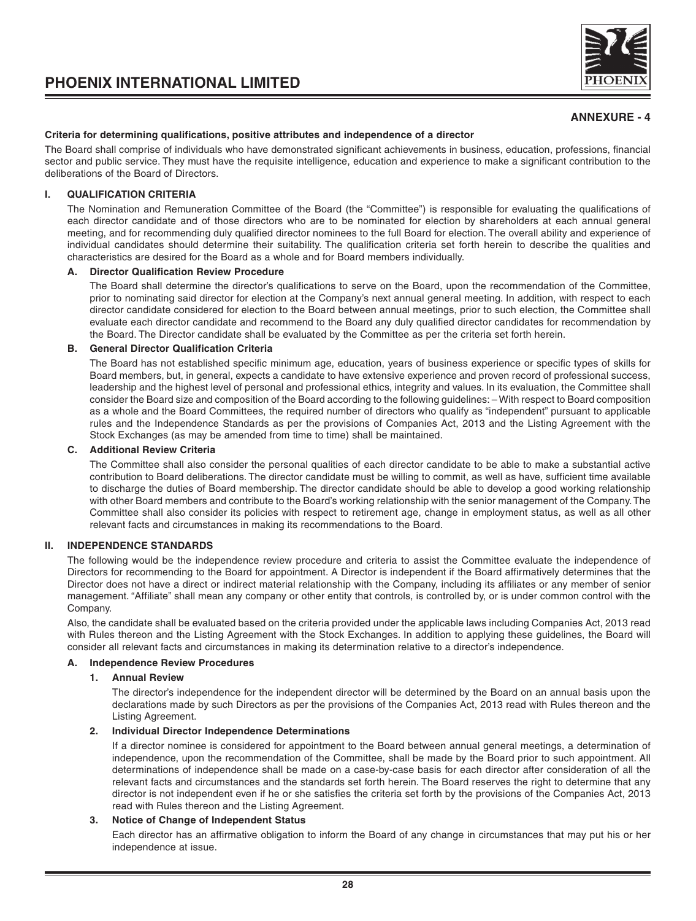## ANNEXURE - 4

**Criteria for determining qualifications, positive attributes and independence of a director**

The Board shall comprise of individuals who have demonstrated significant achievements in business, education, professions, financial sector and public service. They must have the requisite intelligence, education and experience to make a significant contribution to the deliberations of the Board of Directors.

### I. QUALIFICATION CRITERIA

The Nomination and Remuneration Committee of the Board (the "Committee") is responsible for evaluating the qualifications of each director candidate and of those directors who are to be nominated for election by shareholders at each annual general meeting, and for recommending duly qualified director nominees to the full Board for election. The overall ability and experience of individual candidates should determine their suitability. The qualification criteria set forth herein to describe the qualities and characteristics are desired for the Board as a whole and for Board members individually.

#### A. Director Qualification Review Procedure

The Board shall determine the director's qualifications to serve on the Board, upon the recommendation of the Committee, prior to nominating said director for election at the Company's next annual general meeting. In addition, with respect to each director candidate considered for election to the Board between annual meetings, prior to such election, the Committee shall evaluate each director candidate and recommend to the Board any duly qualified director candidates for recommendation by the Board. The Director candidate shall be evaluated by the Committee as per the criteria set forth herein.

#### B. General Director Qualification Criteria

The Board has not established specific minimum age, education, years of business experience or specific types of skills for Board members, but, in general, expects a candidate to have extensive experience and proven record of professional success, leadership and the highest level of personal and professional ethics, integrity and values. In its evaluation, the Committee shall consider the Board size and composition of the Board according to the following guidelines: – With respect to Board composition as a whole and the Board Committees, the required number of directors who qualify as "independent" pursuant to applicable rules and the Independence Standards as per the provisions of Companies Act, 2013 and the Listing Agreement with the Stock Exchanges (as may be amended from time to time) shall be maintained.

#### C. Additional Review Criteria

The Committee shall also consider the personal qualities of each director candidate to be able to make a substantial active contribution to Board deliberations. The director candidate must be willing to commit, as well as have, sufficient time available to discharge the duties of Board membership. The director candidate should be able to develop a good working relationship with other Board members and contribute to the Board's working relationship with the senior management of the Company. The Committee shall also consider its policies with respect to retirement age, change in employment status, as well as all other relevant facts and circumstances in making its recommendations to the Board.

### II. INDEPENDENCE STANDARDS

The following would be the independence review procedure and criteria to assist the Committee evaluate the independence of Directors for recommending to the Board for appointment. A Director is independent if the Board affirmatively determines that the Director does not have a direct or indirect material relationship with the Company, including its affiliates or any member of senior management. "Affiliate" shall mean any company or other entity that controls, is controlled by, or is under common control with the Company.

Also, the candidate shall be evaluated based on the criteria provided under the applicable laws including Companies Act, 2013 read with Rules thereon and the Listing Agreement with the Stock Exchanges. In addition to applying these guidelines, the Board will consider all relevant facts and circumstances in making its determination relative to a director's independence.

#### A. Independence Review Procedures

**1. Annual Review**

The director's independence for the independent director will be determined by the Board on an annual basis upon the declarations made by such Directors as per the provisions of the Companies Act, 2013 read with Rules thereon and the Listing Agreement.

**2. Individual Director Independence Determinations**

If a director nominee is considered for appointment to the Board between annual general meetings, a determination of independence, upon the recommendation of the Committee, shall be made by the Board prior to such appointment. All determinations of independence shall be made on a case-by-case basis for each director after consideration of all the relevant facts and circumstances and the standards set forth herein. The Board reserves the right to determine that any director is not independent even if he or she satisfies the criteria set forth by the provisions of the Companies Act, 2013 read with Rules thereon and the Listing Agreement.

**3. Notice of Change of Independent Status**

Each director has an affirmative obligation to inform the Board of any change in circumstances that may put his or her independence at issue.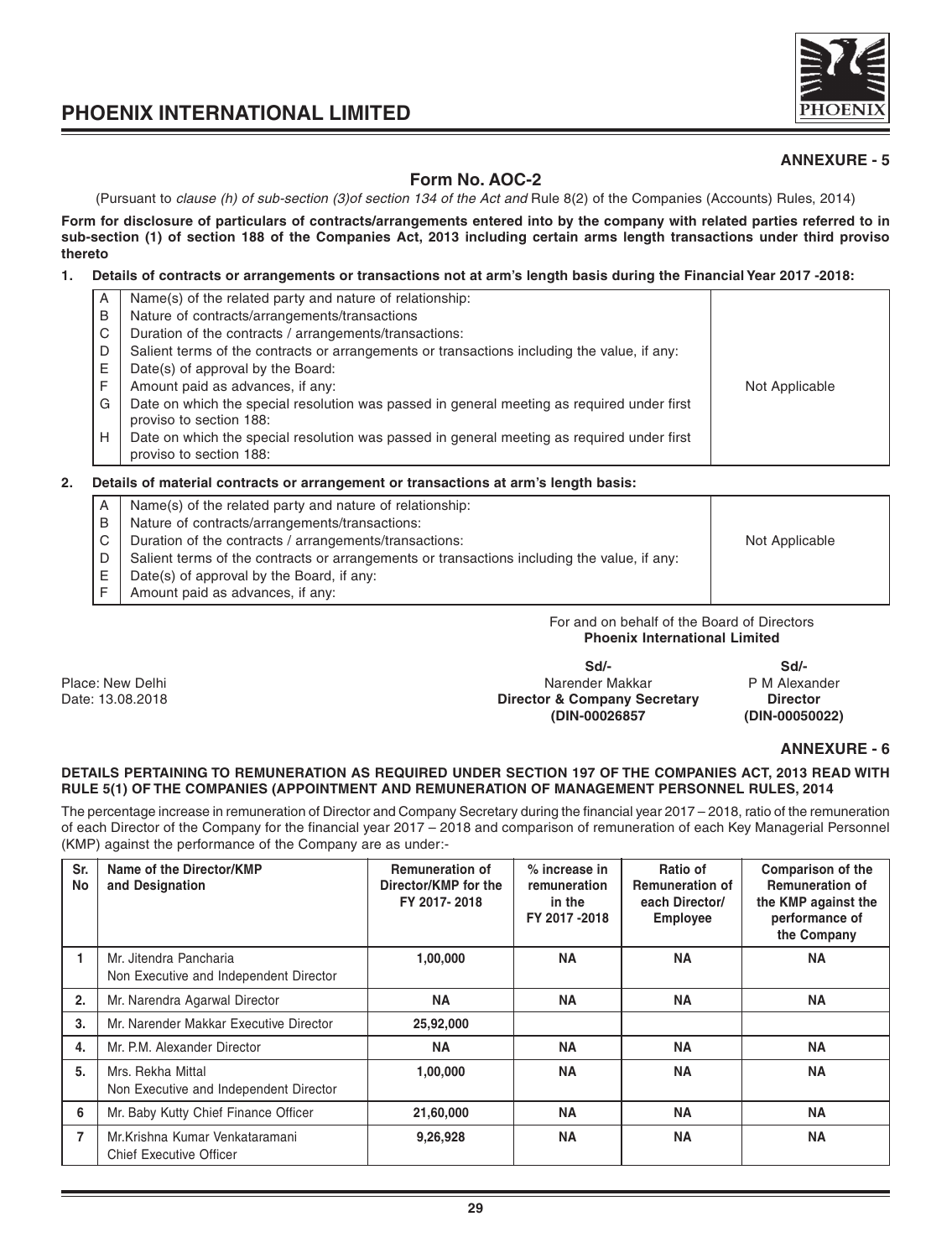**ANNEXURE - 5**

## Form No. AOC-2

(Pursuant to *clause (h) of sub-section (3)of section 134 of the Act and* Rule 8(2) of the Companies (Accounts) Rules, 2014)

**Form for disclosure of particulars of contracts/arrangements entered into by the company with related parties referred to in sub-section (1) of section 188 of the Companies Act, 2013 including certain arms length transactions under third proviso thereto**

**1. Details of contracts or arrangements or transactions not at arm's length basis during the Financial Year 2017 -2018:**

| | | |
|---|---|---|
| A | Name(s) of the related party and nature of relationship: | Not Applicable |
| B | Nature of contracts/arrangements/transactions | |
| C | Duration of the contracts / arrangements/transactions: | |
| D | Salient terms of the contracts or arrangements or transactions including the value, if any: | |
| E | Date(s) of approval by the Board: | |
| F | Amount paid as advances, if any: | |
| G | Date on which the special resolution was passed in general meeting as required under first proviso to section 188: | |
| H | Date on which the special resolution was passed in general meeting as required under first proviso to section 188: | |

**2. Details of material contracts or arrangement or transactions at arm's length basis:**

| | | |
|---|---|---|
| A | Name(s) of the related party and nature of relationship: | Not Applicable |
| B | Nature of contracts/arrangements/transactions: | |
| C | Duration of the contracts / arrangements/transactions: | |
| D | Salient terms of the contracts or arrangements or transactions including the value, if any: | |
| E | Date(s) of approval by the Board, if any: | |
| F | Amount paid as advances, if any: | |

For and on behalf of the Board of Directors
**Phoenix International Limited**

Place: New Delhi
Date: 13.08.2018

| **Sd/-** | **Sd/-** |
|---|---|
| Narender Makkar | P M Alexander |
| **Director & Company Secretary** | **Director** |
| **(DIN-00026857** | **(DIN-00050022)** |

**ANNEXURE - 6**

**DETAILS PERTAINING TO REMUNERATION AS REQUIRED UNDER SECTION 197 OF THE COMPANIES ACT, 2013 READ WITH RULE 5(1) OF THE COMPANIES (APPOINTMENT AND REMUNERATION OF MANAGEMENT PERSONNEL RULES, 2014**

The percentage increase in remuneration of Director and Company Secretary during the financial year 2017 – 2018, ratio of the remuneration of each Director of the Company for the financial year 2017 – 2018 and comparison of remuneration of each Key Managerial Personnel (KMP) against the performance of the Company are as under:-

| Sr. No | Name of the Director/KMP and Designation | Remuneration of Director/KMP for the FY 2017- 2018 | % increase in remuneration in the FY 2017 -2018 | Ratio of Remuneration of each Director/ Employee | Comparison of the Remuneration of the KMP against the performance of the Company |
|---|---|---|---|---|---|
| 1 | Mr. Jitendra Pancharia Non Executive and Independent Director | 1,00,000 | NA | NA | NA |
| 2. | Mr. Narendra Agarwal Director | NA | NA | NA | NA |
| 3. | Mr. Narender Makkar Executive Director | 25,92,000 | | | |
| 4. | Mr. P.M. Alexander Director | NA | NA | NA | NA |
| 5. | Mrs. Rekha Mittal Non Executive and Independent Director | 1,00,000 | NA | NA | NA |
| 6 | Mr. Baby Kutty Chief Finance Officer | 21,60,000 | NA | NA | NA |
| 7 | Mr.Krishna Kumar Venkataramani Chief Executive Officer | 9,26,928 | NA | NA | NA |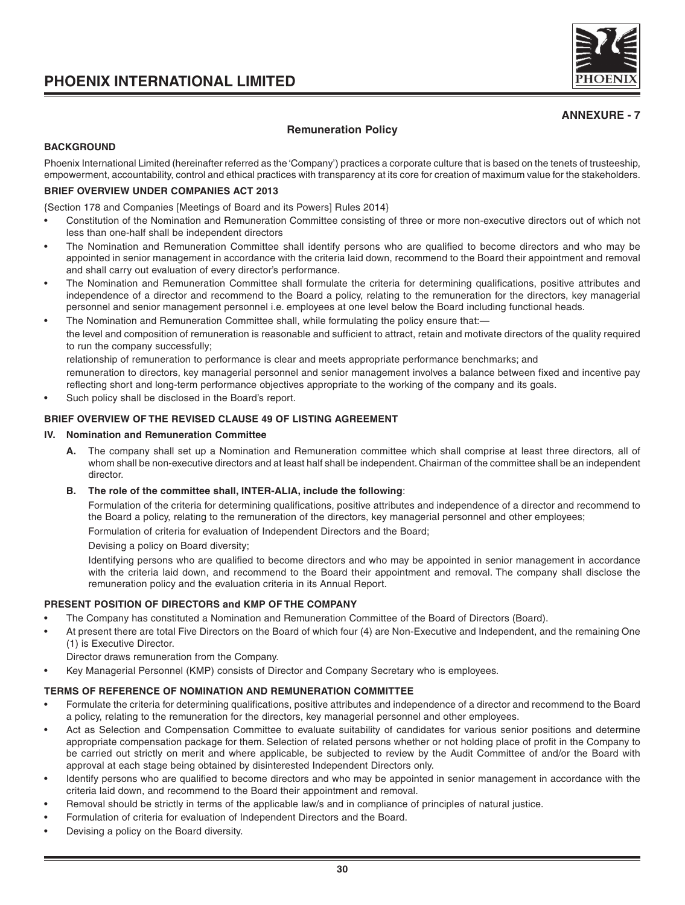## ANNEXURE - 7

### Remuneration Policy

**BACKGROUND**

Phoenix International Limited (hereinafter referred as the 'Company') practices a corporate culture that is based on the tenets of trusteeship, empowerment, accountability, control and ethical practices with transparency at its core for creation of maximum value for the stakeholders.

**BRIEF OVERVIEW UNDER COMPANIES ACT 2013**

{Section 178 and Companies [Meetings of Board and its Powers] Rules 2014}

- Constitution of the Nomination and Remuneration Committee consisting of three or more non-executive directors out of which not less than one-half shall be independent directors
- The Nomination and Remuneration Committee shall identify persons who are qualified to become directors and who may be appointed in senior management in accordance with the criteria laid down, recommend to the Board their appointment and removal and shall carry out evaluation of every director's performance.
- The Nomination and Remuneration Committee shall formulate the criteria for determining qualifications, positive attributes and independence of a director and recommend to the Board a policy, relating to the remuneration for the directors, key managerial personnel and senior management personnel i.e. employees at one level below the Board including functional heads.
- The Nomination and Remuneration Committee shall, while formulating the policy ensure that:—

  the level and composition of remuneration is reasonable and sufficient to attract, retain and motivate directors of the quality required to run the company successfully;

  relationship of remuneration to performance is clear and meets appropriate performance benchmarks; and

  remuneration to directors, key managerial personnel and senior management involves a balance between fixed and incentive pay reflecting short and long-term performance objectives appropriate to the working of the company and its goals.
- Such policy shall be disclosed in the Board's report.

**BRIEF OVERVIEW OF THE REVISED CLAUSE 49 OF LISTING AGREEMENT**

**IV. Nomination and Remuneration Committee**

**A.** The company shall set up a Nomination and Remuneration committee which shall comprise at least three directors, all of whom shall be non-executive directors and at least half shall be independent. Chairman of the committee shall be an independent director.

**B. The role of the committee shall, INTER-ALIA, include the following**:

Formulation of the criteria for determining qualifications, positive attributes and independence of a director and recommend to the Board a policy, relating to the remuneration of the directors, key managerial personnel and other employees;

Formulation of criteria for evaluation of Independent Directors and the Board;

Devising a policy on Board diversity;

Identifying persons who are qualified to become directors and who may be appointed in senior management in accordance with the criteria laid down, and recommend to the Board their appointment and removal. The company shall disclose the remuneration policy and the evaluation criteria in its Annual Report.

**PRESENT POSITION OF DIRECTORS and KMP OF THE COMPANY**

- The Company has constituted a Nomination and Remuneration Committee of the Board of Directors (Board).
- At present there are total Five Directors on the Board of which four (4) are Non-Executive and Independent, and the remaining One (1) is Executive Director.

  Director draws remuneration from the Company.
- Key Managerial Personnel (KMP) consists of Director and Company Secretary who is employees.

**TERMS OF REFERENCE OF NOMINATION AND REMUNERATION COMMITTEE**

- Formulate the criteria for determining qualifications, positive attributes and independence of a director and recommend to the Board a policy, relating to the remuneration for the directors, key managerial personnel and other employees.
- Act as Selection and Compensation Committee to evaluate suitability of candidates for various senior positions and determine appropriate compensation package for them. Selection of related persons whether or not holding place of profit in the Company to be carried out strictly on merit and where applicable, be subjected to review by the Audit Committee of and/or the Board with approval at each stage being obtained by disinterested Independent Directors only.
- Identify persons who are qualified to become directors and who may be appointed in senior management in accordance with the criteria laid down, and recommend to the Board their appointment and removal.
- Removal should be strictly in terms of the applicable law/s and in compliance of principles of natural justice.
- Formulation of criteria for evaluation of Independent Directors and the Board.
- Devising a policy on the Board diversity.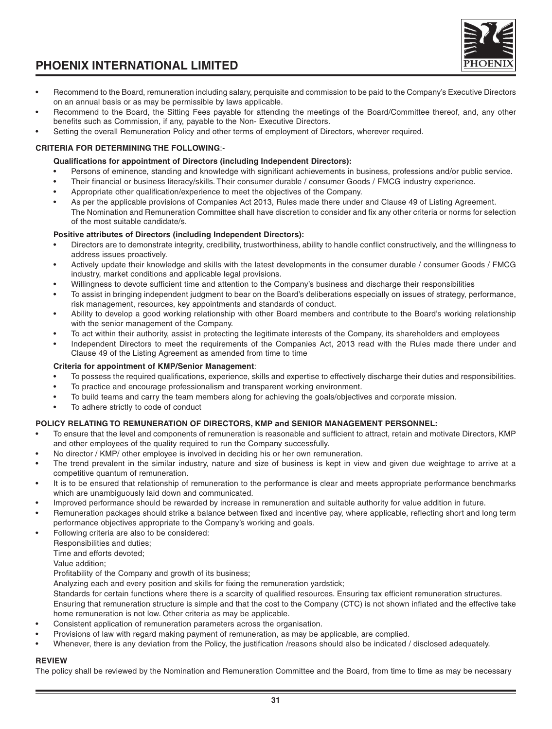- Recommend to the Board, remuneration including salary, perquisite and commission to be paid to the Company's Executive Directors on an annual basis or as may be permissible by laws applicable.
- Recommend to the Board, the Sitting Fees payable for attending the meetings of the Board/Committee thereof, and, any other benefits such as Commission, if any, payable to the Non- Executive Directors.
- Setting the overall Remuneration Policy and other terms of employment of Directors, wherever required.

**CRITERIA FOR DETERMINING THE FOLLOWING**:-

**Qualifications for appointment of Directors (including Independent Directors):**

- Persons of eminence, standing and knowledge with significant achievements in business, professions and/or public service.
- Their financial or business literacy/skills. Their consumer durable / consumer Goods / FMCG industry experience.
- Appropriate other qualification/experience to meet the objectives of the Company.
- As per the applicable provisions of Companies Act 2013, Rules made there under and Clause 49 of Listing Agreement.
  The Nomination and Remuneration Committee shall have discretion to consider and fix any other criteria or norms for selection of the most suitable candidate/s.

**Positive attributes of Directors (including Independent Directors):**

- Directors are to demonstrate integrity, credibility, trustworthiness, ability to handle conflict constructively, and the willingness to address issues proactively.
- Actively update their knowledge and skills with the latest developments in the consumer durable / consumer Goods / FMCG industry, market conditions and applicable legal provisions.
- Willingness to devote sufficient time and attention to the Company's business and discharge their responsibilities
- To assist in bringing independent judgment to bear on the Board's deliberations especially on issues of strategy, performance, risk management, resources, key appointments and standards of conduct.
- Ability to develop a good working relationship with other Board members and contribute to the Board's working relationship with the senior management of the Company.
- To act within their authority, assist in protecting the legitimate interests of the Company, its shareholders and employees
- Independent Directors to meet the requirements of the Companies Act, 2013 read with the Rules made there under and Clause 49 of the Listing Agreement as amended from time to time

**Criteria for appointment of KMP/Senior Management**:

- To possess the required qualifications, experience, skills and expertise to effectively discharge their duties and responsibilities.
- To practice and encourage professionalism and transparent working environment.
- To build teams and carry the team members along for achieving the goals/objectives and corporate mission.
- To adhere strictly to code of conduct

**POLICY RELATING TO REMUNERATION OF DIRECTORS, KMP and SENIOR MANAGEMENT PERSONNEL:**

- To ensure that the level and components of remuneration is reasonable and sufficient to attract, retain and motivate Directors, KMP and other employees of the quality required to run the Company successfully.
- No director / KMP/ other employee is involved in deciding his or her own remuneration.
- The trend prevalent in the similar industry, nature and size of business is kept in view and given due weightage to arrive at a competitive quantum of remuneration.
- It is to be ensured that relationship of remuneration to the performance is clear and meets appropriate performance benchmarks which are unambiguously laid down and communicated.
- Improved performance should be rewarded by increase in remuneration and suitable authority for value addition in future.
- Remuneration packages should strike a balance between fixed and incentive pay, where applicable, reflecting short and long term performance objectives appropriate to the Company's working and goals.
- Following criteria are also to be considered:
  Responsibilities and duties;
  Time and efforts devoted;
  Value addition;
  Profitability of the Company and growth of its business;
  Analyzing each and every position and skills for fixing the remuneration yardstick;
  Standards for certain functions where there is a scarcity of qualified resources. Ensuring tax efficient remuneration structures.
  Ensuring that remuneration structure is simple and that the cost to the Company (CTC) is not shown inflated and the effective take home remuneration is not low. Other criteria as may be applicable.
- Consistent application of remuneration parameters across the organisation.
- Provisions of law with regard making payment of remuneration, as may be applicable, are complied.
- Whenever, there is any deviation from the Policy, the justification /reasons should also be indicated / disclosed adequately.

**REVIEW**

The policy shall be reviewed by the Nomination and Remuneration Committee and the Board, from time to time as may be necessary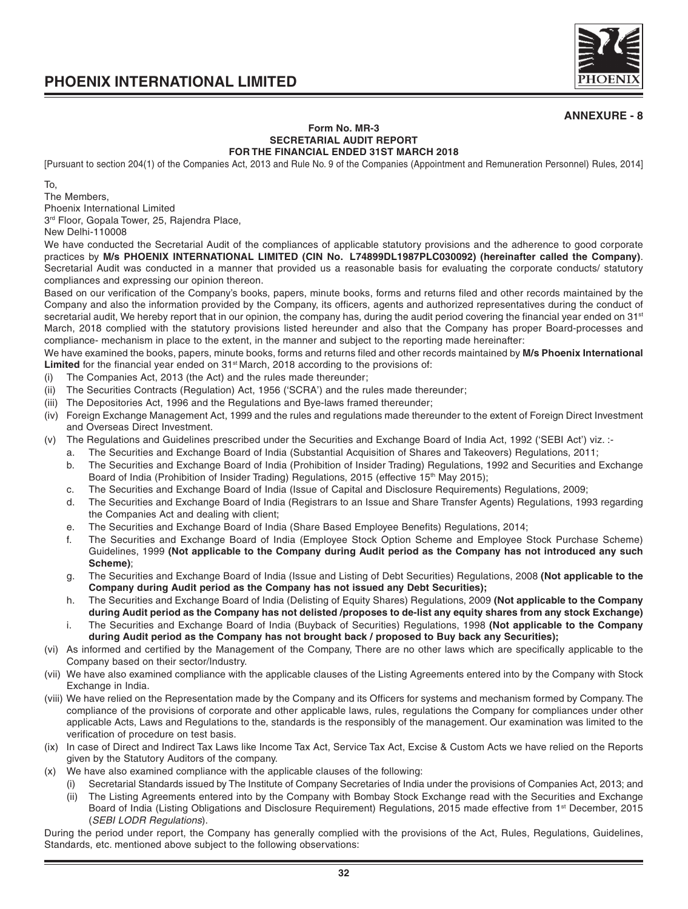**ANNEXURE - 8**

**Form No. MR-3**
**SECRETARIAL AUDIT REPORT**
**FOR THE FINANCIAL ENDED 31ST MARCH 2018**

[Pursuant to section 204(1) of the Companies Act, 2013 and Rule No. 9 of the Companies (Appointment and Remuneration Personnel) Rules, 2014]

To,
The Members,
Phoenix International Limited
3rd Floor, Gopala Tower, 25, Rajendra Place,
New Delhi-110008

We have conducted the Secretarial Audit of the compliances of applicable statutory provisions and the adherence to good corporate practices by **M/s PHOENIX INTERNATIONAL LIMITED (CIN No. L74899DL1987PLC030092) (hereinafter called the Company)**. Secretarial Audit was conducted in a manner that provided us a reasonable basis for evaluating the corporate conducts/ statutory compliances and expressing our opinion thereon.

Based on our verification of the Company's books, papers, minute books, forms and returns filed and other records maintained by the Company and also the information provided by the Company, its officers, agents and authorized representatives during the conduct of secretarial audit, We hereby report that in our opinion, the company has, during the audit period covering the financial year ended on 31st March, 2018 complied with the statutory provisions listed hereunder and also that the Company has proper Board-processes and compliance- mechanism in place to the extent, in the manner and subject to the reporting made hereinafter:

We have examined the books, papers, minute books, forms and returns filed and other records maintained by **M/s Phoenix International Limited** for the financial year ended on 31st March, 2018 according to the provisions of:

(i) The Companies Act, 2013 (the Act) and the rules made thereunder;

(ii) The Securities Contracts (Regulation) Act, 1956 ('SCRA') and the rules made thereunder;

(iii) The Depositories Act, 1996 and the Regulations and Bye-laws framed thereunder;

(iv) Foreign Exchange Management Act, 1999 and the rules and regulations made thereunder to the extent of Foreign Direct Investment and Overseas Direct Investment.

(v) The Regulations and Guidelines prescribed under the Securities and Exchange Board of India Act, 1992 ('SEBI Act') viz. :-

   a. The Securities and Exchange Board of India (Substantial Acquisition of Shares and Takeovers) Regulations, 2011;

   b. The Securities and Exchange Board of India (Prohibition of Insider Trading) Regulations, 1992 and Securities and Exchange Board of India (Prohibition of Insider Trading) Regulations, 2015 (effective 15th May 2015);

   c. The Securities and Exchange Board of India (Issue of Capital and Disclosure Requirements) Regulations, 2009;

   d. The Securities and Exchange Board of India (Registrars to an Issue and Share Transfer Agents) Regulations, 1993 regarding the Companies Act and dealing with client;

   e. The Securities and Exchange Board of India (Share Based Employee Benefits) Regulations, 2014;

   f. The Securities and Exchange Board of India (Employee Stock Option Scheme and Employee Stock Purchase Scheme) Guidelines, 1999 **(Not applicable to the Company during Audit period as the Company has not introduced any such Scheme)**;

   g. The Securities and Exchange Board of India (Issue and Listing of Debt Securities) Regulations, 2008 **(Not applicable to the Company during Audit period as the Company has not issued any Debt Securities);**

   h. The Securities and Exchange Board of India (Delisting of Equity Shares) Regulations, 2009 **(Not applicable to the Company during Audit period as the Company has not delisted /proposes to de-list any equity shares from any stock Exchange)**

   i. The Securities and Exchange Board of India (Buyback of Securities) Regulations, 1998 **(Not applicable to the Company during Audit period as the Company has not brought back / proposed to Buy back any Securities);**

(vi) As informed and certified by the Management of the Company, There are no other laws which are specifically applicable to the Company based on their sector/Industry.

(vii) We have also examined compliance with the applicable clauses of the Listing Agreements entered into by the Company with Stock Exchange in India.

(viii) We have relied on the Representation made by the Company and its Officers for systems and mechanism formed by Company. The compliance of the provisions of corporate and other applicable laws, rules, regulations the Company for compliances under other applicable Acts, Laws and Regulations to the, standards is the responsibly of the management. Our examination was limited to the verification of procedure on test basis.

(ix) In case of Direct and Indirect Tax Laws like Income Tax Act, Service Tax Act, Excise & Custom Acts we have relied on the Reports given by the Statutory Auditors of the company.

(x) We have also examined compliance with the applicable clauses of the following:

   (i) Secretarial Standards issued by The Institute of Company Secretaries of India under the provisions of Companies Act, 2013; and

   (ii) The Listing Agreements entered into by the Company with Bombay Stock Exchange read with the Securities and Exchange Board of India (Listing Obligations and Disclosure Requirement) Regulations, 2015 made effective from 1st December, 2015 (*SEBI LODR Regulations*).

During the period under report, the Company has generally complied with the provisions of the Act, Rules, Regulations, Guidelines, Standards, etc. mentioned above subject to the following observations: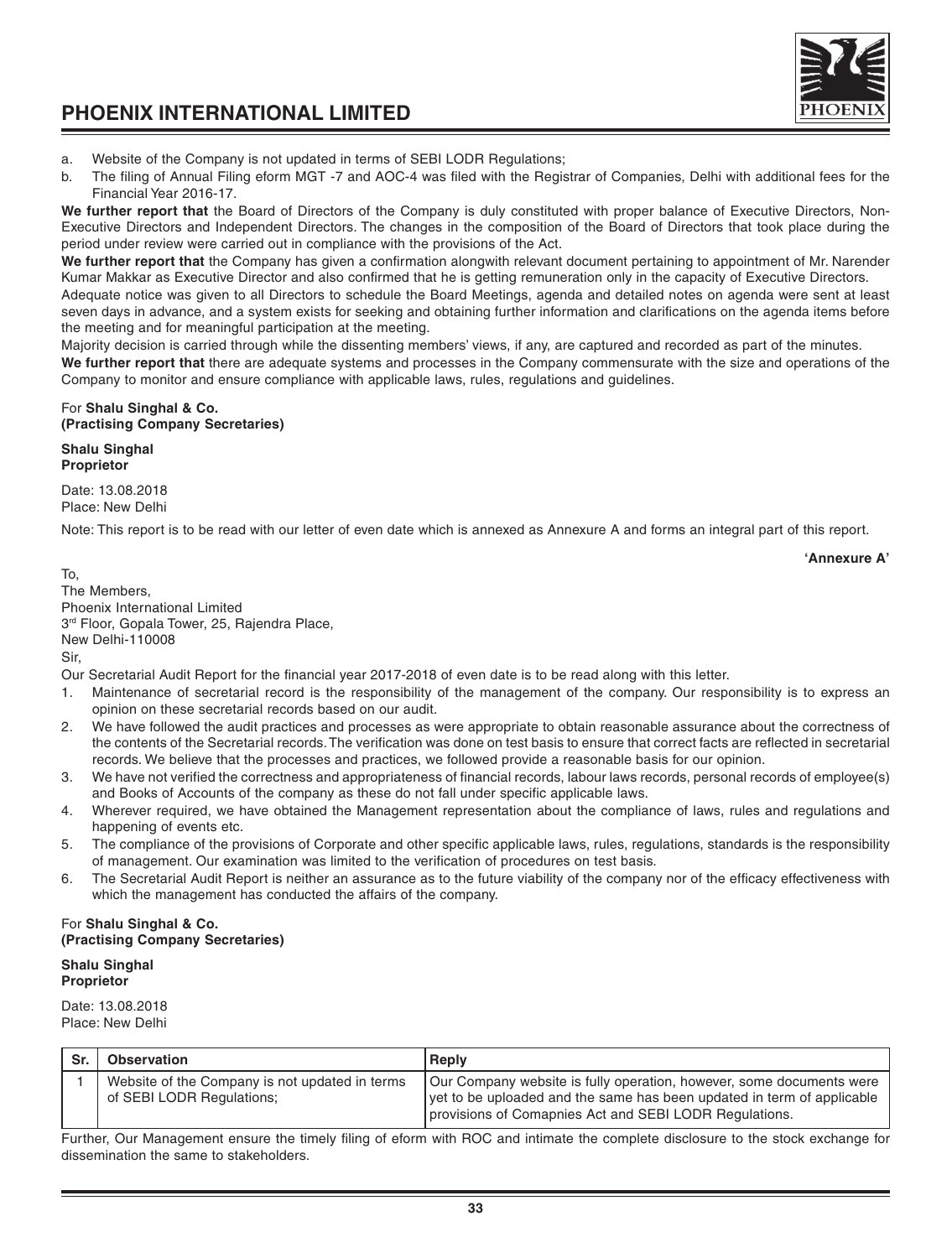a. Website of the Company is not updated in terms of SEBI LODR Regulations;
b. The filing of Annual Filing eform MGT -7 and AOC-4 was filed with the Registrar of Companies, Delhi with additional fees for the Financial Year 2016-17.

**We further report that** the Board of Directors of the Company is duly constituted with proper balance of Executive Directors, Non-Executive Directors and Independent Directors. The changes in the composition of the Board of Directors that took place during the period under review were carried out in compliance with the provisions of the Act.

**We further report that** the Company has given a confirmation alongwith relevant document pertaining to appointment of Mr. Narender Kumar Makkar as Executive Director and also confirmed that he is getting remuneration only in the capacity of Executive Directors.

Adequate notice was given to all Directors to schedule the Board Meetings, agenda and detailed notes on agenda were sent at least seven days in advance, and a system exists for seeking and obtaining further information and clarifications on the agenda items before the meeting and for meaningful participation at the meeting.

Majority decision is carried through while the dissenting members' views, if any, are captured and recorded as part of the minutes.

**We further report that** there are adequate systems and processes in the Company commensurate with the size and operations of the Company to monitor and ensure compliance with applicable laws, rules, regulations and guidelines.

For **Shalu Singhal & Co.**
**(Practising Company Secretaries)**

**Shalu Singhal**
**Proprietor**

Date: 13.08.2018
Place: New Delhi

Note: This report is to be read with our letter of even date which is annexed as Annexure A and forms an integral part of this report.

**'Annexure A'**

To,
The Members,
Phoenix International Limited
3rd Floor, Gopala Tower, 25, Rajendra Place,
New Delhi-110008

Sir,

Our Secretarial Audit Report for the financial year 2017-2018 of even date is to be read along with this letter.

1. Maintenance of secretarial record is the responsibility of the management of the company. Our responsibility is to express an opinion on these secretarial records based on our audit.
2. We have followed the audit practices and processes as were appropriate to obtain reasonable assurance about the correctness of the contents of the Secretarial records. The verification was done on test basis to ensure that correct facts are reflected in secretarial records. We believe that the processes and practices, we followed provide a reasonable basis for our opinion.
3. We have not verified the correctness and appropriateness of financial records, labour laws records, personal records of employee(s) and Books of Accounts of the company as these do not fall under specific applicable laws.
4. Wherever required, we have obtained the Management representation about the compliance of laws, rules and regulations and happening of events etc.
5. The compliance of the provisions of Corporate and other specific applicable laws, rules, regulations, standards is the responsibility of management. Our examination was limited to the verification of procedures on test basis.
6. The Secretarial Audit Report is neither an assurance as to the future viability of the company nor of the efficacy effectiveness with which the management has conducted the affairs of the company.

For **Shalu Singhal & Co.**
**(Practising Company Secretaries)**

**Shalu Singhal**
**Proprietor**

Date: 13.08.2018
Place: New Delhi

| Sr. | Observation | Reply |
|---|---|---|
| 1 | Website of the Company is not updated in terms of SEBI LODR Regulations; | Our Company website is fully operation, however, some documents were yet to be uploaded and the same has been updated in term of applicable provisions of Comapnies Act and SEBI LODR Regulations. |

Further, Our Management ensure the timely filing of eform with ROC and intimate the complete disclosure to the stock exchange for dissemination the same to stakeholders.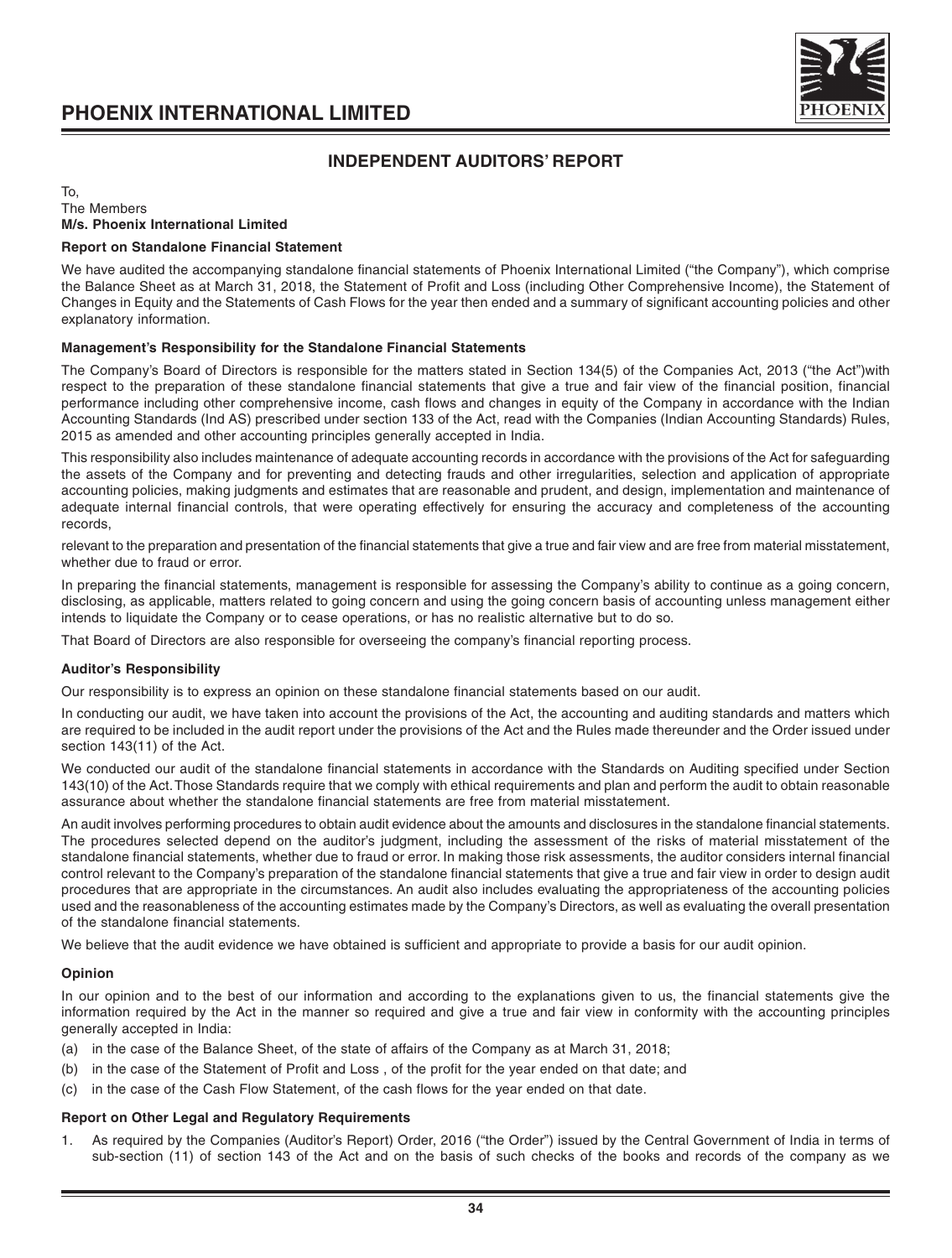## INDEPENDENT AUDITORS' REPORT

To,
The Members
**M/s. Phoenix International Limited**

**Report on Standalone Financial Statement**

We have audited the accompanying standalone financial statements of Phoenix International Limited ("the Company"), which comprise the Balance Sheet as at March 31, 2018, the Statement of Profit and Loss (including Other Comprehensive Income), the Statement of Changes in Equity and the Statements of Cash Flows for the year then ended and a summary of significant accounting policies and other explanatory information.

**Management's Responsibility for the Standalone Financial Statements**

The Company's Board of Directors is responsible for the matters stated in Section 134(5) of the Companies Act, 2013 ("the Act")with respect to the preparation of these standalone financial statements that give a true and fair view of the financial position, financial performance including other comprehensive income, cash flows and changes in equity of the Company in accordance with the Indian Accounting Standards (Ind AS) prescribed under section 133 of the Act, read with the Companies (Indian Accounting Standards) Rules, 2015 as amended and other accounting principles generally accepted in India.

This responsibility also includes maintenance of adequate accounting records in accordance with the provisions of the Act for safeguarding the assets of the Company and for preventing and detecting frauds and other irregularities, selection and application of appropriate accounting policies, making judgments and estimates that are reasonable and prudent, and design, implementation and maintenance of adequate internal financial controls, that were operating effectively for ensuring the accuracy and completeness of the accounting records,

relevant to the preparation and presentation of the financial statements that give a true and fair view and are free from material misstatement, whether due to fraud or error.

In preparing the financial statements, management is responsible for assessing the Company's ability to continue as a going concern, disclosing, as applicable, matters related to going concern and using the going concern basis of accounting unless management either intends to liquidate the Company or to cease operations, or has no realistic alternative but to do so.

That Board of Directors are also responsible for overseeing the company's financial reporting process.

**Auditor's Responsibility**

Our responsibility is to express an opinion on these standalone financial statements based on our audit.

In conducting our audit, we have taken into account the provisions of the Act, the accounting and auditing standards and matters which are required to be included in the audit report under the provisions of the Act and the Rules made thereunder and the Order issued under section 143(11) of the Act.

We conducted our audit of the standalone financial statements in accordance with the Standards on Auditing specified under Section 143(10) of the Act. Those Standards require that we comply with ethical requirements and plan and perform the audit to obtain reasonable assurance about whether the standalone financial statements are free from material misstatement.

An audit involves performing procedures to obtain audit evidence about the amounts and disclosures in the standalone financial statements. The procedures selected depend on the auditor's judgment, including the assessment of the risks of material misstatement of the standalone financial statements, whether due to fraud or error. In making those risk assessments, the auditor considers internal financial control relevant to the Company's preparation of the standalone financial statements that give a true and fair view in order to design audit procedures that are appropriate in the circumstances. An audit also includes evaluating the appropriateness of the accounting policies used and the reasonableness of the accounting estimates made by the Company's Directors, as well as evaluating the overall presentation of the standalone financial statements.

We believe that the audit evidence we have obtained is sufficient and appropriate to provide a basis for our audit opinion.

**Opinion**

In our opinion and to the best of our information and according to the explanations given to us, the financial statements give the information required by the Act in the manner so required and give a true and fair view in conformity with the accounting principles generally accepted in India:

(a) in the case of the Balance Sheet, of the state of affairs of the Company as at March 31, 2018;

(b) in the case of the Statement of Profit and Loss , of the profit for the year ended on that date; and

(c) in the case of the Cash Flow Statement, of the cash flows for the year ended on that date.

**Report on Other Legal and Regulatory Requirements**

1. As required by the Companies (Auditor's Report) Order, 2016 ("the Order") issued by the Central Government of India in terms of sub-section (11) of section 143 of the Act and on the basis of such checks of the books and records of the company as we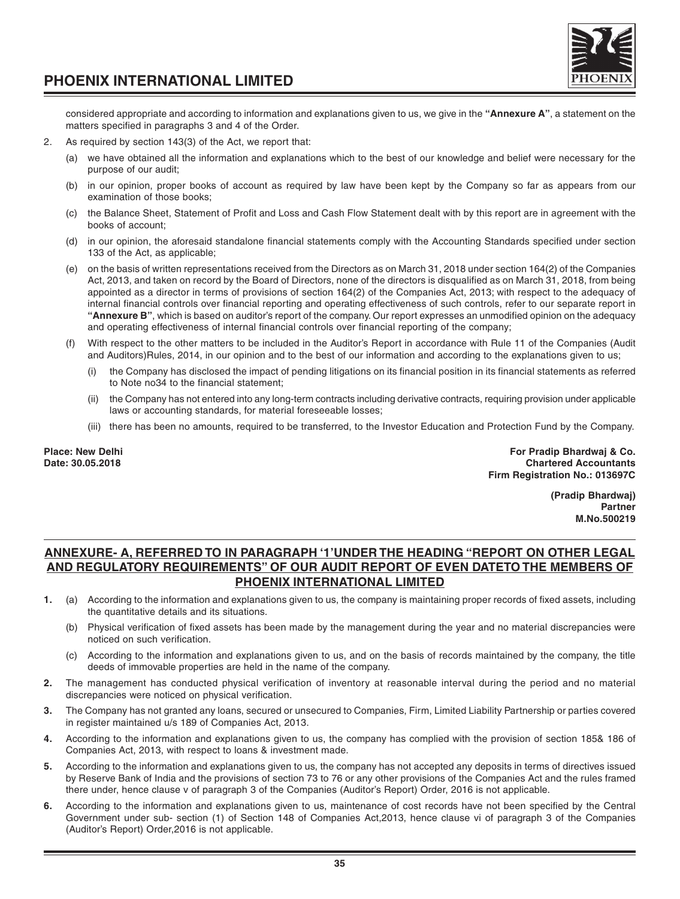considered appropriate and according to information and explanations given to us, we give in the **"Annexure A"**, a statement on the matters specified in paragraphs 3 and 4 of the Order.

2. As required by section 143(3) of the Act, we report that:

   (a) we have obtained all the information and explanations which to the best of our knowledge and belief were necessary for the purpose of our audit;

   (b) in our opinion, proper books of account as required by law have been kept by the Company so far as appears from our examination of those books;

   (c) the Balance Sheet, Statement of Profit and Loss and Cash Flow Statement dealt with by this report are in agreement with the books of account;

   (d) in our opinion, the aforesaid standalone financial statements comply with the Accounting Standards specified under section 133 of the Act, as applicable;

   (e) on the basis of written representations received from the Directors as on March 31, 2018 under section 164(2) of the Companies Act, 2013, and taken on record by the Board of Directors, none of the directors is disqualified as on March 31, 2018, from being appointed as a director in terms of provisions of section 164(2) of the Companies Act, 2013; with respect to the adequacy of internal financial controls over financial reporting and operating effectiveness of such controls, refer to our separate report in **"Annexure B"**, which is based on auditor's report of the company. Our report expresses an unmodified opinion on the adequacy and operating effectiveness of internal financial controls over financial reporting of the company;

   (f) With respect to the other matters to be included in the Auditor's Report in accordance with Rule 11 of the Companies (Audit and Auditors)Rules, 2014, in our opinion and to the best of our information and according to the explanations given to us;

      (i) the Company has disclosed the impact of pending litigations on its financial position in its financial statements as referred to Note no34 to the financial statement;

      (ii) the Company has not entered into any long-term contracts including derivative contracts, requiring provision under applicable laws or accounting standards, for material foreseeable losses;

      (iii) there has been no amounts, required to be transferred, to the Investor Education and Protection Fund by the Company.

**Place: New Delhi**
**Date: 30.05.2018**

**For Pradip Bhardwaj & Co.**
**Chartered Accountants**
**Firm Registration No.: 013697C**

**(Pradip Bhardwaj)**
**Partner**
**M.No.500219**

## ANNEXURE- A, REFERRED TO IN PARAGRAPH '1'UNDER THE HEADING "REPORT ON OTHER LEGAL AND REGULATORY REQUIREMENTS" OF OUR AUDIT REPORT OF EVEN DATETO THE MEMBERS OF PHOENIX INTERNATIONAL LIMITED

**1.** (a) According to the information and explanations given to us, the company is maintaining proper records of fixed assets, including the quantitative details and its situations.

   (b) Physical verification of fixed assets has been made by the management during the year and no material discrepancies were noticed on such verification.

   (c) According to the information and explanations given to us, and on the basis of records maintained by the company, the title deeds of immovable properties are held in the name of the company.

**2.** The management has conducted physical verification of inventory at reasonable interval during the period and no material discrepancies were noticed on physical verification.

**3.** The Company has not granted any loans, secured or unsecured to Companies, Firm, Limited Liability Partnership or parties covered in register maintained u/s 189 of Companies Act, 2013.

**4.** According to the information and explanations given to us, the company has complied with the provision of section 185& 186 of Companies Act, 2013, with respect to loans & investment made.

**5.** According to the information and explanations given to us, the company has not accepted any deposits in terms of directives issued by Reserve Bank of India and the provisions of section 73 to 76 or any other provisions of the Companies Act and the rules framed there under, hence clause v of paragraph 3 of the Companies (Auditor's Report) Order, 2016 is not applicable.

**6.** According to the information and explanations given to us, maintenance of cost records have not been specified by the Central Government under sub- section (1) of Section 148 of Companies Act,2013, hence clause vi of paragraph 3 of the Companies (Auditor's Report) Order,2016 is not applicable.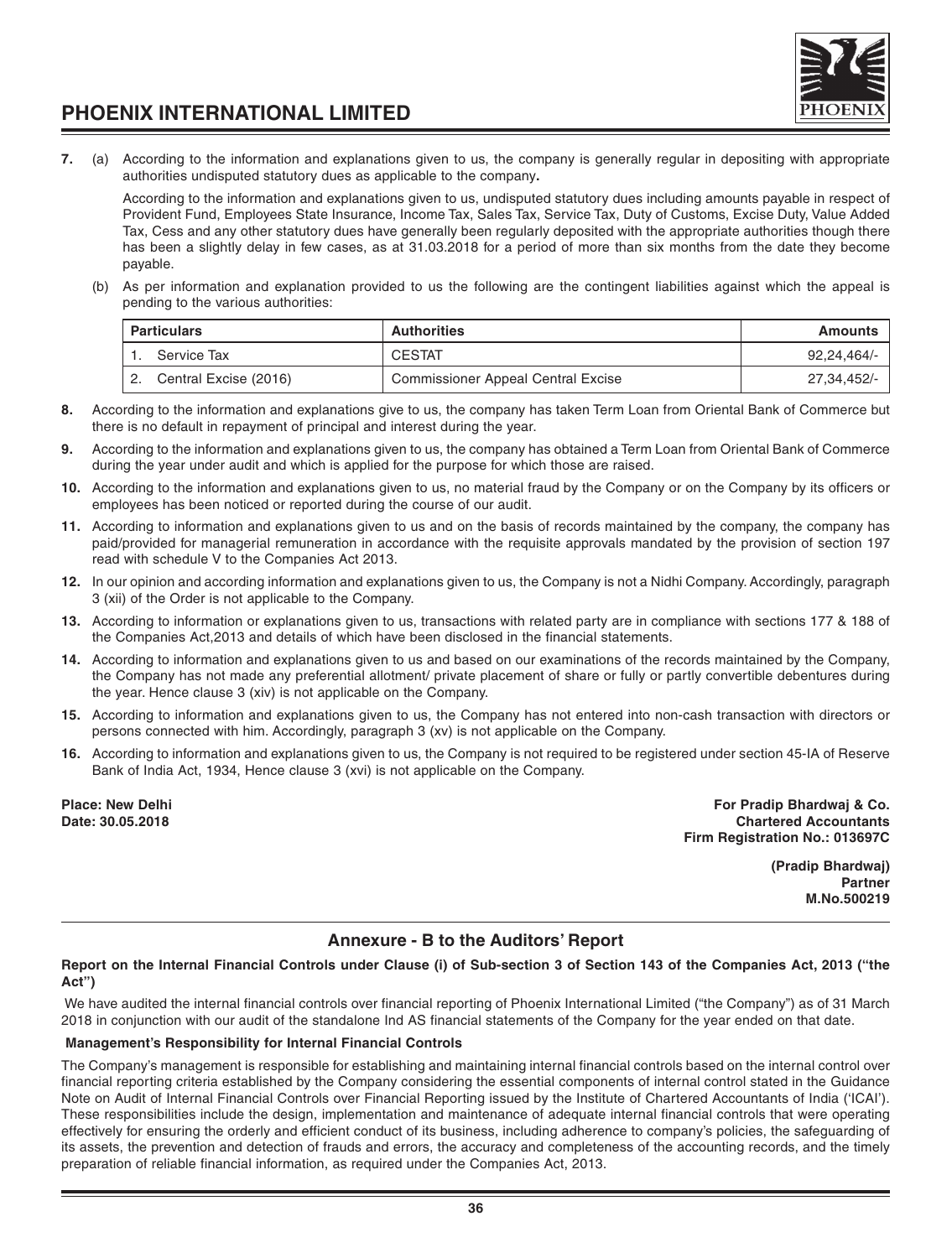7. (a) According to the information and explanations given to us, the company is generally regular in depositing with appropriate authorities undisputed statutory dues as applicable to the company.

According to the information and explanations given to us, undisputed statutory dues including amounts payable in respect of Provident Fund, Employees State Insurance, Income Tax, Sales Tax, Service Tax, Duty of Customs, Excise Duty, Value Added Tax, Cess and any other statutory dues have generally been regularly deposited with the appropriate authorities though there has been a slightly delay in few cases, as at 31.03.2018 for a period of more than six months from the date they become payable.

(b) As per information and explanation provided to us the following are the contingent liabilities against which the appeal is pending to the various authorities:

| Particulars | Authorities | Amounts |
|---|---|---|
| 1. Service Tax | CESTAT | 92,24,464/- |
| 2. Central Excise (2016) | Commissioner Appeal Central Excise | 27,34,452/- |

8. According to the information and explanations give to us, the company has taken Term Loan from Oriental Bank of Commerce but there is no default in repayment of principal and interest during the year.

9. According to the information and explanations given to us, the company has obtained a Term Loan from Oriental Bank of Commerce during the year under audit and which is applied for the purpose for which those are raised.

10. According to the information and explanations given to us, no material fraud by the Company or on the Company by its officers or employees has been noticed or reported during the course of our audit.

11. According to information and explanations given to us and on the basis of records maintained by the company, the company has paid/provided for managerial remuneration in accordance with the requisite approvals mandated by the provision of section 197 read with schedule V to the Companies Act 2013.

12. In our opinion and according information and explanations given to us, the Company is not a Nidhi Company. Accordingly, paragraph 3 (xii) of the Order is not applicable to the Company.

13. According to information or explanations given to us, transactions with related party are in compliance with sections 177 & 188 of the Companies Act,2013 and details of which have been disclosed in the financial statements.

14. According to information and explanations given to us and based on our examinations of the records maintained by the Company, the Company has not made any preferential allotment/ private placement of share or fully or partly convertible debentures during the year. Hence clause 3 (xiv) is not applicable on the Company.

15. According to information and explanations given to us, the Company has not entered into non-cash transaction with directors or persons connected with him. Accordingly, paragraph 3 (xv) is not applicable on the Company.

16. According to information and explanations given to us, the Company is not required to be registered under section 45-IA of Reserve Bank of India Act, 1934, Hence clause 3 (xvi) is not applicable on the Company.

**Place: New Delhi**
**Date: 30.05.2018**

**For Pradip Bhardwaj & Co.**
**Chartered Accountants**
**Firm Registration No.: 013697C**

**(Pradip Bhardwaj)**
**Partner**
**M.No.500219**

## Annexure - B to the Auditors' Report

**Report on the Internal Financial Controls under Clause (i) of Sub-section 3 of Section 143 of the Companies Act, 2013 ("the Act")**

We have audited the internal financial controls over financial reporting of Phoenix International Limited ("the Company") as of 31 March 2018 in conjunction with our audit of the standalone Ind AS financial statements of the Company for the year ended on that date.

**Management's Responsibility for Internal Financial Controls**

The Company's management is responsible for establishing and maintaining internal financial controls based on the internal control over financial reporting criteria established by the Company considering the essential components of internal control stated in the Guidance Note on Audit of Internal Financial Controls over Financial Reporting issued by the Institute of Chartered Accountants of India ('ICAI'). These responsibilities include the design, implementation and maintenance of adequate internal financial controls that were operating effectively for ensuring the orderly and efficient conduct of its business, including adherence to company's policies, the safeguarding of its assets, the prevention and detection of frauds and errors, the accuracy and completeness of the accounting records, and the timely preparation of reliable financial information, as required under the Companies Act, 2013.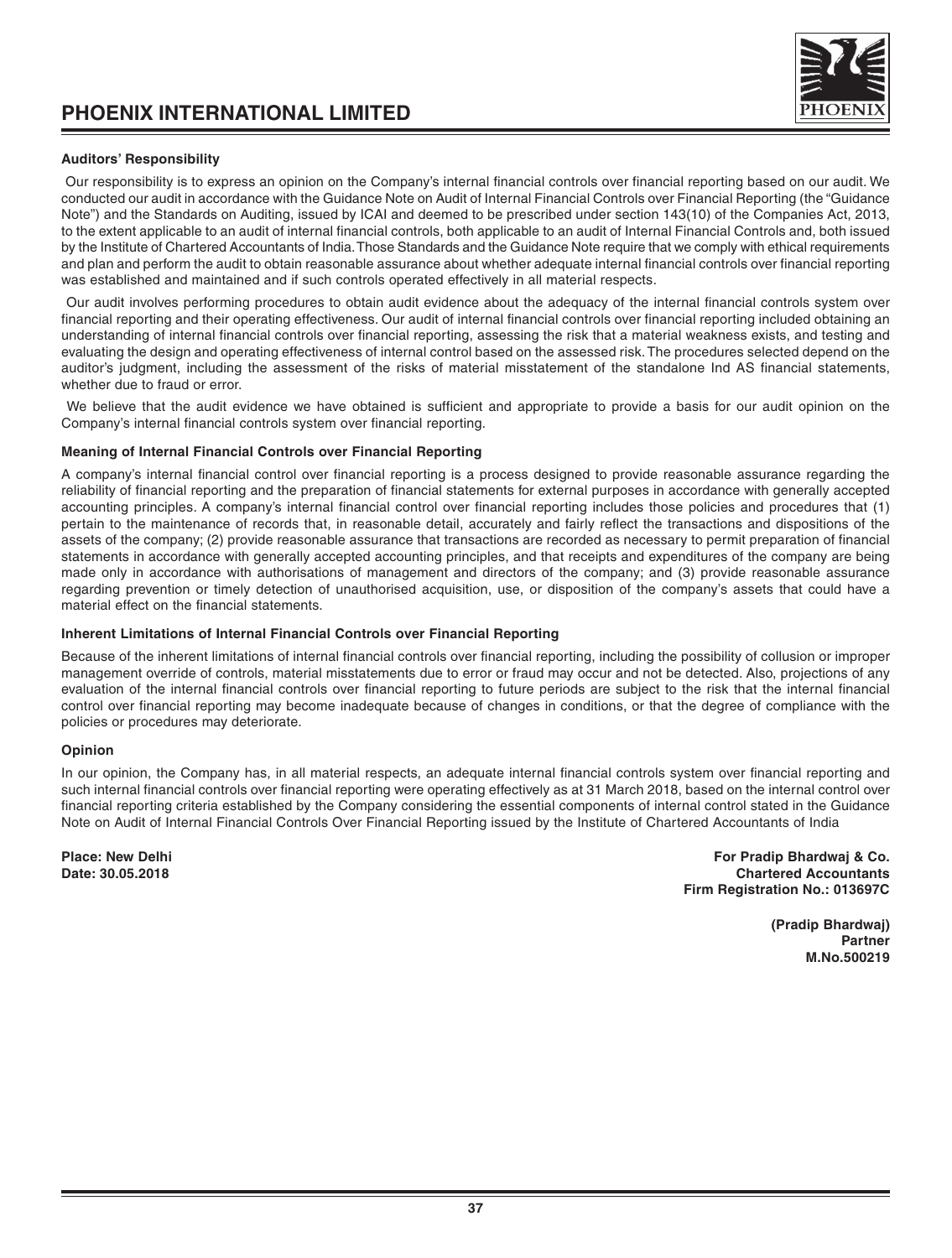**Auditors' Responsibility**

Our responsibility is to express an opinion on the Company's internal financial controls over financial reporting based on our audit. We conducted our audit in accordance with the Guidance Note on Audit of Internal Financial Controls over Financial Reporting (the "Guidance Note") and the Standards on Auditing, issued by ICAI and deemed to be prescribed under section 143(10) of the Companies Act, 2013, to the extent applicable to an audit of internal financial controls, both applicable to an audit of Internal Financial Controls and, both issued by the Institute of Chartered Accountants of India. Those Standards and the Guidance Note require that we comply with ethical requirements and plan and perform the audit to obtain reasonable assurance about whether adequate internal financial controls over financial reporting was established and maintained and if such controls operated effectively in all material respects.

Our audit involves performing procedures to obtain audit evidence about the adequacy of the internal financial controls system over financial reporting and their operating effectiveness. Our audit of internal financial controls over financial reporting included obtaining an understanding of internal financial controls over financial reporting, assessing the risk that a material weakness exists, and testing and evaluating the design and operating effectiveness of internal control based on the assessed risk. The procedures selected depend on the auditor's judgment, including the assessment of the risks of material misstatement of the standalone Ind AS financial statements, whether due to fraud or error.

We believe that the audit evidence we have obtained is sufficient and appropriate to provide a basis for our audit opinion on the Company's internal financial controls system over financial reporting.

**Meaning of Internal Financial Controls over Financial Reporting**

A company's internal financial control over financial reporting is a process designed to provide reasonable assurance regarding the reliability of financial reporting and the preparation of financial statements for external purposes in accordance with generally accepted accounting principles. A company's internal financial control over financial reporting includes those policies and procedures that (1) pertain to the maintenance of records that, in reasonable detail, accurately and fairly reflect the transactions and dispositions of the assets of the company; (2) provide reasonable assurance that transactions are recorded as necessary to permit preparation of financial statements in accordance with generally accepted accounting principles, and that receipts and expenditures of the company are being made only in accordance with authorisations of management and directors of the company; and (3) provide reasonable assurance regarding prevention or timely detection of unauthorised acquisition, use, or disposition of the company's assets that could have a material effect on the financial statements.

**Inherent Limitations of Internal Financial Controls over Financial Reporting**

Because of the inherent limitations of internal financial controls over financial reporting, including the possibility of collusion or improper management override of controls, material misstatements due to error or fraud may occur and not be detected. Also, projections of any evaluation of the internal financial controls over financial reporting to future periods are subject to the risk that the internal financial control over financial reporting may become inadequate because of changes in conditions, or that the degree of compliance with the policies or procedures may deteriorate.

**Opinion**

In our opinion, the Company has, in all material respects, an adequate internal financial controls system over financial reporting and such internal financial controls over financial reporting were operating effectively as at 31 March 2018, based on the internal control over financial reporting criteria established by the Company considering the essential components of internal control stated in the Guidance Note on Audit of Internal Financial Controls Over Financial Reporting issued by the Institute of Chartered Accountants of India

**Place: New Delhi**
**Date: 30.05.2018**

**For Pradip Bhardwaj & Co.**
**Chartered Accountants**
**Firm Registration No.: 013697C**

**(Pradip Bhardwaj)**
**Partner**
**M.No.500219**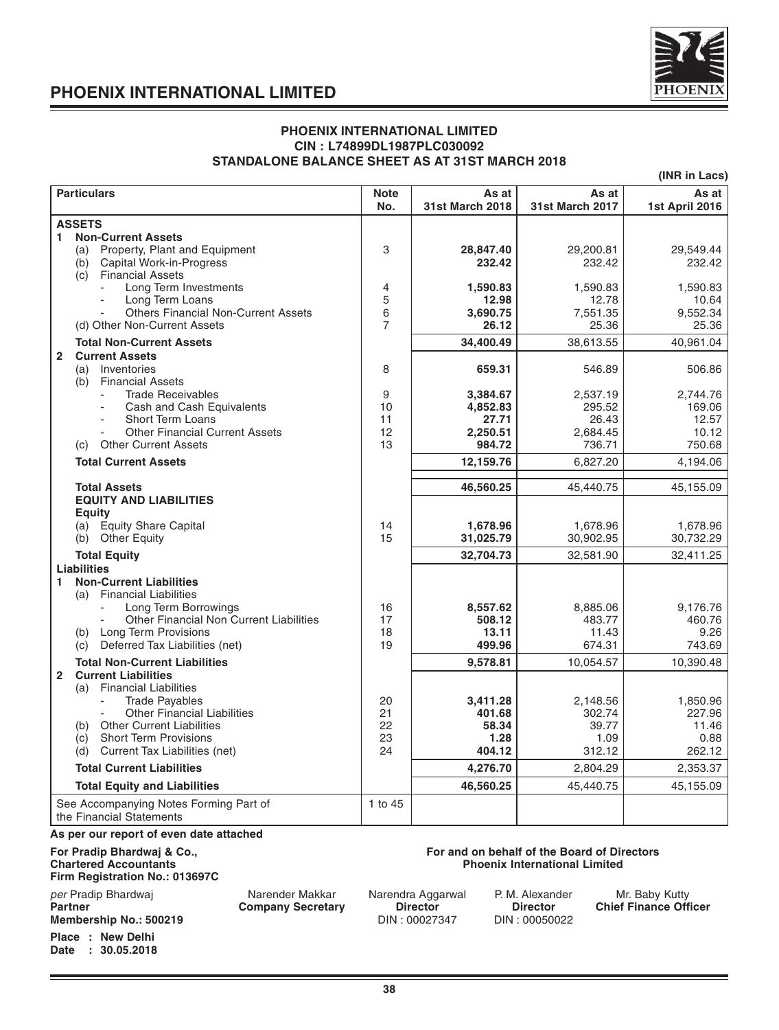## PHOENIX INTERNATIONAL LIMITED
## CIN : L74899DL1987PLC030092
## STANDALONE BALANCE SHEET AS AT 31ST MARCH 2018

(INR in Lacs)

| Particulars | Note No. | As at 31st March 2018 | As at 31st March 2017 | As at 1st April 2016 |
|---|---|---|---|---|
| **ASSETS** | | | | |
| **1 Non-Current Assets** | | | | |
| (a) Property, Plant and Equipment | 3 | **28,847.40** | 29,200.81 | 29,549.44 |
| (b) Capital Work-in-Progress | | **232.42** | 232.42 | 232.42 |
| (c) Financial Assets | | | | |
| - Long Term Investments | 4 | **1,590.83** | 1,590.83 | 1,590.83 |
| - Long Term Loans | 5 | **12.98** | 12.78 | 10.64 |
| - Others Financial Non-Current Assets | 6 | **3,690.75** | 7,551.35 | 9,552.34 |
| (d) Other Non-Current Assets | 7 | **26.12** | 25.36 | 25.36 |
| **Total Non-Current Assets** | | **34,400.49** | 38,613.55 | 40,961.04 |
| **2 Current Assets** | | | | |
| (a) Inventories | 8 | **659.31** | 546.89 | 506.86 |
| (b) Financial Assets | | | | |
| - Trade Receivables | 9 | **3,384.67** | 2,537.19 | 2,744.76 |
| - Cash and Cash Equivalents | 10 | **4,852.83** | 295.52 | 169.06 |
| - Short Term Loans | 11 | **27.71** | 26.43 | 12.57 |
| - Other Financial Current Assets | 12 | **2,250.51** | 2,684.45 | 10.12 |
| (c) Other Current Assets | 13 | **984.72** | 736.71 | 750.68 |
| **Total Current Assets** | | **12,159.76** | 6,827.20 | 4,194.06 |
| **Total Assets** | | **46,560.25** | 45,440.75 | 45,155.09 |
| **EQUITY AND LIABILITIES** | | | | |
| **Equity** | | | | |
| (a) Equity Share Capital | 14 | **1,678.96** | 1,678.96 | 1,678.96 |
| (b) Other Equity | 15 | **31,025.79** | 30,902.95 | 30,732.29 |
| **Total Equity** | | **32,704.73** | 32,581.90 | 32,411.25 |
| **Liabilities** | | | | |
| **1 Non-Current Liabilities** | | | | |
| (a) Financial Liabilities | | | | |
| - Long Term Borrowings | 16 | **8,557.62** | 8,885.06 | 9,176.76 |
| - Other Financial Non Current Liabilities | 17 | **508.12** | 483.77 | 460.76 |
| (b) Long Term Provisions | 18 | **13.11** | 11.43 | 9.26 |
| (c) Deferred Tax Liabilities (net) | 19 | **499.96** | 674.31 | 743.69 |
| **Total Non-Current Liabilities** | | **9,578.81** | 10,054.57 | 10,390.48 |
| **2 Current Liabilities** | | | | |
| (a) Financial Liabilities | | | | |
| - Trade Payables | 20 | **3,411.28** | 2,148.56 | 1,850.96 |
| - Other Financial Liabilities | 21 | **401.68** | 302.74 | 227.96 |
| (b) Other Current Liabilities | 22 | **58.34** | 39.77 | 11.46 |
| (c) Short Term Provisions | 23 | **1.28** | 1.09 | 0.88 |
| (d) Current Tax Liabilities (net) | 24 | **404.12** | 312.12 | 262.12 |
| **Total Current Liabilities** | | **4,276.70** | 2,804.29 | 2,353.37 |
| **Total Equity and Liabilities** | | **46,560.25** | 45,440.75 | 45,155.09 |
| See Accompanying Notes Forming Part of the Financial Statements | 1 to 45 | | | |

**As per our report of even date attached**

**For Pradip Bhardwaj & Co.,**
**Chartered Accountants**
**Firm Registration No.: 013697C**

*per* Pradip Bhardwaj
**Partner**
**Membership No.: 500219**

**For and on behalf of the Board of Directors**
**Phoenix International Limited**

Narender Makkar
**Company Secretary**

Narendra Aggarwal
**Director**
DIN : 00027347

P. M. Alexander
**Director**
DIN : 00050022

Mr. Baby Kutty
**Chief Finance Officer**

**Place : New Delhi**
**Date : 30.05.2018**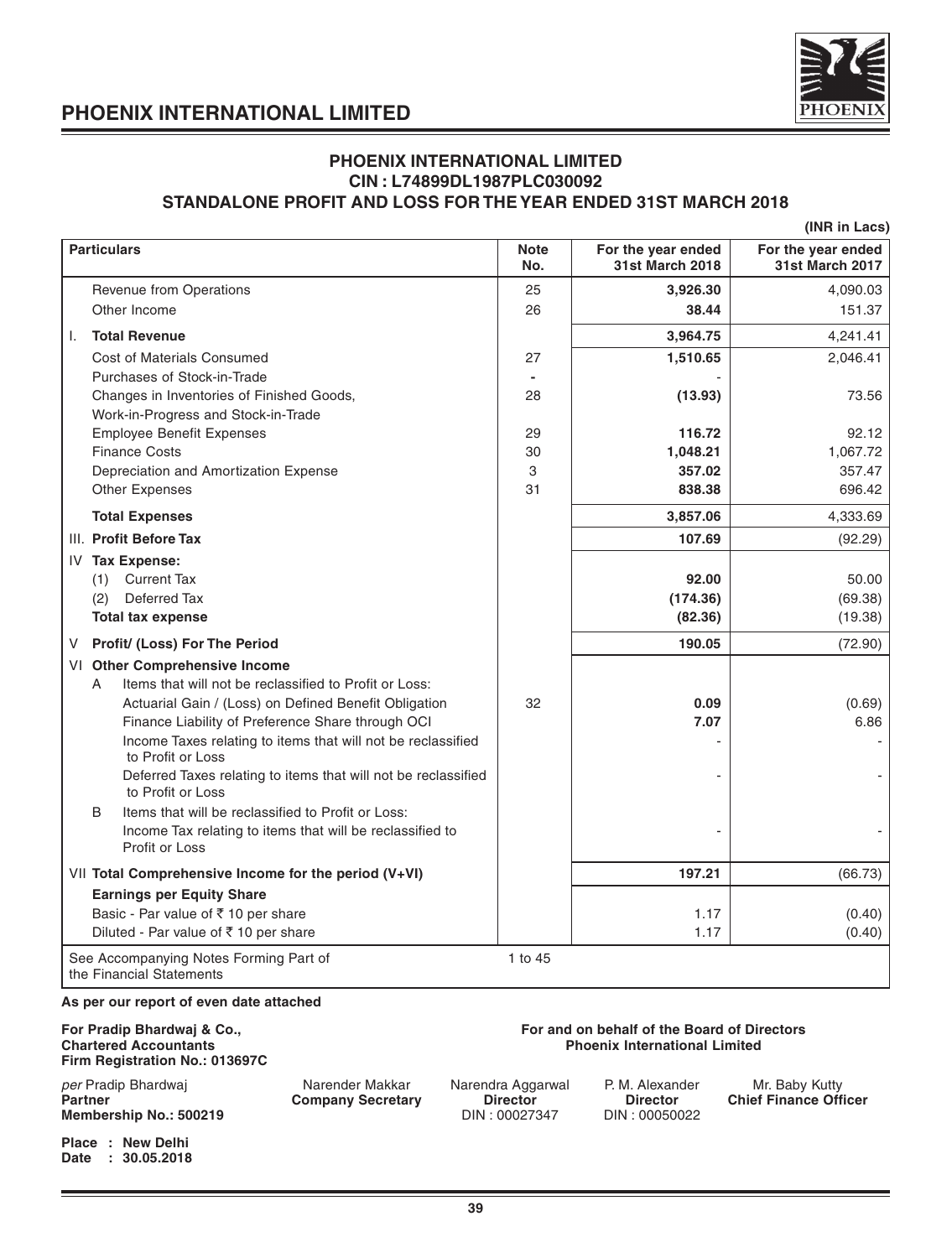# PHOENIX INTERNATIONAL LIMITED

## PHOENIX INTERNATIONAL LIMITED
## CIN : L74899DL1987PLC030092
## STANDALONE PROFIT AND LOSS FOR THE YEAR ENDED 31ST MARCH 2018

**(INR in Lacs)**

| Particulars | Note No. | For the year ended 31st March 2018 | For the year ended 31st March 2017 |
|---|---|---|---|
| Revenue from Operations | 25 | **3,926.30** | 4,090.03 |
| Other Income | 26 | **38.44** | 151.37 |
| I. **Total Revenue** | | **3,964.75** | 4,241.41 |
| Cost of Materials Consumed | 27 | **1,510.65** | 2,046.41 |
| Purchases of Stock-in-Trade | - | | - |
| Changes in Inventories of Finished Goods, Work-in-Progress and Stock-in-Trade | 28 | **(13.93)** | 73.56 |
| Employee Benefit Expenses | 29 | **116.72** | 92.12 |
| Finance Costs | 30 | **1,048.21** | 1,067.72 |
| Depreciation and Amortization Expense | 3 | **357.02** | 357.47 |
| Other Expenses | 31 | **838.38** | 696.42 |
| **Total Expenses** | | **3,857.06** | 4,333.69 |
| III. **Profit Before Tax** | | **107.69** | (92.29) |
| IV **Tax Expense:** | | | |
| (1) Current Tax | | **92.00** | 50.00 |
| (2) Deferred Tax | | **(174.36)** | (69.38) |
| **Total tax expense** | | **(82.36)** | (19.38) |
| V **Profit/ (Loss) For The Period** | | **190.05** | (72.90) |
| VI **Other Comprehensive Income** | | | |
| A Items that will not be reclassified to Profit or Loss: | | | |
| Actuarial Gain / (Loss) on Defined Benefit Obligation | 32 | **0.09** | (0.69) |
| Finance Liability of Preference Share through OCI | | **7.07** | 6.86 |
| Income Taxes relating to items that will not be reclassified to Profit or Loss | | - | - |
| Deferred Taxes relating to items that will not be reclassified to Profit or Loss | | - | - |
| B Items that will be reclassified to Profit or Loss: | | | |
| Income Tax relating to items that will be reclassified to Profit or Loss | | - | - |
| VII **Total Comprehensive Income for the period (V+VI)** | | **197.21** | (66.73) |
| **Earnings per Equity Share** | | | |
| Basic - Par value of ₹ 10 per share | | 1.17 | (0.40) |
| Diluted - Par value of ₹ 10 per share | | 1.17 | (0.40) |
| See Accompanying Notes Forming Part of the Financial Statements | 1 to 45 | | |

**As per our report of even date attached**

**For Pradip Bhardwaj & Co.,**
**Chartered Accountants**
**Firm Registration No.: 013697C**

*per* Pradip Bhardwaj
**Partner**
**Membership No.: 500219**

**For and on behalf of the Board of Directors**
**Phoenix International Limited**

| Narender Makkar | Narendra Aggarwal | P. M. Alexander | Mr. Baby Kutty |
|---|---|---|---|
| **Company Secretary** | **Director** | **Director** | **Chief Finance Officer** |
| | DIN : 00027347 | DIN : 00050022 | |

**Place : New Delhi**
**Date : 30.05.2018**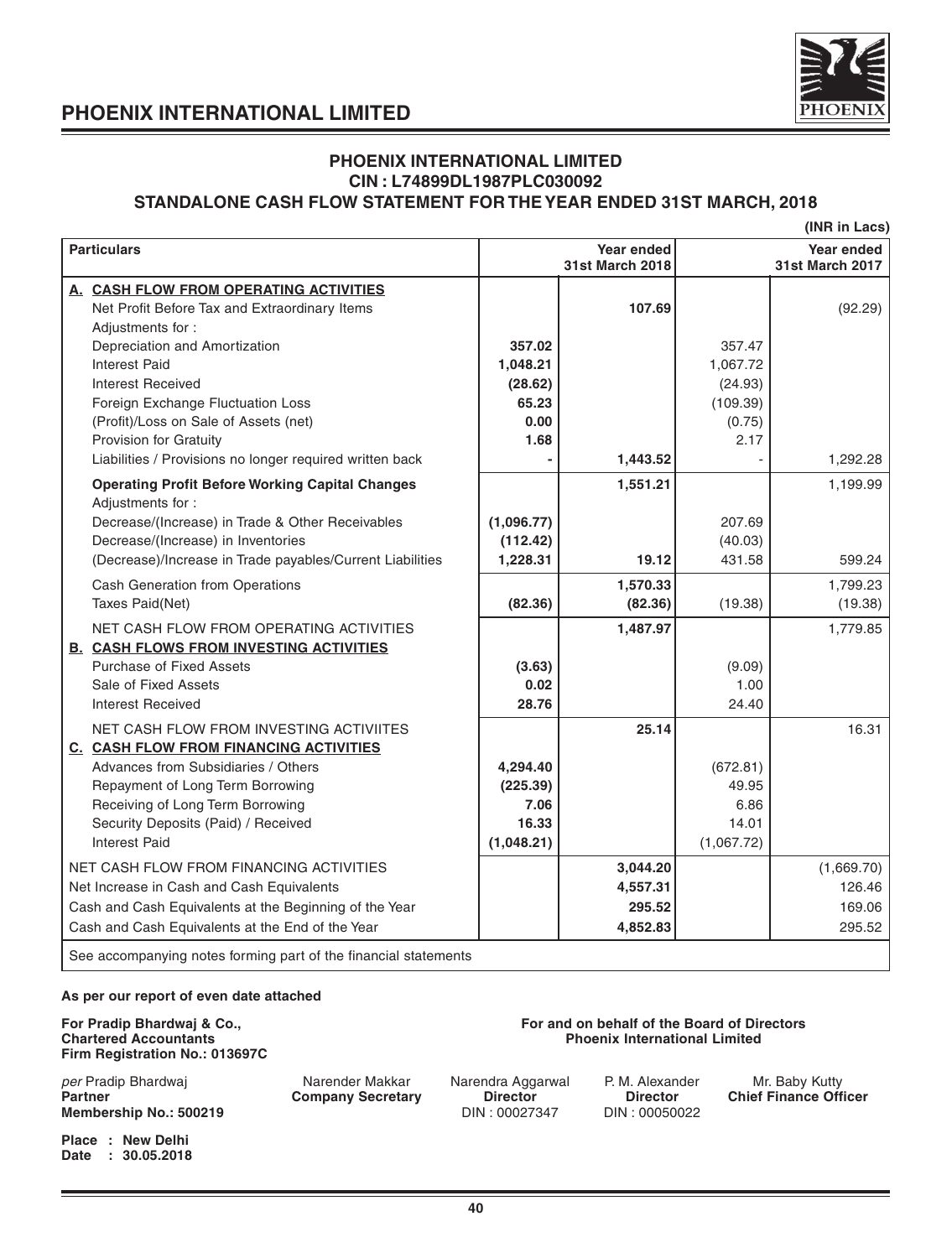## PHOENIX INTERNATIONAL LIMITED

### PHOENIX INTERNATIONAL LIMITED
### CIN : L74899DL1987PLC030092
### STANDALONE CASH FLOW STATEMENT FOR THE YEAR ENDED 31ST MARCH, 2018

(INR in Lacs)

| Particulars | | Year ended 31st March 2018 | | Year ended 31st March 2017 |
|---|---|---|---|---|
| **A. CASH FLOW FROM OPERATING ACTIVITIES** | | | | |
| Net Profit Before Tax and Extraordinary Items | | **107.69** | | (92.29) |
| Adjustments for : | | | | |
| Depreciation and Amortization | **357.02** | | 357.47 | |
| Interest Paid | **1,048.21** | | 1,067.72 | |
| Interest Received | **(28.62)** | | (24.93) | |
| Foreign Exchange Fluctuation Loss | **65.23** | | (109.39) | |
| (Profit)/Loss on Sale of Assets (net) | **0.00** | | (0.75) | |
| Provision for Gratuity | **1.68** | | 2.17 | |
| Liabilities / Provisions no longer required written back | **-** | **1,443.52** | - | 1,292.28 |
| **Operating Profit Before Working Capital Changes** | | **1,551.21** | | 1,199.99 |
| Adjustments for : | | | | |
| Decrease/(Increase) in Trade & Other Receivables | **(1,096.77)** | | 207.69 | |
| Decrease/(Increase) in Inventories | **(112.42)** | | (40.03) | |
| (Decrease)/Increase in Trade payables/Current Liabilities | **1,228.31** | **19.12** | 431.58 | 599.24 |
| Cash Generation from Operations | | **1,570.33** | | 1,799.23 |
| Taxes Paid(Net) | **(82.36)** | **(82.36)** | (19.38) | (19.38) |
| NET CASH FLOW FROM OPERATING ACTIVITIES | | **1,487.97** | | 1,779.85 |
| **B. CASH FLOWS FROM INVESTING ACTIVITIES** | | | | |
| Purchase of Fixed Assets | **(3.63)** | | (9.09) | |
| Sale of Fixed Assets | **0.02** | | 1.00 | |
| Interest Received | **28.76** | | 24.40 | |
| NET CASH FLOW FROM INVESTING ACTIVIITES | | **25.14** | | 16.31 |
| **C. CASH FLOW FROM FINANCING ACTIVITIES** | | | | |
| Advances from Subsidiaries / Others | **4,294.40** | | (672.81) | |
| Repayment of Long Term Borrowing | **(225.39)** | | 49.95 | |
| Receiving of Long Term Borrowing | **7.06** | | 6.86 | |
| Security Deposits (Paid) / Received | **16.33** | | 14.01 | |
| Interest Paid | **(1,048.21)** | | (1,067.72) | |
| NET CASH FLOW FROM FINANCING ACTIVITIES | | **3,044.20** | | (1,669.70) |
| Net Increase in Cash and Cash Equivalents | | **4,557.31** | | 126.46 |
| Cash and Cash Equivalents at the Beginning of the Year | | **295.52** | | 169.06 |
| Cash and Cash Equivalents at the End of the Year | | **4,852.83** | | 295.52 |

See accompanying notes forming part of the financial statements

**As per our report of even date attached**

**For Pradip Bhardwaj & Co.,**
**Chartered Accountants**
**Firm Registration No.: 013697C**

**For and on behalf of the Board of Directors**
**Phoenix International Limited**

*per* Pradip Bhardwaj
**Partner**
**Membership No.: 500219**

Narender Makkar
**Company Secretary**

Narendra Aggarwal
**Director**
DIN : 00027347

P. M. Alexander
**Director**
DIN : 00050022

Mr. Baby Kutty
**Chief Finance Officer**

**Place : New Delhi**
**Date : 30.05.2018**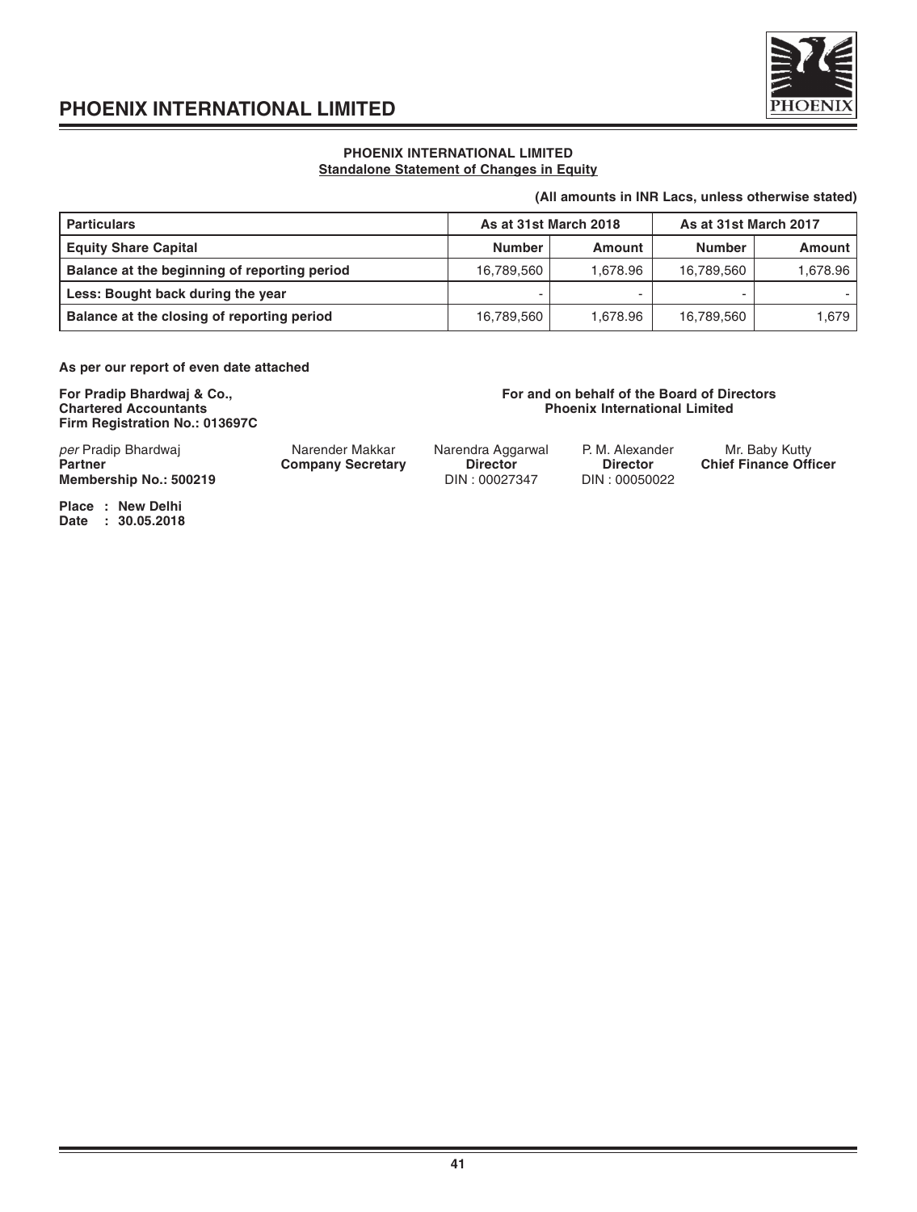## PHOENIX INTERNATIONAL LIMITED

**Standalone Statement of Changes in Equity**

**(All amounts in INR Lacs, unless otherwise stated)**

| Particulars | As at 31st March 2018 | | As at 31st March 2017 | |
|---|---|---|---|---|
| **Equity Share Capital** | **Number** | **Amount** | **Number** | **Amount** |
| **Balance at the beginning of reporting period** | 16,789,560 | 1,678.96 | 16,789,560 | 1,678.96 |
| **Less: Bought back during the year** | - | - | - | - |
| **Balance at the closing of reporting period** | 16,789,560 | 1,678.96 | 16,789,560 | 1,679 |

**As per our report of even date attached**

**For Pradip Bhardwaj & Co.,**
**Chartered Accountants**
**Firm Registration No.: 013697C**

*per* Pradip Bhardwaj
**Partner**
**Membership No.: 500219**

**For and on behalf of the Board of Directors**
**Phoenix International Limited**

Narender Makkar
**Company Secretary**

Narendra Aggarwal
**Director**
DIN : 00027347

P. M. Alexander
**Director**
DIN : 00050022

Mr. Baby Kutty
**Chief Finance Officer**

**Place : New Delhi**
**Date : 30.05.2018**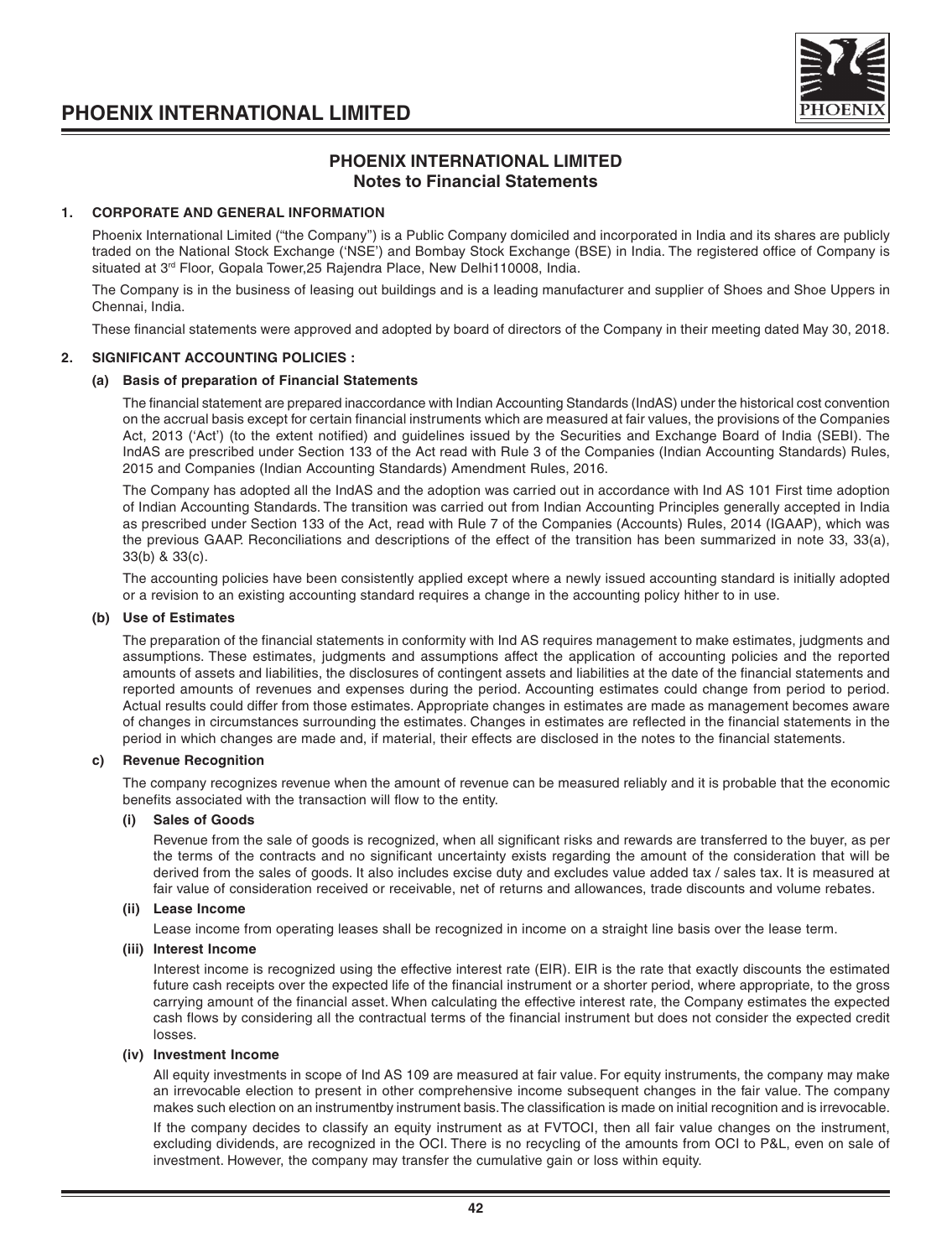# PHOENIX INTERNATIONAL LIMITED
## Notes to Financial Statements

### 1. CORPORATE AND GENERAL INFORMATION

Phoenix International Limited ("the Company") is a Public Company domiciled and incorporated in India and its shares are publicly traded on the National Stock Exchange ('NSE') and Bombay Stock Exchange (BSE) in India. The registered office of Company is situated at 3rd Floor, Gopala Tower,25 Rajendra Place, New Delhi110008, India.

The Company is in the business of leasing out buildings and is a leading manufacturer and supplier of Shoes and Shoe Uppers in Chennai, India.

These financial statements were approved and adopted by board of directors of the Company in their meeting dated May 30, 2018.

### 2. SIGNIFICANT ACCOUNTING POLICIES :

#### (a) Basis of preparation of Financial Statements

The financial statement are prepared inaccordance with Indian Accounting Standards (IndAS) under the historical cost convention on the accrual basis except for certain financial instruments which are measured at fair values, the provisions of the Companies Act, 2013 ('Act') (to the extent notified) and guidelines issued by the Securities and Exchange Board of India (SEBI). The IndAS are prescribed under Section 133 of the Act read with Rule 3 of the Companies (Indian Accounting Standards) Rules, 2015 and Companies (Indian Accounting Standards) Amendment Rules, 2016.

The Company has adopted all the IndAS and the adoption was carried out in accordance with Ind AS 101 First time adoption of Indian Accounting Standards. The transition was carried out from Indian Accounting Principles generally accepted in India as prescribed under Section 133 of the Act, read with Rule 7 of the Companies (Accounts) Rules, 2014 (IGAAP), which was the previous GAAP. Reconciliations and descriptions of the effect of the transition has been summarized in note 33, 33(a), 33(b) & 33(c).

The accounting policies have been consistently applied except where a newly issued accounting standard is initially adopted or a revision to an existing accounting standard requires a change in the accounting policy hither to in use.

#### (b) Use of Estimates

The preparation of the financial statements in conformity with Ind AS requires management to make estimates, judgments and assumptions. These estimates, judgments and assumptions affect the application of accounting policies and the reported amounts of assets and liabilities, the disclosures of contingent assets and liabilities at the date of the financial statements and reported amounts of revenues and expenses during the period. Accounting estimates could change from period to period. Actual results could differ from those estimates. Appropriate changes in estimates are made as management becomes aware of changes in circumstances surrounding the estimates. Changes in estimates are reflected in the financial statements in the period in which changes are made and, if material, their effects are disclosed in the notes to the financial statements.

#### c) Revenue Recognition

The company recognizes revenue when the amount of revenue can be measured reliably and it is probable that the economic benefits associated with the transaction will flow to the entity.

##### (i) Sales of Goods

Revenue from the sale of goods is recognized, when all significant risks and rewards are transferred to the buyer, as per the terms of the contracts and no significant uncertainty exists regarding the amount of the consideration that will be derived from the sales of goods. It also includes excise duty and excludes value added tax / sales tax. It is measured at fair value of consideration received or receivable, net of returns and allowances, trade discounts and volume rebates.

##### (ii) Lease Income

Lease income from operating leases shall be recognized in income on a straight line basis over the lease term.

##### (iii) Interest Income

Interest income is recognized using the effective interest rate (EIR). EIR is the rate that exactly discounts the estimated future cash receipts over the expected life of the financial instrument or a shorter period, where appropriate, to the gross carrying amount of the financial asset. When calculating the effective interest rate, the Company estimates the expected cash flows by considering all the contractual terms of the financial instrument but does not consider the expected credit losses.

##### (iv) Investment Income

All equity investments in scope of Ind AS 109 are measured at fair value. For equity instruments, the company may make an irrevocable election to present in other comprehensive income subsequent changes in the fair value. The company makes such election on an instrumentby instrument basis. The classification is made on initial recognition and is irrevocable.

If the company decides to classify an equity instrument as at FVTOCI, then all fair value changes on the instrument, excluding dividends, are recognized in the OCI. There is no recycling of the amounts from OCI to P&L, even on sale of investment. However, the company may transfer the cumulative gain or loss within equity.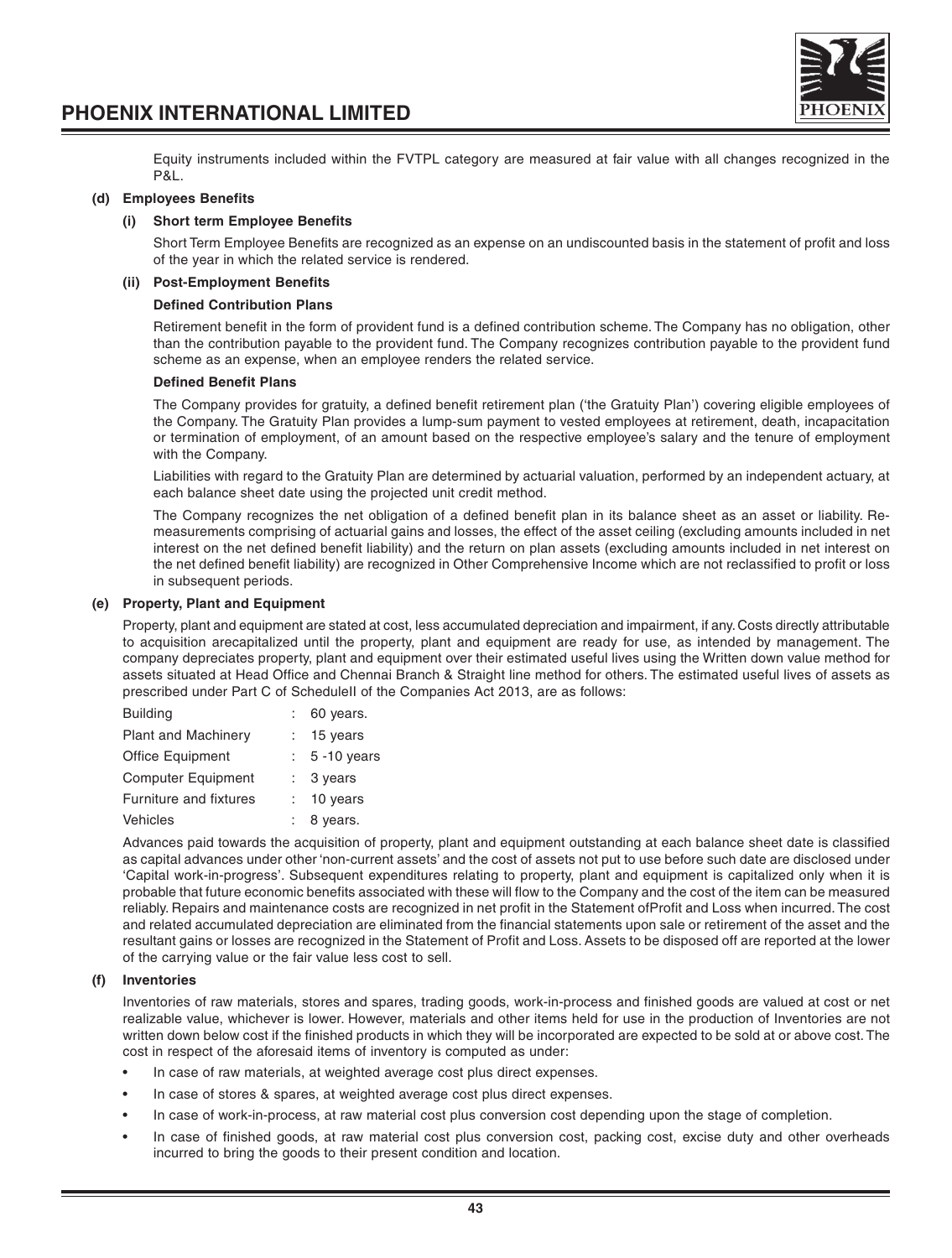Equity instruments included within the FVTPL category are measured at fair value with all changes recognized in the P&L.

### (d) Employees Benefits

#### (i) Short term Employee Benefits

Short Term Employee Benefits are recognized as an expense on an undiscounted basis in the statement of profit and loss of the year in which the related service is rendered.

#### (ii) Post-Employment Benefits

**Defined Contribution Plans**

Retirement benefit in the form of provident fund is a defined contribution scheme. The Company has no obligation, other than the contribution payable to the provident fund. The Company recognizes contribution payable to the provident fund scheme as an expense, when an employee renders the related service.

**Defined Benefit Plans**

The Company provides for gratuity, a defined benefit retirement plan ('the Gratuity Plan') covering eligible employees of the Company. The Gratuity Plan provides a lump-sum payment to vested employees at retirement, death, incapacitation or termination of employment, of an amount based on the respective employee's salary and the tenure of employment with the Company.

Liabilities with regard to the Gratuity Plan are determined by actuarial valuation, performed by an independent actuary, at each balance sheet date using the projected unit credit method.

The Company recognizes the net obligation of a defined benefit plan in its balance sheet as an asset or liability. Re-measurements comprising of actuarial gains and losses, the effect of the asset ceiling (excluding amounts included in net interest on the net defined benefit liability) and the return on plan assets (excluding amounts included in net interest on the net defined benefit liability) are recognized in Other Comprehensive Income which are not reclassified to profit or loss in subsequent periods.

### (e) Property, Plant and Equipment

Property, plant and equipment are stated at cost, less accumulated depreciation and impairment, if any. Costs directly attributable to acquisition arecapitalized until the property, plant and equipment are ready for use, as intended by management. The company depreciates property, plant and equipment over their estimated useful lives using the Written down value method for assets situated at Head Office and Chennai Branch & Straight line method for others. The estimated useful lives of assets as prescribed under Part C of ScheduleII of the Companies Act 2013, are as follows:

| | | |
|---|---|---|
| Building | : | 60 years. |
| Plant and Machinery | : | 15 years |
| Office Equipment | : | 5 -10 years |
| Computer Equipment | : | 3 years |
| Furniture and fixtures | : | 10 years |
| Vehicles | : | 8 years. |

Advances paid towards the acquisition of property, plant and equipment outstanding at each balance sheet date is classified as capital advances under other 'non-current assets' and the cost of assets not put to use before such date are disclosed under 'Capital work-in-progress'. Subsequent expenditures relating to property, plant and equipment is capitalized only when it is probable that future economic benefits associated with these will flow to the Company and the cost of the item can be measured reliably. Repairs and maintenance costs are recognized in net profit in the Statement ofProfit and Loss when incurred. The cost and related accumulated depreciation are eliminated from the financial statements upon sale or retirement of the asset and the resultant gains or losses are recognized in the Statement of Profit and Loss. Assets to be disposed off are reported at the lower of the carrying value or the fair value less cost to sell.

### (f) Inventories

Inventories of raw materials, stores and spares, trading goods, work-in-process and finished goods are valued at cost or net realizable value, whichever is lower. However, materials and other items held for use in the production of Inventories are not written down below cost if the finished products in which they will be incorporated are expected to be sold at or above cost. The cost in respect of the aforesaid items of inventory is computed as under:

- In case of raw materials, at weighted average cost plus direct expenses.
- In case of stores & spares, at weighted average cost plus direct expenses.
- In case of work-in-process, at raw material cost plus conversion cost depending upon the stage of completion.
- In case of finished goods, at raw material cost plus conversion cost, packing cost, excise duty and other overheads incurred to bring the goods to their present condition and location.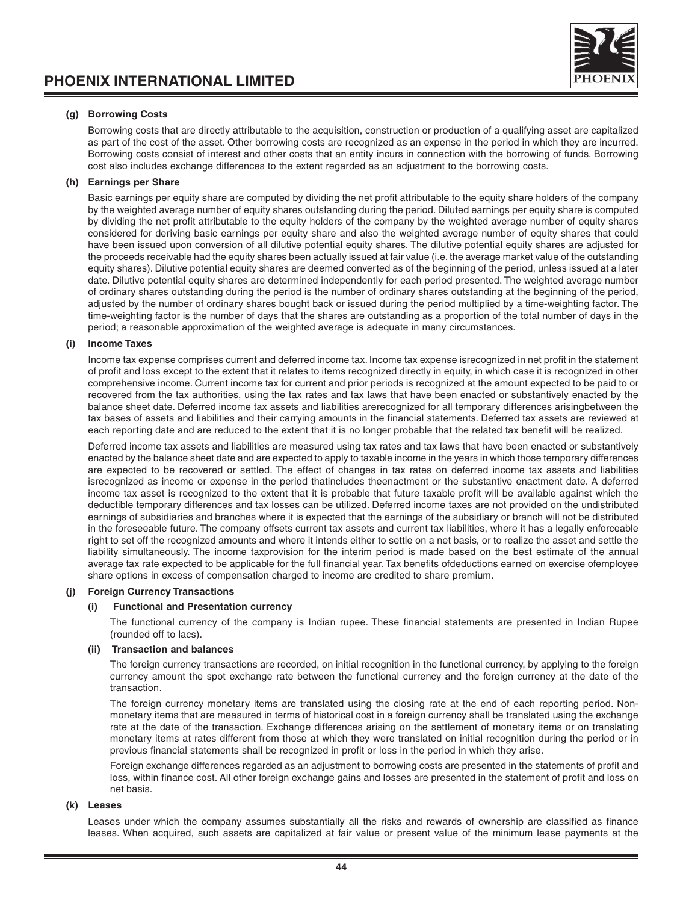**(g) Borrowing Costs**

Borrowing costs that are directly attributable to the acquisition, construction or production of a qualifying asset are capitalized as part of the cost of the asset. Other borrowing costs are recognized as an expense in the period in which they are incurred. Borrowing costs consist of interest and other costs that an entity incurs in connection with the borrowing of funds. Borrowing cost also includes exchange differences to the extent regarded as an adjustment to the borrowing costs.

**(h) Earnings per Share**

Basic earnings per equity share are computed by dividing the net profit attributable to the equity share holders of the company by the weighted average number of equity shares outstanding during the period. Diluted earnings per equity share is computed by dividing the net profit attributable to the equity holders of the company by the weighted average number of equity shares considered for deriving basic earnings per equity share and also the weighted average number of equity shares that could have been issued upon conversion of all dilutive potential equity shares. The dilutive potential equity shares are adjusted for the proceeds receivable had the equity shares been actually issued at fair value (i.e. the average market value of the outstanding equity shares). Dilutive potential equity shares are deemed converted as of the beginning of the period, unless issued at a later date. Dilutive potential equity shares are determined independently for each period presented. The weighted average number of ordinary shares outstanding during the period is the number of ordinary shares outstanding at the beginning of the period, adjusted by the number of ordinary shares bought back or issued during the period multiplied by a time-weighting factor. The time-weighting factor is the number of days that the shares are outstanding as a proportion of the total number of days in the period; a reasonable approximation of the weighted average is adequate in many circumstances.

**(i) Income Taxes**

Income tax expense comprises current and deferred income tax. Income tax expense isrecognized in net profit in the statement of profit and loss except to the extent that it relates to items recognized directly in equity, in which case it is recognized in other comprehensive income. Current income tax for current and prior periods is recognized at the amount expected to be paid to or recovered from the tax authorities, using the tax rates and tax laws that have been enacted or substantively enacted by the balance sheet date. Deferred income tax assets and liabilities arerecognized for all temporary differences arisingbetween the tax bases of assets and liabilities and their carrying amounts in the financial statements. Deferred tax assets are reviewed at each reporting date and are reduced to the extent that it is no longer probable that the related tax benefit will be realized.

Deferred income tax assets and liabilities are measured using tax rates and tax laws that have been enacted or substantively enacted by the balance sheet date and are expected to apply to taxable income in the years in which those temporary differences are expected to be recovered or settled. The effect of changes in tax rates on deferred income tax assets and liabilities isrecognized as income or expense in the period thatincludes theenactment or the substantive enactment date. A deferred income tax asset is recognized to the extent that it is probable that future taxable profit will be available against which the deductible temporary differences and tax losses can be utilized. Deferred income taxes are not provided on the undistributed earnings of subsidiaries and branches where it is expected that the earnings of the subsidiary or branch will not be distributed in the foreseeable future. The company offsets current tax assets and current tax liabilities, where it has a legally enforceable right to set off the recognized amounts and where it intends either to settle on a net basis, or to realize the asset and settle the liability simultaneously. The income taxprovision for the interim period is made based on the best estimate of the annual average tax rate expected to be applicable for the full financial year. Tax benefits ofdeductions earned on exercise ofemployee share options in excess of compensation charged to income are credited to share premium.

**(j) Foreign Currency Transactions**

**(i) Functional and Presentation currency**

The functional currency of the company is Indian rupee. These financial statements are presented in Indian Rupee (rounded off to lacs).

**(ii) Transaction and balances**

The foreign currency transactions are recorded, on initial recognition in the functional currency, by applying to the foreign currency amount the spot exchange rate between the functional currency and the foreign currency at the date of the transaction.

The foreign currency monetary items are translated using the closing rate at the end of each reporting period. Non-monetary items that are measured in terms of historical cost in a foreign currency shall be translated using the exchange rate at the date of the transaction. Exchange differences arising on the settlement of monetary items or on translating monetary items at rates different from those at which they were translated on initial recognition during the period or in previous financial statements shall be recognized in profit or loss in the period in which they arise.

Foreign exchange differences regarded as an adjustment to borrowing costs are presented in the statements of profit and loss, within finance cost. All other foreign exchange gains and losses are presented in the statement of profit and loss on net basis.

**(k) Leases**

Leases under which the company assumes substantially all the risks and rewards of ownership are classified as finance leases. When acquired, such assets are capitalized at fair value or present value of the minimum lease payments at the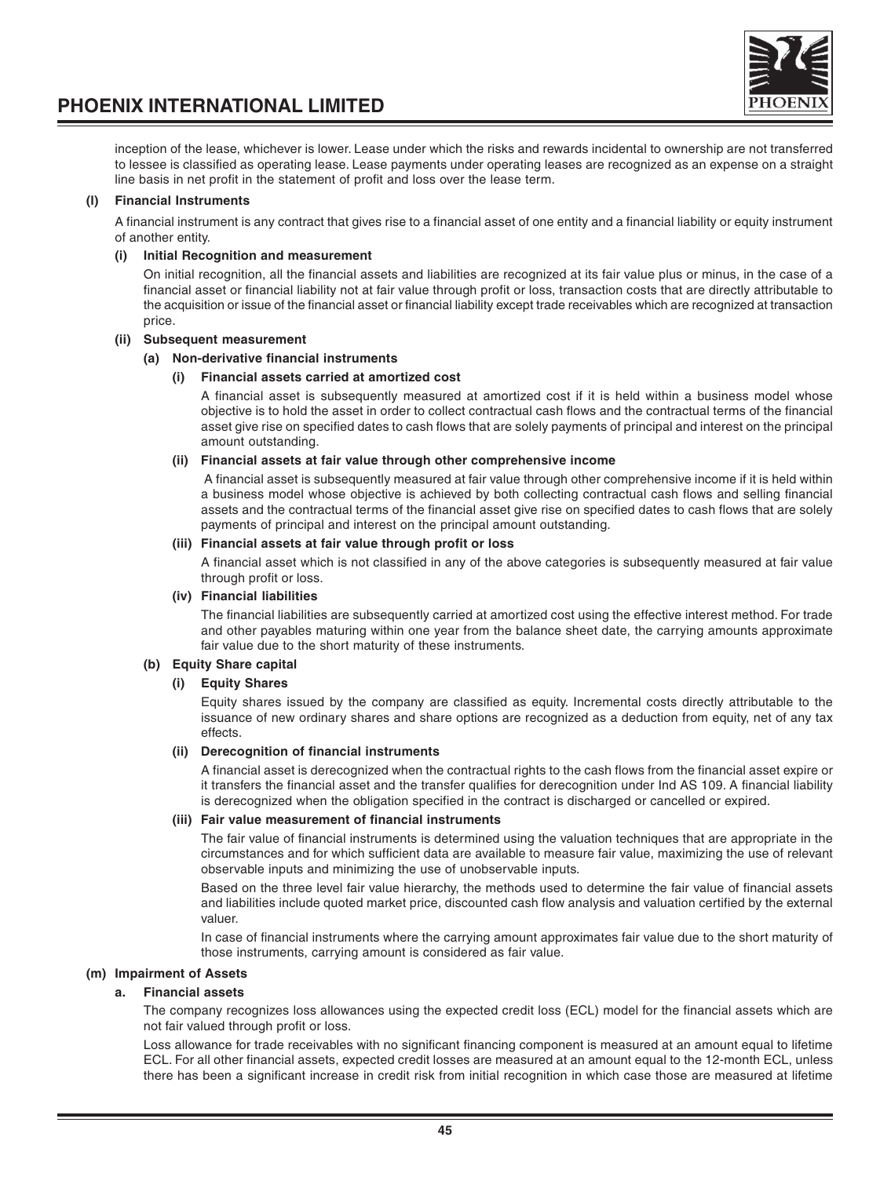inception of the lease, whichever is lower. Lease under which the risks and rewards incidental to ownership are not transferred to lessee is classified as operating lease. Lease payments under operating leases are recognized as an expense on a straight line basis in net profit in the statement of profit and loss over the lease term.

**(l) Financial Instruments**

A financial instrument is any contract that gives rise to a financial asset of one entity and a financial liability or equity instrument of another entity.

**(i) Initial Recognition and measurement**

On initial recognition, all the financial assets and liabilities are recognized at its fair value plus or minus, in the case of a financial asset or financial liability not at fair value through profit or loss, transaction costs that are directly attributable to the acquisition or issue of the financial asset or financial liability except trade receivables which are recognized at transaction price.

**(ii) Subsequent measurement**

**(a) Non-derivative financial instruments**

**(i) Financial assets carried at amortized cost**

A financial asset is subsequently measured at amortized cost if it is held within a business model whose objective is to hold the asset in order to collect contractual cash flows and the contractual terms of the financial asset give rise on specified dates to cash flows that are solely payments of principal and interest on the principal amount outstanding.

**(ii) Financial assets at fair value through other comprehensive income**

A financial asset is subsequently measured at fair value through other comprehensive income if it is held within a business model whose objective is achieved by both collecting contractual cash flows and selling financial assets and the contractual terms of the financial asset give rise on specified dates to cash flows that are solely payments of principal and interest on the principal amount outstanding.

**(iii) Financial assets at fair value through profit or loss**

A financial asset which is not classified in any of the above categories is subsequently measured at fair value through profit or loss.

**(iv) Financial liabilities**

The financial liabilities are subsequently carried at amortized cost using the effective interest method. For trade and other payables maturing within one year from the balance sheet date, the carrying amounts approximate fair value due to the short maturity of these instruments.

**(b) Equity Share capital**

**(i) Equity Shares**

Equity shares issued by the company are classified as equity. Incremental costs directly attributable to the issuance of new ordinary shares and share options are recognized as a deduction from equity, net of any tax effects.

**(ii) Derecognition of financial instruments**

A financial asset is derecognized when the contractual rights to the cash flows from the financial asset expire or it transfers the financial asset and the transfer qualifies for derecognition under Ind AS 109. A financial liability is derecognized when the obligation specified in the contract is discharged or cancelled or expired.

**(iii) Fair value measurement of financial instruments**

The fair value of financial instruments is determined using the valuation techniques that are appropriate in the circumstances and for which sufficient data are available to measure fair value, maximizing the use of relevant observable inputs and minimizing the use of unobservable inputs.

Based on the three level fair value hierarchy, the methods used to determine the fair value of financial assets and liabilities include quoted market price, discounted cash flow analysis and valuation certified by the external valuer.

In case of financial instruments where the carrying amount approximates fair value due to the short maturity of those instruments, carrying amount is considered as fair value.

**(m) Impairment of Assets**

**a. Financial assets**

The company recognizes loss allowances using the expected credit loss (ECL) model for the financial assets which are not fair valued through profit or loss.

Loss allowance for trade receivables with no significant financing component is measured at an amount equal to lifetime ECL. For all other financial assets, expected credit losses are measured at an amount equal to the 12-month ECL, unless there has been a significant increase in credit risk from initial recognition in which case those are measured at lifetime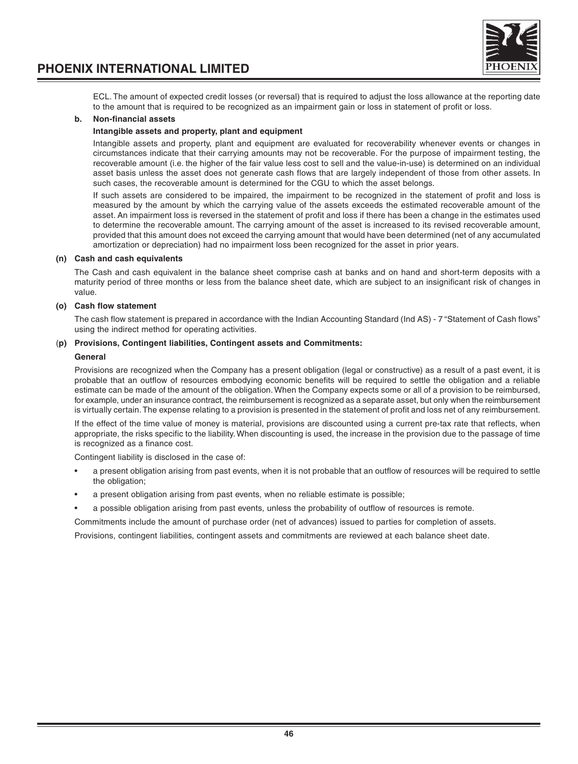ECL. The amount of expected credit losses (or reversal) that is required to adjust the loss allowance at the reporting date to the amount that is required to be recognized as an impairment gain or loss in statement of profit or loss.

**b. Non-financial assets**

**Intangible assets and property, plant and equipment**

Intangible assets and property, plant and equipment are evaluated for recoverability whenever events or changes in circumstances indicate that their carrying amounts may not be recoverable. For the purpose of impairment testing, the recoverable amount (i.e. the higher of the fair value less cost to sell and the value-in-use) is determined on an individual asset basis unless the asset does not generate cash flows that are largely independent of those from other assets. In such cases, the recoverable amount is determined for the CGU to which the asset belongs.

If such assets are considered to be impaired, the impairment to be recognized in the statement of profit and loss is measured by the amount by which the carrying value of the assets exceeds the estimated recoverable amount of the asset. An impairment loss is reversed in the statement of profit and loss if there has been a change in the estimates used to determine the recoverable amount. The carrying amount of the asset is increased to its revised recoverable amount, provided that this amount does not exceed the carrying amount that would have been determined (net of any accumulated amortization or depreciation) had no impairment loss been recognized for the asset in prior years.

**(n) Cash and cash equivalents**

The Cash and cash equivalent in the balance sheet comprise cash at banks and on hand and short-term deposits with a maturity period of three months or less from the balance sheet date, which are subject to an insignificant risk of changes in value.

**(o) Cash flow statement**

The cash flow statement is prepared in accordance with the Indian Accounting Standard (Ind AS) - 7 "Statement of Cash flows" using the indirect method for operating activities.

**(p) Provisions, Contingent liabilities, Contingent assets and Commitments:**

**General**

Provisions are recognized when the Company has a present obligation (legal or constructive) as a result of a past event, it is probable that an outflow of resources embodying economic benefits will be required to settle the obligation and a reliable estimate can be made of the amount of the obligation. When the Company expects some or all of a provision to be reimbursed, for example, under an insurance contract, the reimbursement is recognized as a separate asset, but only when the reimbursement is virtually certain. The expense relating to a provision is presented in the statement of profit and loss net of any reimbursement.

If the effect of the time value of money is material, provisions are discounted using a current pre-tax rate that reflects, when appropriate, the risks specific to the liability. When discounting is used, the increase in the provision due to the passage of time is recognized as a finance cost.

Contingent liability is disclosed in the case of:

- a present obligation arising from past events, when it is not probable that an outflow of resources will be required to settle the obligation;
- a present obligation arising from past events, when no reliable estimate is possible;
- a possible obligation arising from past events, unless the probability of outflow of resources is remote.

Commitments include the amount of purchase order (net of advances) issued to parties for completion of assets.

Provisions, contingent liabilities, contingent assets and commitments are reviewed at each balance sheet date.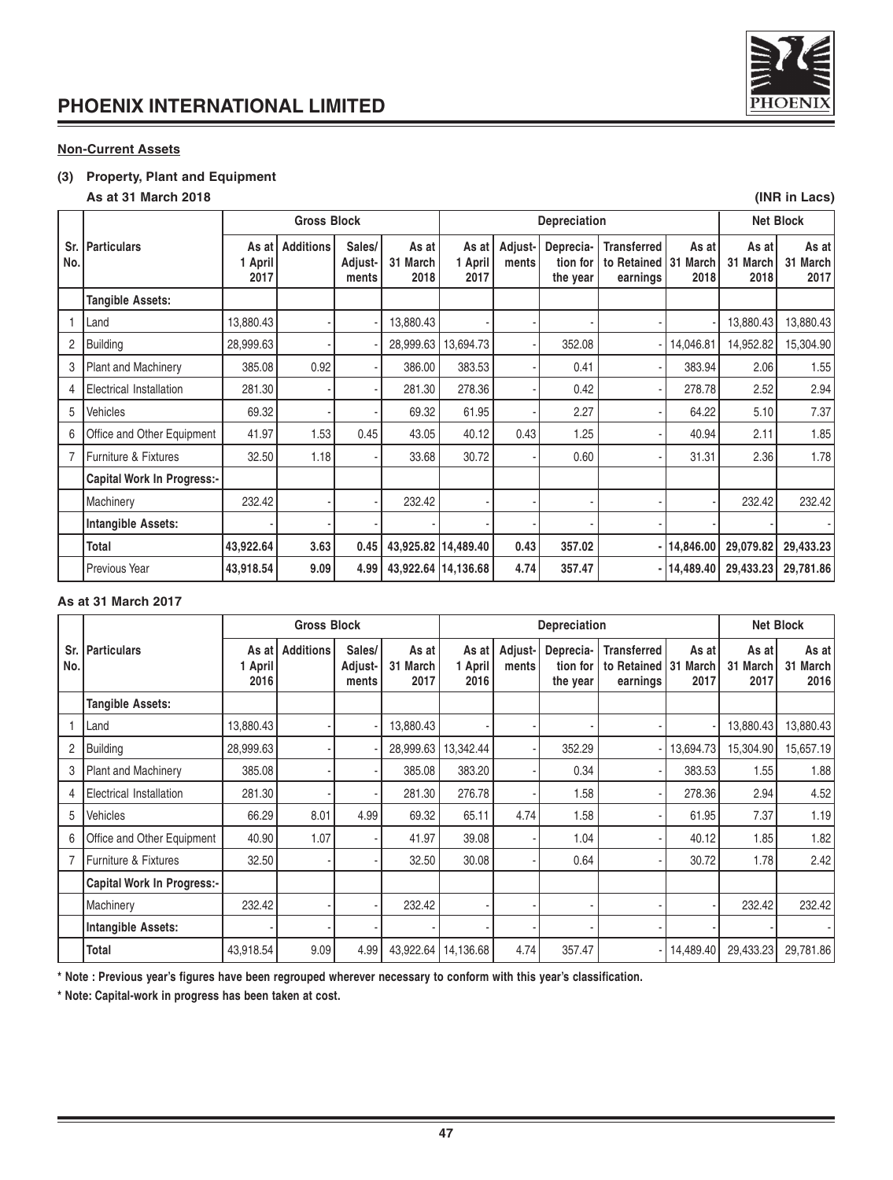## Non-Current Assets

### (3) Property, Plant and Equipment

**As at 31 March 2018** **(INR in Lacs)**

| Sr. No. | Particulars | Gross Block | | | | Depreciation | | | | | Net Block | |
|---|---|---|---|---|---|---|---|---|---|---|---|---|
| | | As at 1 April 2017 | Additions | Sales/ Adjust-ments | As at 31 March 2018 | As at 1 April 2017 | Adjust-ments | Deprecia-tion for the year | Transferred to Retained earnings | As at 31 March 2018 | As at 31 March 2018 | As at 31 March 2017 |
| | **Tangible Assets:** | | | | | | | | | | | |
| 1 | Land | 13,880.43 | - | - | 13,880.43 | - | - | - | - | - | 13,880.43 | 13,880.43 |
| 2 | Building | 28,999.63 | - | - | 28,999.63 | 13,694.73 | - | 352.08 | - | 14,046.81 | 14,952.82 | 15,304.90 |
| 3 | Plant and Machinery | 385.08 | 0.92 | - | 386.00 | 383.53 | - | 0.41 | - | 383.94 | 2.06 | 1.55 |
| 4 | Electrical Installation | 281.30 | - | - | 281.30 | 278.36 | - | 0.42 | - | 278.78 | 2.52 | 2.94 |
| 5 | Vehicles | 69.32 | - | - | 69.32 | 61.95 | - | 2.27 | - | 64.22 | 5.10 | 7.37 |
| 6 | Office and Other Equipment | 41.97 | 1.53 | 0.45 | 43.05 | 40.12 | 0.43 | 1.25 | - | 40.94 | 2.11 | 1.85 |
| 7 | Furniture & Fixtures | 32.50 | 1.18 | - | 33.68 | 30.72 | - | 0.60 | - | 31.31 | 2.36 | 1.78 |
| | **Capital Work In Progress:-** | | | | | | | | | | | |
| | Machinery | 232.42 | - | - | 232.42 | - | - | - | - | - | 232.42 | 232.42 |
| | **Intangible Assets:** | - | - | - | - | - | - | - | - | - | - | - |
| | **Total** | **43,922.64** | **3.63** | **0.45** | **43,925.82** | **14,489.40** | **0.43** | **357.02** | **-** | **14,846.00** | **29,079.82** | **29,433.23** |
| | Previous Year | **43,918.54** | **9.09** | **4.99** | **43,922.64** | **14,136.68** | **4.74** | **357.47** | **-** | **14,489.40** | **29,433.23** | **29,781.86** |

**As at 31 March 2017**

| Sr. No. | Particulars | Gross Block | | | | Depreciation | | | | | Net Block | |
|---|---|---|---|---|---|---|---|---|---|---|---|---|
| | | As at 1 April 2016 | Additions | Sales/ Adjust-ments | As at 31 March 2017 | As at 1 April 2016 | Adjust-ments | Deprecia-tion for the year | Transferred to Retained earnings | As at 31 March 2017 | As at 31 March 2017 | As at 31 March 2016 |
| | **Tangible Assets:** | | | | | | | | | | | |
| 1 | Land | 13,880.43 | - | - | 13,880.43 | - | - | - | - | - | 13,880.43 | 13,880.43 |
| 2 | Building | 28,999.63 | - | - | 28,999.63 | 13,342.44 | - | 352.29 | - | 13,694.73 | 15,304.90 | 15,657.19 |
| 3 | Plant and Machinery | 385.08 | - | - | 385.08 | 383.20 | - | 0.34 | - | 383.53 | 1.55 | 1.88 |
| 4 | Electrical Installation | 281.30 | - | - | 281.30 | 276.78 | - | 1.58 | - | 278.36 | 2.94 | 4.52 |
| 5 | Vehicles | 66.29 | 8.01 | 4.99 | 69.32 | 65.11 | 4.74 | 1.58 | - | 61.95 | 7.37 | 1.19 |
| 6 | Office and Other Equipment | 40.90 | 1.07 | - | 41.97 | 39.08 | - | 1.04 | - | 40.12 | 1.85 | 1.82 |
| 7 | Furniture & Fixtures | 32.50 | - | - | 32.50 | 30.08 | - | 0.64 | - | 30.72 | 1.78 | 2.42 |
| | **Capital Work In Progress:-** | | | | | | | | | | | |
| | Machinery | 232.42 | - | - | 232.42 | - | - | - | - | - | 232.42 | 232.42 |
| | **Intangible Assets:** | - | - | - | - | - | - | - | - | - | - | - |
| | **Total** | 43,918.54 | 9.09 | 4.99 | 43,922.64 | 14,136.68 | 4.74 | 357.47 | - | 14,489.40 | 29,433.23 | 29,781.86 |

**\* Note : Previous year's figures have been regrouped wherever necessary to conform with this year's classification.**

**\* Note: Capital-work in progress has been taken at cost.**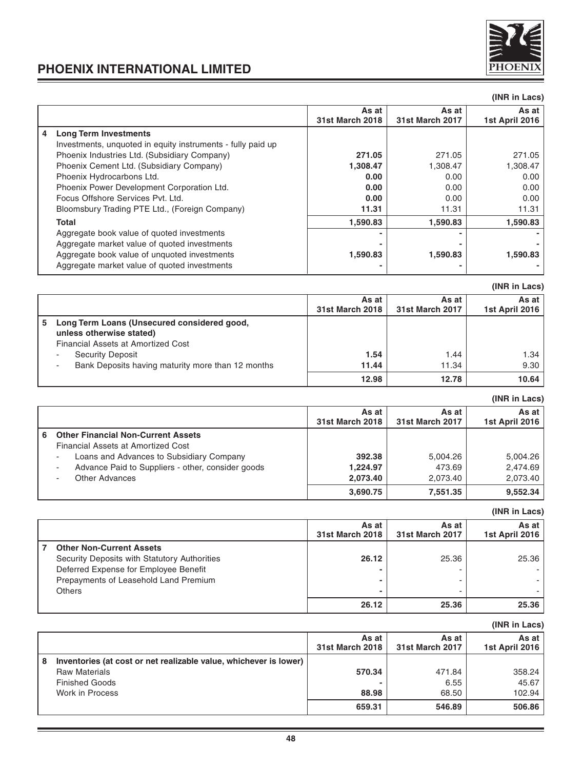(INR in Lacs)

| | | As at 31st March 2018 | As at 31st March 2017 | As at 1st April 2016 |
|---|---|---|---|---|
| **4** | **Long Term Investments** | | | |
| | Investments, unquoted in equity instruments - fully paid up | | | |
| | Phoenix Industries Ltd. (Subsidiary Company) | **271.05** | 271.05 | 271.05 |
| | Phoenix Cement Ltd. (Subsidiary Company) | **1,308.47** | 1,308.47 | 1,308.47 |
| | Phoenix Hydrocarbons Ltd. | **0.00** | 0.00 | 0.00 |
| | Phoenix Power Development Corporation Ltd. | **0.00** | 0.00 | 0.00 |
| | Focus Offshore Services Pvt. Ltd. | **0.00** | 0.00 | 0.00 |
| | Bloomsbury Trading PTE Ltd., (Foreign Company) | **11.31** | 11.31 | 11.31 |
| | **Total** | **1,590.83** | **1,590.83** | **1,590.83** |
| | Aggregate book value of quoted investments | **-** | **-** | **-** |
| | Aggregate market value of quoted investments | **-** | **-** | **-** |
| | Aggregate book value of unquoted investments | **1,590.83** | **1,590.83** | **1,590.83** |
| | Aggregate market value of quoted investments | **-** | **-** | **-** |

(INR in Lacs)

| | | As at 31st March 2018 | As at 31st March 2017 | As at 1st April 2016 |
|---|---|---|---|---|
| **5** | **Long Term Loans (Unsecured considered good, unless otherwise stated)** | | | |
| | Financial Assets at Amortized Cost | | | |
| | - Security Deposit | **1.54** | 1.44 | 1.34 |
| | - Bank Deposits having maturity more than 12 months | **11.44** | 11.34 | 9.30 |
| | | **12.98** | **12.78** | **10.64** |

(INR in Lacs)

| | | As at 31st March 2018 | As at 31st March 2017 | As at 1st April 2016 |
|---|---|---|---|---|
| **6** | **Other Financial Non-Current Assets** | | | |
| | Financial Assets at Amortized Cost | | | |
| | - Loans and Advances to Subsidiary Company | **392.38** | 5,004.26 | 5,004.26 |
| | - Advance Paid to Suppliers - other, consider goods | **1,224.97** | 473.69 | 2,474.69 |
| | - Other Advances | **2,073.40** | 2,073.40 | 2,073.40 |
| | | **3,690.75** | **7,551.35** | **9,552.34** |

(INR in Lacs)

| | | As at 31st March 2018 | As at 31st March 2017 | As at 1st April 2016 |
|---|---|---|---|---|
| **7** | **Other Non-Current Assets** | | | |
| | Security Deposits with Statutory Authorities | **26.12** | 25.36 | 25.36 |
| | Deferred Expense for Employee Benefit | **-** | - | - |
| | Prepayments of Leasehold Land Premium | **-** | - | - |
| | Others | **-** | - | - |
| | | **26.12** | **25.36** | **25.36** |

(INR in Lacs)

| | | As at 31st March 2018 | As at 31st March 2017 | As at 1st April 2016 |
|---|---|---|---|---|
| **8** | **Inventories (at cost or net realizable value, whichever is lower)** | | | |
| | Raw Materials | **570.34** | 471.84 | 358.24 |
| | Finished Goods | **-** | 6.55 | 45.67 |
| | Work in Process | **88.98** | 68.50 | 102.94 |
| | | **659.31** | **546.89** | **506.86** |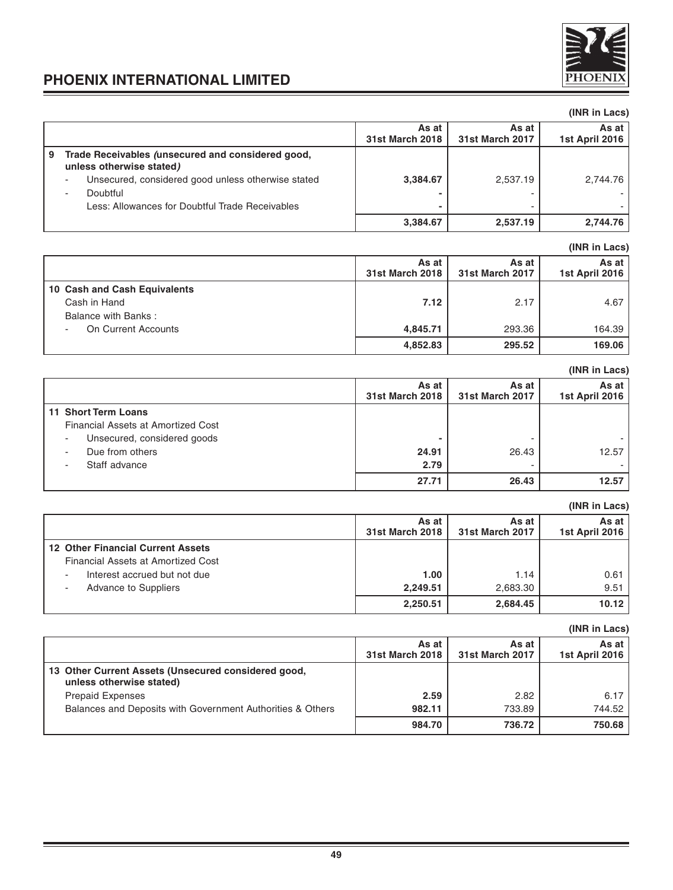(INR in Lacs)

| | As at 31st March 2018 | As at 31st March 2017 | As at 1st April 2016 |
|---|---|---|---|
| **9 Trade Receivables *(unsecured and considered good, unless otherwise stated)*** | | | |
| - Unsecured, considered good unless otherwise stated | **3,384.67** | 2,537.19 | 2,744.76 |
| - Doubtful | **-** | - | - |
| Less: Allowances for Doubtful Trade Receivables | **-** | - | - |
| | **3,384.67** | **2,537.19** | **2,744.76** |

(INR in Lacs)

| | As at 31st March 2018 | As at 31st March 2017 | As at 1st April 2016 |
|---|---|---|---|
| **10 Cash and Cash Equivalents** | | | |
| Cash in Hand | **7.12** | 2.17 | 4.67 |
| Balance with Banks : | | | |
| - On Current Accounts | **4,845.71** | 293.36 | 164.39 |
| | **4,852.83** | **295.52** | **169.06** |

(INR in Lacs)

| | As at 31st March 2018 | As at 31st March 2017 | As at 1st April 2016 |
|---|---|---|---|
| **11 Short Term Loans** | | | |
| Financial Assets at Amortized Cost | | | |
| - Unsecured, considered goods | **-** | - | - |
| - Due from others | **24.91** | 26.43 | 12.57 |
| - Staff advance | **2.79** | - | - |
| | **27.71** | **26.43** | **12.57** |

(INR in Lacs)

| | As at 31st March 2018 | As at 31st March 2017 | As at 1st April 2016 |
|---|---|---|---|
| **12 Other Financial Current Assets** | | | |
| Financial Assets at Amortized Cost | | | |
| - Interest accrued but not due | **1.00** | 1.14 | 0.61 |
| - Advance to Suppliers | **2,249.51** | 2,683.30 | 9.51 |
| | **2,250.51** | **2,684.45** | **10.12** |

(INR in Lacs)

| | As at 31st March 2018 | As at 31st March 2017 | As at 1st April 2016 |
|---|---|---|---|
| **13 Other Current Assets (Unsecured considered good, unless otherwise stated)** | | | |
| Prepaid Expenses | **2.59** | 2.82 | 6.17 |
| Balances and Deposits with Government Authorities & Others | **982.11** | 733.89 | 744.52 |
| | **984.70** | **736.72** | **750.68** |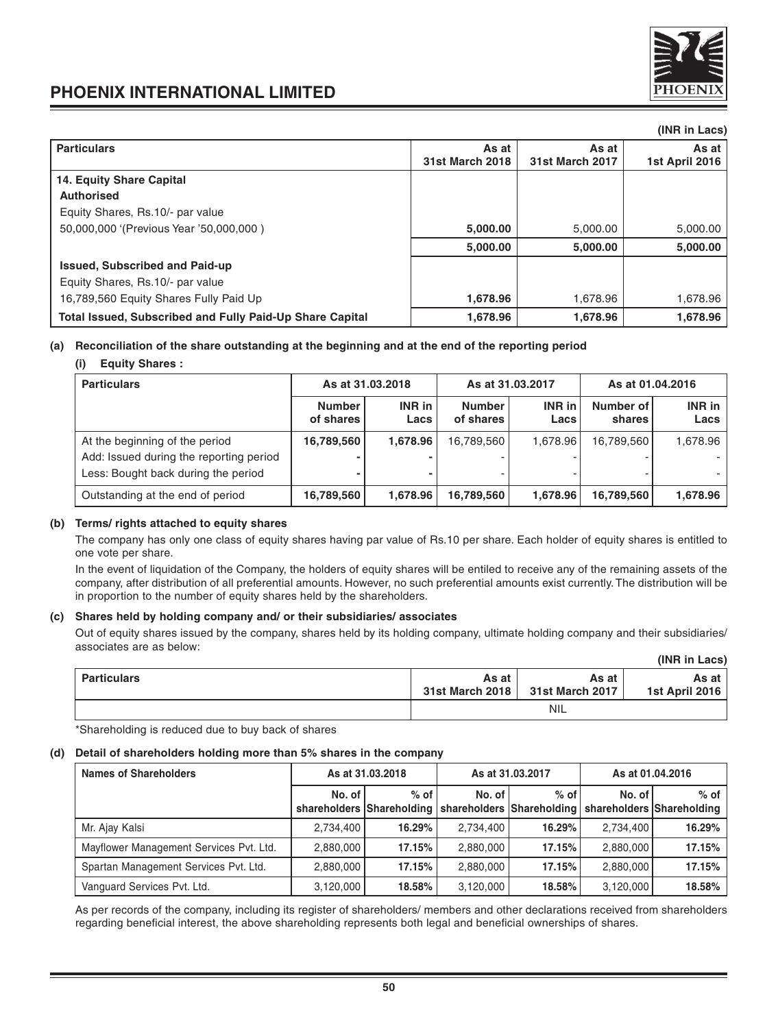(INR in Lacs)

| Particulars | As at 31st March 2018 | As at 31st March 2017 | As at 1st April 2016 |
|---|---|---|---|
| **14. Equity Share Capital** | | | |
| **Authorised** | | | |
| Equity Shares, Rs.10/- par value | | | |
| 50,000,000 '(Previous Year '50,000,000 ) | **5,000.00** | 5,000.00 | 5,000.00 |
| | **5,000.00** | **5,000.00** | **5,000.00** |
| **Issued, Subscribed and Paid-up** | | | |
| Equity Shares, Rs.10/- par value | | | |
| 16,789,560 Equity Shares Fully Paid Up | **1,678.96** | 1,678.96 | 1,678.96 |
| **Total Issued, Subscribed and Fully Paid-Up Share Capital** | **1,678.96** | **1,678.96** | **1,678.96** |

**(a) Reconciliation of the share outstanding at the beginning and at the end of the reporting period**

**(i) Equity Shares :**

| Particulars | As at 31.03.2018 | | As at 31.03.2017 | | As at 01.04.2016 | |
|---|---|---|---|---|---|---|
| | Number of shares | INR in Lacs | Number of shares | INR in Lacs | Number of shares | INR in Lacs |
| At the beginning of the period | **16,789,560** | **1,678.96** | 16,789,560 | 1,678.96 | 16,789,560 | 1,678.96 |
| Add: Issued during the reporting period | **-** | **-** | - | - | - | - |
| Less: Bought back during the period | **-** | **-** | - | - | - | - |
| Outstanding at the end of period | **16,789,560** | **1,678.96** | **16,789,560** | **1,678.96** | **16,789,560** | **1,678.96** |

**(b) Terms/ rights attached to equity shares**

The company has only one class of equity shares having par value of Rs.10 per share. Each holder of equity shares is entitled to one vote per share.

In the event of liquidation of the Company, the holders of equity shares will be entiled to receive any of the remaining assets of the company, after distribution of all preferential amounts. However, no such preferential amounts exist currently. The distribution will be in proportion to the number of equity shares held by the shareholders.

**(c) Shares held by holding company and/ or their subsidiaries/ associates**

Out of equity shares issued by the company, shares held by its holding company, ultimate holding company and their subsidiaries/ associates are as below:

(INR in Lacs)

| Particulars | As at 31st March 2018 | As at 31st March 2017 | As at 1st April 2016 |
|---|---|---|---|
| | | NIL | |

*Shareholding is reduced due to buy back of shares

**(d) Detail of shareholders holding more than 5% shares in the company**

| Names of Shareholders | As at 31.03.2018 | | As at 31.03.2017 | | As at 01.04.2016 | |
|---|---|---|---|---|---|---|
| | No. of shareholders | % of Shareholding | No. of shareholders | % of Shareholding | No. of shareholders | % of Shareholding |
| Mr. Ajay Kalsi | 2,734,400 | **16.29%** | 2,734,400 | **16.29%** | 2,734,400 | **16.29%** |
| Mayflower Management Services Pvt. Ltd. | 2,880,000 | **17.15%** | 2,880,000 | **17.15%** | 2,880,000 | **17.15%** |
| Spartan Management Services Pvt. Ltd. | 2,880,000 | **17.15%** | 2,880,000 | **17.15%** | 2,880,000 | **17.15%** |
| Vanguard Services Pvt. Ltd. | 3,120,000 | **18.58%** | 3,120,000 | **18.58%** | 3,120,000 | **18.58%** |

As per records of the company, including its register of shareholders/ members and other declarations received from shareholders regarding beneficial interest, the above shareholding represents both legal and beneficial ownerships of shares.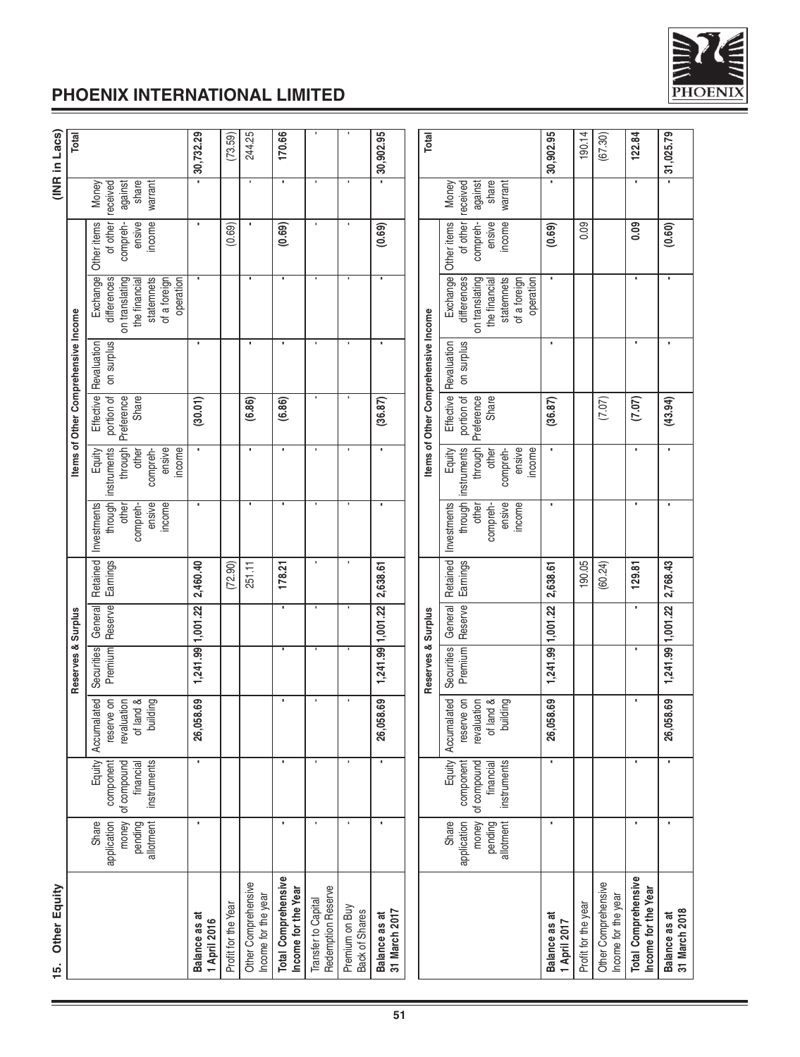## 15. Other Equity

(INR in Lacs)

| | Share application money pending allotment | Equity component of compound financial instruments | Accumalated reserve on revaluation of land & building | Reserves & Surplus | | | Items of Other Comprehensive Income | | | | | | Money received against share warrant | Total |
|---|---|---|---|---|---|---|---|---|---|---|---|---|---|---|
| | | | | Securities Premium | General Reserve | Retained Earnings | Investments through other compreh-ensive income | Equity instruments through other compreh-ensive income | Effective portion of Preference Share | Revaluation on surplus | Exchange differences on translating the financial statemnets of a foreign operation | Other items of other compreh-ensive income | | |
| **Balance as at 1 April 2016** | - | - | 26,058.69 | 1,241.99 | 1,001.22 | 2,460.40 | - | - | (30.01) | - | - | - | - | 30,732.29 |
| Profit for the Year | | | | | | (72.90) | | | | | | (0.69) | | (73.59) |
| Other Comprehensive Income for the year | | | | | | 251.11 | - | - | (6.86) | - | - | - | - | 244.25 |
| **Total Comprehensive Income for the Year** | - | - | - | - | - | 178.21 | - | - | (6.86) | - | - | (0.69) | - | 170.66 |
| Transfer to Capital Redemption Reserve | - | - | - | - | - | - | - | - | - | - | - | - | - | - |
| Premium on Buy Back of Shares | - | - | - | - | - | - | - | - | - | - | - | - | - | - |
| **Balance as at 31 March 2017** | - | - | 26,058.69 | 1,241.99 | 1,001.22 | 2,638.61 | - | - | (36.87) | - | - | (0.69) | - | 30,902.95 |

| | Share application money pending allotment | Equity component of compound financial instruments | Accumalated reserve on revaluation of land & building | Reserves & Surplus | | | Items of Other Comprehensive Income | | | | | | Money received against share warrant | Total |
|---|---|---|---|---|---|---|---|---|---|---|---|---|---|---|
| | | | | Securities Premium | General Reserve | Retained Earnings | Investments through other compreh-ensive income | Equity instruments through other compreh-ensive income | Effective portion of Preference Share | Revaluation on surplus | Exchange differences on translating the financial statemnets of a foreign operation | Other items of other compreh-ensive income | | |
| **Balance as at 1 April 2017** | - | - | 26,058.69 | 1,241.99 | 1,001.22 | 2,638.61 | - | - | (36.87) | - | - | (0.69) | - | 30,902.95 |
| Profit for the year | | | | | | 190.05 | | | | | | 0.09 | | 190.14 |
| Other Comprehensive Income for the year | | | | | | (60.24) | | | (7.07) | | | | | (67.30) |
| **Total Comprehensive Income for the Year** | - | - | - | - | - | 129.81 | - | - | (7.07) | - | - | 0.09 | - | 122.84 |
| **Balance as at 31 March 2018** | - | - | 26,058.69 | 1,241.99 | 1,001.22 | 2,768.43 | - | - | (43.94) | - | - | (0.60) | - | 31,025.79 |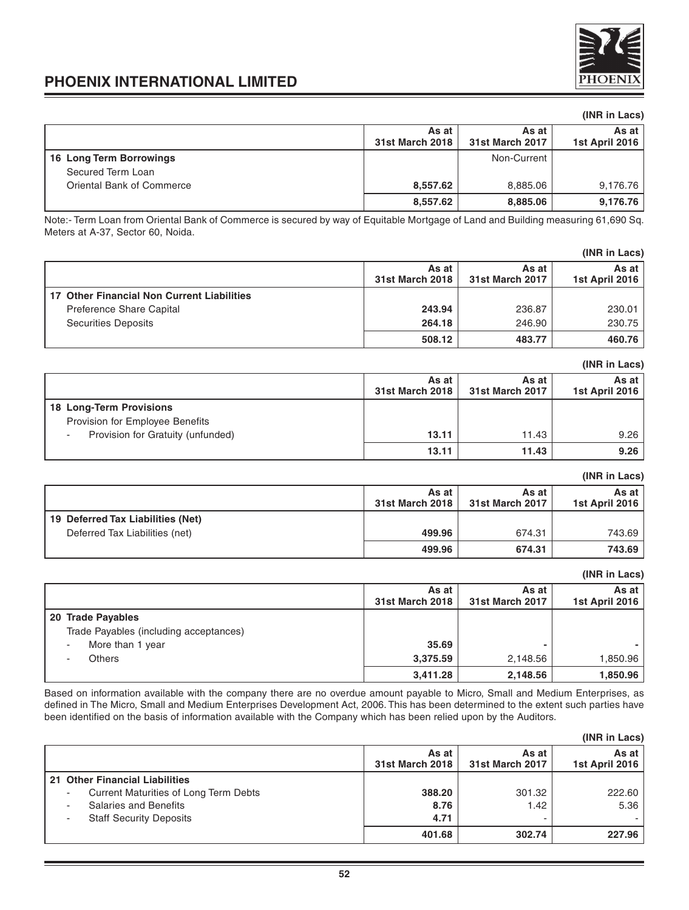(INR in Lacs)

| | As at 31st March 2018 | As at 31st March 2017 | As at 1st April 2016 |
|---|---|---|---|
| **16 Long Term Borrowings** | | Non-Current | |
| Secured Term Loan | | | |
| Oriental Bank of Commerce | **8,557.62** | 8,885.06 | 9,176.76 |
| | **8,557.62** | **8,885.06** | **9,176.76** |

Note:- Term Loan from Oriental Bank of Commerce is secured by way of Equitable Mortgage of Land and Building measuring 61,690 Sq. Meters at A-37, Sector 60, Noida.

(INR in Lacs)

| | As at 31st March 2018 | As at 31st March 2017 | As at 1st April 2016 |
|---|---|---|---|
| **17 Other Financial Non Current Liabilities** | | | |
| Preference Share Capital | **243.94** | 236.87 | 230.01 |
| Securities Deposits | **264.18** | 246.90 | 230.75 |
| | **508.12** | **483.77** | **460.76** |

(INR in Lacs)

| | As at 31st March 2018 | As at 31st March 2017 | As at 1st April 2016 |
|---|---|---|---|
| **18 Long-Term Provisions** | | | |
| Provision for Employee Benefits | | | |
| - Provision for Gratuity (unfunded) | **13.11** | 11.43 | 9.26 |
| | **13.11** | **11.43** | **9.26** |

(INR in Lacs)

| | As at 31st March 2018 | As at 31st March 2017 | As at 1st April 2016 |
|---|---|---|---|
| **19 Deferred Tax Liabilities (Net)** | | | |
| Deferred Tax Liabilities (net) | **499.96** | 674.31 | 743.69 |
| | **499.96** | **674.31** | **743.69** |

(INR in Lacs)

| | As at 31st March 2018 | As at 31st March 2017 | As at 1st April 2016 |
|---|---|---|---|
| **20 Trade Payables** | | | |
| Trade Payables (including acceptances) | | | |
| - More than 1 year | **35.69** | - | - |
| - Others | **3,375.59** | 2,148.56 | 1,850.96 |
| | **3,411.28** | **2,148.56** | **1,850.96** |

Based on information available with the company there are no overdue amount payable to Micro, Small and Medium Enterprises, as defined in The Micro, Small and Medium Enterprises Development Act, 2006. This has been determined to the extent such parties have been identified on the basis of information available with the Company which has been relied upon by the Auditors.

(INR in Lacs)

| | As at 31st March 2018 | As at 31st March 2017 | As at 1st April 2016 |
|---|---|---|---|
| **21 Other Financial Liabilities** | | | |
| - Current Maturities of Long Term Debts | **388.20** | 301.32 | 222.60 |
| - Salaries and Benefits | **8.76** | 1.42 | 5.36 |
| - Staff Security Deposits | **4.71** | - | - |
| | **401.68** | **302.74** | **227.96** |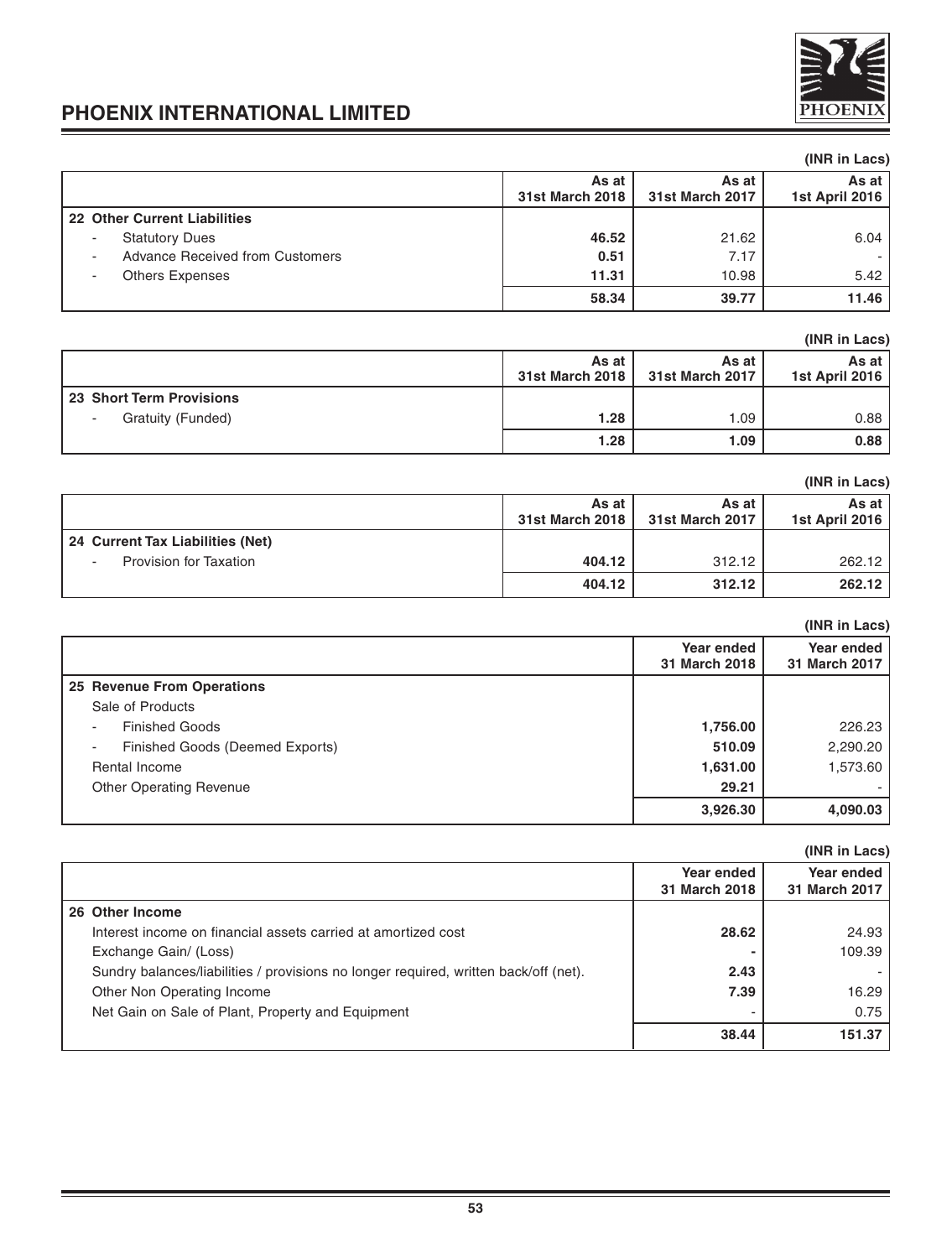(INR in Lacs)

| | As at 31st March 2018 | As at 31st March 2017 | As at 1st April 2016 |
|---|---|---|---|
| **22 Other Current Liabilities** | | | |
| - Statutory Dues | **46.52** | 21.62 | 6.04 |
| - Advance Received from Customers | **0.51** | 7.17 | - |
| - Others Expenses | **11.31** | 10.98 | 5.42 |
| | **58.34** | **39.77** | **11.46** |

(INR in Lacs)

| | As at 31st March 2018 | As at 31st March 2017 | As at 1st April 2016 |
|---|---|---|---|
| **23 Short Term Provisions** | | | |
| - Gratuity (Funded) | **1.28** | 1.09 | 0.88 |
| | **1.28** | **1.09** | **0.88** |

(INR in Lacs)

| | As at 31st March 2018 | As at 31st March 2017 | As at 1st April 2016 |
|---|---|---|---|
| **24 Current Tax Liabilities (Net)** | | | |
| - Provision for Taxation | **404.12** | 312.12 | 262.12 |
| | **404.12** | **312.12** | **262.12** |

(INR in Lacs)

| | Year ended 31 March 2018 | Year ended 31 March 2017 |
|---|---|---|
| **25 Revenue From Operations** | | |
| Sale of Products | | |
| - Finished Goods | **1,756.00** | 226.23 |
| - Finished Goods (Deemed Exports) | **510.09** | 2,290.20 |
| Rental Income | **1,631.00** | 1,573.60 |
| Other Operating Revenue | **29.21** | - |
| | **3,926.30** | **4,090.03** |

(INR in Lacs)

| | Year ended 31 March 2018 | Year ended 31 March 2017 |
|---|---|---|
| **26 Other Income** | | |
| Interest income on financial assets carried at amortized cost | **28.62** | 24.93 |
| Exchange Gain/ (Loss) | **-** | 109.39 |
| Sundry balances/liabilities / provisions no longer required, written back/off (net). | **2.43** | - |
| Other Non Operating Income | **7.39** | 16.29 |
| Net Gain on Sale of Plant, Property and Equipment | - | 0.75 |
| | **38.44** | **151.37** |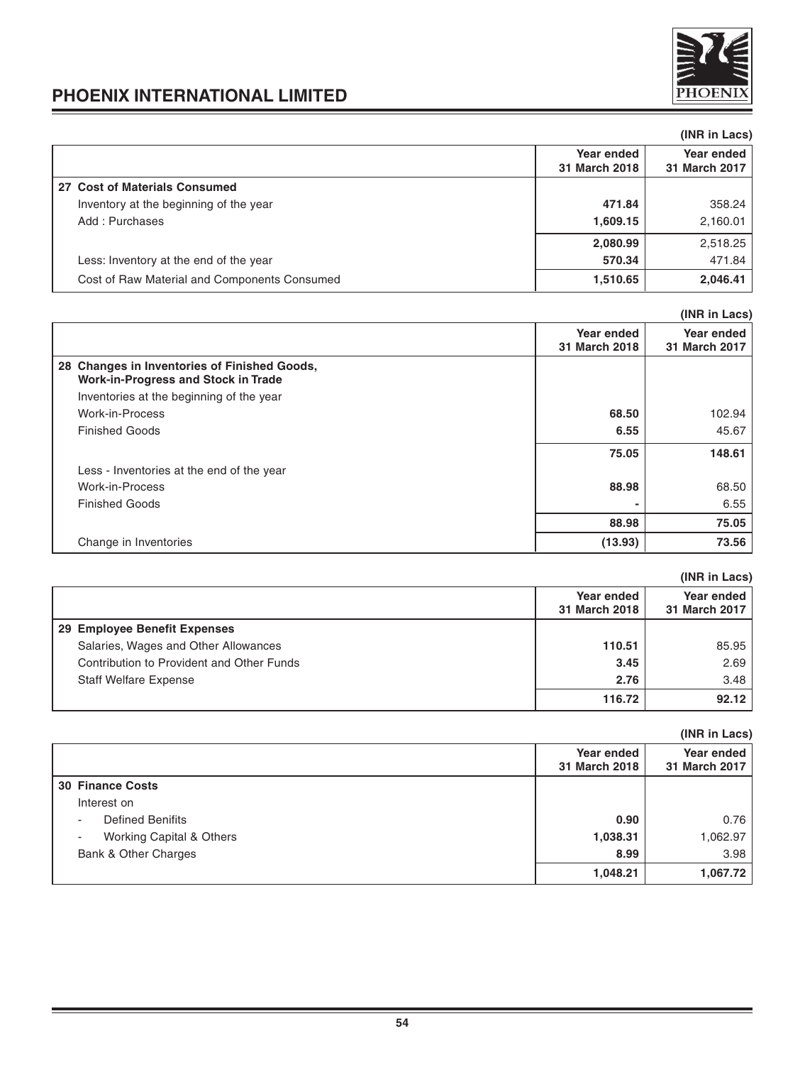(INR in Lacs)

| | Year ended 31 March 2018 | Year ended 31 March 2017 |
|---|---|---|
| **27 Cost of Materials Consumed** | | |
| Inventory at the beginning of the year | **471.84** | 358.24 |
| Add : Purchases | **1,609.15** | 2,160.01 |
| | **2,080.99** | 2,518.25 |
| Less: Inventory at the end of the year | **570.34** | 471.84 |
| Cost of Raw Material and Components Consumed | **1,510.65** | **2,046.41** |

(INR in Lacs)

| | Year ended 31 March 2018 | Year ended 31 March 2017 |
|---|---|---|
| **28 Changes in Inventories of Finished Goods, Work-in-Progress and Stock in Trade** | | |
| Inventories at the beginning of the year | | |
| Work-in-Process | **68.50** | 102.94 |
| Finished Goods | **6.55** | 45.67 |
| | **75.05** | **148.61** |
| Less - Inventories at the end of the year | | |
| Work-in-Process | **88.98** | 68.50 |
| Finished Goods | **-** | 6.55 |
| | **88.98** | **75.05** |
| Change in Inventories | **(13.93)** | **73.56** |

(INR in Lacs)

| | Year ended 31 March 2018 | Year ended 31 March 2017 |
|---|---|---|
| **29 Employee Benefit Expenses** | | |
| Salaries, Wages and Other Allowances | **110.51** | 85.95 |
| Contribution to Provident and Other Funds | **3.45** | 2.69 |
| Staff Welfare Expense | **2.76** | 3.48 |
| | **116.72** | **92.12** |

(INR in Lacs)

| | Year ended 31 March 2018 | Year ended 31 March 2017 |
|---|---|---|
| **30 Finance Costs** | | |
| Interest on | | |
| - Defined Benifits | **0.90** | 0.76 |
| - Working Capital & Others | **1,038.31** | 1,062.97 |
| Bank & Other Charges | **8.99** | 3.98 |
| | **1,048.21** | **1,067.72** |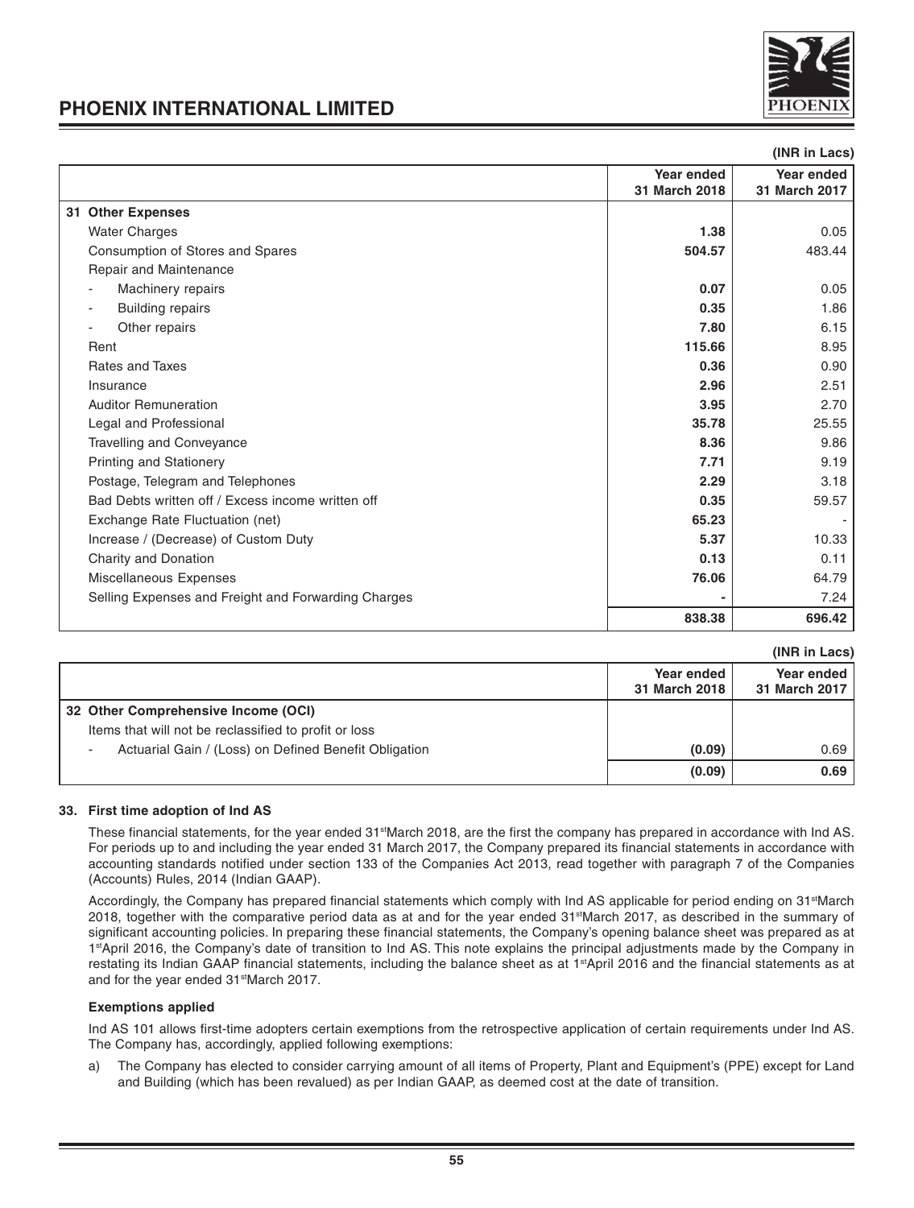(INR in Lacs)

| | Year ended 31 March 2018 | Year ended 31 March 2017 |
|---|---|---|
| **31 Other Expenses** | | |
| Water Charges | **1.38** | 0.05 |
| Consumption of Stores and Spares | **504.57** | 483.44 |
| Repair and Maintenance | | |
| - Machinery repairs | **0.07** | 0.05 |
| - Building repairs | **0.35** | 1.86 |
| - Other repairs | **7.80** | 6.15 |
| Rent | **115.66** | 8.95 |
| Rates and Taxes | **0.36** | 0.90 |
| Insurance | **2.96** | 2.51 |
| Auditor Remuneration | **3.95** | 2.70 |
| Legal and Professional | **35.78** | 25.55 |
| Travelling and Conveyance | **8.36** | 9.86 |
| Printing and Stationery | **7.71** | 9.19 |
| Postage, Telegram and Telephones | **2.29** | 3.18 |
| Bad Debts written off / Excess income written off | **0.35** | 59.57 |
| Exchange Rate Fluctuation (net) | **65.23** | - |
| Increase / (Decrease) of Custom Duty | **5.37** | 10.33 |
| Charity and Donation | **0.13** | 0.11 |
| Miscellaneous Expenses | **76.06** | 64.79 |
| Selling Expenses and Freight and Forwarding Charges | **-** | 7.24 |
| | **838.38** | **696.42** |

(INR in Lacs)

| | Year ended 31 March 2018 | Year ended 31 March 2017 |
|---|---|---|
| **32 Other Comprehensive Income (OCI)** | | |
| Items that will not be reclassified to profit or loss | | |
| - Actuarial Gain / (Loss) on Defined Benefit Obligation | **(0.09)** | 0.69 |
| | **(0.09)** | **0.69** |

### 33. First time adoption of Ind AS

These financial statements, for the year ended 31st March 2018, are the first the company has prepared in accordance with Ind AS. For periods up to and including the year ended 31 March 2017, the Company prepared its financial statements in accordance with accounting standards notified under section 133 of the Companies Act 2013, read together with paragraph 7 of the Companies (Accounts) Rules, 2014 (Indian GAAP).

Accordingly, the Company has prepared financial statements which comply with Ind AS applicable for period ending on 31st March 2018, together with the comparative period data as at and for the year ended 31st March 2017, as described in the summary of significant accounting policies. In preparing these financial statements, the Company's opening balance sheet was prepared as at 1st April 2016, the Company's date of transition to Ind AS. This note explains the principal adjustments made by the Company in restating its Indian GAAP financial statements, including the balance sheet as at 1st April 2016 and the financial statements as at and for the year ended 31st March 2017.

**Exemptions applied**

Ind AS 101 allows first-time adopters certain exemptions from the retrospective application of certain requirements under Ind AS. The Company has, accordingly, applied following exemptions:

a) The Company has elected to consider carrying amount of all items of Property, Plant and Equipment's (PPE) except for Land and Building (which has been revalued) as per Indian GAAP, as deemed cost at the date of transition.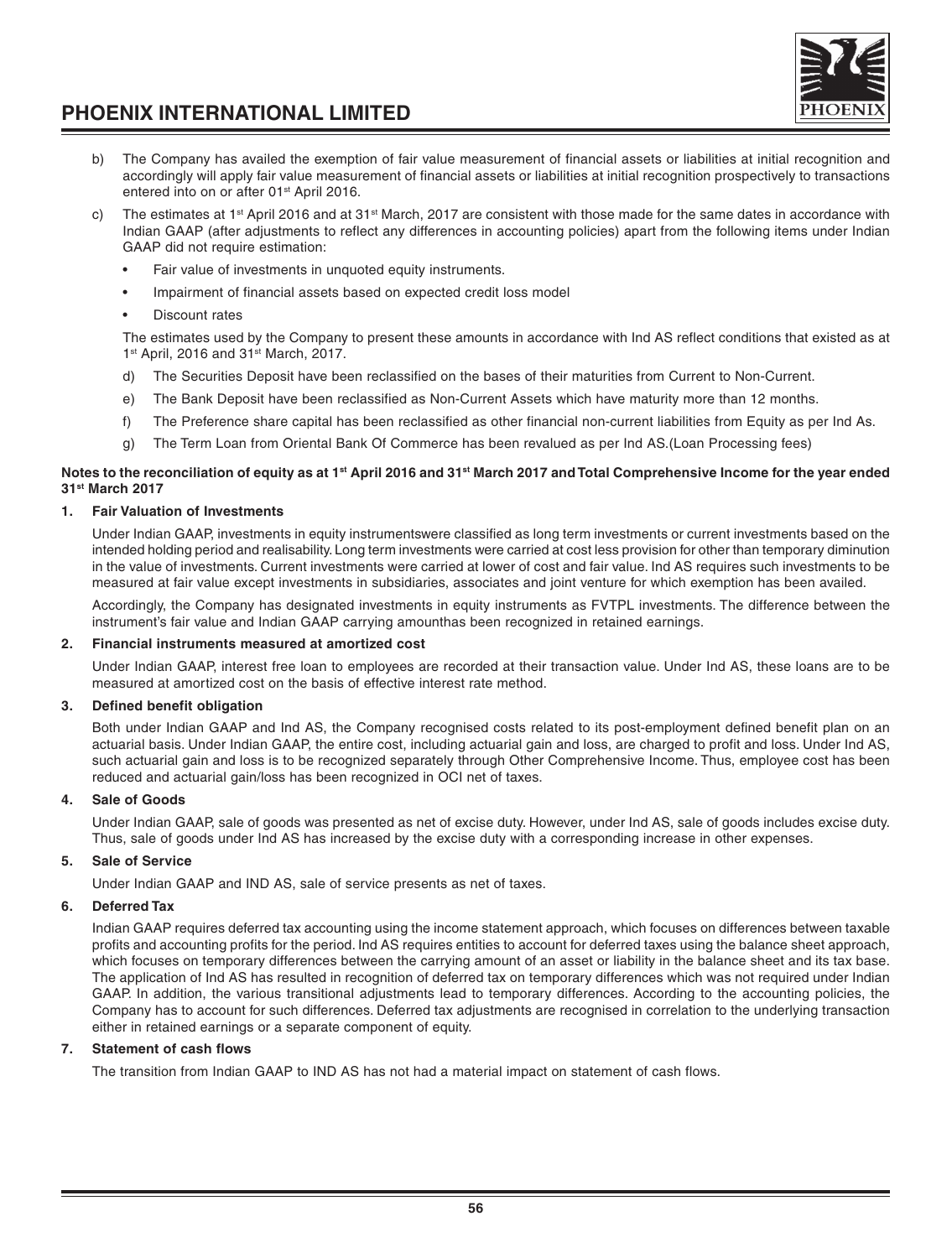b) The Company has availed the exemption of fair value measurement of financial assets or liabilities at initial recognition and accordingly will apply fair value measurement of financial assets or liabilities at initial recognition prospectively to transactions entered into on or after 01st April 2016.

c) The estimates at 1st April 2016 and at 31st March, 2017 are consistent with those made for the same dates in accordance with Indian GAAP (after adjustments to reflect any differences in accounting policies) apart from the following items under Indian GAAP did not require estimation:

- Fair value of investments in unquoted equity instruments.
- Impairment of financial assets based on expected credit loss model
- Discount rates

The estimates used by the Company to present these amounts in accordance with Ind AS reflect conditions that existed as at 1st April, 2016 and 31st March, 2017.

d) The Securities Deposit have been reclassified on the bases of their maturities from Current to Non-Current.

e) The Bank Deposit have been reclassified as Non-Current Assets which have maturity more than 12 months.

f) The Preference share capital has been reclassified as other financial non-current liabilities from Equity as per Ind As.

g) The Term Loan from Oriental Bank Of Commerce has been revalued as per Ind AS.(Loan Processing fees)

**Notes to the reconciliation of equity as at 1st April 2016 and 31st March 2017 and Total Comprehensive Income for the year ended 31st March 2017**

**1. Fair Valuation of Investments**

Under Indian GAAP, investments in equity instrumentswere classified as long term investments or current investments based on the intended holding period and realisability. Long term investments were carried at cost less provision for other than temporary diminution in the value of investments. Current investments were carried at lower of cost and fair value. Ind AS requires such investments to be measured at fair value except investments in subsidiaries, associates and joint venture for which exemption has been availed.

Accordingly, the Company has designated investments in equity instruments as FVTPL investments. The difference between the instrument's fair value and Indian GAAP carrying amounthas been recognized in retained earnings.

**2. Financial instruments measured at amortized cost**

Under Indian GAAP, interest free loan to employees are recorded at their transaction value. Under Ind AS, these loans are to be measured at amortized cost on the basis of effective interest rate method.

**3. Defined benefit obligation**

Both under Indian GAAP and Ind AS, the Company recognised costs related to its post-employment defined benefit plan on an actuarial basis. Under Indian GAAP, the entire cost, including actuarial gain and loss, are charged to profit and loss. Under Ind AS, such actuarial gain and loss is to be recognized separately through Other Comprehensive Income. Thus, employee cost has been reduced and actuarial gain/loss has been recognized in OCI net of taxes.

**4. Sale of Goods**

Under Indian GAAP, sale of goods was presented as net of excise duty. However, under Ind AS, sale of goods includes excise duty. Thus, sale of goods under Ind AS has increased by the excise duty with a corresponding increase in other expenses.

**5. Sale of Service**

Under Indian GAAP and IND AS, sale of service presents as net of taxes.

**6. Deferred Tax**

Indian GAAP requires deferred tax accounting using the income statement approach, which focuses on differences between taxable profits and accounting profits for the period. Ind AS requires entities to account for deferred taxes using the balance sheet approach, which focuses on temporary differences between the carrying amount of an asset or liability in the balance sheet and its tax base. The application of Ind AS has resulted in recognition of deferred tax on temporary differences which was not required under Indian GAAP. In addition, the various transitional adjustments lead to temporary differences. According to the accounting policies, the Company has to account for such differences. Deferred tax adjustments are recognised in correlation to the underlying transaction either in retained earnings or a separate component of equity.

**7. Statement of cash flows**

The transition from Indian GAAP to IND AS has not had a material impact on statement of cash flows.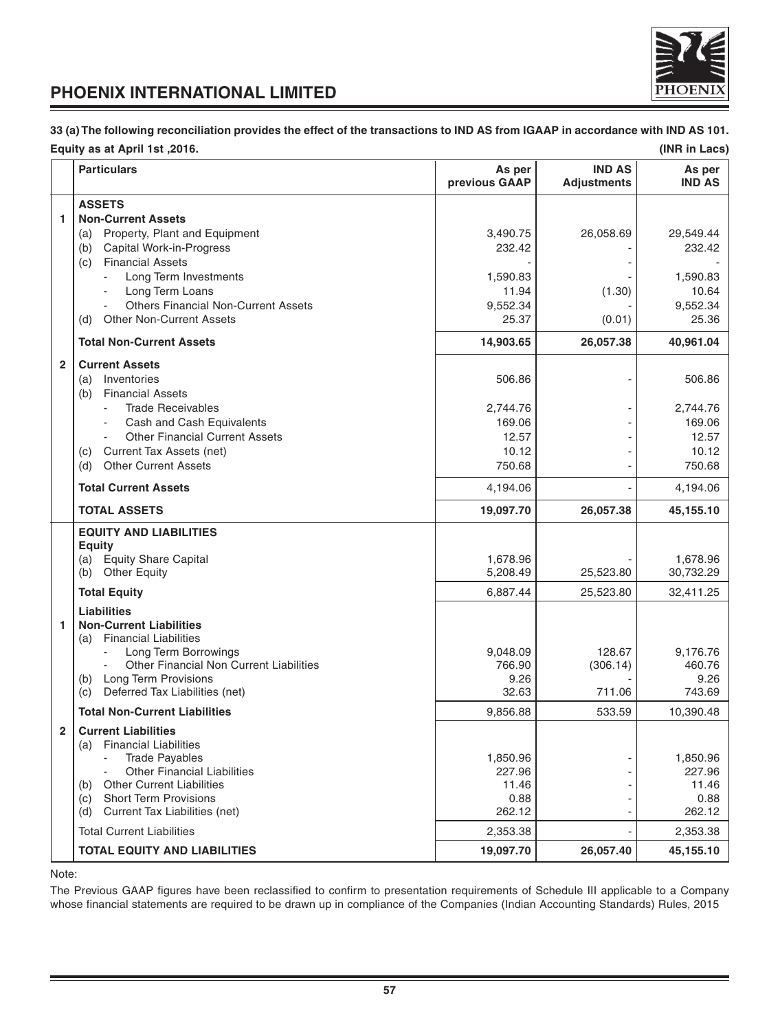**33 (a) The following reconciliation provides the effect of the transactions to IND AS from IGAAP in accordance with IND AS 101.**

**Equity as at April 1st ,2016.** **(INR in Lacs)**

| | Particulars | As per previous GAAP | IND AS Adjustments | As per IND AS |
|---|---|---|---|---|
| | **ASSETS** | | | |
| 1 | **Non-Current Assets** | | | |
| | (a) Property, Plant and Equipment | 3,490.75 | 26,058.69 | 29,549.44 |
| | (b) Capital Work-in-Progress | 232.42 | - | 232.42 |
| | (c) Financial Assets | - | - | - |
| | - Long Term Investments | 1,590.83 | - | 1,590.83 |
| | - Long Term Loans | 11.94 | (1.30) | 10.64 |
| | - Others Financial Non-Current Assets | 9,552.34 | - | 9,552.34 |
| | (d) Other Non-Current Assets | 25.37 | (0.01) | 25.36 |
| | **Total Non-Current Assets** | **14,903.65** | **26,057.38** | **40,961.04** |
| 2 | **Current Assets** | | | |
| | (a) Inventories | 506.86 | - | 506.86 |
| | (b) Financial Assets | | | |
| | - Trade Receivables | 2,744.76 | - | 2,744.76 |
| | - Cash and Cash Equivalents | 169.06 | - | 169.06 |
| | - Other Financial Current Assets | 12.57 | - | 12.57 |
| | (c) Current Tax Assets (net) | 10.12 | - | 10.12 |
| | (d) Other Current Assets | 750.68 | - | 750.68 |
| | **Total Current Assets** | 4,194.06 | - | 4,194.06 |
| | **TOTAL ASSETS** | **19,097.70** | **26,057.38** | **45,155.10** |
| | **EQUITY AND LIABILITIES** | | | |
| | **Equity** | | | |
| | (a) Equity Share Capital | 1,678.96 | - | 1,678.96 |
| | (b) Other Equity | 5,208.49 | 25,523.80 | 30,732.29 |
| | **Total Equity** | 6,887.44 | 25,523.80 | 32,411.25 |
| | **Liabilities** | | | |
| 1 | **Non-Current Liabilities** | | | |
| | (a) Financial Liabilities | | | |
| | - Long Term Borrowings | 9,048.09 | 128.67 | 9,176.76 |
| | - Other Financial Non Current Liabilities | 766.90 | (306.14) | 460.76 |
| | (b) Long Term Provisions | 9.26 | - | 9.26 |
| | (c) Deferred Tax Liabilities (net) | 32.63 | 711.06 | 743.69 |
| | **Total Non-Current Liabilities** | 9,856.88 | 533.59 | 10,390.48 |
| 2 | **Current Liabilities** | | | |
| | (a) Financial Liabilities | | | |
| | - Trade Payables | 1,850.96 | - | 1,850.96 |
| | - Other Financial Liabilities | 227.96 | - | 227.96 |
| | (b) Other Current Liabilities | 11.46 | - | 11.46 |
| | (c) Short Term Provisions | 0.88 | - | 0.88 |
| | (d) Current Tax Liabilities (net) | 262.12 | - | 262.12 |
| | Total Current Liabilities | 2,353.38 | - | 2,353.38 |
| | **TOTAL EQUITY AND LIABILITIES** | **19,097.70** | **26,057.40** | **45,155.10** |

Note:

The Previous GAAP figures have been reclassified to confirm to presentation requirements of Schedule III applicable to a Company whose financial statements are required to be drawn up in compliance of the Companies (Indian Accounting Standards) Rules, 2015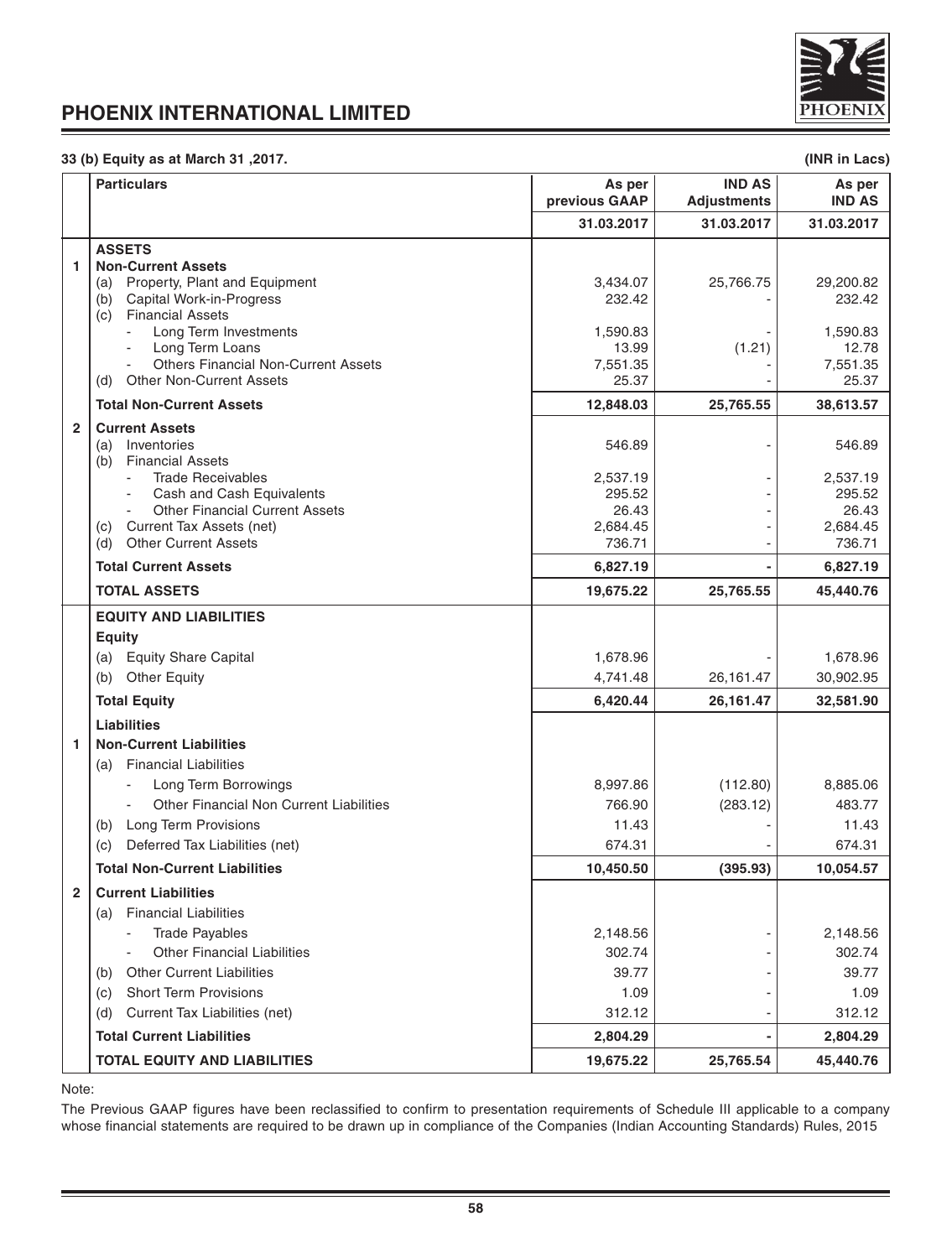**33 (b) Equity as at March 31 ,2017.** **(INR in Lacs)**

| | Particulars | As per previous GAAP | IND AS Adjustments | As per IND AS |
|---|---|---|---|---|
| | | 31.03.2017 | 31.03.2017 | 31.03.2017 |
| | **ASSETS** | | | |
| 1 | **Non-Current Assets** | | | |
| | (a) Property, Plant and Equipment | 3,434.07 | 25,766.75 | 29,200.82 |
| | (b) Capital Work-in-Progress | 232.42 | - | 232.42 |
| | (c) Financial Assets | | | |
| | - Long Term Investments | 1,590.83 | - | 1,590.83 |
| | - Long Term Loans | 13.99 | (1.21) | 12.78 |
| | - Others Financial Non-Current Assets | 7,551.35 | - | 7,551.35 |
| | (d) Other Non-Current Assets | 25.37 | - | 25.37 |
| | **Total Non-Current Assets** | **12,848.03** | **25,765.55** | **38,613.57** |
| 2 | **Current Assets** | | | |
| | (a) Inventories | 546.89 | - | 546.89 |
| | (b) Financial Assets | | | |
| | - Trade Receivables | 2,537.19 | - | 2,537.19 |
| | - Cash and Cash Equivalents | 295.52 | - | 295.52 |
| | - Other Financial Current Assets | 26.43 | - | 26.43 |
| | (c) Current Tax Assets (net) | 2,684.45 | - | 2,684.45 |
| | (d) Other Current Assets | 736.71 | - | 736.71 |
| | **Total Current Assets** | **6,827.19** | **-** | **6,827.19** |
| | **TOTAL ASSETS** | **19,675.22** | **25,765.55** | **45,440.76** |
| | **EQUITY AND LIABILITIES** | | | |
| | **Equity** | | | |
| | (a) Equity Share Capital | 1,678.96 | - | 1,678.96 |
| | (b) Other Equity | 4,741.48 | 26,161.47 | 30,902.95 |
| | **Total Equity** | **6,420.44** | **26,161.47** | **32,581.90** |
| | **Liabilities** | | | |
| 1 | **Non-Current Liabilities** | | | |
| | (a) Financial Liabilities | | | |
| | - Long Term Borrowings | 8,997.86 | (112.80) | 8,885.06 |
| | - Other Financial Non Current Liabilities | 766.90 | (283.12) | 483.77 |
| | (b) Long Term Provisions | 11.43 | - | 11.43 |
| | (c) Deferred Tax Liabilities (net) | 674.31 | - | 674.31 |
| | **Total Non-Current Liabilities** | **10,450.50** | **(395.93)** | **10,054.57** |
| 2 | **Current Liabilities** | | | |
| | (a) Financial Liabilities | | | |
| | - Trade Payables | 2,148.56 | - | 2,148.56 |
| | - Other Financial Liabilities | 302.74 | - | 302.74 |
| | (b) Other Current Liabilities | 39.77 | - | 39.77 |
| | (c) Short Term Provisions | 1.09 | - | 1.09 |
| | (d) Current Tax Liabilities (net) | 312.12 | - | 312.12 |
| | **Total Current Liabilities** | **2,804.29** | **-** | **2,804.29** |
| | **TOTAL EQUITY AND LIABILITIES** | **19,675.22** | **25,765.54** | **45,440.76** |

Note:

The Previous GAAP figures have been reclassified to confirm to presentation requirements of Schedule III applicable to a company whose financial statements are required to be drawn up in compliance of the Companies (Indian Accounting Standards) Rules, 2015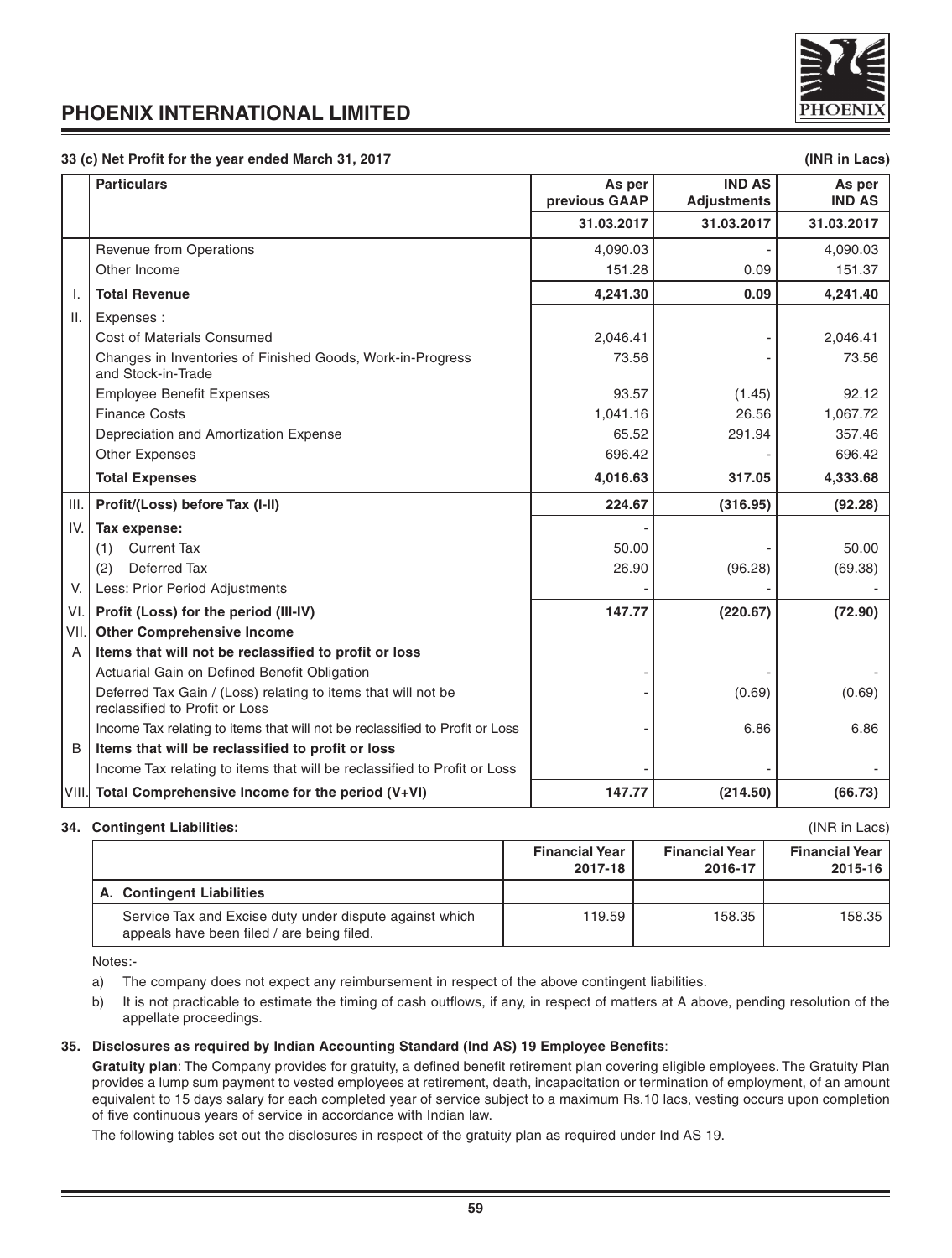**33 (c) Net Profit for the year ended March 31, 2017** **(INR in Lacs)**

| | Particulars | As per previous GAAP | IND AS Adjustments | As per IND AS |
|---|---|---|---|---|
| | | 31.03.2017 | 31.03.2017 | 31.03.2017 |
| | Revenue from Operations | 4,090.03 | - | 4,090.03 |
| | Other Income | 151.28 | 0.09 | 151.37 |
| I. | **Total Revenue** | **4,241.30** | **0.09** | **4,241.40** |
| II. | Expenses : | | | |
| | Cost of Materials Consumed | 2,046.41 | - | 2,046.41 |
| | Changes in Inventories of Finished Goods, Work-in-Progress and Stock-in-Trade | 73.56 | - | 73.56 |
| | Employee Benefit Expenses | 93.57 | (1.45) | 92.12 |
| | Finance Costs | 1,041.16 | 26.56 | 1,067.72 |
| | Depreciation and Amortization Expense | 65.52 | 291.94 | 357.46 |
| | Other Expenses | 696.42 | - | 696.42 |
| | **Total Expenses** | **4,016.63** | **317.05** | **4,333.68** |
| III. | **Profit/(Loss) before Tax (I-II)** | **224.67** | **(316.95)** | **(92.28)** |
| IV. | **Tax expense:** | - | | |
| | (1) Current Tax | 50.00 | - | 50.00 |
| | (2) Deferred Tax | 26.90 | (96.28) | (69.38) |
| V. | Less: Prior Period Adjustments | - | - | - |
| VI. | **Profit (Loss) for the period (III-IV)** | **147.77** | **(220.67)** | **(72.90)** |
| VII. | **Other Comprehensive Income** | | | |
| A | **Items that will not be reclassified to profit or loss** | | | |
| | Actuarial Gain on Defined Benefit Obligation | - | - | - |
| | Deferred Tax Gain / (Loss) relating to items that will not be reclassified to Profit or Loss | - | (0.69) | (0.69) |
| | Income Tax relating to items that will not be reclassified to Profit or Loss | - | 6.86 | 6.86 |
| B | **Items that will be reclassified to profit or loss** | | | |
| | Income Tax relating to items that will be reclassified to Profit or Loss | - | - | - |
| VIII. | **Total Comprehensive Income for the period (V+VI)** | **147.77** | **(214.50)** | **(66.73)** |

**34. Contingent Liabilities:** (INR in Lacs)

| | Financial Year 2017-18 | Financial Year 2016-17 | Financial Year 2015-16 |
|---|---|---|---|
| **A. Contingent Liabilities** | | | |
| Service Tax and Excise duty under dispute against which appeals have been filed / are being filed. | 119.59 | 158.35 | 158.35 |

Notes:-

a) The company does not expect any reimbursement in respect of the above contingent liabilities.

b) It is not practicable to estimate the timing of cash outflows, if any, in respect of matters at A above, pending resolution of the appellate proceedings.

**35. Disclosures as required by Indian Accounting Standard (Ind AS) 19 Employee Benefits**:

**Gratuity plan**: The Company provides for gratuity, a defined benefit retirement plan covering eligible employees. The Gratuity Plan provides a lump sum payment to vested employees at retirement, death, incapacitation or termination of employment, of an amount equivalent to 15 days salary for each completed year of service subject to a maximum Rs.10 lacs, vesting occurs upon completion of five continuous years of service in accordance with Indian law.

The following tables set out the disclosures in respect of the gratuity plan as required under Ind AS 19.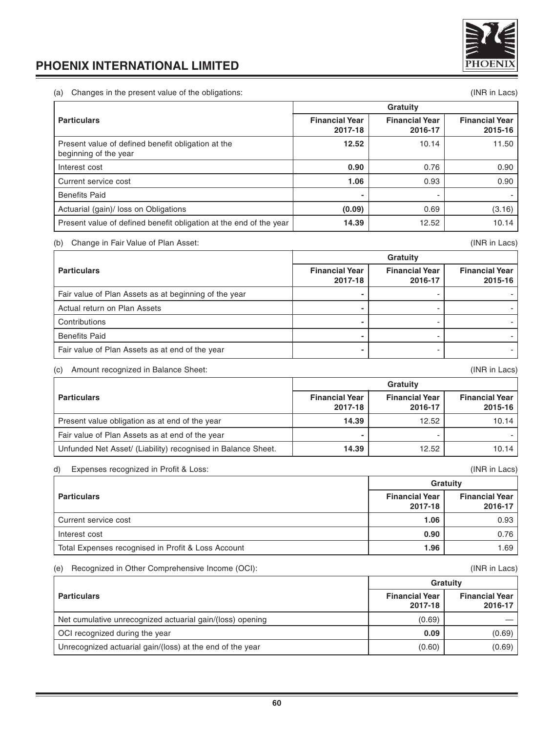(a) Changes in the present value of the obligations: (INR in Lacs)

| Particulars | Gratuity | | |
|---|---|---|---|
| | **Financial Year 2017-18** | **Financial Year 2016-17** | **Financial Year 2015-16** |
| Present value of defined benefit obligation at the beginning of the year | **12.52** | 10.14 | 11.50 |
| Interest cost | **0.90** | 0.76 | 0.90 |
| Current service cost | **1.06** | 0.93 | 0.90 |
| Benefits Paid | **-** | - | - |
| Actuarial (gain)/ loss on Obligations | **(0.09)** | 0.69 | (3.16) |
| Present value of defined benefit obligation at the end of the year | **14.39** | 12.52 | 10.14 |

(b) Change in Fair Value of Plan Asset: (INR in Lacs)

| Particulars | Gratuity | | |
|---|---|---|---|
| | **Financial Year 2017-18** | **Financial Year 2016-17** | **Financial Year 2015-16** |
| Fair value of Plan Assets as at beginning of the year | **-** | - | - |
| Actual return on Plan Assets | **-** | - | - |
| Contributions | **-** | - | - |
| Benefits Paid | **-** | - | - |
| Fair value of Plan Assets as at end of the year | **-** | - | - |

(c) Amount recognized in Balance Sheet: (INR in Lacs)

| Particulars | Gratuity | | |
|---|---|---|---|
| | **Financial Year 2017-18** | **Financial Year 2016-17** | **Financial Year 2015-16** |
| Present value obligation as at end of the year | **14.39** | 12.52 | 10.14 |
| Fair value of Plan Assets as at end of the year | **-** | - | - |
| Unfunded Net Asset/ (Liability) recognised in Balance Sheet. | **14.39** | 12.52 | 10.14 |

d) Expenses recognized in Profit & Loss: (INR in Lacs)

| Particulars | Gratuity | |
|---|---|---|
| | **Financial Year 2017-18** | **Financial Year 2016-17** |
| Current service cost | **1.06** | 0.93 |
| Interest cost | **0.90** | 0.76 |
| Total Expenses recognised in Profit & Loss Account | **1.96** | 1.69 |

(e) Recognized in Other Comprehensive Income (OCI): (INR in Lacs)

| Particulars | Gratuity | |
|---|---|---|
| | **Financial Year 2017-18** | **Financial Year 2016-17** |
| Net cumulative unrecognized actuarial gain/(loss) opening | (0.69) | — |
| OCI recognized during the year | **0.09** | (0.69) |
| Unrecognized actuarial gain/(loss) at the end of the year | (0.60) | (0.69) |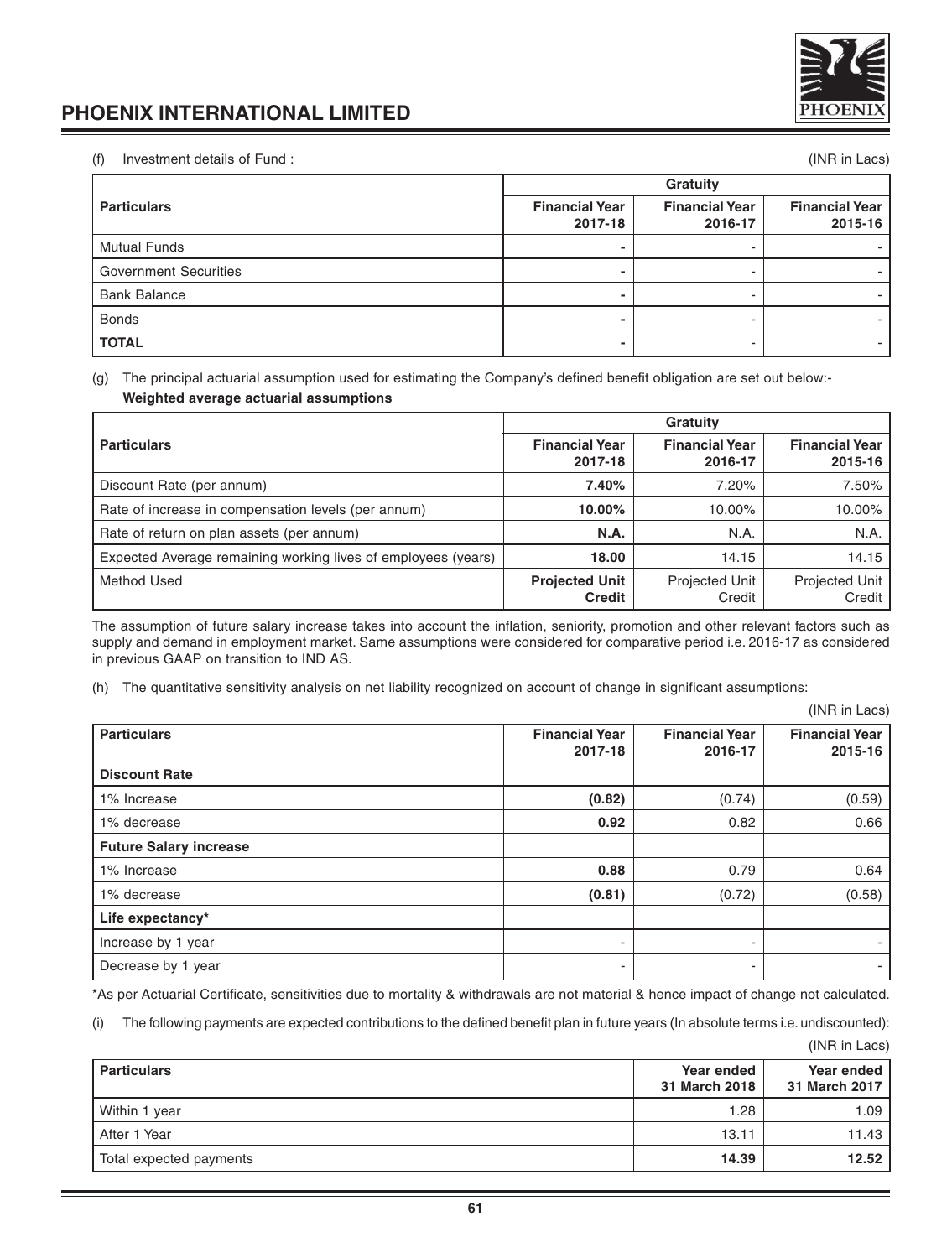(f) Investment details of Fund : (INR in Lacs)

| Particulars | Gratuity | | |
|---|---|---|---|
| | **Financial Year 2017-18** | **Financial Year 2016-17** | **Financial Year 2015-16** |
| Mutual Funds | **-** | - | - |
| Government Securities | **-** | - | - |
| Bank Balance | **-** | - | - |
| Bonds | **-** | - | - |
| **TOTAL** | **-** | - | - |

(g) The principal actuarial assumption used for estimating the Company's defined benefit obligation are set out below:-

**Weighted average actuarial assumptions**

| Particulars | Gratuity | | |
|---|---|---|---|
| | **Financial Year 2017-18** | **Financial Year 2016-17** | **Financial Year 2015-16** |
| Discount Rate (per annum) | **7.40%** | 7.20% | 7.50% |
| Rate of increase in compensation levels (per annum) | **10.00%** | 10.00% | 10.00% |
| Rate of return on plan assets (per annum) | **N.A.** | N.A. | N.A. |
| Expected Average remaining working lives of employees (years) | **18.00** | 14.15 | 14.15 |
| Method Used | **Projected Unit Credit** | Projected Unit Credit | Projected Unit Credit |

The assumption of future salary increase takes into account the inflation, seniority, promotion and other relevant factors such as supply and demand in employment market. Same assumptions were considered for comparative period i.e. 2016-17 as considered in previous GAAP on transition to IND AS.

(h) The quantitative sensitivity analysis on net liability recognized on account of change in significant assumptions:

(INR in Lacs)

| Particulars | Financial Year 2017-18 | Financial Year 2016-17 | Financial Year 2015-16 |
|---|---|---|---|
| **Discount Rate** | | | |
| 1% Increase | **(0.82)** | (0.74) | (0.59) |
| 1% decrease | **0.92** | 0.82 | 0.66 |
| **Future Salary increase** | | | |
| 1% Increase | **0.88** | 0.79 | 0.64 |
| 1% decrease | **(0.81)** | (0.72) | (0.58) |
| **Life expectancy*** | | | |
| Increase by 1 year | - | - | - |
| Decrease by 1 year | - | - | - |

*As per Actuarial Certificate, sensitivities due to mortality & withdrawals are not material & hence impact of change not calculated.

(i) The following payments are expected contributions to the defined benefit plan in future years (In absolute terms i.e. undiscounted):

(INR in Lacs)

| Particulars | Year ended 31 March 2018 | Year ended 31 March 2017 |
|---|---|---|
| Within 1 year | 1.28 | 1.09 |
| After 1 Year | 13.11 | 11.43 |
| Total expected payments | **14.39** | **12.52** |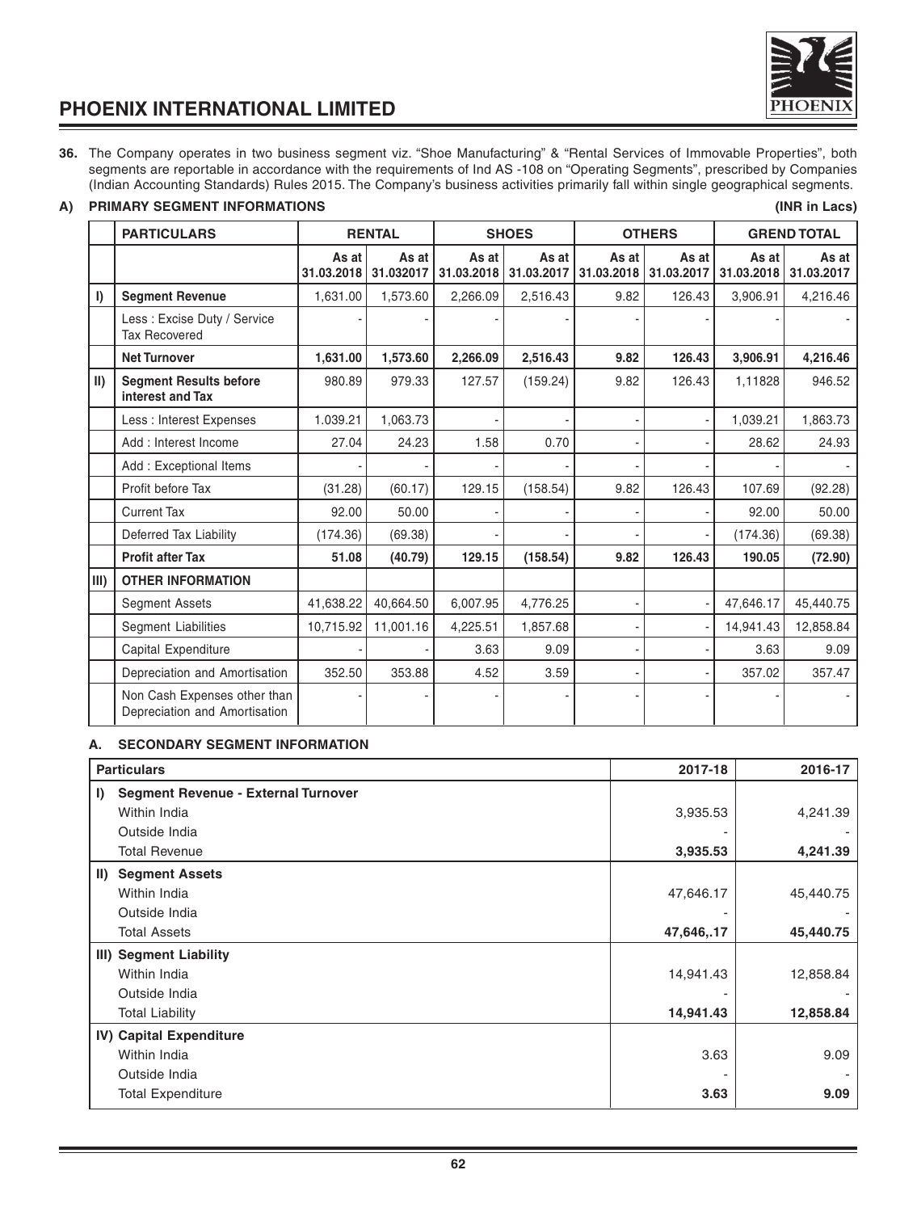**36.** The Company operates in two business segment viz. "Shoe Manufacturing" & "Rental Services of Immovable Properties", both segments are reportable in accordance with the requirements of Ind AS -108 on "Operating Segments", prescribed by Companies (Indian Accounting Standards) Rules 2015. The Company's business activities primarily fall within single geographical segments.

**A) PRIMARY SEGMENT INFORMATIONS** **(INR in Lacs)**

| | PARTICULARS | RENTAL | | SHOES | | OTHERS | | GREND TOTAL | |
|---|---|---|---|---|---|---|---|---|---|
| | | As at 31.03.2018 | As at 31.032017 | As at 31.03.2018 | As at 31.03.2017 | As at 31.03.2018 | As at 31.03.2017 | As at 31.03.2018 | As at 31.03.2017 |
| I) | **Segment Revenue** | 1,631.00 | 1,573.60 | 2,266.09 | 2,516.43 | 9.82 | 126.43 | 3,906.91 | 4,216.46 |
| | Less : Excise Duty / Service Tax Recovered | - | - | - | - | - | - | - | - |
| | **Net Turnover** | **1,631.00** | **1,573.60** | **2,266.09** | **2,516.43** | **9.82** | **126.43** | **3,906.91** | **4,216.46** |
| II) | **Segment Results before interest and Tax** | 980.89 | 979.33 | 127.57 | (159.24) | 9.82 | 126.43 | 1,11828 | 946.52 |
| | Less : Interest Expenses | 1.039.21 | 1,063.73 | - | - | - | - | 1,039.21 | 1,863.73 |
| | Add : Interest Income | 27.04 | 24.23 | 1.58 | 0.70 | - | - | 28.62 | 24.93 |
| | Add : Exceptional Items | - | - | - | - | - | - | - | - |
| | Profit before Tax | (31.28) | (60.17) | 129.15 | (158.54) | 9.82 | 126.43 | 107.69 | (92.28) |
| | Current Tax | 92.00 | 50.00 | - | - | - | - | 92.00 | 50.00 |
| | Deferred Tax Liability | (174.36) | (69.38) | - | - | - | - | (174.36) | (69.38) |
| | **Profit after Tax** | **51.08** | **(40.79)** | **129.15** | **(158.54)** | **9.82** | **126.43** | **190.05** | **(72.90)** |
| III) | **OTHER INFORMATION** | | | | | | | | |
| | Segment Assets | 41,638.22 | 40,664.50 | 6,007.95 | 4,776.25 | - | - | 47,646.17 | 45,440.75 |
| | Segment Liabilities | 10,715.92 | 11,001.16 | 4,225.51 | 1,857.68 | - | - | 14,941.43 | 12,858.84 |
| | Capital Expenditure | - | - | 3.63 | 9.09 | - | - | 3.63 | 9.09 |
| | Depreciation and Amortisation | 352.50 | 353.88 | 4.52 | 3.59 | - | - | 357.02 | 357.47 |
| | Non Cash Expenses other than Depreciation and Amortisation | - | - | - | - | - | - | - | - |

**A. SECONDARY SEGMENT INFORMATION**

| Particulars | 2017-18 | 2016-17 |
|---|---|---|
| **I) Segment Revenue - External Turnover** | | |
| Within India | 3,935.53 | 4,241.39 |
| Outside India | - | - |
| Total Revenue | **3,935.53** | **4,241.39** |
| **II) Segment Assets** | | |
| Within India | 47,646.17 | 45,440.75 |
| Outside India | - | - |
| Total Assets | **47,646,.17** | **45,440.75** |
| **III) Segment Liability** | | |
| Within India | 14,941.43 | 12,858.84 |
| Outside India | - | - |
| Total Liability | **14,941.43** | **12,858.84** |
| **IV) Capital Expenditure** | | |
| Within India | 3.63 | 9.09 |
| Outside India | - | - |
| Total Expenditure | **3.63** | **9.09** |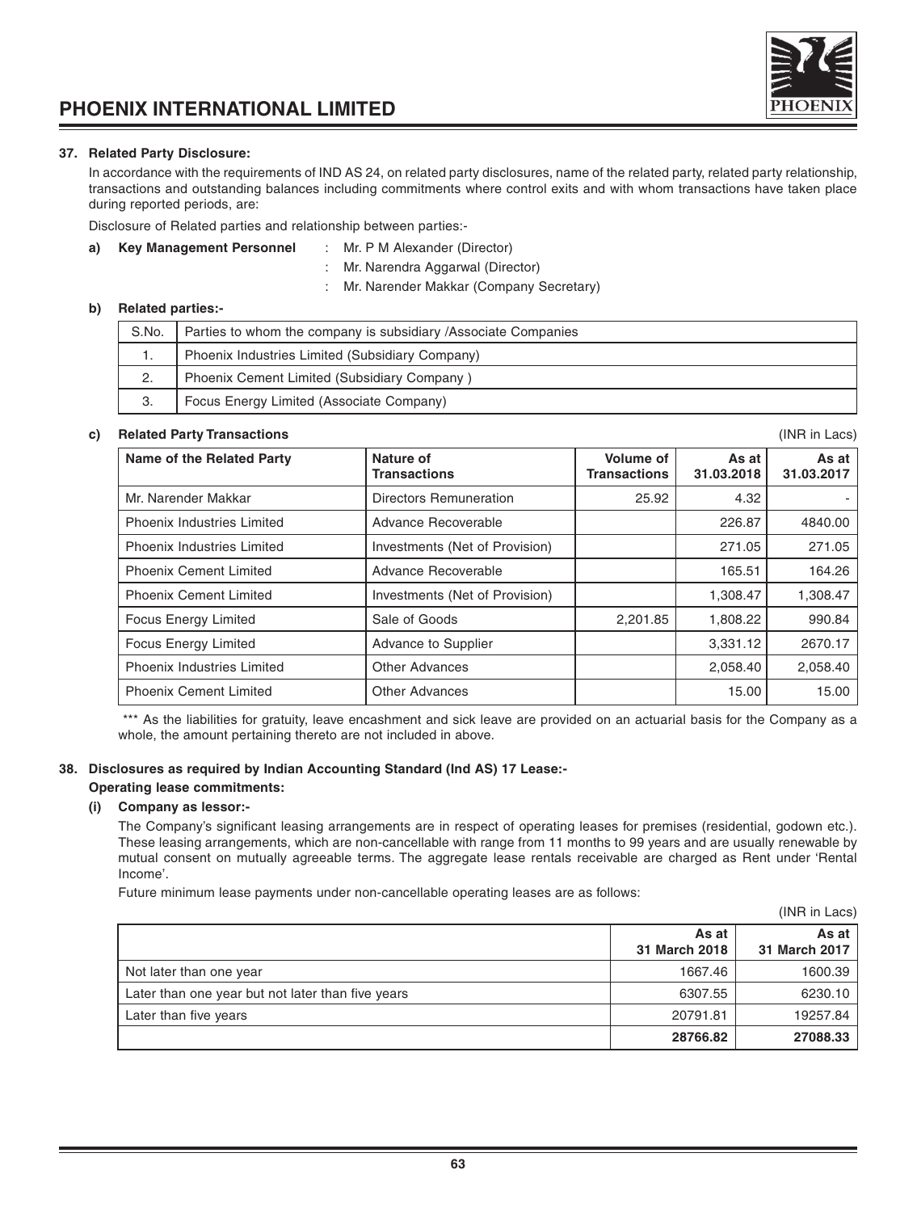**37. Related Party Disclosure:**

In accordance with the requirements of IND AS 24, on related party disclosures, name of the related party, related party relationship, transactions and outstanding balances including commitments where control exits and with whom transactions have taken place during reported periods, are:

Disclosure of Related parties and relationship between parties:-

**a) Key Management Personnel** : Mr. P M Alexander (Director)
: Mr. Narendra Aggarwal (Director)
: Mr. Narender Makkar (Company Secretary)

**b) Related parties:-**

| S.No. | Parties to whom the company is subsidiary /Associate Companies |
|---|---|
| 1. | Phoenix Industries Limited (Subsidiary Company) |
| 2. | Phoenix Cement Limited (Subsidiary Company ) |
| 3. | Focus Energy Limited (Associate Company) |

**c) Related Party Transactions** (INR in Lacs)

| Name of the Related Party | Nature of Transactions | Volume of Transactions | As at 31.03.2018 | As at 31.03.2017 |
|---|---|---|---|---|
| Mr. Narender Makkar | Directors Remuneration | 25.92 | 4.32 | - |
| Phoenix Industries Limited | Advance Recoverable | | 226.87 | 4840.00 |
| Phoenix Industries Limited | Investments (Net of Provision) | | 271.05 | 271.05 |
| Phoenix Cement Limited | Advance Recoverable | | 165.51 | 164.26 |
| Phoenix Cement Limited | Investments (Net of Provision) | | 1,308.47 | 1,308.47 |
| Focus Energy Limited | Sale of Goods | 2,201.85 | 1,808.22 | 990.84 |
| Focus Energy Limited | Advance to Supplier | | 3,331.12 | 2670.17 |
| Phoenix Industries Limited | Other Advances | | 2,058.40 | 2,058.40 |
| Phoenix Cement Limited | Other Advances | | 15.00 | 15.00 |

*** As the liabilities for gratuity, leave encashment and sick leave are provided on an actuarial basis for the Company as a whole, the amount pertaining thereto are not included in above.

**38. Disclosures as required by Indian Accounting Standard (Ind AS) 17 Lease:-**

**Operating lease commitments:**

**(i) Company as lessor:-**

The Company's significant leasing arrangements are in respect of operating leases for premises (residential, godown etc.). These leasing arrangements, which are non-cancellable with range from 11 months to 99 years and are usually renewable by mutual consent on mutually agreeable terms. The aggregate lease rentals receivable are charged as Rent under 'Rental Income'.

Future minimum lease payments under non-cancellable operating leases are as follows:

(INR in Lacs)

| | As at 31 March 2018 | As at 31 March 2017 |
|---|---|---|
| Not later than one year | 1667.46 | 1600.39 |
| Later than one year but not later than five years | 6307.55 | 6230.10 |
| Later than five years | 20791.81 | 19257.84 |
| | **28766.82** | **27088.33** |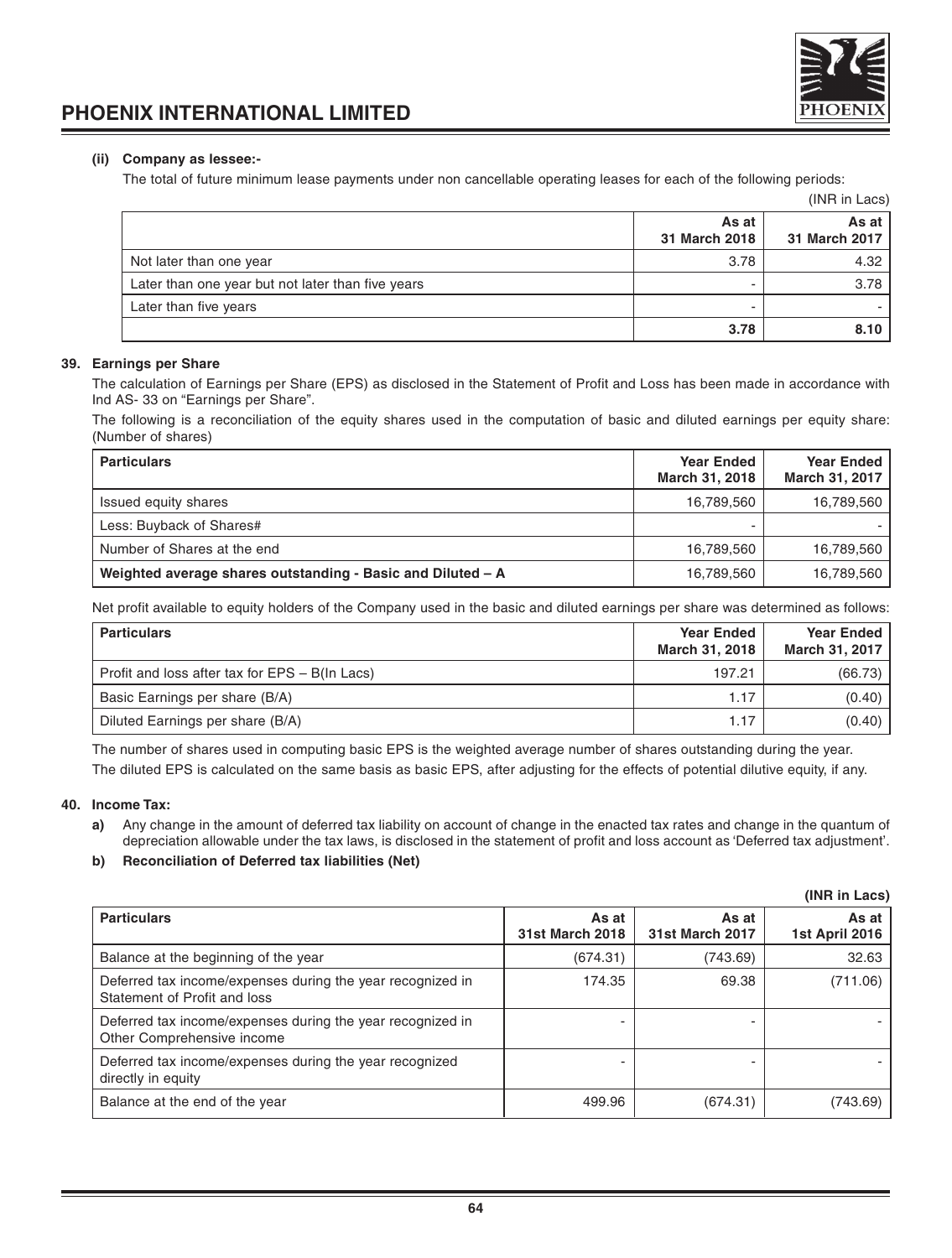**(ii) Company as lessee:-**

The total of future minimum lease payments under non cancellable operating leases for each of the following periods:

(INR in Lacs)

| | As at 31 March 2018 | As at 31 March 2017 |
|---|---|---|
| Not later than one year | 3.78 | 4.32 |
| Later than one year but not later than five years | - | 3.78 |
| Later than five years | - | - |
| | **3.78** | **8.10** |

**39. Earnings per Share**

The calculation of Earnings per Share (EPS) as disclosed in the Statement of Profit and Loss has been made in accordance with Ind AS- 33 on "Earnings per Share".

The following is a reconciliation of the equity shares used in the computation of basic and diluted earnings per equity share: (Number of shares)

| Particulars | Year Ended March 31, 2018 | Year Ended March 31, 2017 |
|---|---|---|
| Issued equity shares | 16,789,560 | 16,789,560 |
| Less: Buyback of Shares# | - | - |
| Number of Shares at the end | 16,789,560 | 16,789,560 |
| **Weighted average shares outstanding - Basic and Diluted – A** | 16,789,560 | 16,789,560 |

Net profit available to equity holders of the Company used in the basic and diluted earnings per share was determined as follows:

| Particulars | Year Ended March 31, 2018 | Year Ended March 31, 2017 |
|---|---|---|
| Profit and loss after tax for EPS – B(In Lacs) | 197.21 | (66.73) |
| Basic Earnings per share (B/A) | 1.17 | (0.40) |
| Diluted Earnings per share (B/A) | 1.17 | (0.40) |

The number of shares used in computing basic EPS is the weighted average number of shares outstanding during the year.

The diluted EPS is calculated on the same basis as basic EPS, after adjusting for the effects of potential dilutive equity, if any.

**40. Income Tax:**

**a)** Any change in the amount of deferred tax liability on account of change in the enacted tax rates and change in the quantum of depreciation allowable under the tax laws, is disclosed in the statement of profit and loss account as 'Deferred tax adjustment'.

**b) Reconciliation of Deferred tax liabilities (Net)**

**(INR in Lacs)**

| Particulars | As at 31st March 2018 | As at 31st March 2017 | As at 1st April 2016 |
|---|---|---|---|
| Balance at the beginning of the year | (674.31) | (743.69) | 32.63 |
| Deferred tax income/expenses during the year recognized in Statement of Profit and loss | 174.35 | 69.38 | (711.06) |
| Deferred tax income/expenses during the year recognized in Other Comprehensive income | - | - | - |
| Deferred tax income/expenses during the year recognized directly in equity | - | - | - |
| Balance at the end of the year | 499.96 | (674.31) | (743.69) |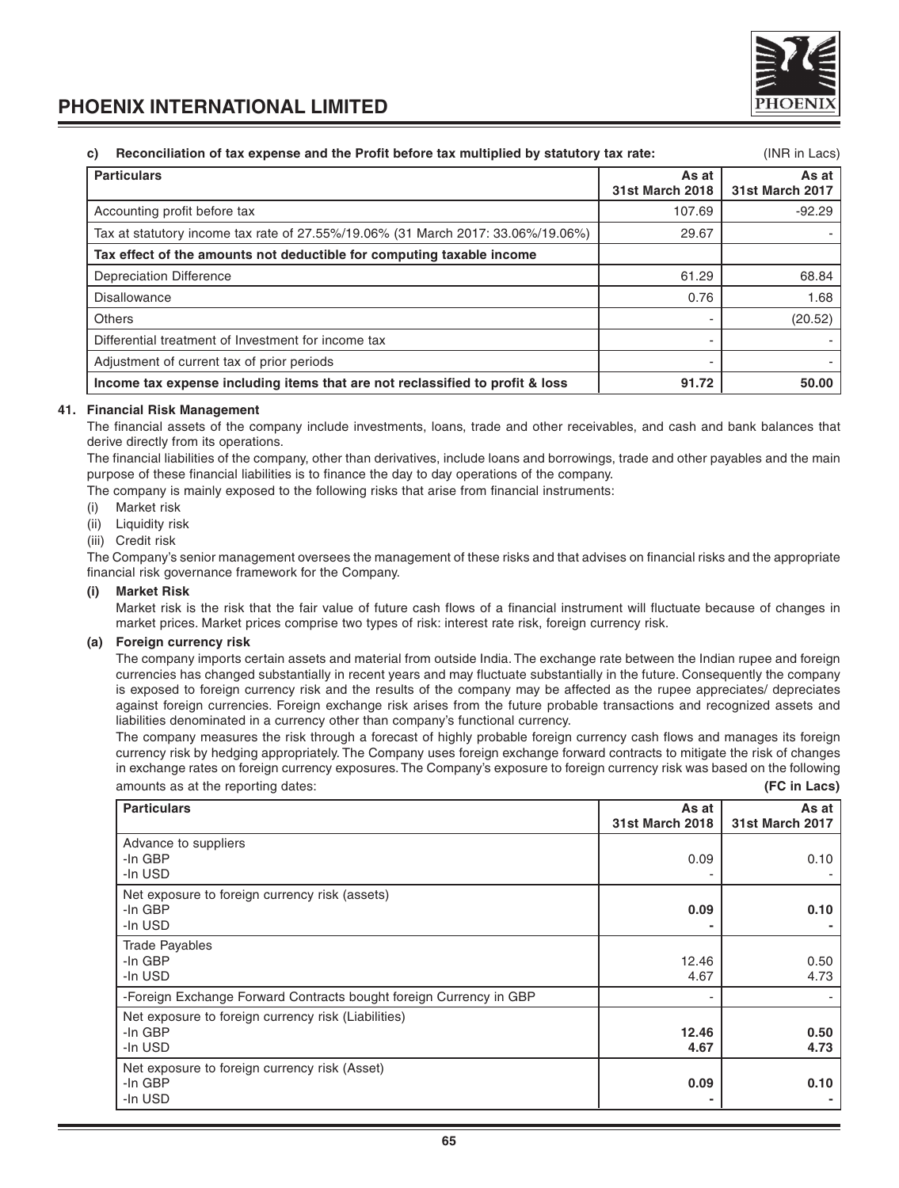**c) Reconciliation of tax expense and the Profit before tax multiplied by statutory tax rate:** (INR in Lacs)

| Particulars | As at 31st March 2018 | As at 31st March 2017 |
|---|---|---|
| Accounting profit before tax | 107.69 | -92.29 |
| Tax at statutory income tax rate of 27.55%/19.06% (31 March 2017: 33.06%/19.06%) | 29.67 | - |
| **Tax effect of the amounts not deductible for computing taxable income** | | |
| Depreciation Difference | 61.29 | 68.84 |
| Disallowance | 0.76 | 1.68 |
| Others | - | (20.52) |
| Differential treatment of Investment for income tax | - | - |
| Adjustment of current tax of prior periods | - | - |
| **Income tax expense including items that are not reclassified to profit & loss** | **91.72** | **50.00** |

### 41. Financial Risk Management

The financial assets of the company include investments, loans, trade and other receivables, and cash and bank balances that derive directly from its operations.

The financial liabilities of the company, other than derivatives, include loans and borrowings, trade and other payables and the main purpose of these financial liabilities is to finance the day to day operations of the company.

The company is mainly exposed to the following risks that arise from financial instruments:

(i) Market risk
(ii) Liquidity risk
(iii) Credit risk

The Company's senior management oversees the management of these risks and that advises on financial risks and the appropriate financial risk governance framework for the Company.

**(i) Market Risk**

Market risk is the risk that the fair value of future cash flows of a financial instrument will fluctuate because of changes in market prices. Market prices comprise two types of risk: interest rate risk, foreign currency risk.

**(a) Foreign currency risk**

The company imports certain assets and material from outside India. The exchange rate between the Indian rupee and foreign currencies has changed substantially in recent years and may fluctuate substantially in the future. Consequently the company is exposed to foreign currency risk and the results of the company may be affected as the rupee appreciates/ depreciates against foreign currencies. Foreign exchange risk arises from the future probable transactions and recognized assets and liabilities denominated in a currency other than company's functional currency.

The company measures the risk through a forecast of highly probable foreign currency cash flows and manages its foreign currency risk by hedging appropriately. The Company uses foreign exchange forward contracts to mitigate the risk of changes in exchange rates on foreign currency exposures. The Company's exposure to foreign currency risk was based on the following amounts as at the reporting dates: **(FC in Lacs)**

| Particulars | As at 31st March 2018 | As at 31st March 2017 |
|---|---|---|
| Advance to suppliers | | |
| -In GBP | 0.09 | 0.10 |
| -In USD | - | - |
| Net exposure to foreign currency risk (assets) | | |
| -In GBP | **0.09** | **0.10** |
| -In USD | **-** | **-** |
| Trade Payables | | |
| -In GBP | 12.46 | 0.50 |
| -In USD | 4.67 | 4.73 |
| -Foreign Exchange Forward Contracts bought foreign Currency in GBP | - | - |
| Net exposure to foreign currency risk (Liabilities) | | |
| -In GBP | **12.46** | **0.50** |
| -In USD | **4.67** | **4.73** |
| Net exposure to foreign currency risk (Asset) | | |
| -In GBP | **0.09** | **0.10** |
| -In USD | **-** | **-** |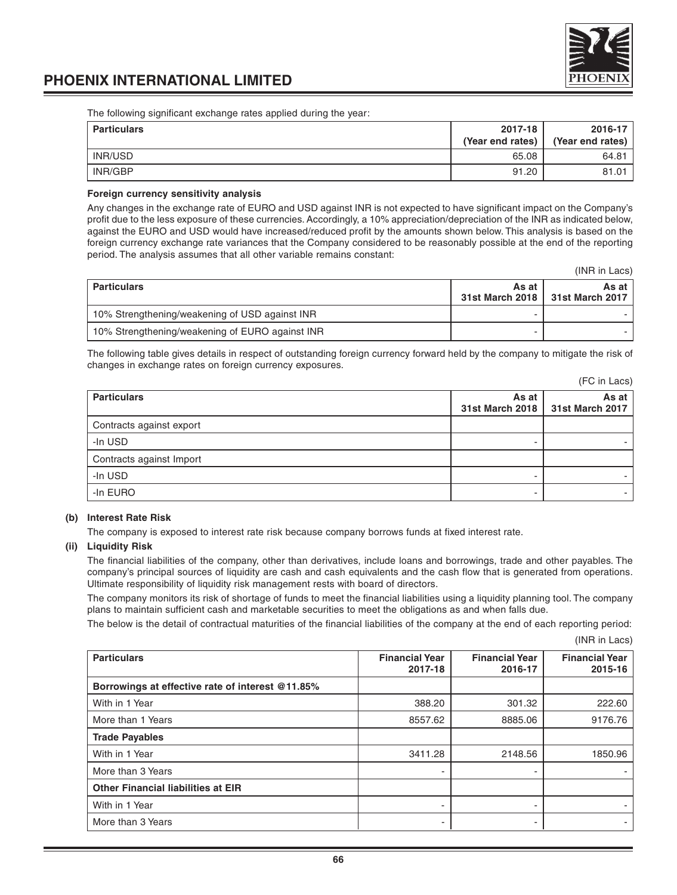The following significant exchange rates applied during the year:

| Particulars | 2017-18 (Year end rates) | 2016-17 (Year end rates) |
|---|---|---|
| INR/USD | 65.08 | 64.81 |
| INR/GBP | 91.20 | 81.01 |

**Foreign currency sensitivity analysis**

Any changes in the exchange rate of EURO and USD against INR is not expected to have significant impact on the Company's profit due to the less exposure of these currencies. Accordingly, a 10% appreciation/depreciation of the INR as indicated below, against the EURO and USD would have increased/reduced profit by the amounts shown below. This analysis is based on the foreign currency exchange rate variances that the Company considered to be reasonably possible at the end of the reporting period. The analysis assumes that all other variable remains constant:

(INR in Lacs)

| Particulars | As at 31st March 2018 | As at 31st March 2017 |
|---|---|---|
| 10% Strengthening/weakening of USD against INR | - | - |
| 10% Strengthening/weakening of EURO against INR | - | - |

The following table gives details in respect of outstanding foreign currency forward held by the company to mitigate the risk of changes in exchange rates on foreign currency exposures.

(FC in Lacs)

| Particulars | As at 31st March 2018 | As at 31st March 2017 |
|---|---|---|
| Contracts against export | | |
| -In USD | - | - |
| Contracts against Import | | |
| -In USD | - | - |
| -In EURO | - | - |

**(b) Interest Rate Risk**

The company is exposed to interest rate risk because company borrows funds at fixed interest rate.

**(ii) Liquidity Risk**

The financial liabilities of the company, other than derivatives, include loans and borrowings, trade and other payables. The company's principal sources of liquidity are cash and cash equivalents and the cash flow that is generated from operations. Ultimate responsibility of liquidity risk management rests with board of directors.

The company monitors its risk of shortage of funds to meet the financial liabilities using a liquidity planning tool. The company plans to maintain sufficient cash and marketable securities to meet the obligations as and when falls due.

The below is the detail of contractual maturities of the financial liabilities of the company at the end of each reporting period:

(INR in Lacs)

| Particulars | Financial Year 2017-18 | Financial Year 2016-17 | Financial Year 2015-16 |
|---|---|---|---|
| **Borrowings at effective rate of interest @11.85%** | | | |
| With in 1 Year | 388.20 | 301.32 | 222.60 |
| More than 1 Years | 8557.62 | 8885.06 | 9176.76 |
| **Trade Payables** | | | |
| With in 1 Year | 3411.28 | 2148.56 | 1850.96 |
| More than 3 Years | - | - | - |
| **Other Financial liabilities at EIR** | | | |
| With in 1 Year | - | - | - |
| More than 3 Years | - | - | - |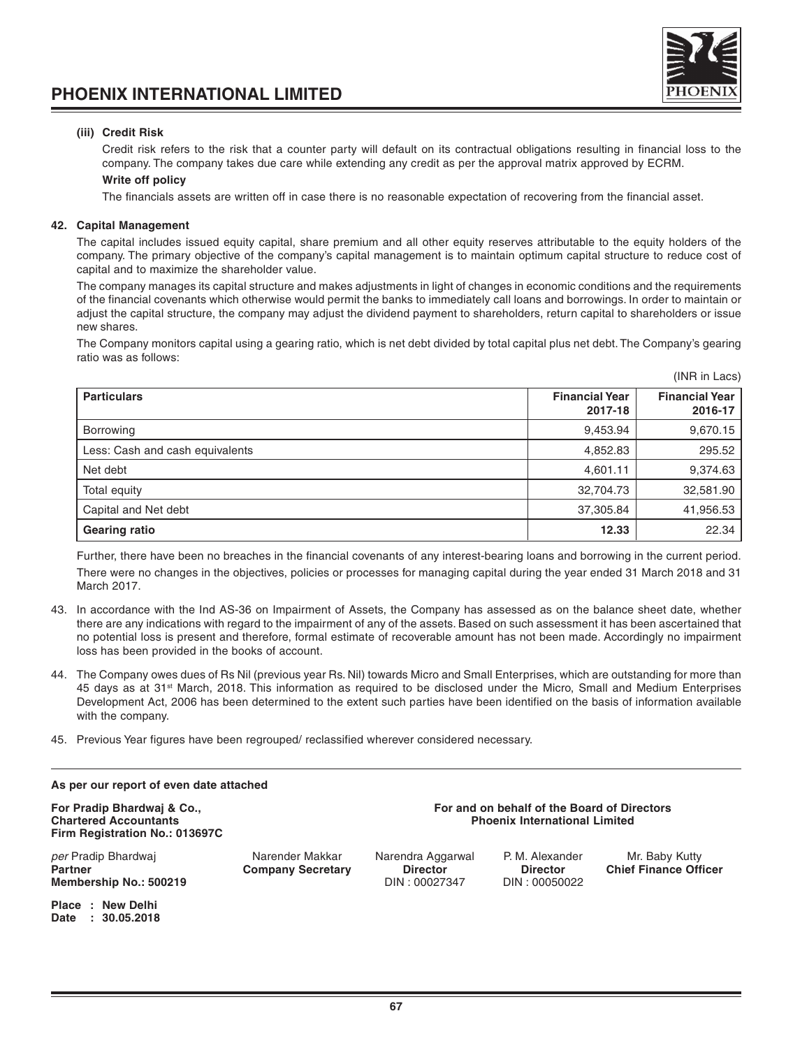**(iii) Credit Risk**

Credit risk refers to the risk that a counter party will default on its contractual obligations resulting in financial loss to the company. The company takes due care while extending any credit as per the approval matrix approved by ECRM.

**Write off policy**

The financials assets are written off in case there is no reasonable expectation of recovering from the financial asset.

**42. Capital Management**

The capital includes issued equity capital, share premium and all other equity reserves attributable to the equity holders of the company. The primary objective of the company's capital management is to maintain optimum capital structure to reduce cost of capital and to maximize the shareholder value.

The company manages its capital structure and makes adjustments in light of changes in economic conditions and the requirements of the financial covenants which otherwise would permit the banks to immediately call loans and borrowings. In order to maintain or adjust the capital structure, the company may adjust the dividend payment to shareholders, return capital to shareholders or issue new shares.

The Company monitors capital using a gearing ratio, which is net debt divided by total capital plus net debt. The Company's gearing ratio was as follows:

(INR in Lacs)

| Particulars | Financial Year 2017-18 | Financial Year 2016-17 |
|---|---|---|
| Borrowing | 9,453.94 | 9,670.15 |
| Less: Cash and cash equivalents | 4,852.83 | 295.52 |
| Net debt | 4,601.11 | 9,374.63 |
| Total equity | 32,704.73 | 32,581.90 |
| Capital and Net debt | 37,305.84 | 41,956.53 |
| **Gearing ratio** | **12.33** | 22.34 |

Further, there have been no breaches in the financial covenants of any interest-bearing loans and borrowing in the current period.

There were no changes in the objectives, policies or processes for managing capital during the year ended 31 March 2018 and 31 March 2017.

43. In accordance with the Ind AS-36 on Impairment of Assets, the Company has assessed as on the balance sheet date, whether there are any indications with regard to the impairment of any of the assets. Based on such assessment it has been ascertained that no potential loss is present and therefore, formal estimate of recoverable amount has not been made. Accordingly no impairment loss has been provided in the books of account.

44. The Company owes dues of Rs Nil (previous year Rs. Nil) towards Micro and Small Enterprises, which are outstanding for more than 45 days as at 31st March, 2018. This information as required to be disclosed under the Micro, Small and Medium Enterprises Development Act, 2006 has been determined to the extent such parties have been identified on the basis of information available with the company.

45. Previous Year figures have been regrouped/ reclassified wherever considered necessary.

---

**As per our report of even date attached**

**For Pradip Bhardwaj & Co.,**
**Chartered Accountants**
**Firm Registration No.: 013697C**

**For and on behalf of the Board of Directors**
**Phoenix International Limited**

*per* Pradip Bhardwaj
**Partner**
**Membership No.: 500219**

Narender Makkar
**Company Secretary**

Narendra Aggarwal
**Director**
DIN : 00027347

P. M. Alexander
**Director**
DIN : 00050022

Mr. Baby Kutty
**Chief Finance Officer**

**Place : New Delhi**
**Date : 30.05.2018**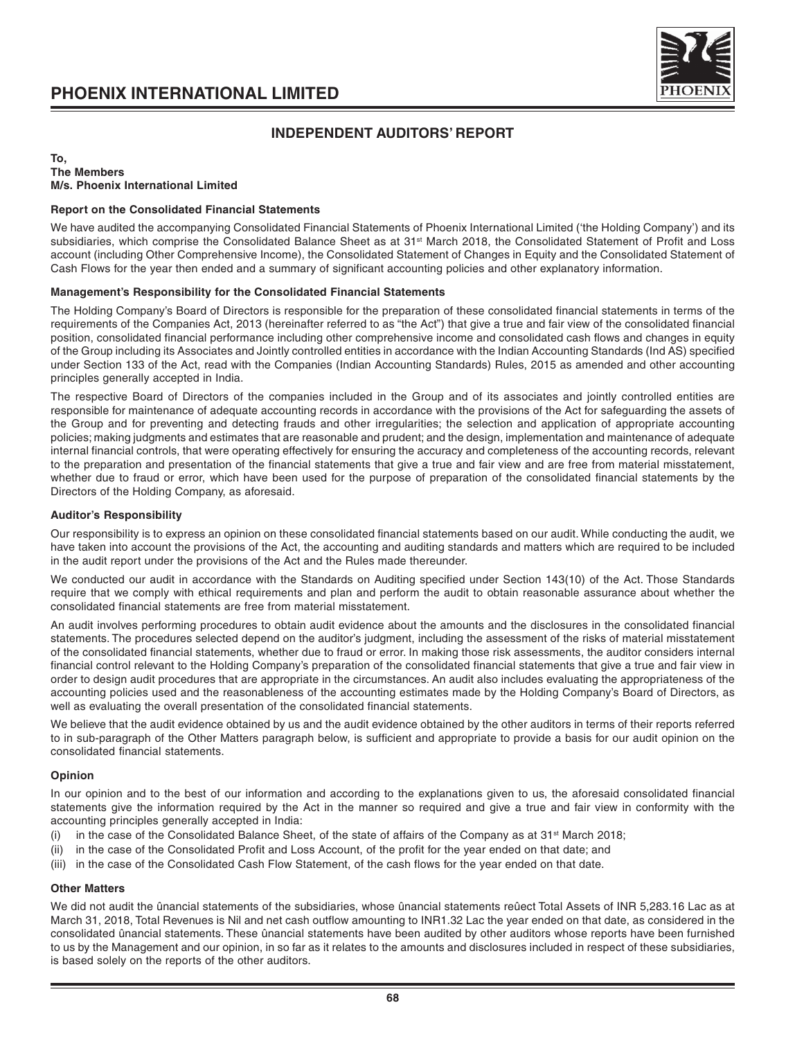# INDEPENDENT AUDITORS' REPORT

**To,**
**The Members**
**M/s. Phoenix International Limited**

### Report on the Consolidated Financial Statements

We have audited the accompanying Consolidated Financial Statements of Phoenix International Limited ('the Holding Company') and its subsidiaries, which comprise the Consolidated Balance Sheet as at 31st March 2018, the Consolidated Statement of Profit and Loss account (including Other Comprehensive Income), the Consolidated Statement of Changes in Equity and the Consolidated Statement of Cash Flows for the year then ended and a summary of significant accounting policies and other explanatory information.

### Management's Responsibility for the Consolidated Financial Statements

The Holding Company's Board of Directors is responsible for the preparation of these consolidated financial statements in terms of the requirements of the Companies Act, 2013 (hereinafter referred to as "the Act") that give a true and fair view of the consolidated financial position, consolidated financial performance including other comprehensive income and consolidated cash flows and changes in equity of the Group including its Associates and Jointly controlled entities in accordance with the Indian Accounting Standards (Ind AS) specified under Section 133 of the Act, read with the Companies (Indian Accounting Standards) Rules, 2015 as amended and other accounting principles generally accepted in India.

The respective Board of Directors of the companies included in the Group and of its associates and jointly controlled entities are responsible for maintenance of adequate accounting records in accordance with the provisions of the Act for safeguarding the assets of the Group and for preventing and detecting frauds and other irregularities; the selection and application of appropriate accounting policies; making judgments and estimates that are reasonable and prudent; and the design, implementation and maintenance of adequate internal financial controls, that were operating effectively for ensuring the accuracy and completeness of the accounting records, relevant to the preparation and presentation of the financial statements that give a true and fair view and are free from material misstatement, whether due to fraud or error, which have been used for the purpose of preparation of the consolidated financial statements by the Directors of the Holding Company, as aforesaid.

### Auditor's Responsibility

Our responsibility is to express an opinion on these consolidated financial statements based on our audit. While conducting the audit, we have taken into account the provisions of the Act, the accounting and auditing standards and matters which are required to be included in the audit report under the provisions of the Act and the Rules made thereunder.

We conducted our audit in accordance with the Standards on Auditing specified under Section 143(10) of the Act. Those Standards require that we comply with ethical requirements and plan and perform the audit to obtain reasonable assurance about whether the consolidated financial statements are free from material misstatement.

An audit involves performing procedures to obtain audit evidence about the amounts and the disclosures in the consolidated financial statements. The procedures selected depend on the auditor's judgment, including the assessment of the risks of material misstatement of the consolidated financial statements, whether due to fraud or error. In making those risk assessments, the auditor considers internal financial control relevant to the Holding Company's preparation of the consolidated financial statements that give a true and fair view in order to design audit procedures that are appropriate in the circumstances. An audit also includes evaluating the appropriateness of the accounting policies used and the reasonableness of the accounting estimates made by the Holding Company's Board of Directors, as well as evaluating the overall presentation of the consolidated financial statements.

We believe that the audit evidence obtained by us and the audit evidence obtained by the other auditors in terms of their reports referred to in sub-paragraph of the Other Matters paragraph below, is sufficient and appropriate to provide a basis for our audit opinion on the consolidated financial statements.

### Opinion

In our opinion and to the best of our information and according to the explanations given to us, the aforesaid consolidated financial statements give the information required by the Act in the manner so required and give a true and fair view in conformity with the accounting principles generally accepted in India:

(i) in the case of the Consolidated Balance Sheet, of the state of affairs of the Company as at 31st March 2018;

(ii) in the case of the Consolidated Profit and Loss Account, of the profit for the year ended on that date; and

(iii) in the case of the Consolidated Cash Flow Statement, of the cash flows for the year ended on that date.

### Other Matters

We did not audit the ûnancial statements of the subsidiaries, whose ûnancial statements reûect Total Assets of INR 5,283.16 Lac as at March 31, 2018, Total Revenues is Nil and net cash outflow amounting to INR1.32 Lac the year ended on that date, as considered in the consolidated ûnancial statements. These ûnancial statements have been audited by other auditors whose reports have been furnished to us by the Management and our opinion, in so far as it relates to the amounts and disclosures included in respect of these subsidiaries, is based solely on the reports of the other auditors.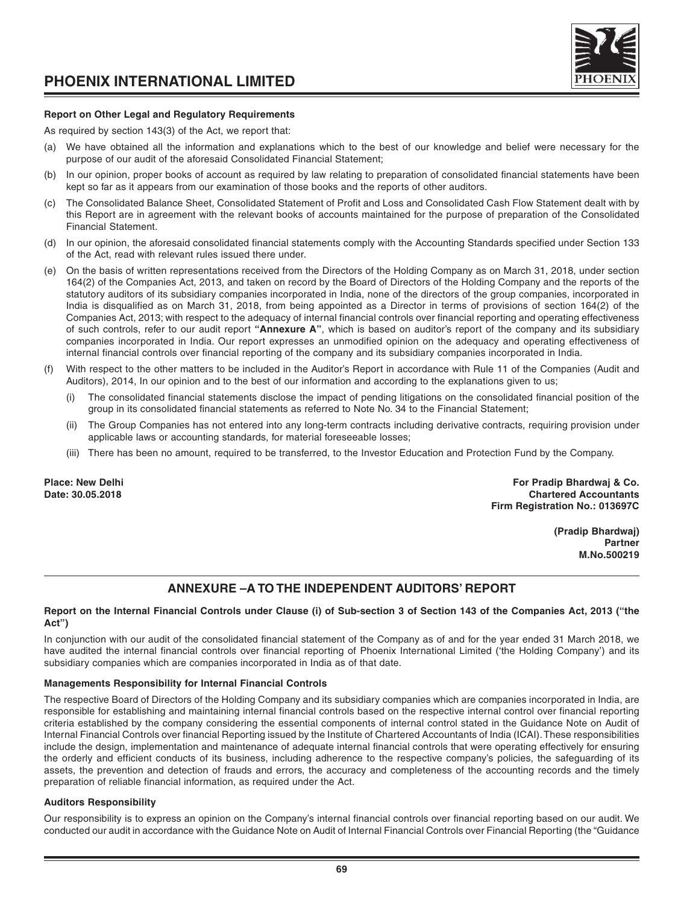**Report on Other Legal and Regulatory Requirements**

As required by section 143(3) of the Act, we report that:

(a) We have obtained all the information and explanations which to the best of our knowledge and belief were necessary for the purpose of our audit of the aforesaid Consolidated Financial Statement;

(b) In our opinion, proper books of account as required by law relating to preparation of consolidated financial statements have been kept so far as it appears from our examination of those books and the reports of other auditors.

(c) The Consolidated Balance Sheet, Consolidated Statement of Profit and Loss and Consolidated Cash Flow Statement dealt with by this Report are in agreement with the relevant books of accounts maintained for the purpose of preparation of the Consolidated Financial Statement.

(d) In our opinion, the aforesaid consolidated financial statements comply with the Accounting Standards specified under Section 133 of the Act, read with relevant rules issued there under.

(e) On the basis of written representations received from the Directors of the Holding Company as on March 31, 2018, under section 164(2) of the Companies Act, 2013, and taken on record by the Board of Directors of the Holding Company and the reports of the statutory auditors of its subsidiary companies incorporated in India, none of the directors of the group companies, incorporated in India is disqualified as on March 31, 2018, from being appointed as a Director in terms of provisions of section 164(2) of the Companies Act, 2013; with respect to the adequacy of internal financial controls over financial reporting and operating effectiveness of such controls, refer to our audit report **"Annexure A"**, which is based on auditor's report of the company and its subsidiary companies incorporated in India. Our report expresses an unmodified opinion on the adequacy and operating effectiveness of internal financial controls over financial reporting of the company and its subsidiary companies incorporated in India.

(f) With respect to the other matters to be included in the Auditor's Report in accordance with Rule 11 of the Companies (Audit and Auditors), 2014, In our opinion and to the best of our information and according to the explanations given to us;

   (i) The consolidated financial statements disclose the impact of pending litigations on the consolidated financial position of the group in its consolidated financial statements as referred to Note No. 34 to the Financial Statement;

   (ii) The Group Companies has not entered into any long-term contracts including derivative contracts, requiring provision under applicable laws or accounting standards, for material foreseeable losses;

   (iii) There has been no amount, required to be transferred, to the Investor Education and Protection Fund by the Company.

**Place: New Delhi**
**Date: 30.05.2018**

**For Pradip Bhardwaj & Co.**
**Chartered Accountants**
**Firm Registration No.: 013697C**

**(Pradip Bhardwaj)**
**Partner**
**M.No.500219**

## ANNEXURE –A TO THE INDEPENDENT AUDITORS' REPORT

**Report on the Internal Financial Controls under Clause (i) of Sub-section 3 of Section 143 of the Companies Act, 2013 ("the Act")**

In conjunction with our audit of the consolidated financial statement of the Company as of and for the year ended 31 March 2018, we have audited the internal financial controls over financial reporting of Phoenix International Limited ('the Holding Company') and its subsidiary companies which are companies incorporated in India as of that date.

**Managements Responsibility for Internal Financial Controls**

The respective Board of Directors of the Holding Company and its subsidiary companies which are companies incorporated in India, are responsible for establishing and maintaining internal financial controls based on the respective internal control over financial reporting criteria established by the company considering the essential components of internal control stated in the Guidance Note on Audit of Internal Financial Controls over financial Reporting issued by the Institute of Chartered Accountants of India (ICAI). These responsibilities include the design, implementation and maintenance of adequate internal financial controls that were operating effectively for ensuring the orderly and efficient conducts of its business, including adherence to the respective company's policies, the safeguarding of its assets, the prevention and detection of frauds and errors, the accuracy and completeness of the accounting records and the timely preparation of reliable financial information, as required under the Act.

**Auditors Responsibility**

Our responsibility is to express an opinion on the Company's internal financial controls over financial reporting based on our audit. We conducted our audit in accordance with the Guidance Note on Audit of Internal Financial Controls over Financial Reporting (the "Guidance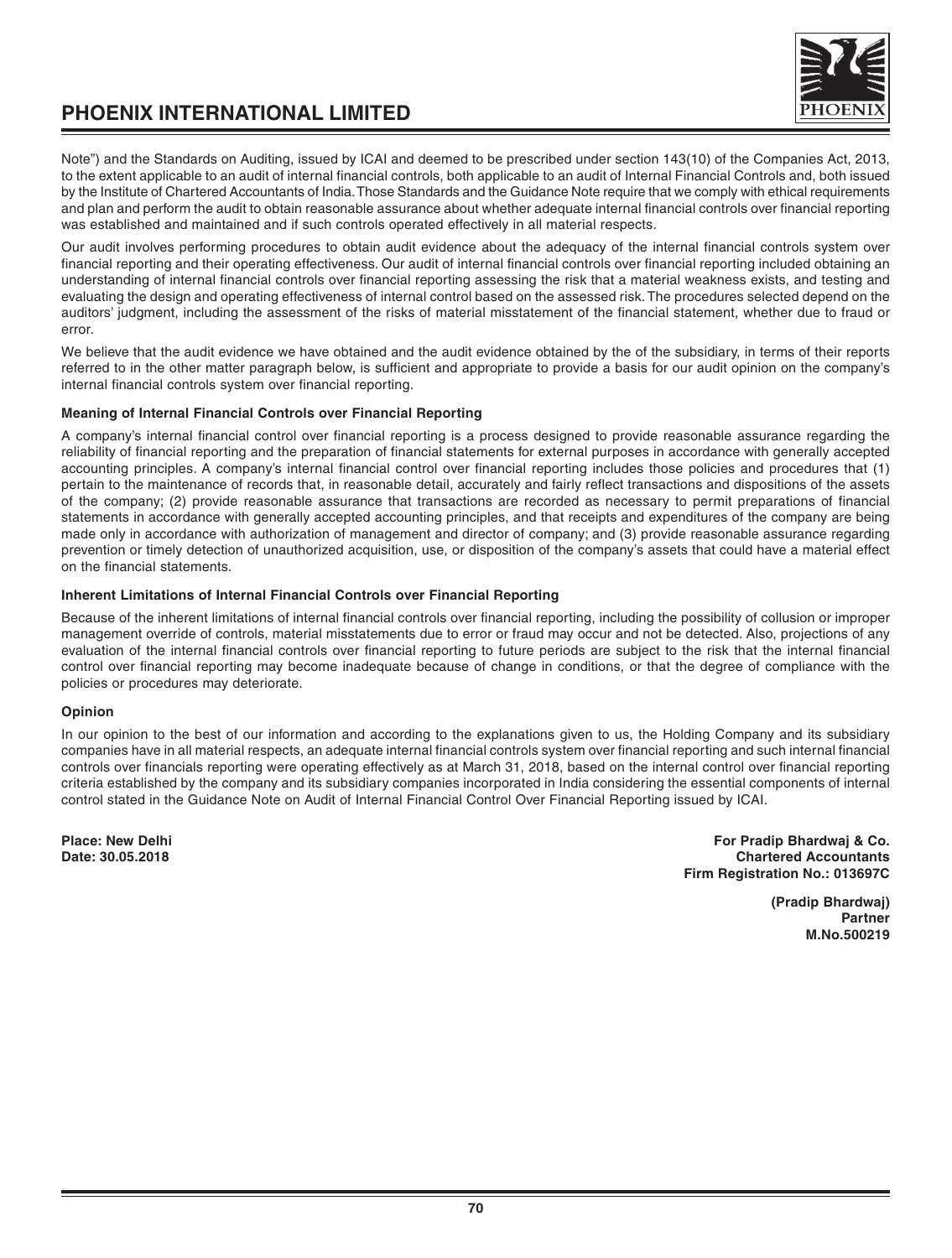Note") and the Standards on Auditing, issued by ICAI and deemed to be prescribed under section 143(10) of the Companies Act, 2013, to the extent applicable to an audit of internal financial controls, both applicable to an audit of Internal Financial Controls and, both issued by the Institute of Chartered Accountants of India. Those Standards and the Guidance Note require that we comply with ethical requirements and plan and perform the audit to obtain reasonable assurance about whether adequate internal financial controls over financial reporting was established and maintained and if such controls operated effectively in all material respects.

Our audit involves performing procedures to obtain audit evidence about the adequacy of the internal financial controls system over financial reporting and their operating effectiveness. Our audit of internal financial controls over financial reporting included obtaining an understanding of internal financial controls over financial reporting assessing the risk that a material weakness exists, and testing and evaluating the design and operating effectiveness of internal control based on the assessed risk. The procedures selected depend on the auditors' judgment, including the assessment of the risks of material misstatement of the financial statement, whether due to fraud or error.

We believe that the audit evidence we have obtained and the audit evidence obtained by the of the subsidiary, in terms of their reports referred to in the other matter paragraph below, is sufficient and appropriate to provide a basis for our audit opinion on the company's internal financial controls system over financial reporting.

**Meaning of Internal Financial Controls over Financial Reporting**

A company's internal financial control over financial reporting is a process designed to provide reasonable assurance regarding the reliability of financial reporting and the preparation of financial statements for external purposes in accordance with generally accepted accounting principles. A company's internal financial control over financial reporting includes those policies and procedures that (1) pertain to the maintenance of records that, in reasonable detail, accurately and fairly reflect transactions and dispositions of the assets of the company; (2) provide reasonable assurance that transactions are recorded as necessary to permit preparations of financial statements in accordance with generally accepted accounting principles, and that receipts and expenditures of the company are being made only in accordance with authorization of management and director of company; and (3) provide reasonable assurance regarding prevention or timely detection of unauthorized acquisition, use, or disposition of the company's assets that could have a material effect on the financial statements.

**Inherent Limitations of Internal Financial Controls over Financial Reporting**

Because of the inherent limitations of internal financial controls over financial reporting, including the possibility of collusion or improper management override of controls, material misstatements due to error or fraud may occur and not be detected. Also, projections of any evaluation of the internal financial controls over financial reporting to future periods are subject to the risk that the internal financial control over financial reporting may become inadequate because of change in conditions, or that the degree of compliance with the policies or procedures may deteriorate.

**Opinion**

In our opinion to the best of our information and according to the explanations given to us, the Holding Company and its subsidiary companies have in all material respects, an adequate internal financial controls system over financial reporting and such internal financial controls over financials reporting were operating effectively as at March 31, 2018, based on the internal control over financial reporting criteria established by the company and its subsidiary companies incorporated in India considering the essential components of internal control stated in the Guidance Note on Audit of Internal Financial Control Over Financial Reporting issued by ICAI.

**Place: New Delhi**
**Date: 30.05.2018**

**For Pradip Bhardwaj & Co.**
**Chartered Accountants**
**Firm Registration No.: 013697C**

**(Pradip Bhardwaj)**
**Partner**
**M.No.500219**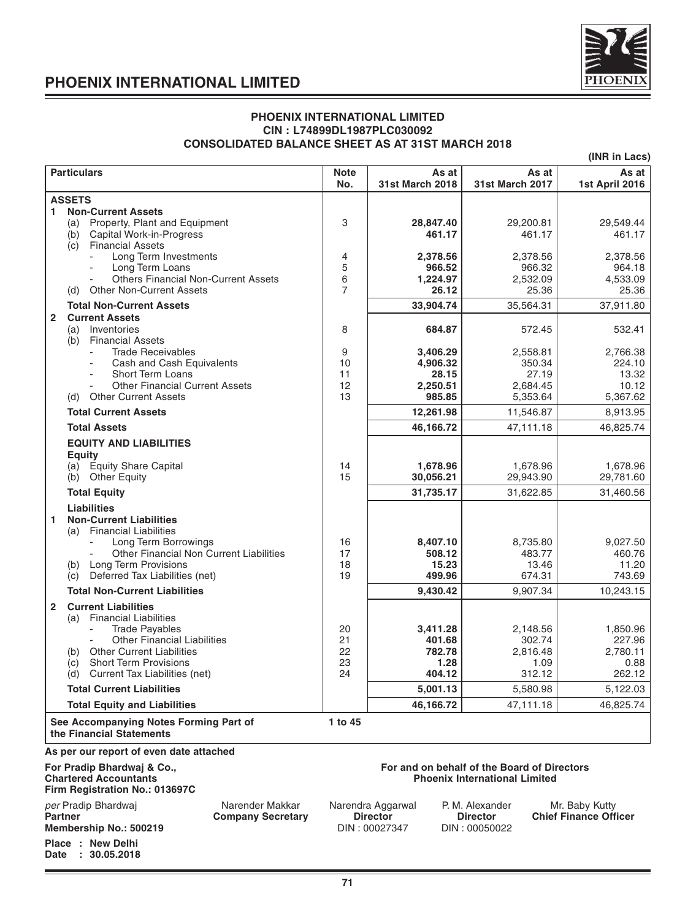# PHOENIX INTERNATIONAL LIMITED

## PHOENIX INTERNATIONAL LIMITED
## CIN : L74899DL1987PLC030092
## CONSOLIDATED BALANCE SHEET AS AT 31ST MARCH 2018

**(INR in Lacs)**

| Particulars | Note No. | As at 31st March 2018 | As at 31st March 2017 | As at 1st April 2016 |
|---|---|---|---|---|
| **ASSETS** | | | | |
| **1 Non-Current Assets** | | | | |
| (a) Property, Plant and Equipment | 3 | **28,847.40** | 29,200.81 | 29,549.44 |
| (b) Capital Work-in-Progress | | **461.17** | 461.17 | 461.17 |
| (c) Financial Assets | | | | |
| - Long Term Investments | 4 | **2,378.56** | 2,378.56 | 2,378.56 |
| - Long Term Loans | 5 | **966.52** | 966.32 | 964.18 |
| - Others Financial Non-Current Assets | 6 | **1,224.97** | 2,532.09 | 4,533.09 |
| (d) Other Non-Current Assets | 7 | **26.12** | 25.36 | 25.36 |
| **Total Non-Current Assets** | | **33,904.74** | 35,564.31 | 37,911.80 |
| **2 Current Assets** | | | | |
| (a) Inventories | 8 | **684.87** | 572.45 | 532.41 |
| (b) Financial Assets | | | | |
| - Trade Receivables | 9 | **3,406.29** | 2,558.81 | 2,766.38 |
| - Cash and Cash Equivalents | 10 | **4,906.32** | 350.34 | 224.10 |
| - Short Term Loans | 11 | **28.15** | 27.19 | 13.32 |
| - Other Financial Current Assets | 12 | **2,250.51** | 2,684.45 | 10.12 |
| (d) Other Current Assets | 13 | **985.85** | 5,353.64 | 5,367.62 |
| **Total Current Assets** | | **12,261.98** | 11,546.87 | 8,913.95 |
| **Total Assets** | | **46,166.72** | 47,111.18 | 46,825.74 |
| **EQUITY AND LIABILITIES** | | | | |
| **Equity** | | | | |
| (a) Equity Share Capital | 14 | **1,678.96** | 1,678.96 | 1,678.96 |
| (b) Other Equity | 15 | **30,056.21** | 29,943.90 | 29,781.60 |
| **Total Equity** | | **31,735.17** | 31,622.85 | 31,460.56 |
| **Liabilities** | | | | |
| **1 Non-Current Liabilities** | | | | |
| (a) Financial Liabilities | | | | |
| - Long Term Borrowings | 16 | **8,407.10** | 8,735.80 | 9,027.50 |
| - Other Financial Non Current Liabilities | 17 | **508.12** | 483.77 | 460.76 |
| (b) Long Term Provisions | 18 | **15.23** | 13.46 | 11.20 |
| (c) Deferred Tax Liabilities (net) | 19 | **499.96** | 674.31 | 743.69 |
| **Total Non-Current Liabilities** | | **9,430.42** | 9,907.34 | 10,243.15 |
| **2 Current Liabilities** | | | | |
| (a) Financial Liabilities | | | | |
| - Trade Payables | 20 | **3,411.28** | 2,148.56 | 1,850.96 |
| - Other Financial Liabilities | 21 | **401.68** | 302.74 | 227.96 |
| (b) Other Current Liabilities | 22 | **782.78** | 2,816.48 | 2,780.11 |
| (c) Short Term Provisions | 23 | **1.28** | 1.09 | 0.88 |
| (d) Current Tax Liabilities (net) | 24 | **404.12** | 312.12 | 262.12 |
| **Total Current Liabilities** | | **5,001.13** | 5,580.98 | 5,122.03 |
| **Total Equity and Liabilities** | | **46,166.72** | 47,111.18 | 46,825.74 |
| **See Accompanying Notes Forming Part of the Financial Statements** | **1 to 45** | | | |

**As per our report of even date attached**

**For Pradip Bhardwaj & Co.,**
**Chartered Accountants**
**Firm Registration No.: 013697C**

**For and on behalf of the Board of Directors**
**Phoenix International Limited**

*per* Pradip Bhardwaj
**Partner**
**Membership No.: 500219**

Narender Makkar
**Company Secretary**

Narendra Aggarwal
**Director**
DIN : 00027347

P. M. Alexander
**Director**
DIN : 00050022

Mr. Baby Kutty
**Chief Finance Officer**

**Place : New Delhi**
**Date : 30.05.2018**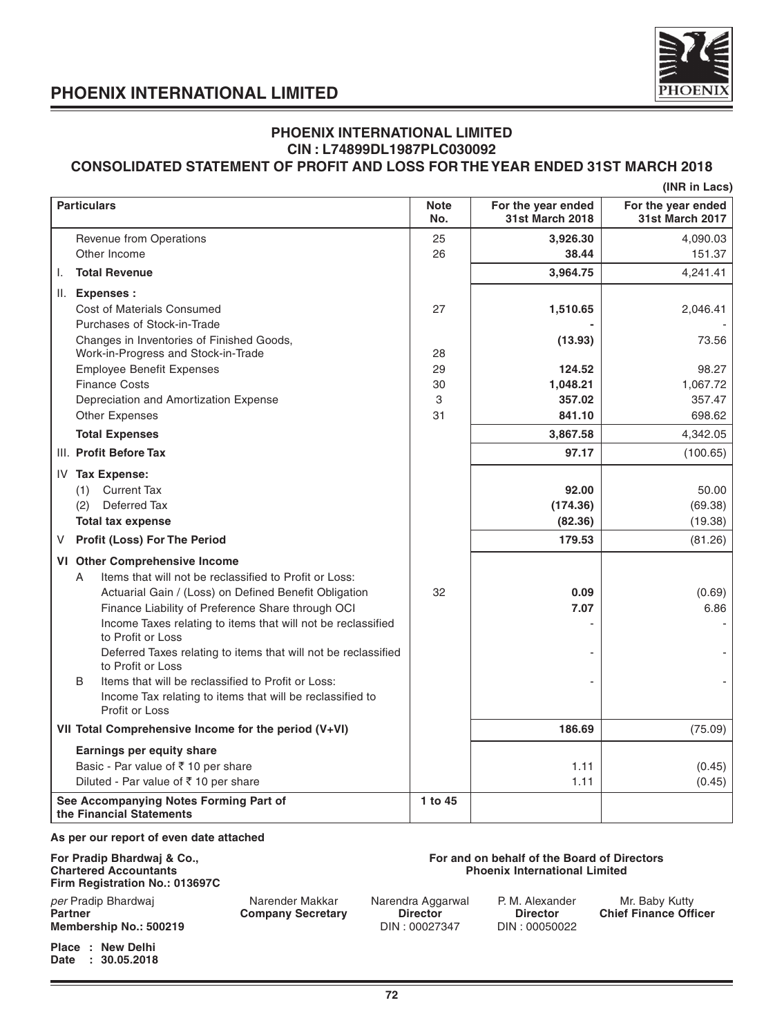# PHOENIX INTERNATIONAL LIMITED

## PHOENIX INTERNATIONAL LIMITED
## CIN : L74899DL1987PLC030092
## CONSOLIDATED STATEMENT OF PROFIT AND LOSS FOR THE YEAR ENDED 31ST MARCH 2018

**(INR in Lacs)**

| Particulars | Note No. | For the year ended 31st March 2018 | For the year ended 31st March 2017 |
|---|---|---|---|
| Revenue from Operations | 25 | **3,926.30** | 4,090.03 |
| Other Income | 26 | **38.44** | 151.37 |
| I. **Total Revenue** | | **3,964.75** | 4,241.41 |
| II. **Expenses :** | | | |
| Cost of Materials Consumed | 27 | **1,510.65** | 2,046.41 |
| Purchases of Stock-in-Trade | | **-** | - |
| Changes in Inventories of Finished Goods, Work-in-Progress and Stock-in-Trade | 28 | **(13.93)** | 73.56 |
| Employee Benefit Expenses | 29 | **124.52** | 98.27 |
| Finance Costs | 30 | **1,048.21** | 1,067.72 |
| Depreciation and Amortization Expense | 3 | **357.02** | 357.47 |
| Other Expenses | 31 | **841.10** | 698.62 |
| **Total Expenses** | | **3,867.58** | 4,342.05 |
| III. **Profit Before Tax** | | **97.17** | (100.65) |
| IV **Tax Expense:** | | | |
| (1) Current Tax | | **92.00** | 50.00 |
| (2) Deferred Tax | | **(174.36)** | (69.38) |
| **Total tax expense** | | **(82.36)** | (19.38) |
| V **Profit (Loss) For The Period** | | **179.53** | (81.26) |
| VI **Other Comprehensive Income** | | | |
| A Items that will not be reclassified to Profit or Loss: | | | |
| Actuarial Gain / (Loss) on Defined Benefit Obligation | 32 | **0.09** | (0.69) |
| Finance Liability of Preference Share through OCI | | **7.07** | 6.86 |
| Income Taxes relating to items that will not be reclassified to Profit or Loss | | - | - |
| Deferred Taxes relating to items that will not be reclassified to Profit or Loss | | - | - |
| B Items that will be reclassified to Profit or Loss: | | - | - |
| Income Tax relating to items that will be reclassified to Profit or Loss | | | |
| VII **Total Comprehensive Income for the period (V+VI)** | | **186.69** | (75.09) |
| **Earnings per equity share** | | | |
| Basic - Par value of ₹ 10 per share | | 1.11 | (0.45) |
| Diluted - Par value of ₹ 10 per share | | 1.11 | (0.45) |
| **See Accompanying Notes Forming Part of the Financial Statements** | **1 to 45** | | |

**As per our report of even date attached**

**For Pradip Bhardwaj & Co.,**
**Chartered Accountants**
**Firm Registration No.: 013697C**

*per* Pradip Bhardwaj
**Partner**
**Membership No.: 500219**

**For and on behalf of the Board of Directors**
**Phoenix International Limited**

Narender Makkar
**Company Secretary**

Narendra Aggarwal
**Director**
DIN : 00027347

P. M. Alexander
**Director**
DIN : 00050022

Mr. Baby Kutty
**Chief Finance Officer**

**Place : New Delhi**
**Date : 30.05.2018**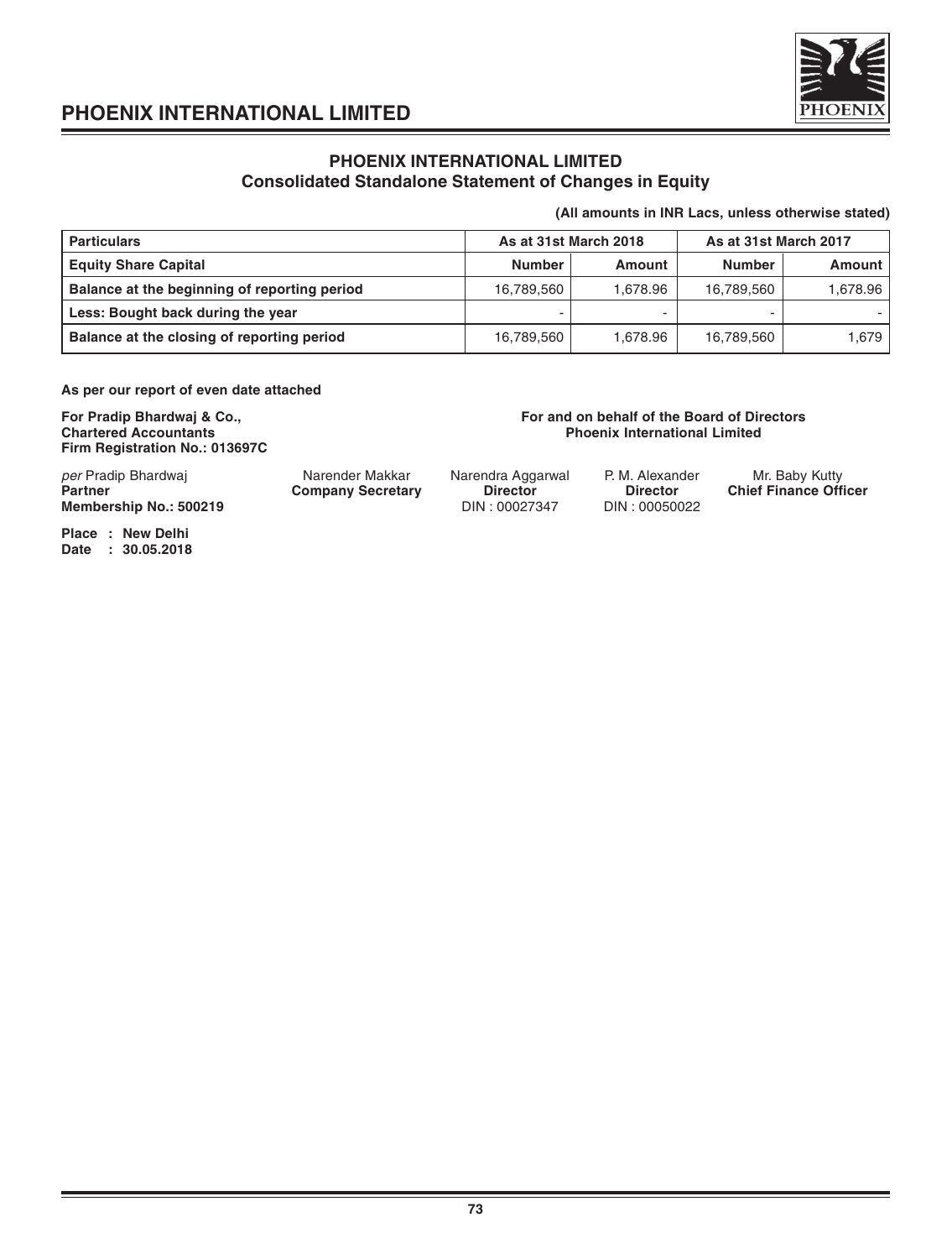## PHOENIX INTERNATIONAL LIMITED
### Consolidated Standalone Statement of Changes in Equity

**(All amounts in INR Lacs, unless otherwise stated)**

| Particulars | As at 31st March 2018 | | As at 31st March 2017 | |
|---|---|---|---|---|
| **Equity Share Capital** | **Number** | **Amount** | **Number** | **Amount** |
| **Balance at the beginning of reporting period** | 16,789,560 | 1,678.96 | 16,789,560 | 1,678.96 |
| **Less: Bought back during the year** | - | - | - | - |
| **Balance at the closing of reporting period** | 16,789,560 | 1,678.96 | 16,789,560 | 1,679 |

**As per our report of even date attached**

**For Pradip Bhardwaj & Co.,**
**Chartered Accountants**
**Firm Registration No.: 013697C**

**For and on behalf of the Board of Directors**
**Phoenix International Limited**

*per* Pradip Bhardwaj
**Partner**
**Membership No.: 500219**

Narender Makkar
**Company Secretary**

Narendra Aggarwal
**Director**
DIN : 00027347

P. M. Alexander
**Director**
DIN : 00050022

Mr. Baby Kutty
**Chief Finance Officer**

**Place : New Delhi**
**Date : 30.05.2018**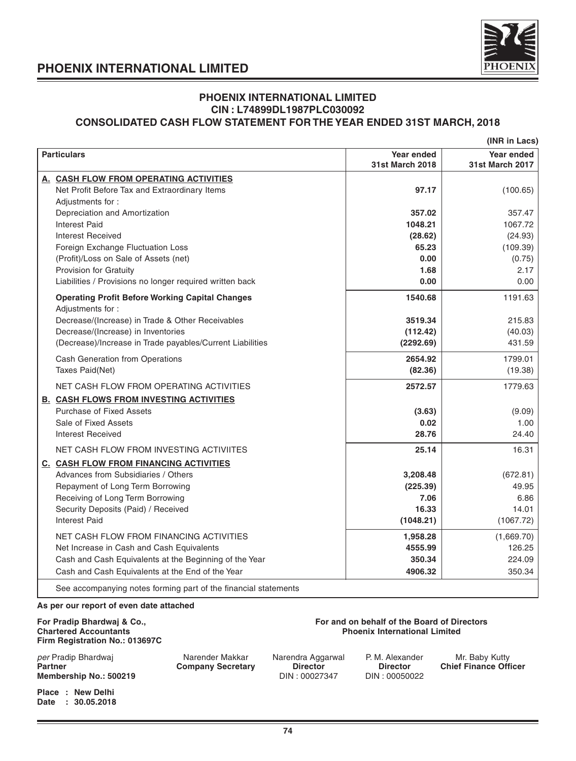## PHOENIX INTERNATIONAL LIMITED
## CIN : L74899DL1987PLC030092
## CONSOLIDATED CASH FLOW STATEMENT FOR THE YEAR ENDED 31ST MARCH, 2018

**(INR in Lacs)**

| Particulars | Year ended 31st March 2018 | Year ended 31st March 2017 |
|---|---|---|
| **A. CASH FLOW FROM OPERATING ACTIVITIES** | | |
| Net Profit Before Tax and Extraordinary Items | **97.17** | (100.65) |
| Adjustments for : | | |
| Depreciation and Amortization | **357.02** | 357.47 |
| Interest Paid | **1048.21** | 1067.72 |
| Interest Received | **(28.62)** | (24.93) |
| Foreign Exchange Fluctuation Loss | **65.23** | (109.39) |
| (Profit)/Loss on Sale of Assets (net) | **0.00** | (0.75) |
| Provision for Gratuity | **1.68** | 2.17 |
| Liabilities / Provisions no longer required written back | **0.00** | 0.00 |
| **Operating Profit Before Working Capital Changes** | **1540.68** | 1191.63 |
| Adjustments for : | | |
| Decrease/(Increase) in Trade & Other Receivables | **3519.34** | 215.83 |
| Decrease/(Increase) in Inventories | **(112.42)** | (40.03) |
| (Decrease)/Increase in Trade payables/Current Liabilities | **(2292.69)** | 431.59 |
| Cash Generation from Operations | **2654.92** | 1799.01 |
| Taxes Paid(Net) | **(82.36)** | (19.38) |
| NET CASH FLOW FROM OPERATING ACTIVITIES | **2572.57** | 1779.63 |
| **B. CASH FLOWS FROM INVESTING ACTIVITIES** | | |
| Purchase of Fixed Assets | **(3.63)** | (9.09) |
| Sale of Fixed Assets | **0.02** | 1.00 |
| Interest Received | **28.76** | 24.40 |
| NET CASH FLOW FROM INVESTING ACTIVIITES | **25.14** | 16.31 |
| **C. CASH FLOW FROM FINANCING ACTIVITIES** | | |
| Advances from Subsidiaries / Others | **3,208.48** | (672.81) |
| Repayment of Long Term Borrowing | **(225.39)** | 49.95 |
| Receiving of Long Term Borrowing | **7.06** | 6.86 |
| Security Deposits (Paid) / Received | **16.33** | 14.01 |
| Interest Paid | **(1048.21)** | (1067.72) |
| NET CASH FLOW FROM FINANCING ACTIVITIES | **1,958.28** | (1,669.70) |
| Net Increase in Cash and Cash Equivalents | **4555.99** | 126.25 |
| Cash and Cash Equivalents at the Beginning of the Year | **350.34** | 224.09 |
| Cash and Cash Equivalents at the End of the Year | **4906.32** | 350.34 |

See accompanying notes forming part of the financial statements

**As per our report of even date attached**

**For Pradip Bhardwaj & Co.,**
**Chartered Accountants**
**Firm Registration No.: 013697C**

**For and on behalf of the Board of Directors**
**Phoenix International Limited**

| | | | | |
|---|---|---|---|---|
| *per* Pradip Bhardwaj | Narender Makkar | Narendra Aggarwal | P. M. Alexander | Mr. Baby Kutty |
| **Partner** | **Company Secretary** | **Director** | **Director** | **Chief Finance Officer** |
| **Membership No.: 500219** | | DIN : 00027347 | DIN : 00050022 | |

**Place : New Delhi**
**Date : 30.05.2018**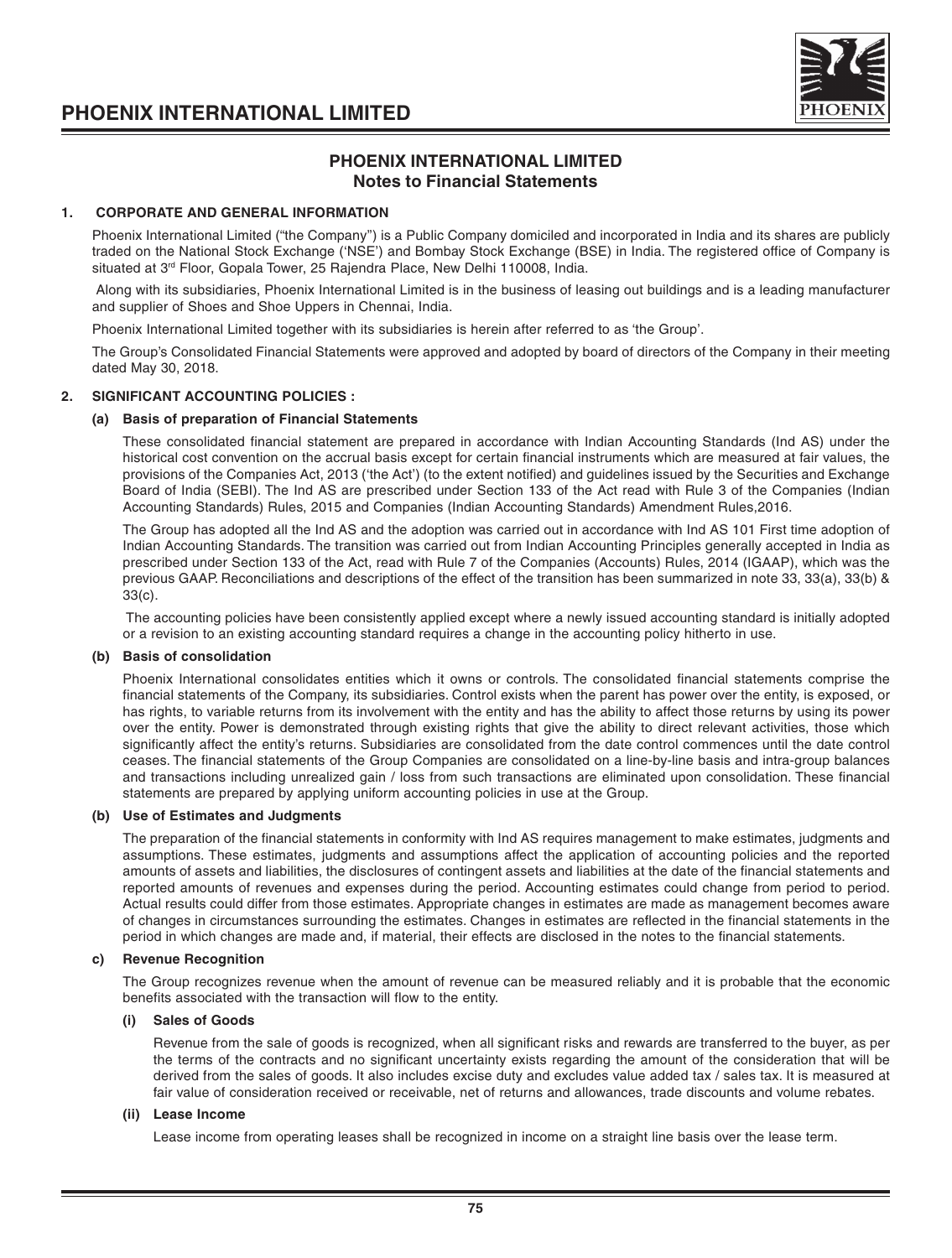# PHOENIX INTERNATIONAL LIMITED
## Notes to Financial Statements

### 1. CORPORATE AND GENERAL INFORMATION

Phoenix International Limited ("the Company") is a Public Company domiciled and incorporated in India and its shares are publicly traded on the National Stock Exchange ('NSE') and Bombay Stock Exchange (BSE) in India. The registered office of Company is situated at 3rd Floor, Gopala Tower, 25 Rajendra Place, New Delhi 110008, India.

Along with its subsidiaries, Phoenix International Limited is in the business of leasing out buildings and is a leading manufacturer and supplier of Shoes and Shoe Uppers in Chennai, India.

Phoenix International Limited together with its subsidiaries is herein after referred to as 'the Group'.

The Group's Consolidated Financial Statements were approved and adopted by board of directors of the Company in their meeting dated May 30, 2018.

### 2. SIGNIFICANT ACCOUNTING POLICIES :

#### (a) Basis of preparation of Financial Statements

These consolidated financial statement are prepared in accordance with Indian Accounting Standards (Ind AS) under the historical cost convention on the accrual basis except for certain financial instruments which are measured at fair values, the provisions of the Companies Act, 2013 ('the Act') (to the extent notified) and guidelines issued by the Securities and Exchange Board of India (SEBI). The Ind AS are prescribed under Section 133 of the Act read with Rule 3 of the Companies (Indian Accounting Standards) Rules, 2015 and Companies (Indian Accounting Standards) Amendment Rules,2016.

The Group has adopted all the Ind AS and the adoption was carried out in accordance with Ind AS 101 First time adoption of Indian Accounting Standards. The transition was carried out from Indian Accounting Principles generally accepted in India as prescribed under Section 133 of the Act, read with Rule 7 of the Companies (Accounts) Rules, 2014 (IGAAP), which was the previous GAAP. Reconciliations and descriptions of the effect of the transition has been summarized in note 33, 33(a), 33(b) & 33(c).

The accounting policies have been consistently applied except where a newly issued accounting standard is initially adopted or a revision to an existing accounting standard requires a change in the accounting policy hitherto in use.

#### (b) Basis of consolidation

Phoenix International consolidates entities which it owns or controls. The consolidated financial statements comprise the financial statements of the Company, its subsidiaries. Control exists when the parent has power over the entity, is exposed, or has rights, to variable returns from its involvement with the entity and has the ability to affect those returns by using its power over the entity. Power is demonstrated through existing rights that give the ability to direct relevant activities, those which significantly affect the entity's returns. Subsidiaries are consolidated from the date control commences until the date control ceases. The financial statements of the Group Companies are consolidated on a line-by-line basis and intra-group balances and transactions including unrealized gain / loss from such transactions are eliminated upon consolidation. These financial statements are prepared by applying uniform accounting policies in use at the Group.

#### (b) Use of Estimates and Judgments

The preparation of the financial statements in conformity with Ind AS requires management to make estimates, judgments and assumptions. These estimates, judgments and assumptions affect the application of accounting policies and the reported amounts of assets and liabilities, the disclosures of contingent assets and liabilities at the date of the financial statements and reported amounts of revenues and expenses during the period. Accounting estimates could change from period to period. Actual results could differ from those estimates. Appropriate changes in estimates are made as management becomes aware of changes in circumstances surrounding the estimates. Changes in estimates are reflected in the financial statements in the period in which changes are made and, if material, their effects are disclosed in the notes to the financial statements.

#### c) Revenue Recognition

The Group recognizes revenue when the amount of revenue can be measured reliably and it is probable that the economic benefits associated with the transaction will flow to the entity.

##### (i) Sales of Goods

Revenue from the sale of goods is recognized, when all significant risks and rewards are transferred to the buyer, as per the terms of the contracts and no significant uncertainty exists regarding the amount of the consideration that will be derived from the sales of goods. It also includes excise duty and excludes value added tax / sales tax. It is measured at fair value of consideration received or receivable, net of returns and allowances, trade discounts and volume rebates.

##### (ii) Lease Income

Lease income from operating leases shall be recognized in income on a straight line basis over the lease term.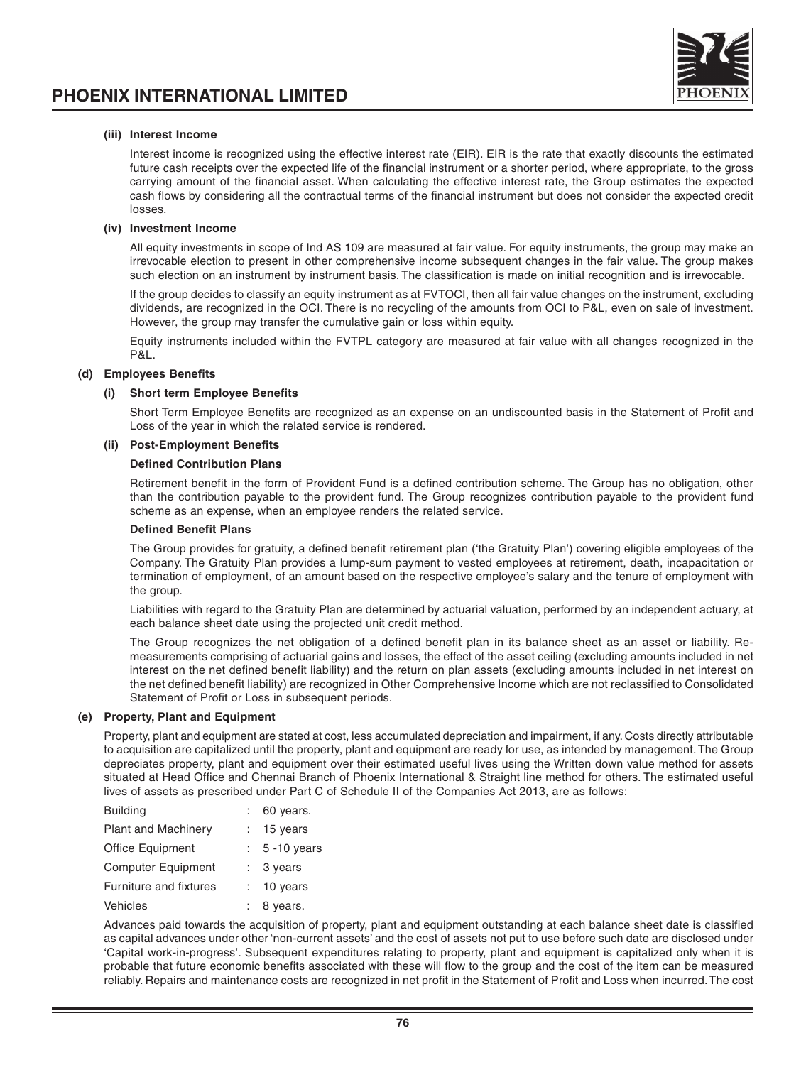#### (iii) Interest Income

Interest income is recognized using the effective interest rate (EIR). EIR is the rate that exactly discounts the estimated future cash receipts over the expected life of the financial instrument or a shorter period, where appropriate, to the gross carrying amount of the financial asset. When calculating the effective interest rate, the Group estimates the expected cash flows by considering all the contractual terms of the financial instrument but does not consider the expected credit losses.

#### (iv) Investment Income

All equity investments in scope of Ind AS 109 are measured at fair value. For equity instruments, the group may make an irrevocable election to present in other comprehensive income subsequent changes in the fair value. The group makes such election on an instrument by instrument basis. The classification is made on initial recognition and is irrevocable.

If the group decides to classify an equity instrument as at FVTOCI, then all fair value changes on the instrument, excluding dividends, are recognized in the OCI. There is no recycling of the amounts from OCI to P&L, even on sale of investment. However, the group may transfer the cumulative gain or loss within equity.

Equity instruments included within the FVTPL category are measured at fair value with all changes recognized in the P&L.

### (d) Employees Benefits

#### (i) Short term Employee Benefits

Short Term Employee Benefits are recognized as an expense on an undiscounted basis in the Statement of Profit and Loss of the year in which the related service is rendered.

#### (ii) Post-Employment Benefits

**Defined Contribution Plans**

Retirement benefit in the form of Provident Fund is a defined contribution scheme. The Group has no obligation, other than the contribution payable to the provident fund. The Group recognizes contribution payable to the provident fund scheme as an expense, when an employee renders the related service.

**Defined Benefit Plans**

The Group provides for gratuity, a defined benefit retirement plan ('the Gratuity Plan') covering eligible employees of the Company. The Gratuity Plan provides a lump-sum payment to vested employees at retirement, death, incapacitation or termination of employment, of an amount based on the respective employee's salary and the tenure of employment with the group.

Liabilities with regard to the Gratuity Plan are determined by actuarial valuation, performed by an independent actuary, at each balance sheet date using the projected unit credit method.

The Group recognizes the net obligation of a defined benefit plan in its balance sheet as an asset or liability. Re-measurements comprising of actuarial gains and losses, the effect of the asset ceiling (excluding amounts included in net interest on the net defined benefit liability) and the return on plan assets (excluding amounts included in net interest on the net defined benefit liability) are recognized in Other Comprehensive Income which are not reclassified to Consolidated Statement of Profit or Loss in subsequent periods.

### (e) Property, Plant and Equipment

Property, plant and equipment are stated at cost, less accumulated depreciation and impairment, if any. Costs directly attributable to acquisition are capitalized until the property, plant and equipment are ready for use, as intended by management. The Group depreciates property, plant and equipment over their estimated useful lives using the Written down value method for assets situated at Head Office and Chennai Branch of Phoenix International & Straight line method for others. The estimated useful lives of assets as prescribed under Part C of Schedule II of the Companies Act 2013, are as follows:

| | | |
|---|---|---|
| Building | : | 60 years. |
| Plant and Machinery | : | 15 years |
| Office Equipment | : | 5 -10 years |
| Computer Equipment | : | 3 years |
| Furniture and fixtures | : | 10 years |
| Vehicles | : | 8 years. |

Advances paid towards the acquisition of property, plant and equipment outstanding at each balance sheet date is classified as capital advances under other 'non-current assets' and the cost of assets not put to use before such date are disclosed under 'Capital work-in-progress'. Subsequent expenditures relating to property, plant and equipment is capitalized only when it is probable that future economic benefits associated with these will flow to the group and the cost of the item can be measured reliably. Repairs and maintenance costs are recognized in net profit in the Statement of Profit and Loss when incurred. The cost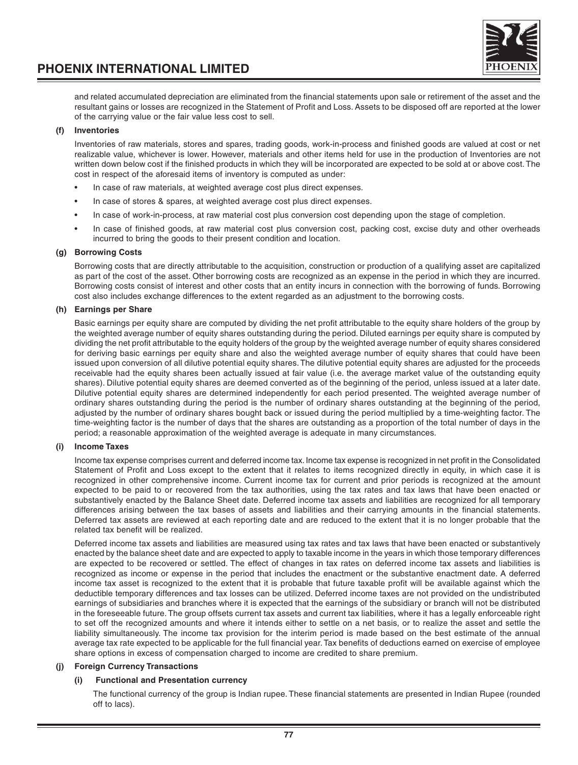and related accumulated depreciation are eliminated from the financial statements upon sale or retirement of the asset and the resultant gains or losses are recognized in the Statement of Profit and Loss. Assets to be disposed off are reported at the lower of the carrying value or the fair value less cost to sell.

**(f) Inventories**

Inventories of raw materials, stores and spares, trading goods, work-in-process and finished goods are valued at cost or net realizable value, whichever is lower. However, materials and other items held for use in the production of Inventories are not written down below cost if the finished products in which they will be incorporated are expected to be sold at or above cost. The cost in respect of the aforesaid items of inventory is computed as under:

- In case of raw materials, at weighted average cost plus direct expenses.
- In case of stores & spares, at weighted average cost plus direct expenses.
- In case of work-in-process, at raw material cost plus conversion cost depending upon the stage of completion.
- In case of finished goods, at raw material cost plus conversion cost, packing cost, excise duty and other overheads incurred to bring the goods to their present condition and location.

**(g) Borrowing Costs**

Borrowing costs that are directly attributable to the acquisition, construction or production of a qualifying asset are capitalized as part of the cost of the asset. Other borrowing costs are recognized as an expense in the period in which they are incurred. Borrowing costs consist of interest and other costs that an entity incurs in connection with the borrowing of funds. Borrowing cost also includes exchange differences to the extent regarded as an adjustment to the borrowing costs.

**(h) Earnings per Share**

Basic earnings per equity share are computed by dividing the net profit attributable to the equity share holders of the group by the weighted average number of equity shares outstanding during the period. Diluted earnings per equity share is computed by dividing the net profit attributable to the equity holders of the group by the weighted average number of equity shares considered for deriving basic earnings per equity share and also the weighted average number of equity shares that could have been issued upon conversion of all dilutive potential equity shares. The dilutive potential equity shares are adjusted for the proceeds receivable had the equity shares been actually issued at fair value (i.e. the average market value of the outstanding equity shares). Dilutive potential equity shares are deemed converted as of the beginning of the period, unless issued at a later date. Dilutive potential equity shares are determined independently for each period presented. The weighted average number of ordinary shares outstanding during the period is the number of ordinary shares outstanding at the beginning of the period, adjusted by the number of ordinary shares bought back or issued during the period multiplied by a time-weighting factor. The time-weighting factor is the number of days that the shares are outstanding as a proportion of the total number of days in the period; a reasonable approximation of the weighted average is adequate in many circumstances.

**(i) Income Taxes**

Income tax expense comprises current and deferred income tax. Income tax expense is recognized in net profit in the Consolidated Statement of Profit and Loss except to the extent that it relates to items recognized directly in equity, in which case it is recognized in other comprehensive income. Current income tax for current and prior periods is recognized at the amount expected to be paid to or recovered from the tax authorities, using the tax rates and tax laws that have been enacted or substantively enacted by the Balance Sheet date. Deferred income tax assets and liabilities are recognized for all temporary differences arising between the tax bases of assets and liabilities and their carrying amounts in the financial statements. Deferred tax assets are reviewed at each reporting date and are reduced to the extent that it is no longer probable that the related tax benefit will be realized.

Deferred income tax assets and liabilities are measured using tax rates and tax laws that have been enacted or substantively enacted by the balance sheet date and are expected to apply to taxable income in the years in which those temporary differences are expected to be recovered or settled. The effect of changes in tax rates on deferred income tax assets and liabilities is recognized as income or expense in the period that includes the enactment or the substantive enactment date. A deferred income tax asset is recognized to the extent that it is probable that future taxable profit will be available against which the deductible temporary differences and tax losses can be utilized. Deferred income taxes are not provided on the undistributed earnings of subsidiaries and branches where it is expected that the earnings of the subsidiary or branch will not be distributed in the foreseeable future. The group offsets current tax assets and current tax liabilities, where it has a legally enforceable right to set off the recognized amounts and where it intends either to settle on a net basis, or to realize the asset and settle the liability simultaneously. The income tax provision for the interim period is made based on the best estimate of the annual average tax rate expected to be applicable for the full financial year. Tax benefits of deductions earned on exercise of employee share options in excess of compensation charged to income are credited to share premium.

**(j) Foreign Currency Transactions**

**(i) Functional and Presentation currency**

The functional currency of the group is Indian rupee. These financial statements are presented in Indian Rupee (rounded off to lacs).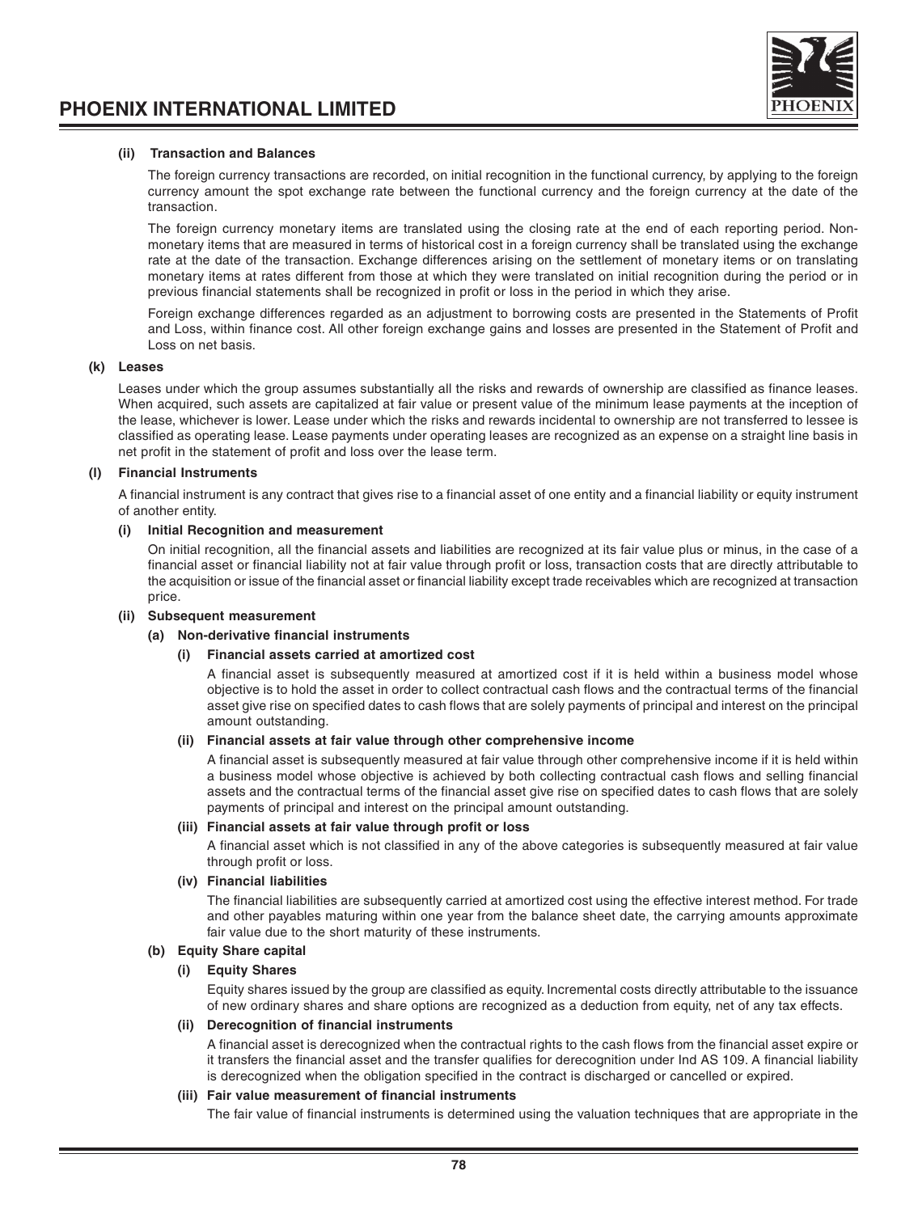#### (ii) Transaction and Balances

The foreign currency transactions are recorded, on initial recognition in the functional currency, by applying to the foreign currency amount the spot exchange rate between the functional currency and the foreign currency at the date of the transaction.

The foreign currency monetary items are translated using the closing rate at the end of each reporting period. Non-monetary items that are measured in terms of historical cost in a foreign currency shall be translated using the exchange rate at the date of the transaction. Exchange differences arising on the settlement of monetary items or on translating monetary items at rates different from those at which they were translated on initial recognition during the period or in previous financial statements shall be recognized in profit or loss in the period in which they arise.

Foreign exchange differences regarded as an adjustment to borrowing costs are presented in the Statements of Profit and Loss, within finance cost. All other foreign exchange gains and losses are presented in the Statement of Profit and Loss on net basis.

### (k) Leases

Leases under which the group assumes substantially all the risks and rewards of ownership are classified as finance leases. When acquired, such assets are capitalized at fair value or present value of the minimum lease payments at the inception of the lease, whichever is lower. Lease under which the risks and rewards incidental to ownership are not transferred to lessee is classified as operating lease. Lease payments under operating leases are recognized as an expense on a straight line basis in net profit in the statement of profit and loss over the lease term.

### (l) Financial Instruments

A financial instrument is any contract that gives rise to a financial asset of one entity and a financial liability or equity instrument of another entity.

#### (i) Initial Recognition and measurement

On initial recognition, all the financial assets and liabilities are recognized at its fair value plus or minus, in the case of a financial asset or financial liability not at fair value through profit or loss, transaction costs that are directly attributable to the acquisition or issue of the financial asset or financial liability except trade receivables which are recognized at transaction price.

#### (ii) Subsequent measurement

**(a) Non-derivative financial instruments**

**(i) Financial assets carried at amortized cost**

A financial asset is subsequently measured at amortized cost if it is held within a business model whose objective is to hold the asset in order to collect contractual cash flows and the contractual terms of the financial asset give rise on specified dates to cash flows that are solely payments of principal and interest on the principal amount outstanding.

**(ii) Financial assets at fair value through other comprehensive income**

A financial asset is subsequently measured at fair value through other comprehensive income if it is held within a business model whose objective is achieved by both collecting contractual cash flows and selling financial assets and the contractual terms of the financial asset give rise on specified dates to cash flows that are solely payments of principal and interest on the principal amount outstanding.

**(iii) Financial assets at fair value through profit or loss**

A financial asset which is not classified in any of the above categories is subsequently measured at fair value through profit or loss.

**(iv) Financial liabilities**

The financial liabilities are subsequently carried at amortized cost using the effective interest method. For trade and other payables maturing within one year from the balance sheet date, the carrying amounts approximate fair value due to the short maturity of these instruments.

**(b) Equity Share capital**

**(i) Equity Shares**

Equity shares issued by the group are classified as equity. Incremental costs directly attributable to the issuance of new ordinary shares and share options are recognized as a deduction from equity, net of any tax effects.

**(ii) Derecognition of financial instruments**

A financial asset is derecognized when the contractual rights to the cash flows from the financial asset expire or it transfers the financial asset and the transfer qualifies for derecognition under Ind AS 109. A financial liability is derecognized when the obligation specified in the contract is discharged or cancelled or expired.

**(iii) Fair value measurement of financial instruments**

The fair value of financial instruments is determined using the valuation techniques that are appropriate in the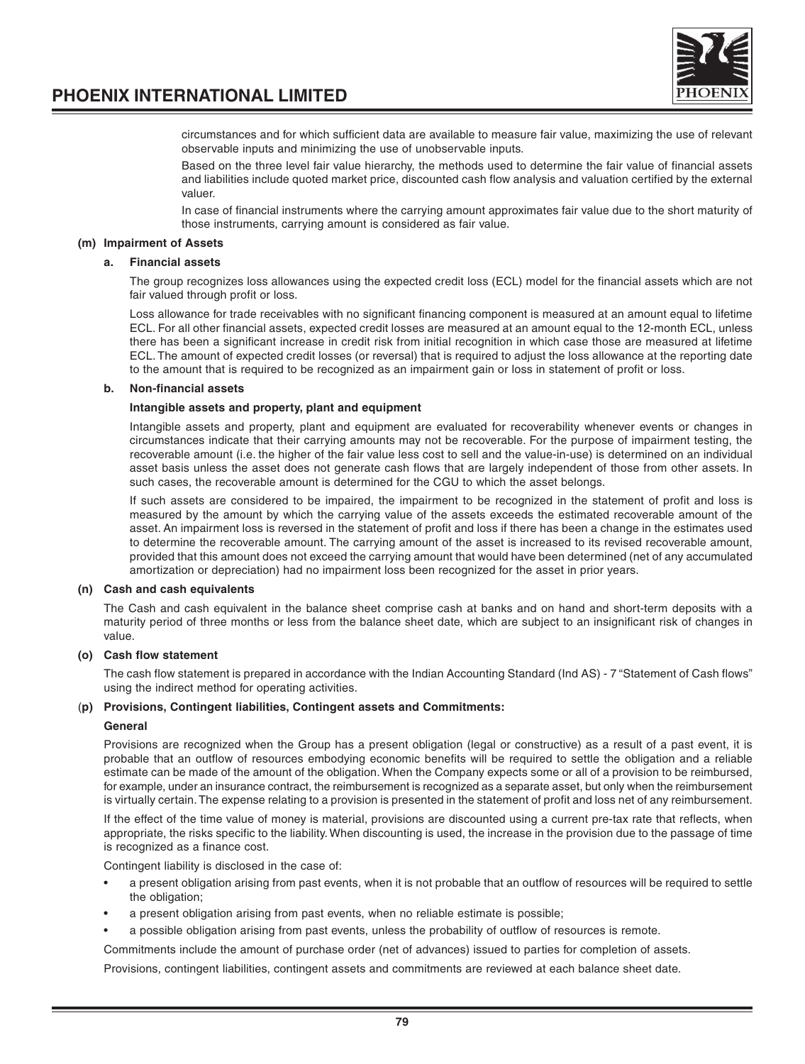circumstances and for which sufficient data are available to measure fair value, maximizing the use of relevant observable inputs and minimizing the use of unobservable inputs.

Based on the three level fair value hierarchy, the methods used to determine the fair value of financial assets and liabilities include quoted market price, discounted cash flow analysis and valuation certified by the external valuer.

In case of financial instruments where the carrying amount approximates fair value due to the short maturity of those instruments, carrying amount is considered as fair value.

**(m) Impairment of Assets**

**a. Financial assets**

The group recognizes loss allowances using the expected credit loss (ECL) model for the financial assets which are not fair valued through profit or loss.

Loss allowance for trade receivables with no significant financing component is measured at an amount equal to lifetime ECL. For all other financial assets, expected credit losses are measured at an amount equal to the 12-month ECL, unless there has been a significant increase in credit risk from initial recognition in which case those are measured at lifetime ECL. The amount of expected credit losses (or reversal) that is required to adjust the loss allowance at the reporting date to the amount that is required to be recognized as an impairment gain or loss in statement of profit or loss.

**b. Non-financial assets**

**Intangible assets and property, plant and equipment**

Intangible assets and property, plant and equipment are evaluated for recoverability whenever events or changes in circumstances indicate that their carrying amounts may not be recoverable. For the purpose of impairment testing, the recoverable amount (i.e. the higher of the fair value less cost to sell and the value-in-use) is determined on an individual asset basis unless the asset does not generate cash flows that are largely independent of those from other assets. In such cases, the recoverable amount is determined for the CGU to which the asset belongs.

If such assets are considered to be impaired, the impairment to be recognized in the statement of profit and loss is measured by the amount by which the carrying value of the assets exceeds the estimated recoverable amount of the asset. An impairment loss is reversed in the statement of profit and loss if there has been a change in the estimates used to determine the recoverable amount. The carrying amount of the asset is increased to its revised recoverable amount, provided that this amount does not exceed the carrying amount that would have been determined (net of any accumulated amortization or depreciation) had no impairment loss been recognized for the asset in prior years.

**(n) Cash and cash equivalents**

The Cash and cash equivalent in the balance sheet comprise cash at banks and on hand and short-term deposits with a maturity period of three months or less from the balance sheet date, which are subject to an insignificant risk of changes in value.

**(o) Cash flow statement**

The cash flow statement is prepared in accordance with the Indian Accounting Standard (Ind AS) - 7 "Statement of Cash flows" using the indirect method for operating activities.

**(p) Provisions, Contingent liabilities, Contingent assets and Commitments:**

**General**

Provisions are recognized when the Group has a present obligation (legal or constructive) as a result of a past event, it is probable that an outflow of resources embodying economic benefits will be required to settle the obligation and a reliable estimate can be made of the amount of the obligation. When the Company expects some or all of a provision to be reimbursed, for example, under an insurance contract, the reimbursement is recognized as a separate asset, but only when the reimbursement is virtually certain. The expense relating to a provision is presented in the statement of profit and loss net of any reimbursement.

If the effect of the time value of money is material, provisions are discounted using a current pre-tax rate that reflects, when appropriate, the risks specific to the liability. When discounting is used, the increase in the provision due to the passage of time is recognized as a finance cost.

Contingent liability is disclosed in the case of:

- a present obligation arising from past events, when it is not probable that an outflow of resources will be required to settle the obligation;
- a present obligation arising from past events, when no reliable estimate is possible;
- a possible obligation arising from past events, unless the probability of outflow of resources is remote.

Commitments include the amount of purchase order (net of advances) issued to parties for completion of assets.

Provisions, contingent liabilities, contingent assets and commitments are reviewed at each balance sheet date.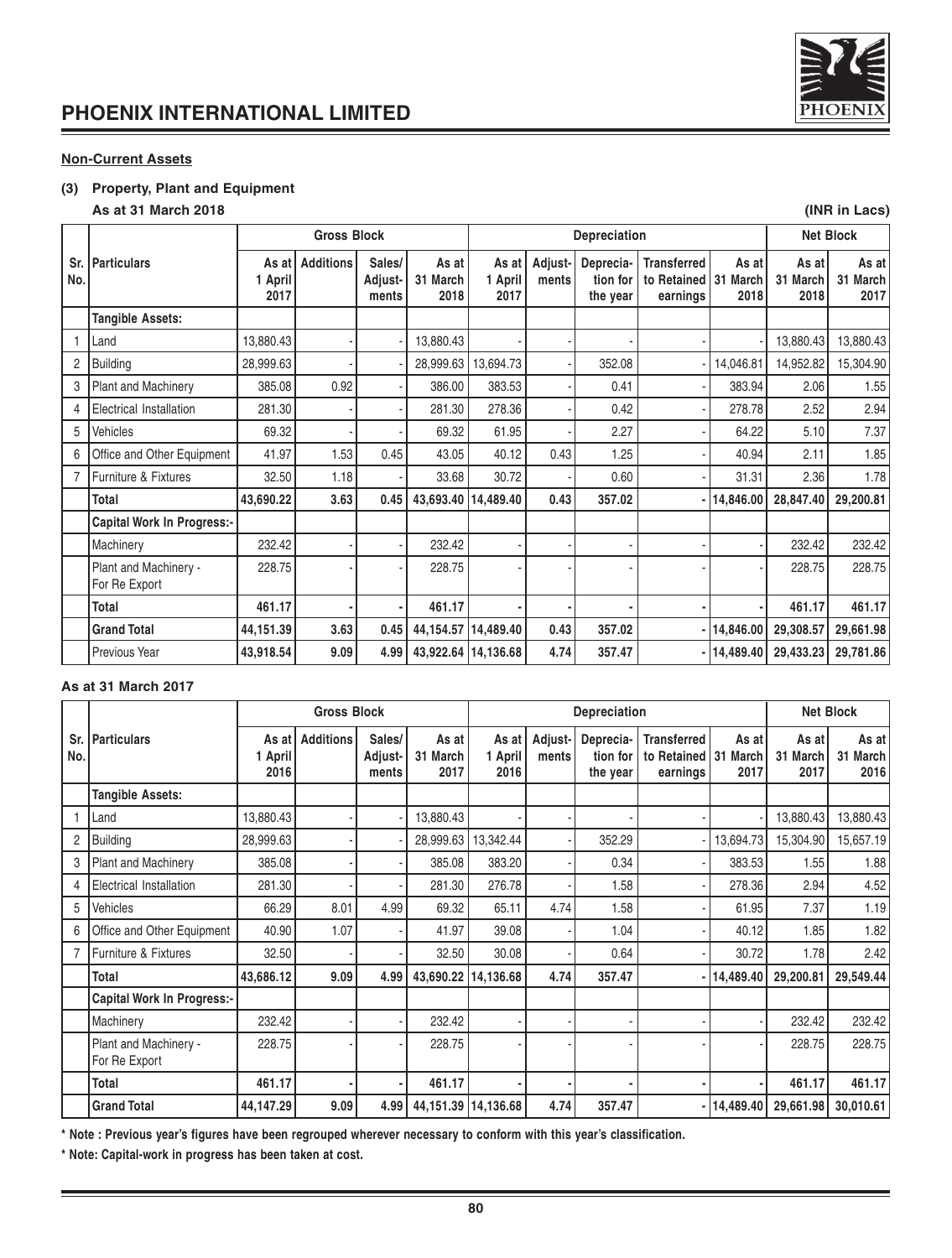## Non-Current Assets

### (3) Property, Plant and Equipment

**As at 31 March 2018** **(INR in Lacs)**

| Sr. No. | Particulars | Gross Block | | | | Depreciation | | | | | Net Block | |
|---|---|---|---|---|---|---|---|---|---|---|---|---|
| | | As at 1 April 2017 | Additions | Sales/ Adjust-ments | As at 31 March 2018 | As at 1 April 2017 | Adjust-ments | Deprecia-tion for the year | Transferred to Retained earnings | As at 31 March 2018 | As at 31 March 2018 | As at 31 March 2017 |
| | **Tangible Assets:** | | | | | | | | | | | |
| 1 | Land | 13,880.43 | - | - | 13,880.43 | - | - | - | - | - | 13,880.43 | 13,880.43 |
| 2 | Building | 28,999.63 | - | - | 28,999.63 | 13,694.73 | - | 352.08 | - | 14,046.81 | 14,952.82 | 15,304.90 |
| 3 | Plant and Machinery | 385.08 | 0.92 | - | 386.00 | 383.53 | - | 0.41 | - | 383.94 | 2.06 | 1.55 |
| 4 | Electrical Installation | 281.30 | - | - | 281.30 | 278.36 | - | 0.42 | - | 278.78 | 2.52 | 2.94 |
| 5 | Vehicles | 69.32 | - | - | 69.32 | 61.95 | - | 2.27 | - | 64.22 | 5.10 | 7.37 |
| 6 | Office and Other Equipment | 41.97 | 1.53 | 0.45 | 43.05 | 40.12 | 0.43 | 1.25 | - | 40.94 | 2.11 | 1.85 |
| 7 | Furniture & Fixtures | 32.50 | 1.18 | - | 33.68 | 30.72 | - | 0.60 | - | 31.31 | 2.36 | 1.78 |
| | **Total** | **43,690.22** | **3.63** | **0.45** | **43,693.40** | **14,489.40** | **0.43** | **357.02** | **-** | **14,846.00** | **28,847.40** | **29,200.81** |
| | **Capital Work In Progress:-** | | | | | | | | | | | |
| | Machinery | 232.42 | - | - | 232.42 | - | - | - | - | - | 232.42 | 232.42 |
| | Plant and Machinery - For Re Export | 228.75 | - | - | 228.75 | - | - | - | - | - | 228.75 | 228.75 |
| | **Total** | **461.17** | **-** | **-** | **461.17** | **-** | **-** | **-** | **-** | **-** | **461.17** | **461.17** |
| | **Grand Total** | **44,151.39** | **3.63** | **0.45** | **44,154.57** | **14,489.40** | **0.43** | **357.02** | **-** | **14,846.00** | **29,308.57** | **29,661.98** |
| | Previous Year | **43,918.54** | **9.09** | **4.99** | **43,922.64** | **14,136.68** | **4.74** | **357.47** | **-** | **14,489.40** | **29,433.23** | **29,781.86** |

**As at 31 March 2017**

| Sr. No. | Particulars | Gross Block | | | | Depreciation | | | | | Net Block | |
|---|---|---|---|---|---|---|---|---|---|---|---|---|
| | | As at 1 April 2016 | Additions | Sales/ Adjust-ments | As at 31 March 2017 | As at 1 April 2016 | Adjust-ments | Deprecia-tion for the year | Transferred to Retained earnings | As at 31 March 2017 | As at 31 March 2017 | As at 31 March 2016 |
| | **Tangible Assets:** | | | | | | | | | | | |
| 1 | Land | 13,880.43 | - | - | 13,880.43 | - | - | - | - | - | 13,880.43 | 13,880.43 |
| 2 | Building | 28,999.63 | - | - | 28,999.63 | 13,342.44 | - | 352.29 | - | 13,694.73 | 15,304.90 | 15,657.19 |
| 3 | Plant and Machinery | 385.08 | - | - | 385.08 | 383.20 | - | 0.34 | - | 383.53 | 1.55 | 1.88 |
| 4 | Electrical Installation | 281.30 | - | - | 281.30 | 276.78 | - | 1.58 | - | 278.36 | 2.94 | 4.52 |
| 5 | Vehicles | 66.29 | 8.01 | 4.99 | 69.32 | 65.11 | 4.74 | 1.58 | - | 61.95 | 7.37 | 1.19 |
| 6 | Office and Other Equipment | 40.90 | 1.07 | - | 41.97 | 39.08 | - | 1.04 | - | 40.12 | 1.85 | 1.82 |
| 7 | Furniture & Fixtures | 32.50 | - | - | 32.50 | 30.08 | - | 0.64 | - | 30.72 | 1.78 | 2.42 |
| | **Total** | **43,686.12** | **9.09** | **4.99** | **43,690.22** | **14,136.68** | **4.74** | **357.47** | **-** | **14,489.40** | **29,200.81** | **29,549.44** |
| | **Capital Work In Progress:-** | | | | | | | | | | | |
| | Machinery | 232.42 | - | - | 232.42 | - | - | - | - | - | 232.42 | 232.42 |
| | Plant and Machinery - For Re Export | 228.75 | - | - | 228.75 | - | - | - | - | - | 228.75 | 228.75 |
| | **Total** | **461.17** | **-** | **-** | **461.17** | **-** | **-** | **-** | **-** | **-** | **461.17** | **461.17** |
| | **Grand Total** | **44,147.29** | **9.09** | **4.99** | **44,151.39** | **14,136.68** | **4.74** | **357.47** | **-** | **14,489.40** | **29,661.98** | **30,010.61** |

**\* Note : Previous year's figures have been regrouped wherever necessary to conform with this year's classification.**

**\* Note: Capital-work in progress has been taken at cost.**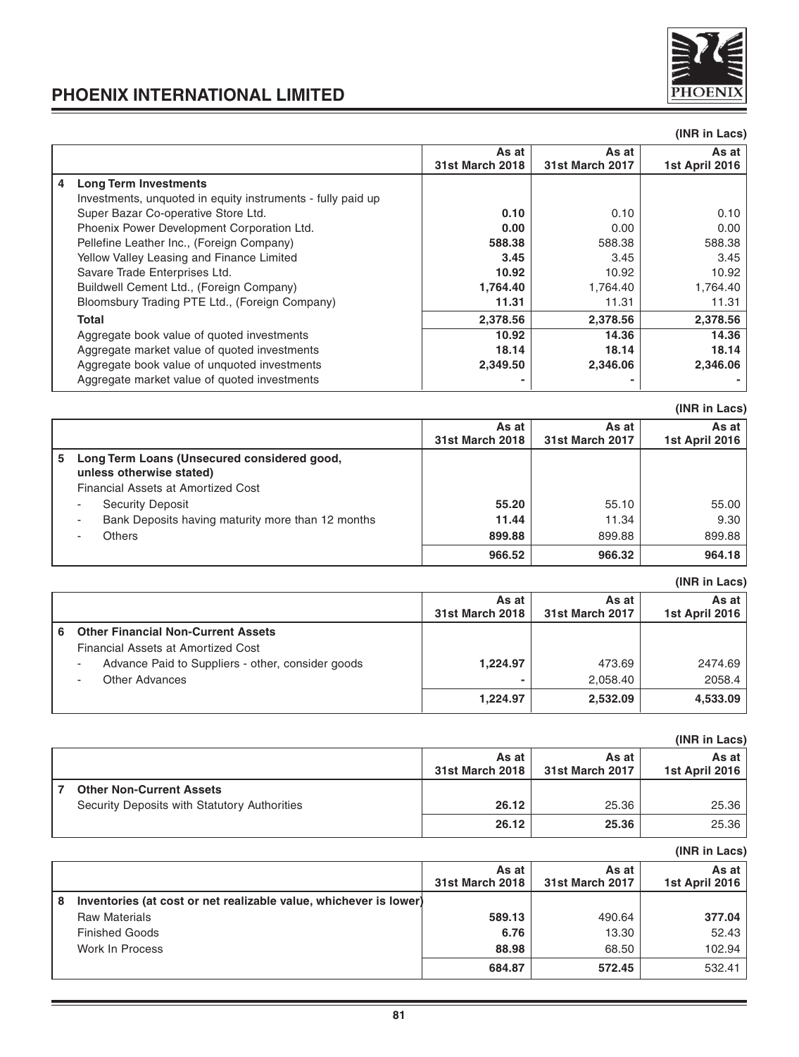(INR in Lacs)

| | | As at 31st March 2018 | As at 31st March 2017 | As at 1st April 2016 |
|---|---|---|---|---|
| **4** | **Long Term Investments** | | | |
| | Investments, unquoted in equity instruments - fully paid up | | | |
| | Super Bazar Co-operative Store Ltd. | **0.10** | 0.10 | 0.10 |
| | Phoenix Power Development Corporation Ltd. | **0.00** | 0.00 | 0.00 |
| | Pellefine Leather Inc., (Foreign Company) | **588.38** | 588.38 | 588.38 |
| | Yellow Valley Leasing and Finance Limited | **3.45** | 3.45 | 3.45 |
| | Savare Trade Enterprises Ltd. | **10.92** | 10.92 | 10.92 |
| | Buildwell Cement Ltd., (Foreign Company) | **1,764.40** | 1,764.40 | 1,764.40 |
| | Bloomsbury Trading PTE Ltd., (Foreign Company) | **11.31** | 11.31 | 11.31 |
| | **Total** | **2,378.56** | **2,378.56** | **2,378.56** |
| | Aggregate book value of quoted investments | **10.92** | **14.36** | **14.36** |
| | Aggregate market value of quoted investments | **18.14** | **18.14** | **18.14** |
| | Aggregate book value of unquoted investments | **2,349.50** | **2,346.06** | **2,346.06** |
| | Aggregate market value of quoted investments | **-** | **-** | **-** |

(INR in Lacs)

| | | As at 31st March 2018 | As at 31st March 2017 | As at 1st April 2016 |
|---|---|---|---|---|
| **5** | **Long Term Loans (Unsecured considered good, unless otherwise stated)** | | | |
| | Financial Assets at Amortized Cost | | | |
| | - Security Deposit | **55.20** | 55.10 | 55.00 |
| | - Bank Deposits having maturity more than 12 months | **11.44** | 11.34 | 9.30 |
| | - Others | **899.88** | 899.88 | 899.88 |
| | | **966.52** | **966.32** | **964.18** |

(INR in Lacs)

| | | As at 31st March 2018 | As at 31st March 2017 | As at 1st April 2016 |
|---|---|---|---|---|
| **6** | **Other Financial Non-Current Assets** | | | |
| | Financial Assets at Amortized Cost | | | |
| | - Advance Paid to Suppliers - other, consider goods | **1,224.97** | 473.69 | 2474.69 |
| | - Other Advances | **-** | 2,058.40 | 2058.4 |
| | | **1,224.97** | **2,532.09** | **4,533.09** |

(INR in Lacs)

| | | As at 31st March 2018 | As at 31st March 2017 | As at 1st April 2016 |
|---|---|---|---|---|
| **7** | **Other Non-Current Assets** | | | |
| | Security Deposits with Statutory Authorities | **26.12** | 25.36 | 25.36 |
| | | **26.12** | **25.36** | 25.36 |

(INR in Lacs)

| | | As at 31st March 2018 | As at 31st March 2017 | As at 1st April 2016 |
|---|---|---|---|---|
| **8** | **Inventories (at cost or net realizable value, whichever is lower)** | | | |
| | Raw Materials | **589.13** | 490.64 | **377.04** |
| | Finished Goods | **6.76** | 13.30 | 52.43 |
| | Work In Process | **88.98** | 68.50 | 102.94 |
| | | **684.87** | **572.45** | 532.41 |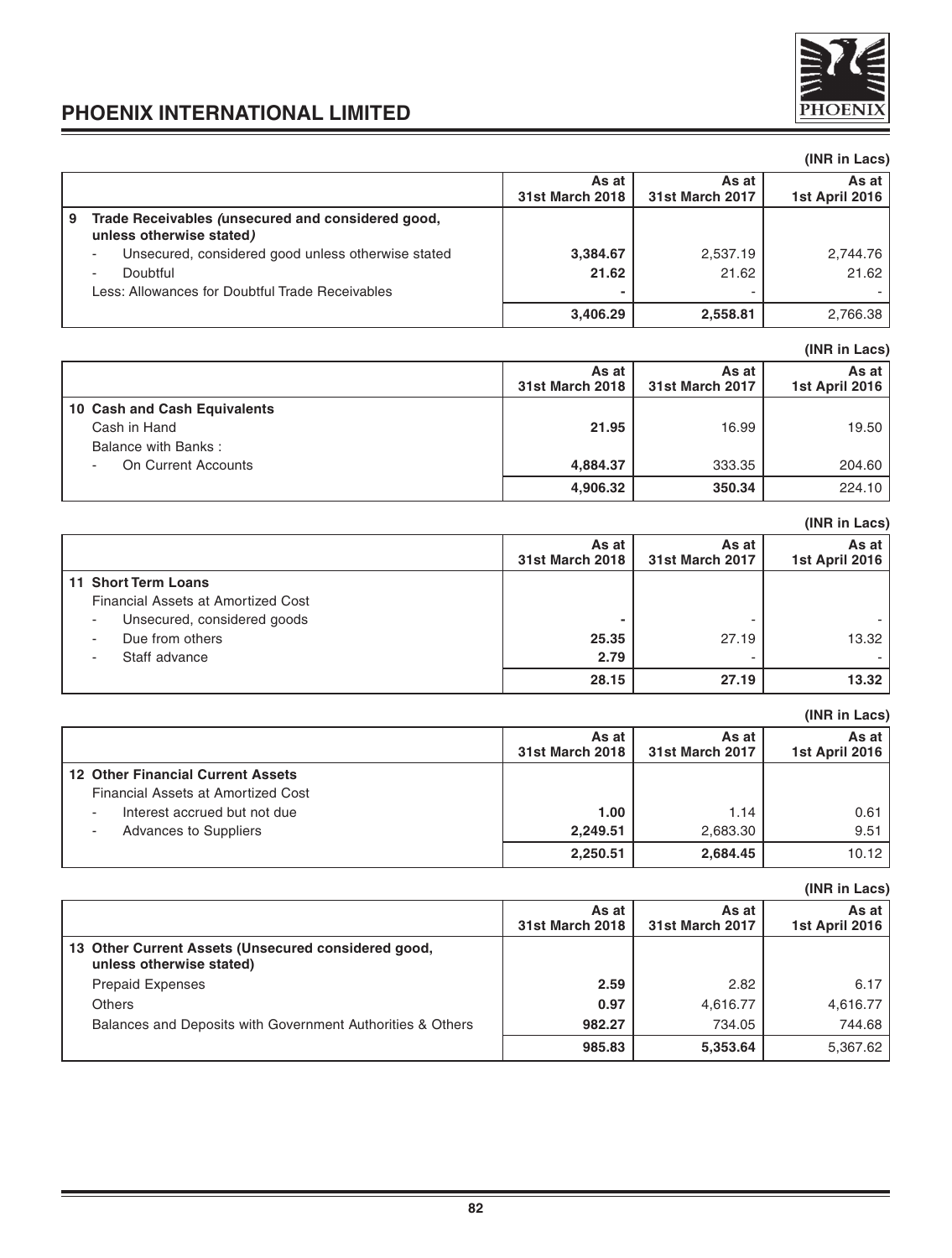(INR in Lacs)

| | As at 31st March 2018 | As at 31st March 2017 | As at 1st April 2016 |
|---|---|---|---|
| **9 Trade Receivables *(unsecured and considered good, unless otherwise stated)*** | | | |
| - Unsecured, considered good unless otherwise stated | **3,384.67** | 2,537.19 | 2,744.76 |
| - Doubtful | **21.62** | 21.62 | 21.62 |
| Less: Allowances for Doubtful Trade Receivables | **-** | - | - |
| | **3,406.29** | **2,558.81** | 2,766.38 |

(INR in Lacs)

| | As at 31st March 2018 | As at 31st March 2017 | As at 1st April 2016 |
|---|---|---|---|
| **10 Cash and Cash Equivalents** | | | |
| Cash in Hand | **21.95** | 16.99 | 19.50 |
| Balance with Banks : | | | |
| - On Current Accounts | **4,884.37** | 333.35 | 204.60 |
| | **4,906.32** | **350.34** | 224.10 |

(INR in Lacs)

| | As at 31st March 2018 | As at 31st March 2017 | As at 1st April 2016 |
|---|---|---|---|
| **11 Short Term Loans** | | | |
| Financial Assets at Amortized Cost | | | |
| - Unsecured, considered goods | **-** | - | - |
| - Due from others | **25.35** | 27.19 | 13.32 |
| - Staff advance | **2.79** | - | - |
| | **28.15** | **27.19** | **13.32** |

(INR in Lacs)

| | As at 31st March 2018 | As at 31st March 2017 | As at 1st April 2016 |
|---|---|---|---|
| **12 Other Financial Current Assets** | | | |
| Financial Assets at Amortized Cost | | | |
| - Interest accrued but not due | **1.00** | 1.14 | 0.61 |
| - Advances to Suppliers | **2,249.51** | 2,683.30 | 9.51 |
| | **2,250.51** | **2,684.45** | 10.12 |

(INR in Lacs)

| | As at 31st March 2018 | As at 31st March 2017 | As at 1st April 2016 |
|---|---|---|---|
| **13 Other Current Assets (Unsecured considered good, unless otherwise stated)** | | | |
| Prepaid Expenses | **2.59** | 2.82 | 6.17 |
| Others | **0.97** | 4,616.77 | 4,616.77 |
| Balances and Deposits with Government Authorities & Others | **982.27** | 734.05 | 744.68 |
| | **985.83** | **5,353.64** | 5,367.62 |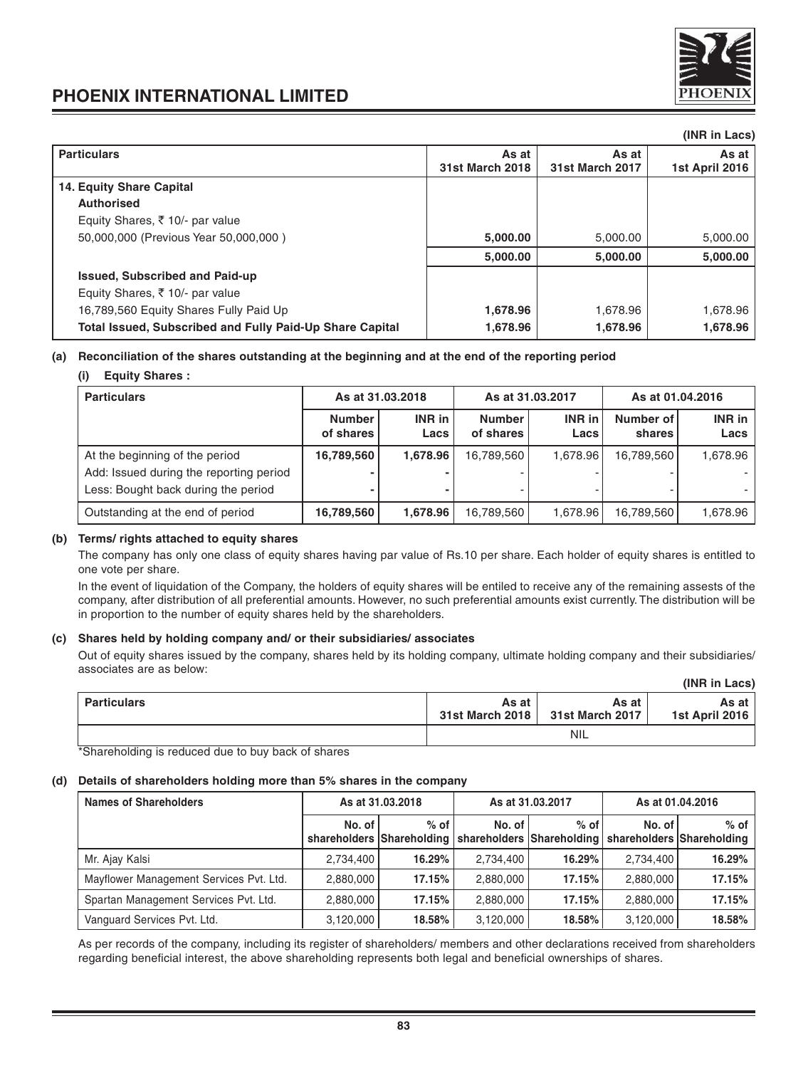(INR in Lacs)

| Particulars | As at 31st March 2018 | As at 31st March 2017 | As at 1st April 2016 |
|---|---|---|---|
| **14. Equity Share Capital** | | | |
| **Authorised** | | | |
| Equity Shares, ₹ 10/- par value | | | |
| 50,000,000 (Previous Year 50,000,000 ) | **5,000.00** | 5,000.00 | 5,000.00 |
| | **5,000.00** | **5,000.00** | **5,000.00** |
| **Issued, Subscribed and Paid-up** | | | |
| Equity Shares, ₹ 10/- par value | | | |
| 16,789,560 Equity Shares Fully Paid Up | **1,678.96** | 1,678.96 | 1,678.96 |
| **Total Issued, Subscribed and Fully Paid-Up Share Capital** | **1,678.96** | **1,678.96** | **1,678.96** |

**(a) Reconciliation of the shares outstanding at the beginning and at the end of the reporting period**

**(i) Equity Shares :**

| Particulars | As at 31.03.2018 | | As at 31.03.2017 | | As at 01.04.2016 | |
|---|---|---|---|---|---|---|
| | **Number of shares** | **INR in Lacs** | **Number of shares** | **INR in Lacs** | **Number of shares** | **INR in Lacs** |
| At the beginning of the period | **16,789,560** | **1,678.96** | 16,789,560 | 1,678.96 | 16,789,560 | 1,678.96 |
| Add: Issued during the reporting period | **-** | **-** | - | - | - | - |
| Less: Bought back during the period | **-** | **-** | - | - | - | - |
| Outstanding at the end of period | **16,789,560** | **1,678.96** | 16,789,560 | 1,678.96 | 16,789,560 | 1,678.96 |

**(b) Terms/ rights attached to equity shares**

The company has only one class of equity shares having par value of Rs.10 per share. Each holder of equity shares is entitled to one vote per share.

In the event of liquidation of the Company, the holders of equity shares will be entiled to receive any of the remaining assests of the company, after distribution of all preferential amounts. However, no such preferential amounts exist currently. The distribution will be in proportion to the number of equity shares held by the shareholders.

**(c) Shares held by holding company and/ or their subsidiaries/ associates**

Out of equity shares issued by the company, shares held by its holding company, ultimate holding company and their subsidiaries/ associates are as below:

(INR in Lacs)

| Particulars | As at 31st March 2018 | As at 31st March 2017 | As at 1st April 2016 |
|---|---|---|---|
| | | NIL | |

*Shareholding is reduced due to buy back of shares

**(d) Details of shareholders holding more than 5% shares in the company**

| Names of Shareholders | As at 31.03.2018 | | As at 31.03.2017 | | As at 01.04.2016 | |
|---|---|---|---|---|---|---|
| | **No. of shareholders** | **% of Shareholding** | **No. of shareholders** | **% of Shareholding** | **No. of shareholders** | **% of Shareholding** |
| Mr. Ajay Kalsi | 2,734,400 | **16.29%** | 2,734,400 | **16.29%** | 2,734,400 | **16.29%** |
| Mayflower Management Services Pvt. Ltd. | 2,880,000 | **17.15%** | 2,880,000 | **17.15%** | 2,880,000 | **17.15%** |
| Spartan Management Services Pvt. Ltd. | 2,880,000 | **17.15%** | 2,880,000 | **17.15%** | 2,880,000 | **17.15%** |
| Vanguard Services Pvt. Ltd. | 3,120,000 | **18.58%** | 3,120,000 | **18.58%** | 3,120,000 | **18.58%** |

As per records of the company, including its register of shareholders/ members and other declarations received from shareholders regarding beneficial interest, the above shareholding represents both legal and beneficial ownerships of shares.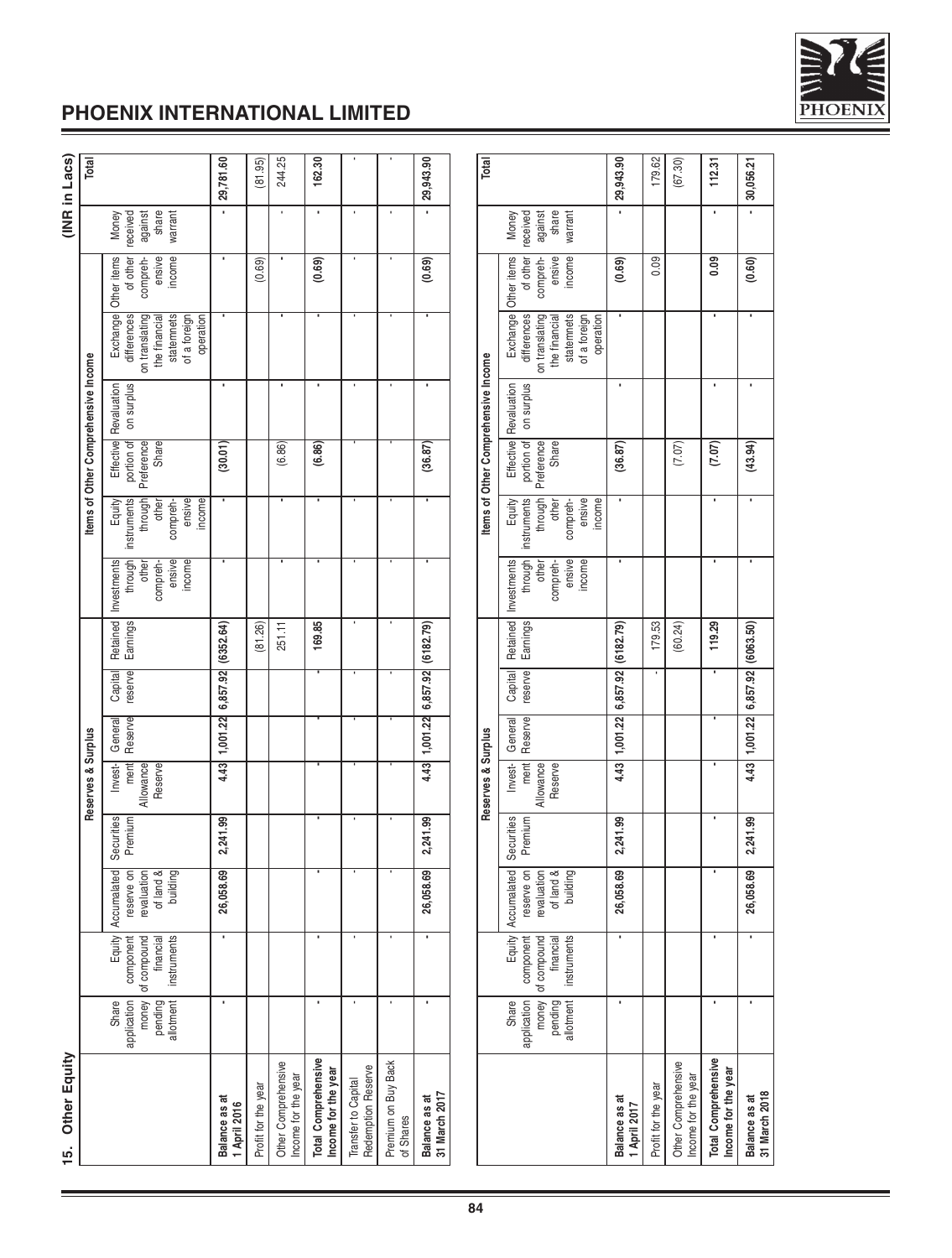## 15. Other Equity

(INR in Lacs)

| | Share application money pending allotment | Equity component of compound financial instruments | Reserves & Surplus | | | | | | Items of Other Comprehensive Income | | | | | | Money received against share warrant | Total |
|---|---|---|---|---|---|---|---|---|---|---|---|---|---|---|---|---|
| | | | Accumalated reserve on revaluation of land & building | Securities Premium | Invest-ment Allowance Reserve | General Reserve | Capital reserve | Retained Earnings | Investments through other compreh-ensive income | Equity instruments through other compreh-ensive income | Effective portion of Preference Share | Revaluation on surplus | Exchange differences on translating the financial statemnets of a foreign operation | Other items of other compreh-ensive income | | |
| **Balance as at 1 April 2016** | - | - | **26,058.69** | **2,241.99** | **4.43** | **1,001.22** | **6,857.92** | **(6352.64)** | - | - | **(30.01)** | - | - | - | - | **29,781.60** |
| Profit for the year | | | | | | | | (81.26) | | | | | | (0.69) | | (81.95) |
| Other Comprehensive Income for the year | | | | | | | | 251.11 | - | - | (6.86) | - | - | - | - | 244.25 |
| **Total Comprehensive Income for the year** | - | - | - | - | - | - | - | **169.85** | - | - | **(6.86)** | - | - | **(0.69)** | - | **162.30** |
| Transfer to Capital Redemption Reserve | - | - | - | - | - | - | - | - | - | - | - | - | - | - | - | - |
| Premium on Buy Back of Shares | - | - | - | - | - | - | - | - | - | - | - | - | - | - | - | - |
| **Balance as at 31 March 2017** | - | - | **26,058.69** | **2,241.99** | **4.43** | **1,001.22** | **6,857.92** | **(6182.79)** | - | - | **(36.87)** | - | - | **(0.69)** | - | **29,943.90** |

| | Share application money pending allotment | Equity component of compound financial instruments | Reserves & Surplus | | | | | | Items of Other Comprehensive Income | | | | | | Money received against share warrant | Total |
|---|---|---|---|---|---|---|---|---|---|---|---|---|---|---|---|---|
| | | | Accumalated reserve on revaluation of land & building | Securities Premium | Invest-ment Allowance Reserve | General Reserve | Capital reserve | Retained Earnings | Investments through other compreh-ensive income | Equity instruments through other compreh-ensive income | Effective portion of Preference Share | Revaluation on surplus | Exchange differences on translating the financial statemnets of a foreign operation | Other items of other compreh-ensive income | | |
| **Balance as at 1 April 2017** | - | - | **26,058.69** | **2,241.99** | **4.43** | **1,001.22** | **6,857.92** | **(6182.79)** | - | - | **(36.87)** | - | - | **(0.69)** | - | **29,943.90** |
| Profit for the year | | | | | | | - | 179.53 | | | | | | 0.09 | | 179.62 |
| Other Comprehensive Income for the year | | | | | | | | (60.24) | | | (7.07) | | | | | (67.30) |
| **Total Comprehensive Income for the year** | - | - | - | - | - | - | - | **119.29** | - | - | **(7.07)** | - | - | **0.09** | - | **112.31** |
| **Balance as at 31 March 2018** | - | - | **26,058.69** | **2,241.99** | **4.43** | **1,001.22** | **6,857.92** | **(6063.50)** | - | - | **(43.94)** | - | - | **(0.60)** | - | **30,056.21** |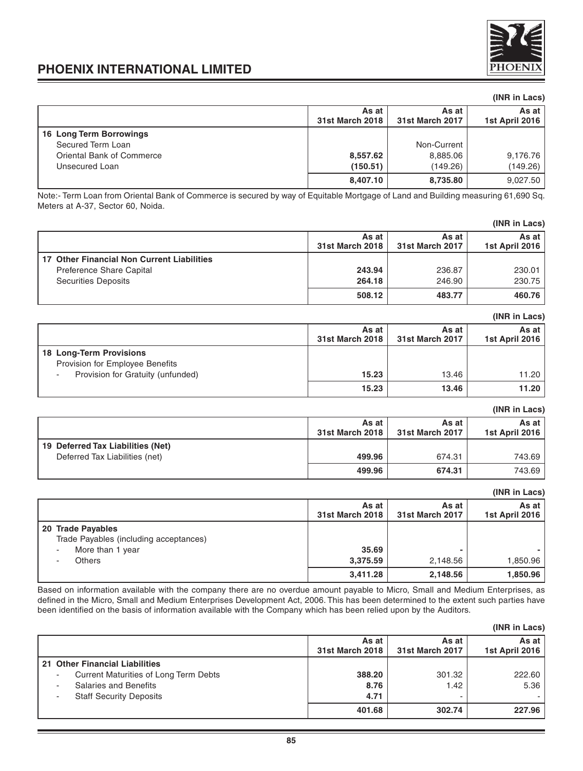(INR in Lacs)

| | As at 31st March 2018 | As at 31st March 2017 | As at 1st April 2016 |
|---|---|---|---|
| **16 Long Term Borrowings** | | | |
| Secured Term Loan | | Non-Current | |
| Oriental Bank of Commerce | **8,557.62** | 8,885.06 | 9,176.76 |
| Unsecured Loan | **(150.51)** | (149.26) | (149.26) |
| | **8,407.10** | **8,735.80** | 9,027.50 |

Note:- Term Loan from Oriental Bank of Commerce is secured by way of Equitable Mortgage of Land and Building measuring 61,690 Sq. Meters at A-37, Sector 60, Noida.

(INR in Lacs)

| | As at 31st March 2018 | As at 31st March 2017 | As at 1st April 2016 |
|---|---|---|---|
| **17 Other Financial Non Current Liabilities** | | | |
| Preference Share Capital | **243.94** | 236.87 | 230.01 |
| Securities Deposits | **264.18** | 246.90 | 230.75 |
| | **508.12** | **483.77** | **460.76** |

(INR in Lacs)

| | As at 31st March 2018 | As at 31st March 2017 | As at 1st April 2016 |
|---|---|---|---|
| **18 Long-Term Provisions** | | | |
| Provision for Employee Benefits | | | |
| - Provision for Gratuity (unfunded) | **15.23** | 13.46 | 11.20 |
| | **15.23** | **13.46** | **11.20** |

(INR in Lacs)

| | As at 31st March 2018 | As at 31st March 2017 | As at 1st April 2016 |
|---|---|---|---|
| **19 Deferred Tax Liabilities (Net)** | | | |
| Deferred Tax Liabilities (net) | **499.96** | 674.31 | 743.69 |
| | **499.96** | **674.31** | 743.69 |

(INR in Lacs)

| | As at 31st March 2018 | As at 31st March 2017 | As at 1st April 2016 |
|---|---|---|---|
| **20 Trade Payables** | | | |
| Trade Payables (including acceptances) | | | |
| - More than 1 year | **35.69** | - | - |
| - Others | **3,375.59** | 2,148.56 | 1,850.96 |
| | **3,411.28** | **2,148.56** | **1,850.96** |

Based on information available with the company there are no overdue amount payable to Micro, Small and Medium Enterprises, as defined in the Micro, Small and Medium Enterprises Development Act, 2006. This has been determined to the extent such parties have been identified on the basis of information available with the Company which has been relied upon by the Auditors.

(INR in Lacs)

| | As at 31st March 2018 | As at 31st March 2017 | As at 1st April 2016 |
|---|---|---|---|
| **21 Other Financial Liabilities** | | | |
| - Current Maturities of Long Term Debts | **388.20** | 301.32 | 222.60 |
| - Salaries and Benefits | **8.76** | 1.42 | 5.36 |
| - Staff Security Deposits | **4.71** | - | - |
| | **401.68** | **302.74** | **227.96** |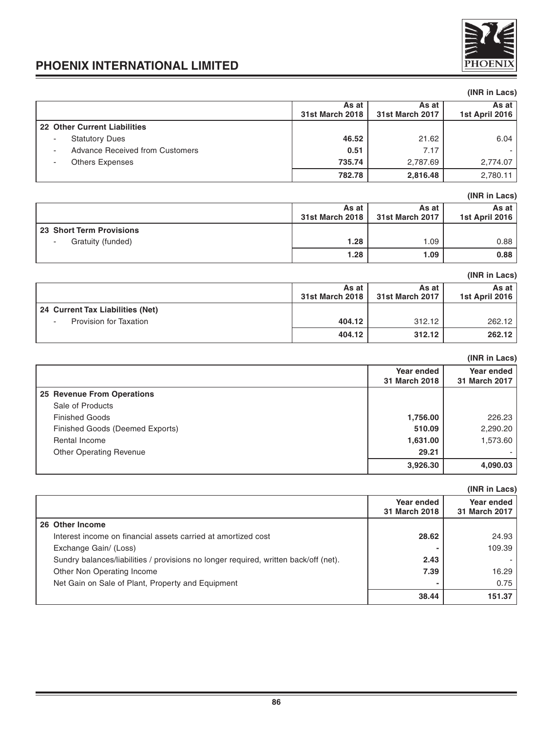(INR in Lacs)

| | As at 31st March 2018 | As at 31st March 2017 | As at 1st April 2016 |
|---|---|---|---|
| **22 Other Current Liabilities** | | | |
| - Statutory Dues | **46.52** | 21.62 | 6.04 |
| - Advance Received from Customers | **0.51** | 7.17 | - |
| - Others Expenses | **735.74** | 2,787.69 | 2,774.07 |
| | **782.78** | **2,816.48** | 2,780.11 |

(INR in Lacs)

| | As at 31st March 2018 | As at 31st March 2017 | As at 1st April 2016 |
|---|---|---|---|
| **23 Short Term Provisions** | | | |
| - Gratuity (funded) | **1.28** | 1.09 | 0.88 |
| | **1.28** | **1.09** | **0.88** |

(INR in Lacs)

| | As at 31st March 2018 | As at 31st March 2017 | As at 1st April 2016 |
|---|---|---|---|
| **24 Current Tax Liabilities (Net)** | | | |
| - Provision for Taxation | **404.12** | 312.12 | 262.12 |
| | **404.12** | **312.12** | **262.12** |

(INR in Lacs)

| | Year ended 31 March 2018 | Year ended 31 March 2017 |
|---|---|---|
| **25 Revenue From Operations** | | |
| Sale of Products | | |
| Finished Goods | **1,756.00** | 226.23 |
| Finished Goods (Deemed Exports) | **510.09** | 2,290.20 |
| Rental Income | **1,631.00** | 1,573.60 |
| Other Operating Revenue | **29.21** | - |
| | **3,926.30** | **4,090.03** |

(INR in Lacs)

| | Year ended 31 March 2018 | Year ended 31 March 2017 |
|---|---|---|
| **26 Other Income** | | |
| Interest income on financial assets carried at amortized cost | **28.62** | 24.93 |
| Exchange Gain/ (Loss) | **-** | 109.39 |
| Sundry balances/liabilities / provisions no longer required, written back/off (net). | **2.43** | - |
| Other Non Operating Income | **7.39** | 16.29 |
| Net Gain on Sale of Plant, Property and Equipment | **-** | 0.75 |
| | **38.44** | **151.37** |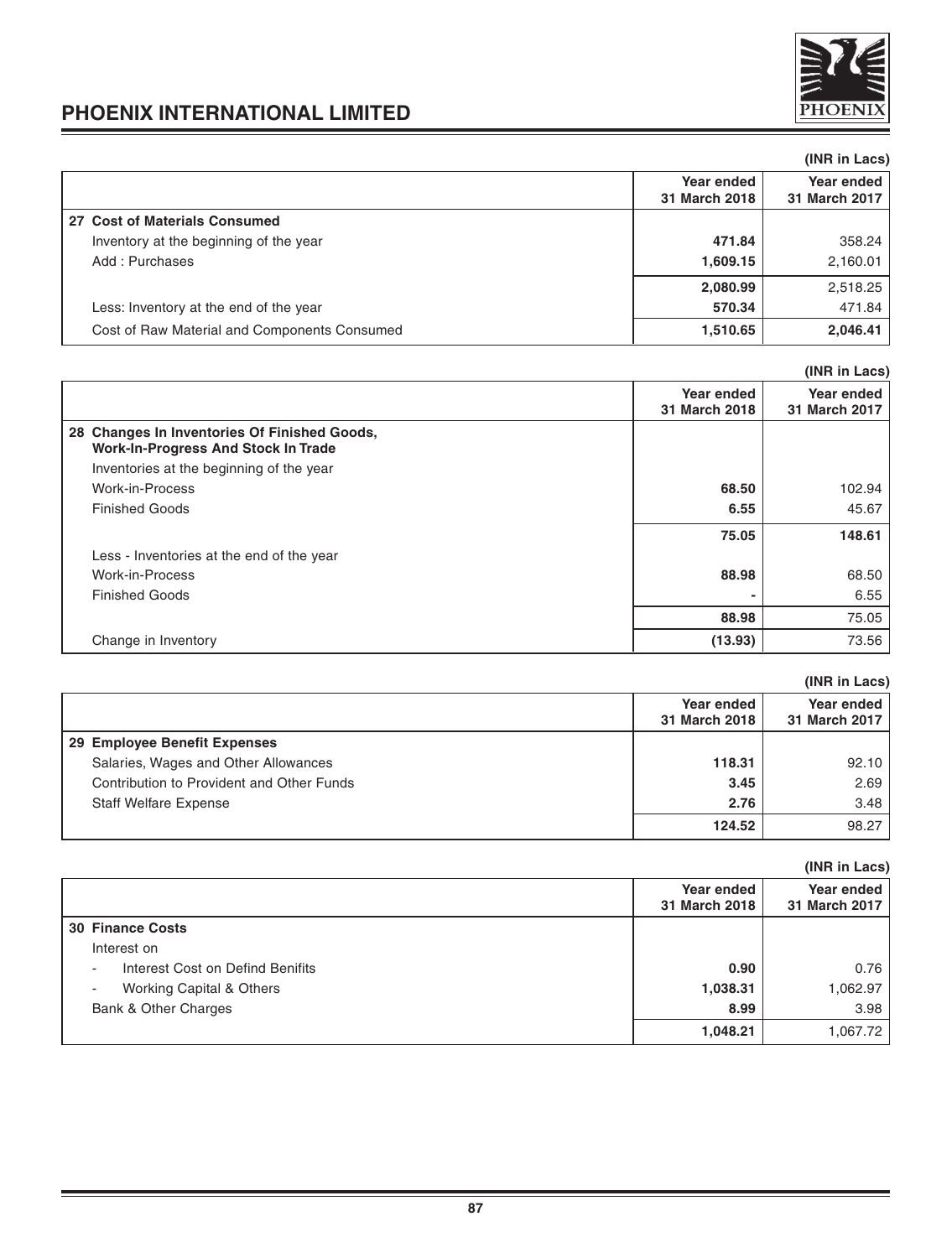(INR in Lacs)

| | Year ended 31 March 2018 | Year ended 31 March 2017 |
|---|---|---|
| **27 Cost of Materials Consumed** | | |
| Inventory at the beginning of the year | **471.84** | 358.24 |
| Add : Purchases | **1,609.15** | 2,160.01 |
| | **2,080.99** | 2,518.25 |
| Less: Inventory at the end of the year | **570.34** | 471.84 |
| Cost of Raw Material and Components Consumed | **1,510.65** | **2,046.41** |

(INR in Lacs)

| | Year ended 31 March 2018 | Year ended 31 March 2017 |
|---|---|---|
| **28 Changes In Inventories Of Finished Goods, Work-In-Progress And Stock In Trade** | | |
| Inventories at the beginning of the year | | |
| Work-in-Process | **68.50** | 102.94 |
| Finished Goods | **6.55** | 45.67 |
| | **75.05** | **148.61** |
| Less - Inventories at the end of the year | | |
| Work-in-Process | **88.98** | 68.50 |
| Finished Goods | **-** | 6.55 |
| | **88.98** | 75.05 |
| Change in Inventory | **(13.93)** | 73.56 |

(INR in Lacs)

| | Year ended 31 March 2018 | Year ended 31 March 2017 |
|---|---|---|
| **29 Employee Benefit Expenses** | | |
| Salaries, Wages and Other Allowances | **118.31** | 92.10 |
| Contribution to Provident and Other Funds | **3.45** | 2.69 |
| Staff Welfare Expense | **2.76** | 3.48 |
| | **124.52** | 98.27 |

(INR in Lacs)

| | Year ended 31 March 2018 | Year ended 31 March 2017 |
|---|---|---|
| **30 Finance Costs** | | |
| Interest on | | |
| - Interest Cost on Defind Benifits | **0.90** | 0.76 |
| - Working Capital & Others | **1,038.31** | 1,062.97 |
| Bank & Other Charges | **8.99** | 3.98 |
| | **1,048.21** | 1,067.72 |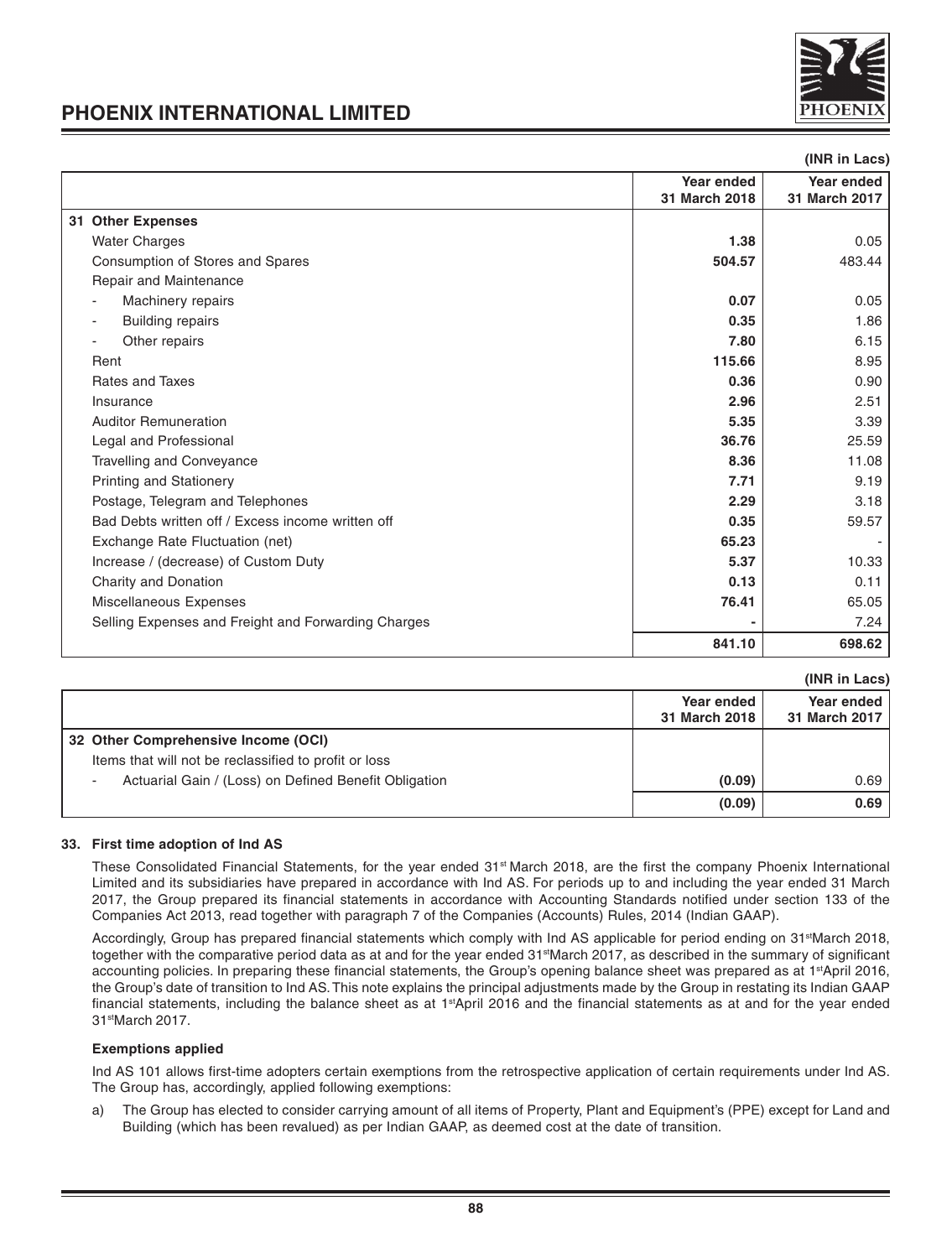(INR in Lacs)

| | Year ended 31 March 2018 | Year ended 31 March 2017 |
|---|---|---|
| **31 Other Expenses** | | |
| Water Charges | **1.38** | 0.05 |
| Consumption of Stores and Spares | **504.57** | 483.44 |
| Repair and Maintenance | | |
| - Machinery repairs | **0.07** | 0.05 |
| - Building repairs | **0.35** | 1.86 |
| - Other repairs | **7.80** | 6.15 |
| Rent | **115.66** | 8.95 |
| Rates and Taxes | **0.36** | 0.90 |
| Insurance | **2.96** | 2.51 |
| Auditor Remuneration | **5.35** | 3.39 |
| Legal and Professional | **36.76** | 25.59 |
| Travelling and Conveyance | **8.36** | 11.08 |
| Printing and Stationery | **7.71** | 9.19 |
| Postage, Telegram and Telephones | **2.29** | 3.18 |
| Bad Debts written off / Excess income written off | **0.35** | 59.57 |
| Exchange Rate Fluctuation (net) | **65.23** | - |
| Increase / (decrease) of Custom Duty | **5.37** | 10.33 |
| Charity and Donation | **0.13** | 0.11 |
| Miscellaneous Expenses | **76.41** | 65.05 |
| Selling Expenses and Freight and Forwarding Charges | **-** | 7.24 |
| | **841.10** | **698.62** |

(INR in Lacs)

| | Year ended 31 March 2018 | Year ended 31 March 2017 |
|---|---|---|
| **32 Other Comprehensive Income (OCI)** | | |
| Items that will not be reclassified to profit or loss | | |
| - Actuarial Gain / (Loss) on Defined Benefit Obligation | **(0.09)** | 0.69 |
| | **(0.09)** | **0.69** |

**33. First time adoption of Ind AS**

These Consolidated Financial Statements, for the year ended 31st March 2018, are the first the company Phoenix International Limited and its subsidiaries have prepared in accordance with Ind AS. For periods up to and including the year ended 31 March 2017, the Group prepared its financial statements in accordance with Accounting Standards notified under section 133 of the Companies Act 2013, read together with paragraph 7 of the Companies (Accounts) Rules, 2014 (Indian GAAP).

Accordingly, Group has prepared financial statements which comply with Ind AS applicable for period ending on 31stMarch 2018, together with the comparative period data as at and for the year ended 31stMarch 2017, as described in the summary of significant accounting policies. In preparing these financial statements, the Group's opening balance sheet was prepared as at 1stApril 2016, the Group's date of transition to Ind AS. This note explains the principal adjustments made by the Group in restating its Indian GAAP financial statements, including the balance sheet as at 1stApril 2016 and the financial statements as at and for the year ended 31stMarch 2017.

**Exemptions applied**

Ind AS 101 allows first-time adopters certain exemptions from the retrospective application of certain requirements under Ind AS. The Group has, accordingly, applied following exemptions:

a) The Group has elected to consider carrying amount of all items of Property, Plant and Equipment's (PPE) except for Land and Building (which has been revalued) as per Indian GAAP, as deemed cost at the date of transition.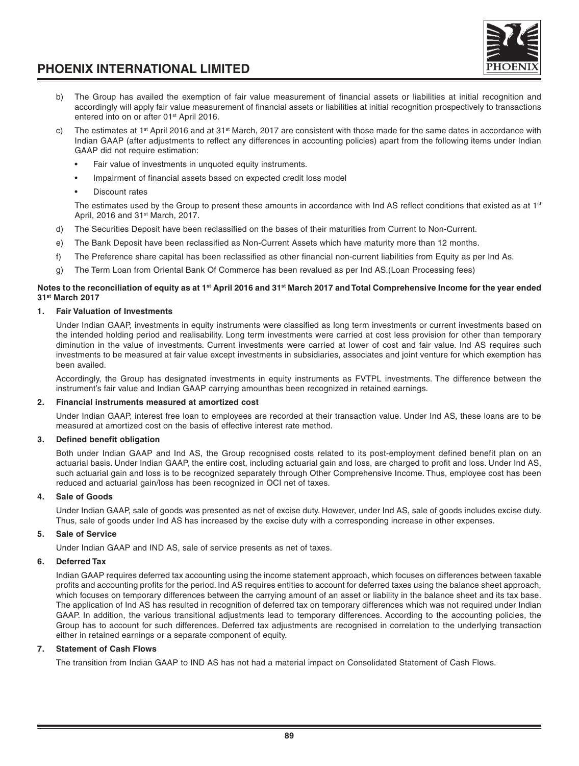b) The Group has availed the exemption of fair value measurement of financial assets or liabilities at initial recognition and accordingly will apply fair value measurement of financial assets or liabilities at initial recognition prospectively to transactions entered into on or after 01st April 2016.

c) The estimates at 1st April 2016 and at 31st March, 2017 are consistent with those made for the same dates in accordance with Indian GAAP (after adjustments to reflect any differences in accounting policies) apart from the following items under Indian GAAP did not require estimation:

- Fair value of investments in unquoted equity instruments.
- Impairment of financial assets based on expected credit loss model
- Discount rates

The estimates used by the Group to present these amounts in accordance with Ind AS reflect conditions that existed as at 1st April, 2016 and 31st March, 2017.

d) The Securities Deposit have been reclassified on the bases of their maturities from Current to Non-Current.

e) The Bank Deposit have been reclassified as Non-Current Assets which have maturity more than 12 months.

f) The Preference share capital has been reclassified as other financial non-current liabilities from Equity as per Ind As.

g) The Term Loan from Oriental Bank Of Commerce has been revalued as per Ind AS.(Loan Processing fees)

**Notes to the reconciliation of equity as at 1st April 2016 and 31st March 2017 and Total Comprehensive Income for the year ended 31st March 2017**

**1. Fair Valuation of Investments**

Under Indian GAAP, investments in equity instruments were classified as long term investments or current investments based on the intended holding period and realisability. Long term investments were carried at cost less provision for other than temporary diminution in the value of investments. Current investments were carried at lower of cost and fair value. Ind AS requires such investments to be measured at fair value except investments in subsidiaries, associates and joint venture for which exemption has been availed.

Accordingly, the Group has designated investments in equity instruments as FVTPL investments. The difference between the instrument's fair value and Indian GAAP carrying amounthas been recognized in retained earnings.

**2. Financial instruments measured at amortized cost**

Under Indian GAAP, interest free loan to employees are recorded at their transaction value. Under Ind AS, these loans are to be measured at amortized cost on the basis of effective interest rate method.

**3. Defined benefit obligation**

Both under Indian GAAP and Ind AS, the Group recognised costs related to its post-employment defined benefit plan on an actuarial basis. Under Indian GAAP, the entire cost, including actuarial gain and loss, are charged to profit and loss. Under Ind AS, such actuarial gain and loss is to be recognized separately through Other Comprehensive Income. Thus, employee cost has been reduced and actuarial gain/loss has been recognized in OCI net of taxes.

**4. Sale of Goods**

Under Indian GAAP, sale of goods was presented as net of excise duty. However, under Ind AS, sale of goods includes excise duty. Thus, sale of goods under Ind AS has increased by the excise duty with a corresponding increase in other expenses.

**5. Sale of Service**

Under Indian GAAP and IND AS, sale of service presents as net of taxes.

**6. Deferred Tax**

Indian GAAP requires deferred tax accounting using the income statement approach, which focuses on differences between taxable profits and accounting profits for the period. Ind AS requires entities to account for deferred taxes using the balance sheet approach, which focuses on temporary differences between the carrying amount of an asset or liability in the balance sheet and its tax base. The application of Ind AS has resulted in recognition of deferred tax on temporary differences which was not required under Indian GAAP. In addition, the various transitional adjustments lead to temporary differences. According to the accounting policies, the Group has to account for such differences. Deferred tax adjustments are recognised in correlation to the underlying transaction either in retained earnings or a separate component of equity.

**7. Statement of Cash Flows**

The transition from Indian GAAP to IND AS has not had a material impact on Consolidated Statement of Cash Flows.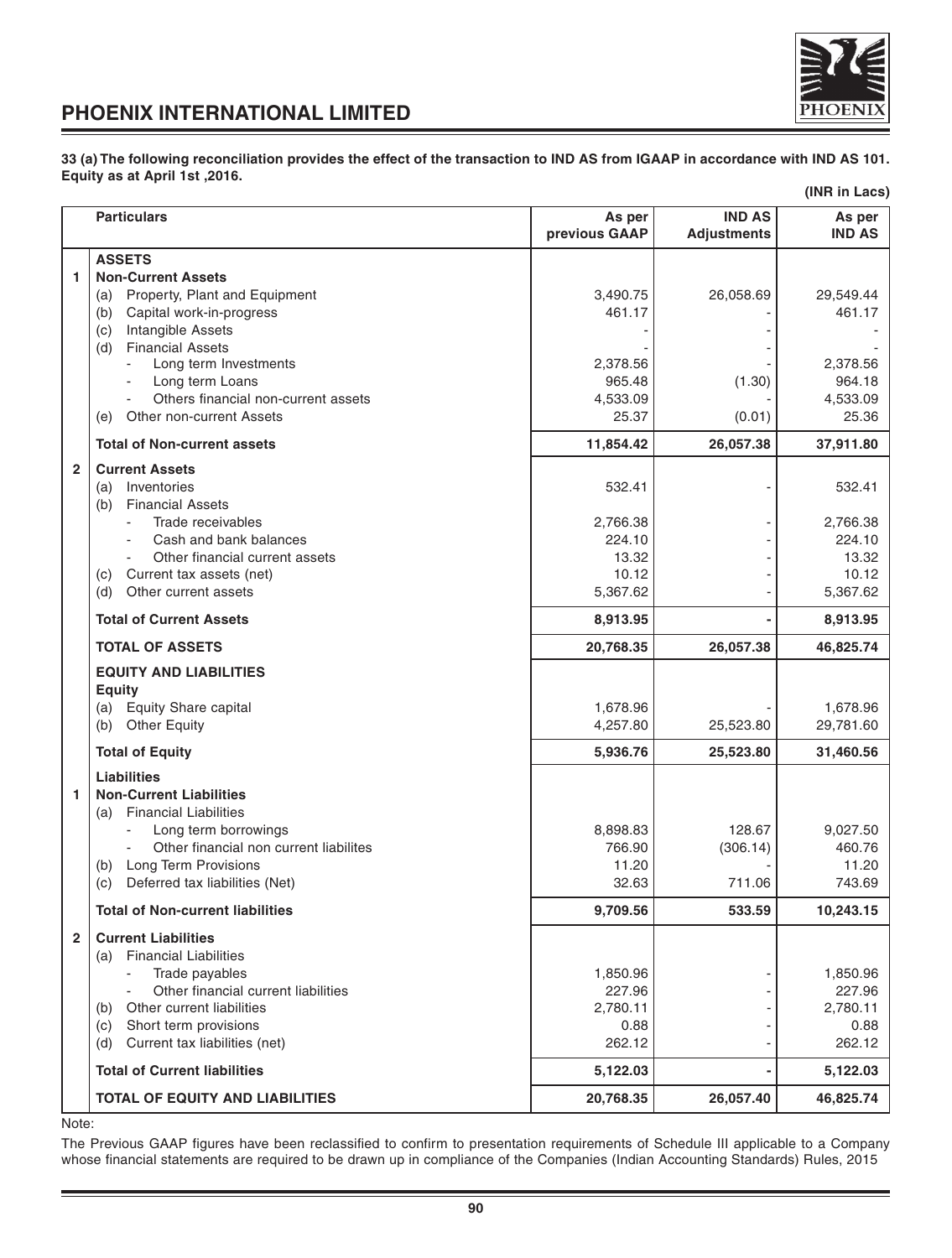**33 (a) The following reconciliation provides the effect of the transaction to IND AS from IGAAP in accordance with IND AS 101. Equity as at April 1st ,2016.**

**(INR in Lacs)**

| | Particulars | As per previous GAAP | IND AS Adjustments | As per IND AS |
|---|---|---|---|---|
| | **ASSETS** | | | |
| 1 | **Non-Current Assets** | | | |
| | (a) Property, Plant and Equipment | 3,490.75 | 26,058.69 | 29,549.44 |
| | (b) Capital work-in-progress | 461.17 | - | 461.17 |
| | (c) Intangible Assets | - | - | - |
| | (d) Financial Assets | - | - | - |
| | - Long term Investments | 2,378.56 | - | 2,378.56 |
| | - Long term Loans | 965.48 | (1.30) | 964.18 |
| | - Others financial non-current assets | 4,533.09 | - | 4,533.09 |
| | (e) Other non-current Assets | 25.37 | (0.01) | 25.36 |
| | **Total of Non-current assets** | **11,854.42** | **26,057.38** | **37,911.80** |
| 2 | **Current Assets** | | | |
| | (a) Inventories | 532.41 | - | 532.41 |
| | (b) Financial Assets | | | |
| | - Trade receivables | 2,766.38 | - | 2,766.38 |
| | - Cash and bank balances | 224.10 | - | 224.10 |
| | - Other financial current assets | 13.32 | - | 13.32 |
| | (c) Current tax assets (net) | 10.12 | - | 10.12 |
| | (d) Other current assets | 5,367.62 | - | 5,367.62 |
| | **Total of Current Assets** | **8,913.95** | **-** | **8,913.95** |
| | **TOTAL OF ASSETS** | **20,768.35** | **26,057.38** | **46,825.74** |
| | **EQUITY AND LIABILITIES** | | | |
| | **Equity** | | | |
| | (a) Equity Share capital | 1,678.96 | - | 1,678.96 |
| | (b) Other Equity | 4,257.80 | 25,523.80 | 29,781.60 |
| | **Total of Equity** | **5,936.76** | **25,523.80** | **31,460.56** |
| | **Liabilities** | | | |
| 1 | **Non-Current Liabilities** | | | |
| | (a) Financial Liabilities | | | |
| | - Long term borrowings | 8,898.83 | 128.67 | 9,027.50 |
| | - Other financial non current liabilites | 766.90 | (306.14) | 460.76 |
| | (b) Long Term Provisions | 11.20 | - | 11.20 |
| | (c) Deferred tax liabilities (Net) | 32.63 | 711.06 | 743.69 |
| | **Total of Non-current liabilities** | **9,709.56** | **533.59** | **10,243.15** |
| 2 | **Current Liabilities** | | | |
| | (a) Financial Liabilities | | | |
| | - Trade payables | 1,850.96 | - | 1,850.96 |
| | - Other financial current liabilities | 227.96 | - | 227.96 |
| | (b) Other current liabilities | 2,780.11 | - | 2,780.11 |
| | (c) Short term provisions | 0.88 | - | 0.88 |
| | (d) Current tax liabilities (net) | 262.12 | - | 262.12 |
| | **Total of Current liabilities** | **5,122.03** | **-** | **5,122.03** |
| | **TOTAL OF EQUITY AND LIABILITIES** | **20,768.35** | **26,057.40** | **46,825.74** |

Note:

The Previous GAAP figures have been reclassified to confirm to presentation requirements of Schedule III applicable to a Company whose financial statements are required to be drawn up in compliance of the Companies (Indian Accounting Standards) Rules, 2015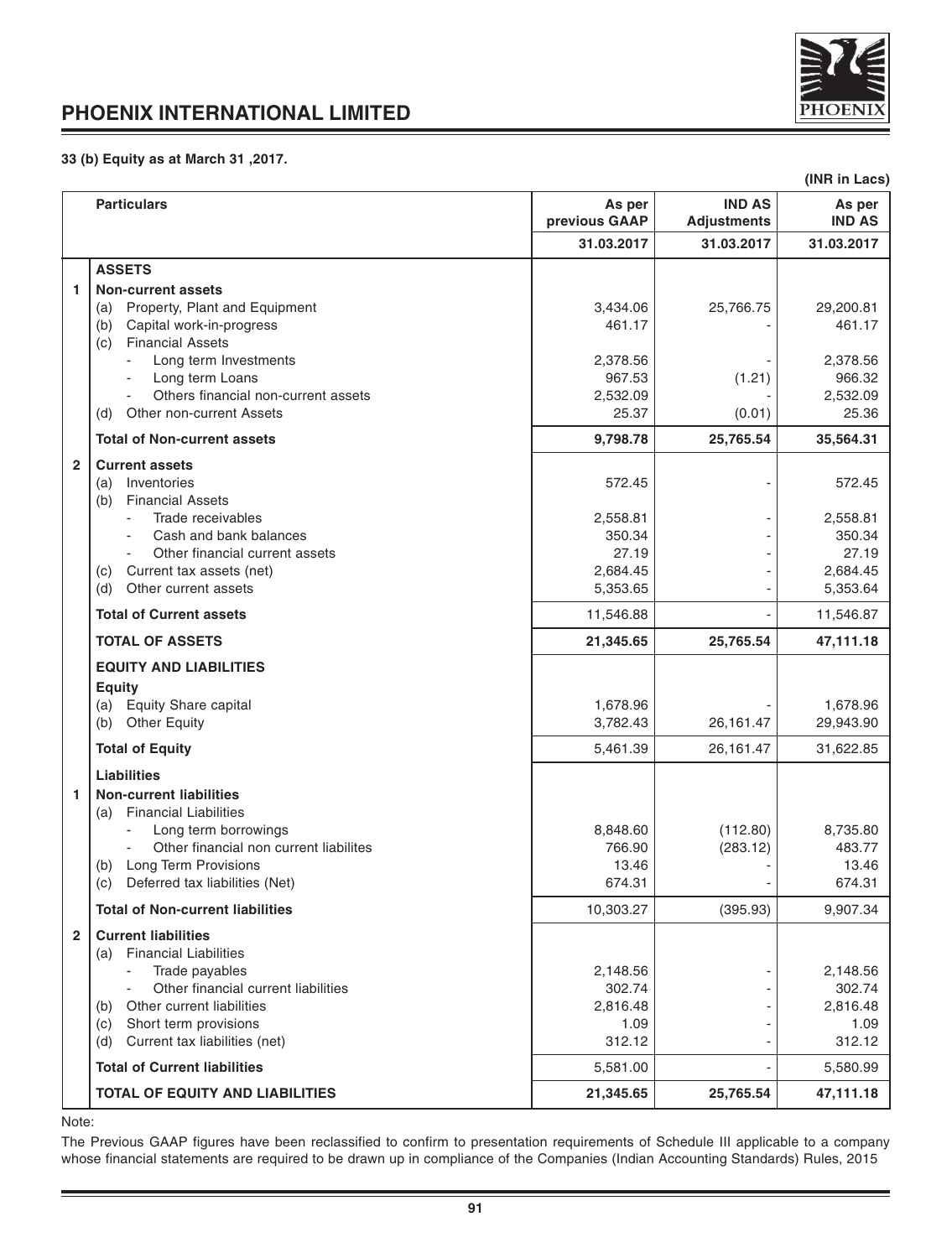### 33 (b) Equity as at March 31 ,2017.

(INR in Lacs)

| | Particulars | As per previous GAAP | IND AS Adjustments | As per IND AS |
|---|---|---|---|---|
| | | 31.03.2017 | 31.03.2017 | 31.03.2017 |
| | **ASSETS** | | | |
| 1 | **Non-current assets** | | | |
| | (a) Property, Plant and Equipment | 3,434.06 | 25,766.75 | 29,200.81 |
| | (b) Capital work-in-progress | 461.17 | - | 461.17 |
| | (c) Financial Assets | | | |
| | - Long term Investments | 2,378.56 | - | 2,378.56 |
| | - Long term Loans | 967.53 | (1.21) | 966.32 |
| | - Others financial non-current assets | 2,532.09 | - | 2,532.09 |
| | (d) Other non-current Assets | 25.37 | (0.01) | 25.36 |
| | **Total of Non-current assets** | **9,798.78** | **25,765.54** | **35,564.31** |
| 2 | **Current assets** | | | |
| | (a) Inventories | 572.45 | - | 572.45 |
| | (b) Financial Assets | | | |
| | - Trade receivables | 2,558.81 | - | 2,558.81 |
| | - Cash and bank balances | 350.34 | - | 350.34 |
| | - Other financial current assets | 27.19 | - | 27.19 |
| | (c) Current tax assets (net) | 2,684.45 | - | 2,684.45 |
| | (d) Other current assets | 5,353.65 | - | 5,353.64 |
| | **Total of Current assets** | 11,546.88 | - | 11,546.87 |
| | **TOTAL OF ASSETS** | **21,345.65** | **25,765.54** | **47,111.18** |
| | **EQUITY AND LIABILITIES** | | | |
| | **Equity** | | | |
| | (a) Equity Share capital | 1,678.96 | - | 1,678.96 |
| | (b) Other Equity | 3,782.43 | 26,161.47 | 29,943.90 |
| | **Total of Equity** | 5,461.39 | 26,161.47 | 31,622.85 |
| | **Liabilities** | | | |
| 1 | **Non-current liabilities** | | | |
| | (a) Financial Liabilities | | | |
| | - Long term borrowings | 8,848.60 | (112.80) | 8,735.80 |
| | - Other financial non current liabilites | 766.90 | (283.12) | 483.77 |
| | (b) Long Term Provisions | 13.46 | - | 13.46 |
| | (c) Deferred tax liabilities (Net) | 674.31 | - | 674.31 |
| | **Total of Non-current liabilities** | 10,303.27 | (395.93) | 9,907.34 |
| 2 | **Current liabilities** | | | |
| | (a) Financial Liabilities | | | |
| | - Trade payables | 2,148.56 | - | 2,148.56 |
| | - Other financial current liabilities | 302.74 | - | 302.74 |
| | (b) Other current liabilities | 2,816.48 | - | 2,816.48 |
| | (c) Short term provisions | 1.09 | - | 1.09 |
| | (d) Current tax liabilities (net) | 312.12 | - | 312.12 |
| | **Total of Current liabilities** | 5,581.00 | - | 5,580.99 |
| | **TOTAL OF EQUITY AND LIABILITIES** | **21,345.65** | **25,765.54** | **47,111.18** |

Note:

The Previous GAAP figures have been reclassified to confirm to presentation requirements of Schedule III applicable to a company whose financial statements are required to be drawn up in compliance of the Companies (Indian Accounting Standards) Rules, 2015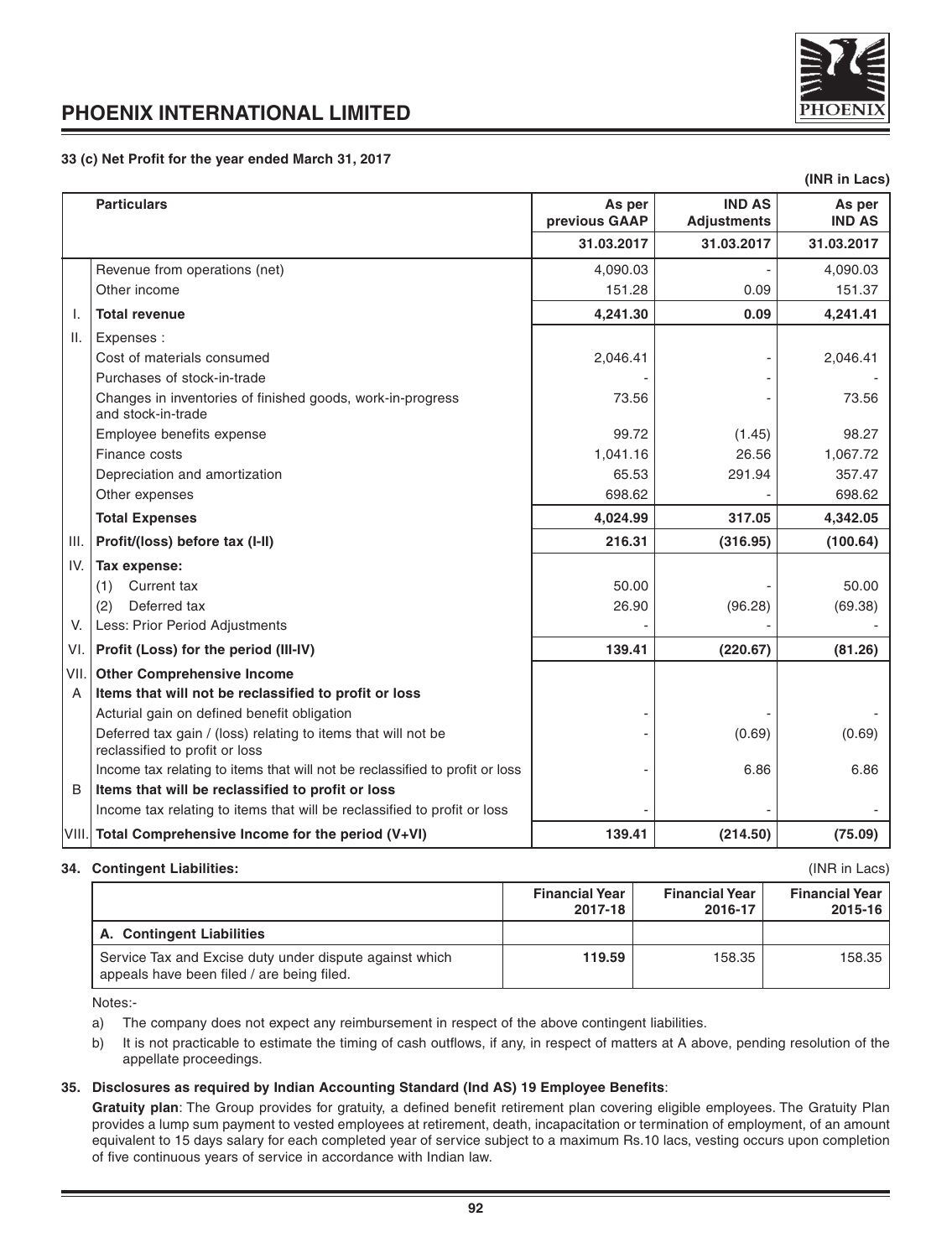### 33 (c) Net Profit for the year ended March 31, 2017

(INR in Lacs)

| | Particulars | As per previous GAAP | IND AS Adjustments | As per IND AS |
|---|---|---|---|---|
| | | 31.03.2017 | 31.03.2017 | 31.03.2017 |
| | Revenue from operations (net) | 4,090.03 | - | 4,090.03 |
| | Other income | 151.28 | 0.09 | 151.37 |
| I. | **Total revenue** | **4,241.30** | **0.09** | **4,241.41** |
| II. | Expenses : | | | |
| | Cost of materials consumed | 2,046.41 | - | 2,046.41 |
| | Purchases of stock-in-trade | | - | - |
| | Changes in inventories of finished goods, work-in-progress and stock-in-trade | 73.56 | - | 73.56 |
| | Employee benefits expense | 99.72 | (1.45) | 98.27 |
| | Finance costs | 1,041.16 | 26.56 | 1,067.72 |
| | Depreciation and amortization | 65.53 | 291.94 | 357.47 |
| | Other expenses | 698.62 | - | 698.62 |
| | **Total Expenses** | **4,024.99** | **317.05** | **4,342.05** |
| III. | **Profit/(loss) before tax (I-II)** | **216.31** | **(316.95)** | **(100.64)** |
| IV. | **Tax expense:** | | | |
| | (1) Current tax | 50.00 | - | 50.00 |
| | (2) Deferred tax | 26.90 | (96.28) | (69.38) |
| V. | Less: Prior Period Adjustments | - | - | - |
| VI. | **Profit (Loss) for the period (III-IV)** | **139.41** | **(220.67)** | **(81.26)** |
| VII. | **Other Comprehensive Income** | | | |
| A | **Items that will not be reclassified to profit or loss** | | | |
| | Acturial gain on defined benefit obligation | - | - | - |
| | Deferred tax gain / (loss) relating to items that will not be reclassified to profit or loss | - | (0.69) | (0.69) |
| | Income tax relating to items that will not be reclassified to profit or loss | - | 6.86 | 6.86 |
| B | **Items that will be reclassified to profit or loss** | | | |
| | Income tax relating to items that will be reclassified to profit or loss | - | - | - |
| VIII. | **Total Comprehensive Income for the period (V+VI)** | **139.41** | **(214.50)** | **(75.09)** |

### 34. Contingent Liabilities:

(INR in Lacs)

| | Financial Year 2017-18 | Financial Year 2016-17 | Financial Year 2015-16 |
|---|---|---|---|
| **A. Contingent Liabilities** | | | |
| Service Tax and Excise duty under dispute against which appeals have been filed / are being filed. | **119.59** | 158.35 | 158.35 |

Notes:-

a) The company does not expect any reimbursement in respect of the above contingent liabilities.

b) It is not practicable to estimate the timing of cash outflows, if any, in respect of matters at A above, pending resolution of the appellate proceedings.

### 35. Disclosures as required by Indian Accounting Standard (Ind AS) 19 Employee Benefits:

**Gratuity plan**: The Group provides for gratuity, a defined benefit retirement plan covering eligible employees. The Gratuity Plan provides a lump sum payment to vested employees at retirement, death, incapacitation or termination of employment, of an amount equivalent to 15 days salary for each completed year of service subject to a maximum Rs.10 lacs, vesting occurs upon completion of five continuous years of service in accordance with Indian law.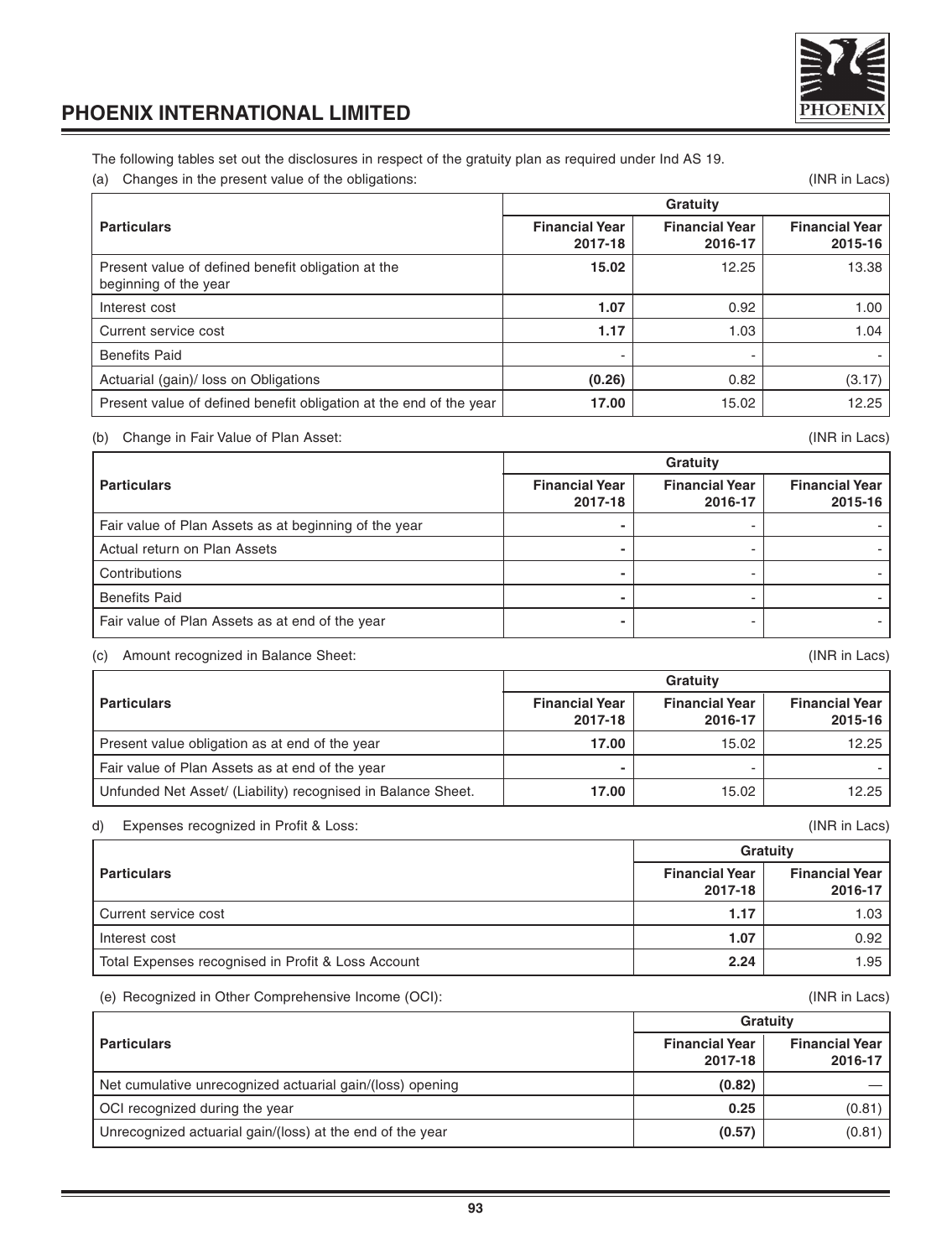The following tables set out the disclosures in respect of the gratuity plan as required under Ind AS 19.

(a) Changes in the present value of the obligations: (INR in Lacs)

| Particulars | Gratuity | | |
|---|---|---|---|
| | **Financial Year 2017-18** | **Financial Year 2016-17** | **Financial Year 2015-16** |
| Present value of defined benefit obligation at the beginning of the year | **15.02** | 12.25 | 13.38 |
| Interest cost | **1.07** | 0.92 | 1.00 |
| Current service cost | **1.17** | 1.03 | 1.04 |
| Benefits Paid | - | - | - |
| Actuarial (gain)/ loss on Obligations | **(0.26)** | 0.82 | (3.17) |
| Present value of defined benefit obligation at the end of the year | **17.00** | 15.02 | 12.25 |

(b) Change in Fair Value of Plan Asset: (INR in Lacs)

| Particulars | Gratuity | | |
|---|---|---|---|
| | **Financial Year 2017-18** | **Financial Year 2016-17** | **Financial Year 2015-16** |
| Fair value of Plan Assets as at beginning of the year | - | - | - |
| Actual return on Plan Assets | - | - | - |
| Contributions | - | - | - |
| Benefits Paid | - | - | - |
| Fair value of Plan Assets as at end of the year | - | - | - |

(c) Amount recognized in Balance Sheet: (INR in Lacs)

| Particulars | Gratuity | | |
|---|---|---|---|
| | **Financial Year 2017-18** | **Financial Year 2016-17** | **Financial Year 2015-16** |
| Present value obligation as at end of the year | **17.00** | 15.02 | 12.25 |
| Fair value of Plan Assets as at end of the year | - | - | - |
| Unfunded Net Asset/ (Liability) recognised in Balance Sheet. | **17.00** | 15.02 | 12.25 |

d) Expenses recognized in Profit & Loss: (INR in Lacs)

| Particulars | Gratuity | |
|---|---|---|
| | **Financial Year 2017-18** | **Financial Year 2016-17** |
| Current service cost | **1.17** | 1.03 |
| Interest cost | **1.07** | 0.92 |
| Total Expenses recognised in Profit & Loss Account | **2.24** | 1.95 |

(e) Recognized in Other Comprehensive Income (OCI): (INR in Lacs)

| Particulars | Gratuity | |
|---|---|---|
| | **Financial Year 2017-18** | **Financial Year 2016-17** |
| Net cumulative unrecognized actuarial gain/(loss) opening | **(0.82)** | — |
| OCI recognized during the year | **0.25** | (0.81) |
| Unrecognized actuarial gain/(loss) at the end of the year | **(0.57)** | (0.81) |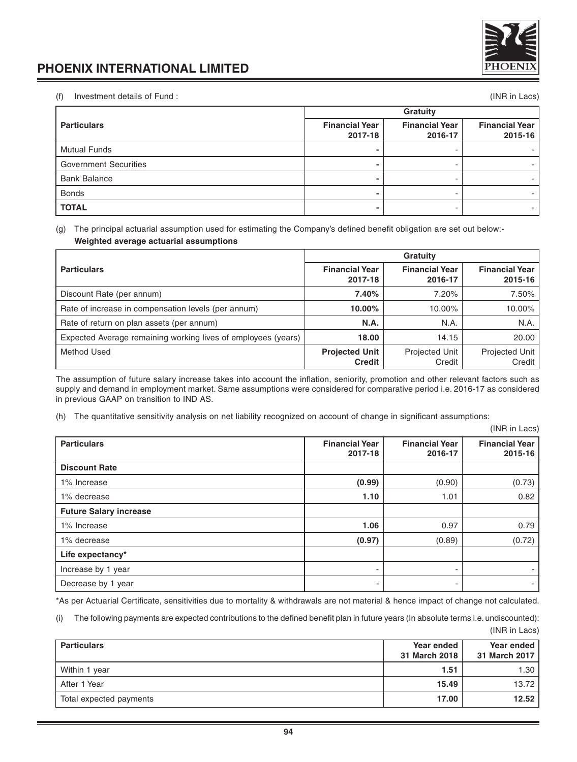(f) Investment details of Fund : (INR in Lacs)

| Particulars | Gratuity | | |
|---|---|---|---|
| | **Financial Year 2017-18** | **Financial Year 2016-17** | **Financial Year 2015-16** |
| Mutual Funds | **-** | - | - |
| Government Securities | **-** | - | - |
| Bank Balance | **-** | - | - |
| Bonds | **-** | - | - |
| **TOTAL** | **-** | - | - |

(g) The principal actuarial assumption used for estimating the Company's defined benefit obligation are set out below:-

**Weighted average actuarial assumptions**

| Particulars | Gratuity | | |
|---|---|---|---|
| | **Financial Year 2017-18** | **Financial Year 2016-17** | **Financial Year 2015-16** |
| Discount Rate (per annum) | **7.40%** | 7.20% | 7.50% |
| Rate of increase in compensation levels (per annum) | **10.00%** | 10.00% | 10.00% |
| Rate of return on plan assets (per annum) | **N.A.** | N.A. | N.A. |
| Expected Average remaining working lives of employees (years) | **18.00** | 14.15 | 20.00 |
| Method Used | **Projected Unit Credit** | Projected Unit Credit | Projected Unit Credit |

The assumption of future salary increase takes into account the inflation, seniority, promotion and other relevant factors such as supply and demand in employment market. Same assumptions were considered for comparative period i.e. 2016-17 as considered in previous GAAP on transition to IND AS.

(h) The quantitative sensitivity analysis on net liability recognized on account of change in significant assumptions:

(INR in Lacs)

| Particulars | Financial Year 2017-18 | Financial Year 2016-17 | Financial Year 2015-16 |
|---|---|---|---|
| **Discount Rate** | | | |
| 1% Increase | **(0.99)** | (0.90) | (0.73) |
| 1% decrease | **1.10** | 1.01 | 0.82 |
| **Future Salary increase** | | | |
| 1% Increase | **1.06** | 0.97 | 0.79 |
| 1% decrease | **(0.97)** | (0.89) | (0.72) |
| **Life expectancy*** | | | |
| Increase by 1 year | - | - | - |
| Decrease by 1 year | - | - | - |

*As per Actuarial Certificate, sensitivities due to mortality & withdrawals are not material & hence impact of change not calculated.

(i) The following payments are expected contributions to the defined benefit plan in future years (In absolute terms i.e. undiscounted):

(INR in Lacs)

| Particulars | Year ended 31 March 2018 | Year ended 31 March 2017 |
|---|---|---|
| Within 1 year | **1.51** | 1.30 |
| After 1 Year | **15.49** | 13.72 |
| Total expected payments | **17.00** | **12.52** |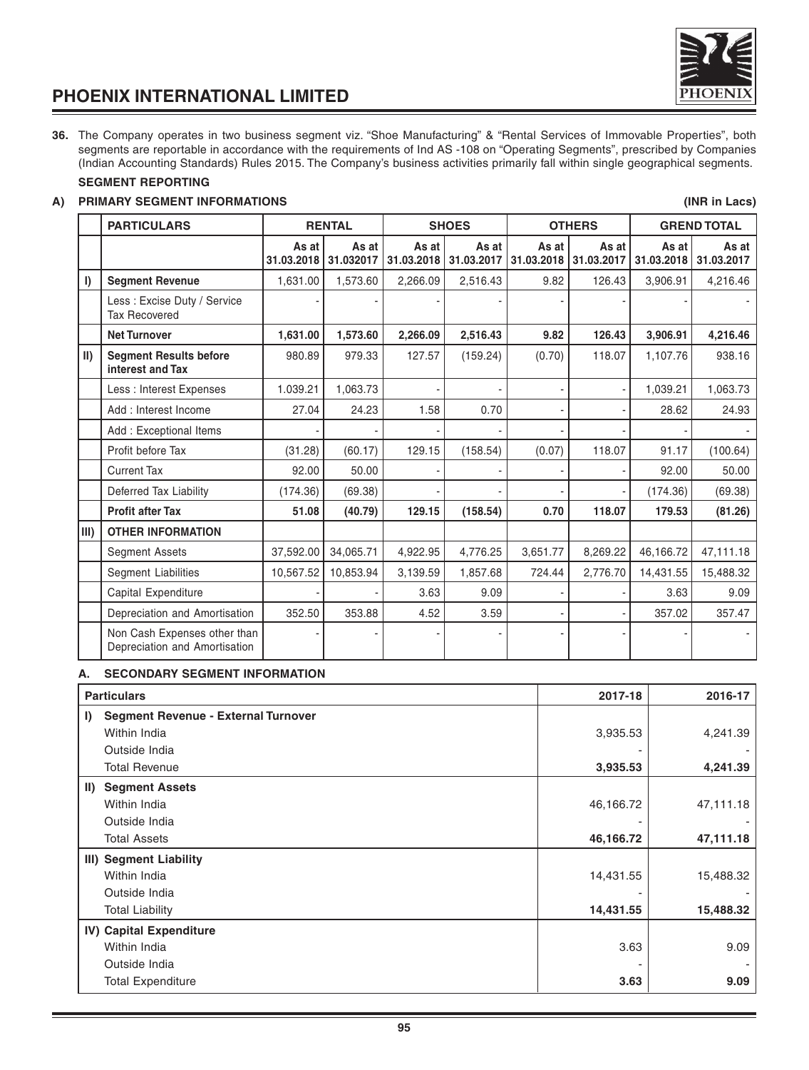**36.** The Company operates in two business segment viz. "Shoe Manufacturing" & "Rental Services of Immovable Properties", both segments are reportable in accordance with the requirements of Ind AS -108 on "Operating Segments", prescribed by Companies (Indian Accounting Standards) Rules 2015. The Company's business activities primarily fall within single geographical segments.

**SEGMENT REPORTING**

**A) PRIMARY SEGMENT INFORMATIONS** **(INR in Lacs)**

| | PARTICULARS | RENTAL | | SHOES | | OTHERS | | GREND TOTAL | |
|---|---|---|---|---|---|---|---|---|---|
| | | As at 31.03.2018 | As at 31.032017 | As at 31.03.2018 | As at 31.03.2017 | As at 31.03.2018 | As at 31.03.2017 | As at 31.03.2018 | As at 31.03.2017 |
| I) | **Segment Revenue** | 1,631.00 | 1,573.60 | 2,266.09 | 2,516.43 | 9.82 | 126.43 | 3,906.91 | 4,216.46 |
| | Less : Excise Duty / Service Tax Recovered | - | - | - | - | - | - | - | - |
| | **Net Turnover** | **1,631.00** | **1,573.60** | **2,266.09** | **2,516.43** | **9.82** | **126.43** | **3,906.91** | **4,216.46** |
| II) | **Segment Results before interest and Tax** | 980.89 | 979.33 | 127.57 | (159.24) | (0.70) | 118.07 | 1,107.76 | 938.16 |
| | Less : Interest Expenses | 1.039.21 | 1,063.73 | - | - | - | - | 1,039.21 | 1,063.73 |
| | Add : Interest Income | 27.04 | 24.23 | 1.58 | 0.70 | - | - | 28.62 | 24.93 |
| | Add : Exceptional Items | - | - | - | - | - | - | - | - |
| | Profit before Tax | (31.28) | (60.17) | 129.15 | (158.54) | (0.07) | 118.07 | 91.17 | (100.64) |
| | Current Tax | 92.00 | 50.00 | - | - | - | - | 92.00 | 50.00 |
| | Deferred Tax Liability | (174.36) | (69.38) | - | - | - | - | (174.36) | (69.38) |
| | **Profit after Tax** | **51.08** | **(40.79)** | **129.15** | **(158.54)** | **0.70** | **118.07** | **179.53** | **(81.26)** |
| III) | **OTHER INFORMATION** | | | | | | | | |
| | Segment Assets | 37,592.00 | 34,065.71 | 4,922.95 | 4,776.25 | 3,651.77 | 8,269.22 | 46,166.72 | 47,111.18 |
| | Segment Liabilities | 10,567.52 | 10,853.94 | 3,139.59 | 1,857.68 | 724.44 | 2,776.70 | 14,431.55 | 15,488.32 |
| | Capital Expenditure | - | - | 3.63 | 9.09 | - | - | 3.63 | 9.09 |
| | Depreciation and Amortisation | 352.50 | 353.88 | 4.52 | 3.59 | - | - | 357.02 | 357.47 |
| | Non Cash Expenses other than Depreciation and Amortisation | - | - | - | - | - | - | - | - |

**A. SECONDARY SEGMENT INFORMATION**

| Particulars | 2017-18 | 2016-17 |
|---|---|---|
| **I) Segment Revenue - External Turnover** | | |
| Within India | 3,935.53 | 4,241.39 |
| Outside India | - | - |
| Total Revenue | **3,935.53** | **4,241.39** |
| **II) Segment Assets** | | |
| Within India | 46,166.72 | 47,111.18 |
| Outside India | - | - |
| Total Assets | **46,166.72** | **47,111.18** |
| **III) Segment Liability** | | |
| Within India | 14,431.55 | 15,488.32 |
| Outside India | - | - |
| Total Liability | **14,431.55** | **15,488.32** |
| **IV) Capital Expenditure** | | |
| Within India | 3.63 | 9.09 |
| Outside India | - | - |
| Total Expenditure | **3.63** | **9.09** |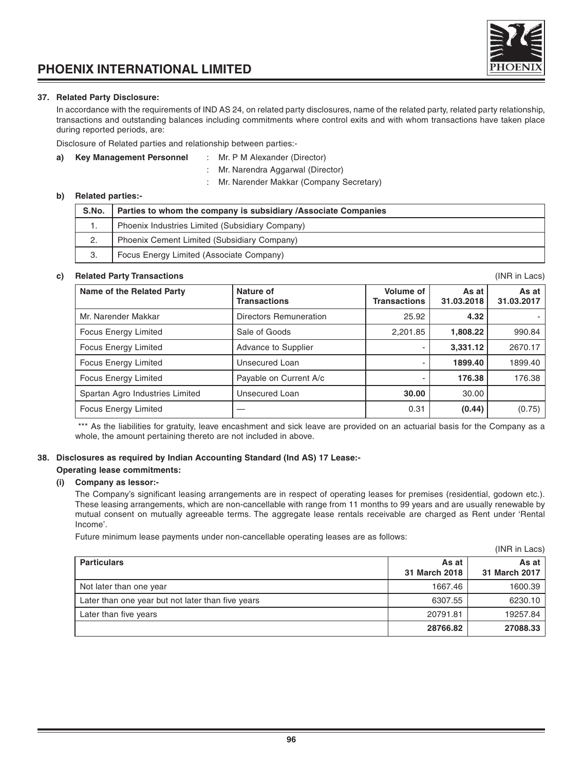### 37. Related Party Disclosure:

In accordance with the requirements of IND AS 24, on related party disclosures, name of the related party, related party relationship, transactions and outstanding balances including commitments where control exits and with whom transactions have taken place during reported periods, are:

Disclosure of Related parties and relationship between parties:-

**a) Key Management Personnel** : Mr. P M Alexander (Director)
: Mr. Narendra Aggarwal (Director)
: Mr. Narender Makkar (Company Secretary)

**b) Related parties:-**

| S.No. | Parties to whom the company is subsidiary /Associate Companies |
|---|---|
| 1. | Phoenix Industries Limited (Subsidiary Company) |
| 2. | Phoenix Cement Limited (Subsidiary Company) |
| 3. | Focus Energy Limited (Associate Company) |

**c) Related Party Transactions** (INR in Lacs)

| Name of the Related Party | Nature of Transactions | Volume of Transactions | As at 31.03.2018 | As at 31.03.2017 |
|---|---|---|---|---|
| Mr. Narender Makkar | Directors Remuneration | 25.92 | **4.32** | - |
| Focus Energy Limited | Sale of Goods | 2,201.85 | **1,808.22** | 990.84 |
| Focus Energy Limited | Advance to Supplier | - | **3,331.12** | 2670.17 |
| Focus Energy Limited | Unsecured Loan | - | **1899.40** | 1899.40 |
| Focus Energy Limited | Payable on Current A/c | - | **176.38** | 176.38 |
| Spartan Agro Industries Limited | Unsecured Loan | **30.00** | 30.00 | |
| Focus Energy Limited | — | 0.31 | **(0.44)** | (0.75) |

*** As the liabilities for gratuity, leave encashment and sick leave are provided on an actuarial basis for the Company as a whole, the amount pertaining thereto are not included in above.

### 38. Disclosures as required by Indian Accounting Standard (Ind AS) 17 Lease:-

**Operating lease commitments:**

**(i) Company as lessor:-**

The Company's significant leasing arrangements are in respect of operating leases for premises (residential, godown etc.). These leasing arrangements, which are non-cancellable with range from 11 months to 99 years and are usually renewable by mutual consent on mutually agreeable terms. The aggregate lease rentals receivable are charged as Rent under 'Rental Income'.

Future minimum lease payments under non-cancellable operating leases are as follows:

(INR in Lacs)

| Particulars | As at 31 March 2018 | As at 31 March 2017 |
|---|---|---|
| Not later than one year | 1667.46 | 1600.39 |
| Later than one year but not later than five years | 6307.55 | 6230.10 |
| Later than five years | 20791.81 | 19257.84 |
| | **28766.82** | **27088.33** |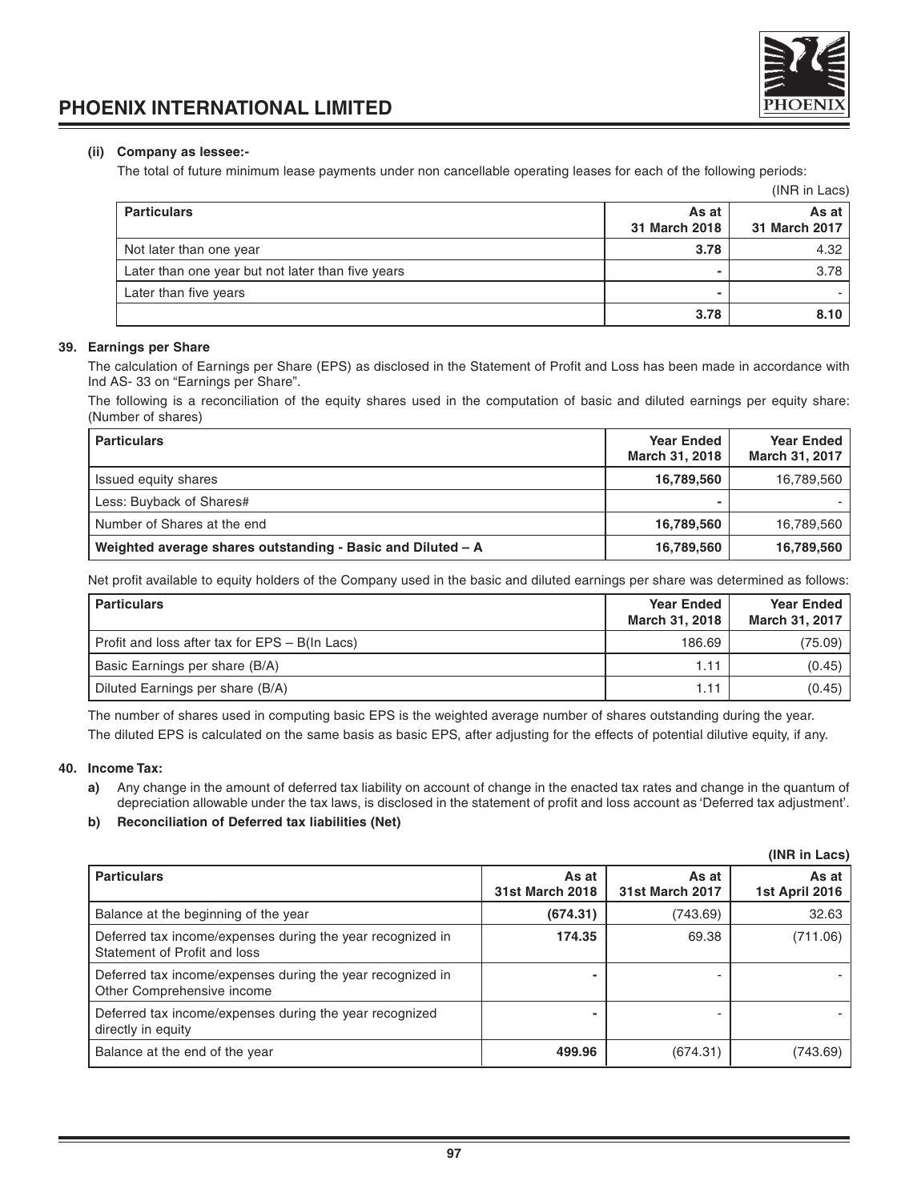**(ii) Company as lessee:-**

The total of future minimum lease payments under non cancellable operating leases for each of the following periods:

(INR in Lacs)

| Particulars | As at 31 March 2018 | As at 31 March 2017 |
|---|---|---|
| Not later than one year | **3.78** | 4.32 |
| Later than one year but not later than five years | **-** | 3.78 |
| Later than five years | **-** | - |
| | **3.78** | **8.10** |

## 39. Earnings per Share

The calculation of Earnings per Share (EPS) as disclosed in the Statement of Profit and Loss has been made in accordance with Ind AS- 33 on "Earnings per Share".

The following is a reconciliation of the equity shares used in the computation of basic and diluted earnings per equity share: (Number of shares)

| Particulars | Year Ended March 31, 2018 | Year Ended March 31, 2017 |
|---|---|---|
| Issued equity shares | **16,789,560** | 16,789,560 |
| Less: Buyback of Shares# | **-** | - |
| Number of Shares at the end | **16,789,560** | 16,789,560 |
| **Weighted average shares outstanding - Basic and Diluted – A** | **16,789,560** | **16,789,560** |

Net profit available to equity holders of the Company used in the basic and diluted earnings per share was determined as follows:

| Particulars | Year Ended March 31, 2018 | Year Ended March 31, 2017 |
|---|---|---|
| Profit and loss after tax for EPS – B(In Lacs) | 186.69 | (75.09) |
| Basic Earnings per share (B/A) | 1.11 | (0.45) |
| Diluted Earnings per share (B/A) | 1.11 | (0.45) |

The number of shares used in computing basic EPS is the weighted average number of shares outstanding during the year.

The diluted EPS is calculated on the same basis as basic EPS, after adjusting for the effects of potential dilutive equity, if any.

## 40. Income Tax:

**a)** Any change in the amount of deferred tax liability on account of change in the enacted tax rates and change in the quantum of depreciation allowable under the tax laws, is disclosed in the statement of profit and loss account as 'Deferred tax adjustment'.

**b) Reconciliation of Deferred tax liabilities (Net)**

**(INR in Lacs)**

| Particulars | As at 31st March 2018 | As at 31st March 2017 | As at 1st April 2016 |
|---|---|---|---|
| Balance at the beginning of the year | **(674.31)** | (743.69) | 32.63 |
| Deferred tax income/expenses during the year recognized in Statement of Profit and loss | **174.35** | 69.38 | (711.06) |
| Deferred tax income/expenses during the year recognized in Other Comprehensive income | **-** | - | - |
| Deferred tax income/expenses during the year recognized directly in equity | **-** | - | - |
| Balance at the end of the year | **499.96** | (674.31) | (743.69) |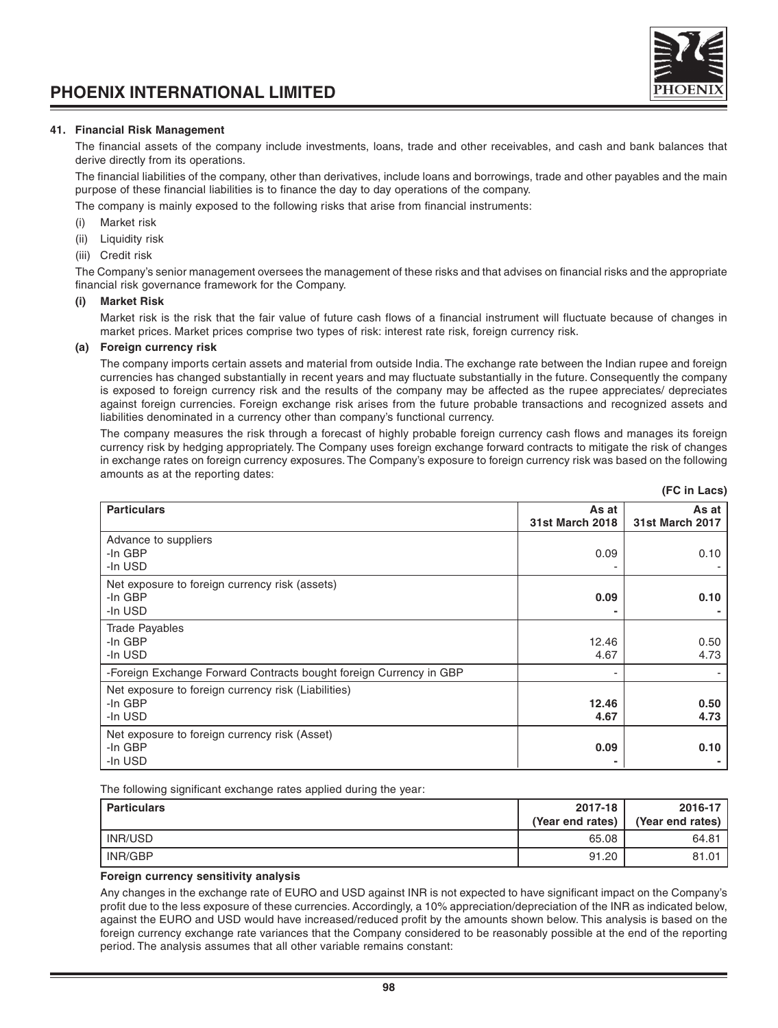### 41. Financial Risk Management

The financial assets of the company include investments, loans, trade and other receivables, and cash and bank balances that derive directly from its operations.

The financial liabilities of the company, other than derivatives, include loans and borrowings, trade and other payables and the main purpose of these financial liabilities is to finance the day to day operations of the company.

The company is mainly exposed to the following risks that arise from financial instruments:

(i) Market risk

(ii) Liquidity risk

(iii) Credit risk

The Company's senior management oversees the management of these risks and that advises on financial risks and the appropriate financial risk governance framework for the Company.

**(i) Market Risk**

Market risk is the risk that the fair value of future cash flows of a financial instrument will fluctuate because of changes in market prices. Market prices comprise two types of risk: interest rate risk, foreign currency risk.

**(a) Foreign currency risk**

The company imports certain assets and material from outside India. The exchange rate between the Indian rupee and foreign currencies has changed substantially in recent years and may fluctuate substantially in the future. Consequently the company is exposed to foreign currency risk and the results of the company may be affected as the rupee appreciates/ depreciates against foreign currencies. Foreign exchange risk arises from the future probable transactions and recognized assets and liabilities denominated in a currency other than company's functional currency.

The company measures the risk through a forecast of highly probable foreign currency cash flows and manages its foreign currency risk by hedging appropriately. The Company uses foreign exchange forward contracts to mitigate the risk of changes in exchange rates on foreign currency exposures. The Company's exposure to foreign currency risk was based on the following amounts as at the reporting dates:

**(FC in Lacs)**

| Particulars | As at 31st March 2018 | As at 31st March 2017 |
|---|---|---|
| Advance to suppliers | | |
| -In GBP | 0.09 | 0.10 |
| -In USD | - | - |
| Net exposure to foreign currency risk (assets) | | |
| -In GBP | **0.09** | **0.10** |
| -In USD | **-** | **-** |
| Trade Payables | | |
| -In GBP | 12.46 | 0.50 |
| -In USD | 4.67 | 4.73 |
| -Foreign Exchange Forward Contracts bought foreign Currency in GBP | - | - |
| Net exposure to foreign currency risk (Liabilities) | | |
| -In GBP | **12.46** | **0.50** |
| -In USD | **4.67** | **4.73** |
| Net exposure to foreign currency risk (Asset) | | |
| -In GBP | **0.09** | **0.10** |
| -In USD | **-** | **-** |

The following significant exchange rates applied during the year:

| Particulars | 2017-18 (Year end rates) | 2016-17 (Year end rates) |
|---|---|---|
| INR/USD | 65.08 | 64.81 |
| INR/GBP | 91.20 | 81.01 |

**Foreign currency sensitivity analysis**

Any changes in the exchange rate of EURO and USD against INR is not expected to have significant impact on the Company's profit due to the less exposure of these currencies. Accordingly, a 10% appreciation/depreciation of the INR as indicated below, against the EURO and USD would have increased/reduced profit by the amounts shown below. This analysis is based on the foreign currency exchange rate variances that the Company considered to be reasonably possible at the end of the reporting period. The analysis assumes that all other variable remains constant: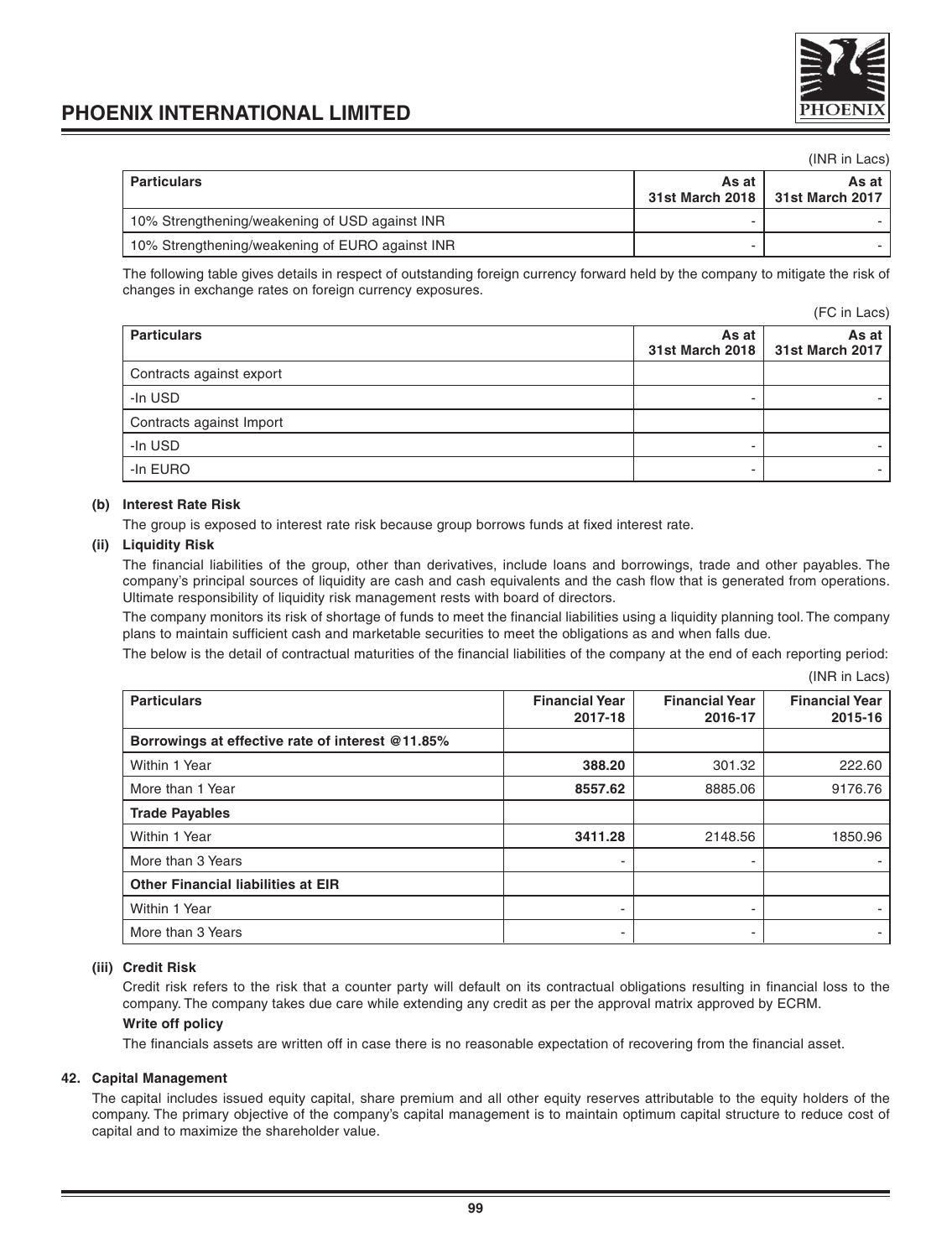(INR in Lacs)

| Particulars | As at 31st March 2018 | As at 31st March 2017 |
|---|---|---|
| 10% Strengthening/weakening of USD against INR | - | - |
| 10% Strengthening/weakening of EURO against INR | - | - |

The following table gives details in respect of outstanding foreign currency forward held by the company to mitigate the risk of changes in exchange rates on foreign currency exposures.

(FC in Lacs)

| Particulars | As at 31st March 2018 | As at 31st March 2017 |
|---|---|---|
| Contracts against export | | |
| -In USD | - | - |
| Contracts against Import | | |
| -In USD | - | - |
| -In EURO | - | - |

**(b) Interest Rate Risk**

The group is exposed to interest rate risk because group borrows funds at fixed interest rate.

**(ii) Liquidity Risk**

The financial liabilities of the group, other than derivatives, include loans and borrowings, trade and other payables. The company's principal sources of liquidity are cash and cash equivalents and the cash flow that is generated from operations. Ultimate responsibility of liquidity risk management rests with board of directors.

The company monitors its risk of shortage of funds to meet the financial liabilities using a liquidity planning tool. The company plans to maintain sufficient cash and marketable securities to meet the obligations as and when falls due.

The below is the detail of contractual maturities of the financial liabilities of the company at the end of each reporting period:

(INR in Lacs)

| Particulars | Financial Year 2017-18 | Financial Year 2016-17 | Financial Year 2015-16 |
|---|---|---|---|
| **Borrowings at effective rate of interest @11.85%** | | | |
| Within 1 Year | **388.20** | 301.32 | 222.60 |
| More than 1 Year | **8557.62** | 8885.06 | 9176.76 |
| **Trade Payables** | | | |
| Within 1 Year | **3411.28** | 2148.56 | 1850.96 |
| More than 3 Years | - | - | - |
| **Other Financial liabilities at EIR** | | | |
| Within 1 Year | - | - | - |
| More than 3 Years | - | - | - |

**(iii) Credit Risk**

Credit risk refers to the risk that a counter party will default on its contractual obligations resulting in financial loss to the company. The company takes due care while extending any credit as per the approval matrix approved by ECRM.

**Write off policy**

The financials assets are written off in case there is no reasonable expectation of recovering from the financial asset.

**42. Capital Management**

The capital includes issued equity capital, share premium and all other equity reserves attributable to the equity holders of the company. The primary objective of the company's capital management is to maintain optimum capital structure to reduce cost of capital and to maximize the shareholder value.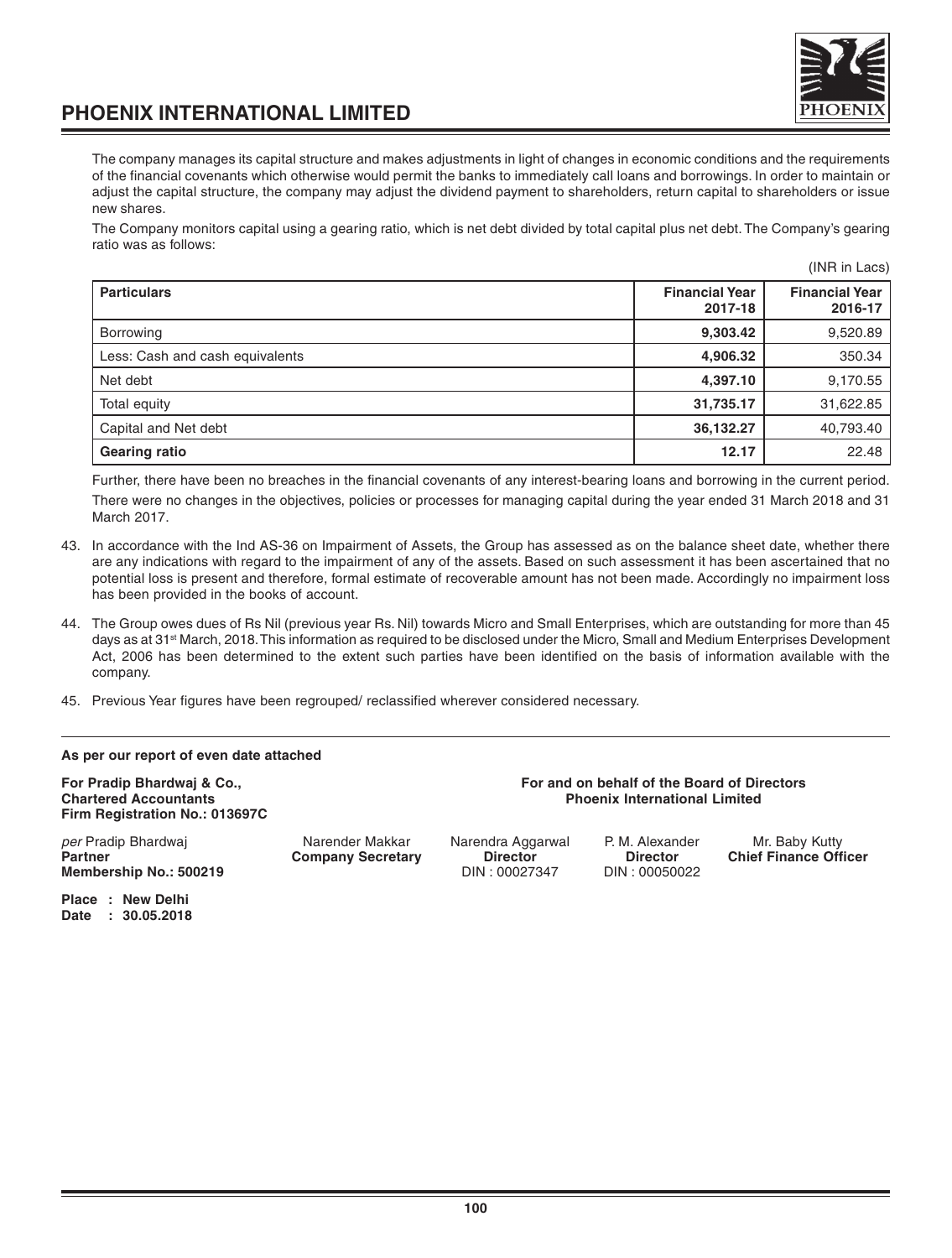The company manages its capital structure and makes adjustments in light of changes in economic conditions and the requirements of the financial covenants which otherwise would permit the banks to immediately call loans and borrowings. In order to maintain or adjust the capital structure, the company may adjust the dividend payment to shareholders, return capital to shareholders or issue new shares.

The Company monitors capital using a gearing ratio, which is net debt divided by total capital plus net debt. The Company's gearing ratio was as follows:

(INR in Lacs)

| Particulars | Financial Year 2017-18 | Financial Year 2016-17 |
|---|---|---|
| Borrowing | **9,303.42** | 9,520.89 |
| Less: Cash and cash equivalents | **4,906.32** | 350.34 |
| Net debt | **4,397.10** | 9,170.55 |
| Total equity | **31,735.17** | 31,622.85 |
| Capital and Net debt | **36,132.27** | 40,793.40 |
| **Gearing ratio** | **12.17** | 22.48 |

Further, there have been no breaches in the financial covenants of any interest-bearing loans and borrowing in the current period.

There were no changes in the objectives, policies or processes for managing capital during the year ended 31 March 2018 and 31 March 2017.

43. In accordance with the Ind AS-36 on Impairment of Assets, the Group has assessed as on the balance sheet date, whether there are any indications with regard to the impairment of any of the assets. Based on such assessment it has been ascertained that no potential loss is present and therefore, formal estimate of recoverable amount has not been made. Accordingly no impairment loss has been provided in the books of account.

44. The Group owes dues of Rs Nil (previous year Rs. Nil) towards Micro and Small Enterprises, which are outstanding for more than 45 days as at 31st March, 2018. This information as required to be disclosed under the Micro, Small and Medium Enterprises Development Act, 2006 has been determined to the extent such parties have been identified on the basis of information available with the company.

45. Previous Year figures have been regrouped/ reclassified wherever considered necessary.

**As per our report of even date attached**

**For Pradip Bhardwaj & Co.,**
**Chartered Accountants**
**Firm Registration No.: 013697C**

*per* Pradip Bhardwaj
**Partner**
**Membership No.: 500219**

**Place : New Delhi**
**Date : 30.05.2018**

**For and on behalf of the Board of Directors**
**Phoenix International Limited**

Narender Makkar
**Company Secretary**

Narendra Aggarwal
**Director**
DIN : 00027347

P. M. Alexander
**Director**
DIN : 00050022

Mr. Baby Kutty
**Chief Finance Officer**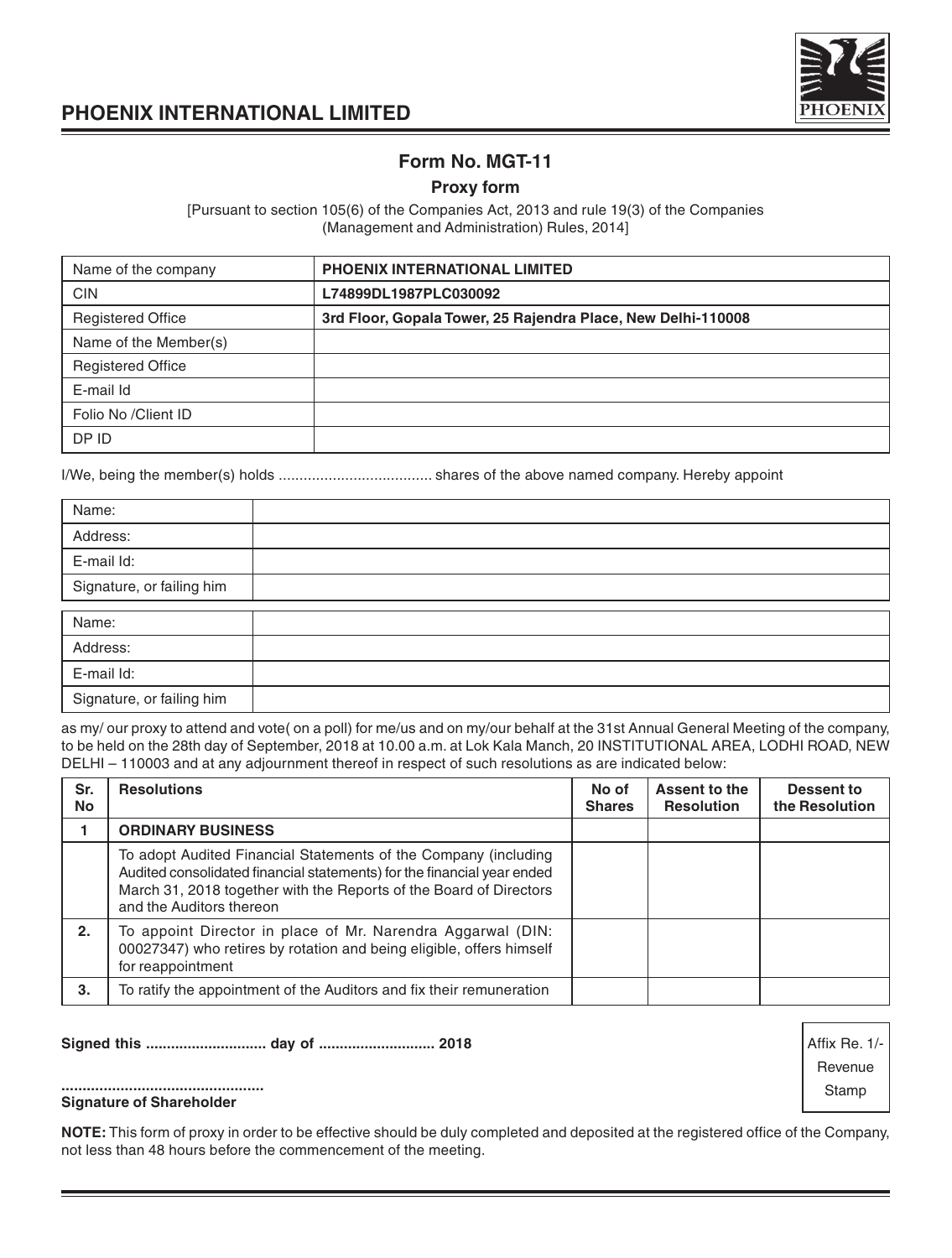# PHOENIX INTERNATIONAL LIMITED

## Form No. MGT-11

### Proxy form

[Pursuant to section 105(6) of the Companies Act, 2013 and rule 19(3) of the Companies (Management and Administration) Rules, 2014]

| Name of the company | **PHOENIX INTERNATIONAL LIMITED** |
|---|---|
| CIN | **L74899DL1987PLC030092** |
| Registered Office | **3rd Floor, Gopala Tower, 25 Rajendra Place, New Delhi-110008** |
| Name of the Member(s) | |
| Registered Office | |
| E-mail Id | |
| Folio No /Client ID | |
| DP ID | |

I/We, being the member(s) holds .................................... shares of the above named company. Hereby appoint

| Name: | |
|---|---|
| Address: | |
| E-mail Id: | |
| Signature, or failing him | |

| Name: | |
|---|---|
| Address: | |
| E-mail Id: | |
| Signature, or failing him | |

as my/ our proxy to attend and vote( on a poll) for me/us and on my/our behalf at the 31st Annual General Meeting of the company, to be held on the 28th day of September, 2018 at 10.00 a.m. at Lok Kala Manch, 20 INSTITUTIONAL AREA, LODHI ROAD, NEW DELHI – 110003 and at any adjournment thereof in respect of such resolutions as are indicated below:

| Sr. No | Resolutions | No of Shares | Assent to the Resolution | Dessent to the Resolution |
|---|---|---|---|---|
| **1** | **ORDINARY BUSINESS** | | | |
| | To adopt Audited Financial Statements of the Company (including Audited consolidated financial statements) for the financial year ended March 31, 2018 together with the Reports of the Board of Directors and the Auditors thereon | | | |
| **2.** | To appoint Director in place of Mr. Narendra Aggarwal (DIN: 00027347) who retires by rotation and being eligible, offers himself for reappointment | | | |
| **3.** | To ratify the appointment of the Auditors and fix their remuneration | | | |

**Signed this ............................ day of ........................... 2018**

Affix Re. 1/- Revenue Stamp

**...............................................**
**Signature of Shareholder**

**NOTE:** This form of proxy in order to be effective should be duly completed and deposited at the registered office of the Company, not less than 48 hours before the commencement of the meeting.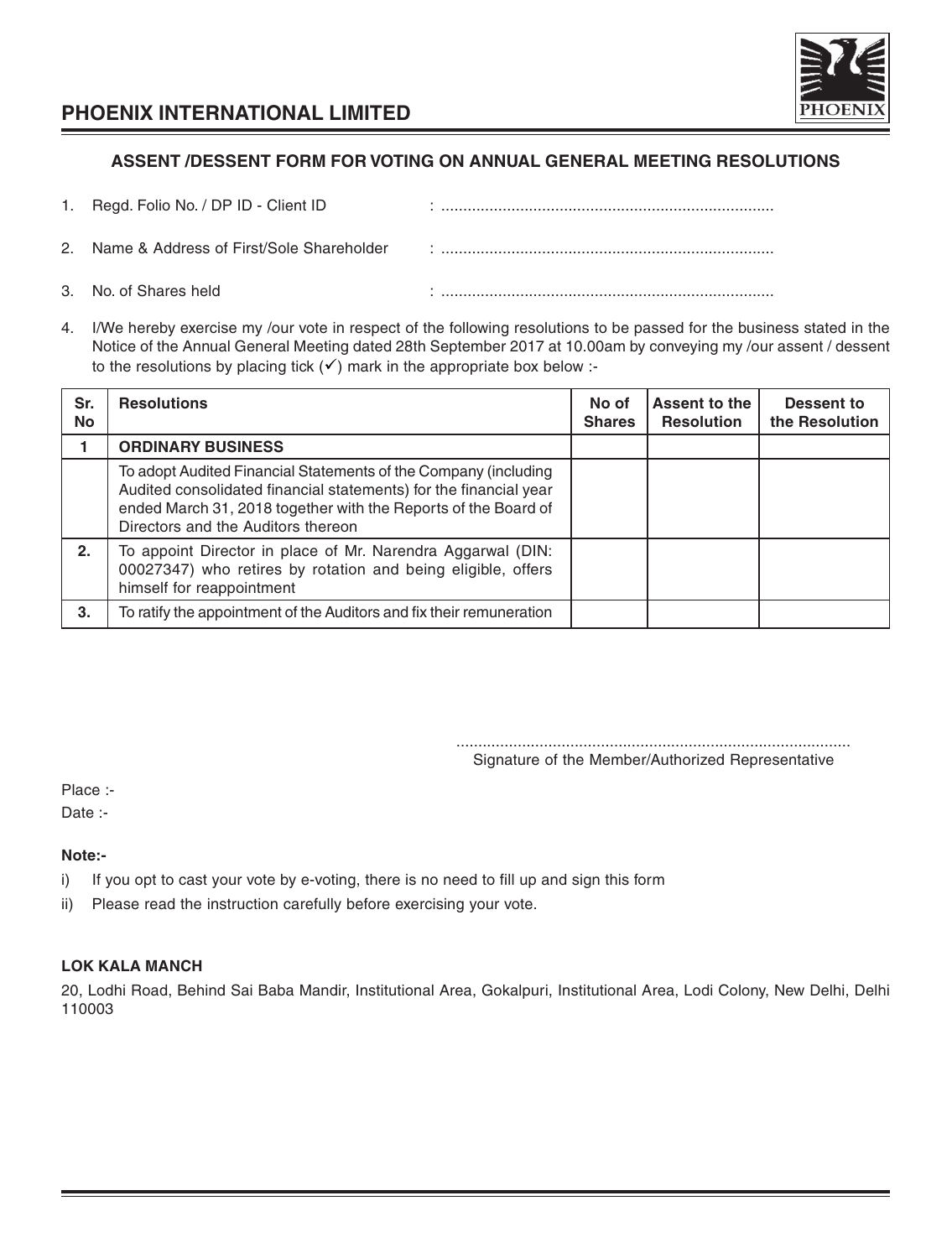## PHOENIX INTERNATIONAL LIMITED

### ASSENT /DESSENT FORM FOR VOTING ON ANNUAL GENERAL MEETING RESOLUTIONS

1. Regd. Folio No. / DP ID - Client ID : ...........................................................................
2. Name & Address of First/Sole Shareholder : ...........................................................................
3. No. of Shares held : ...........................................................................
4. I/We hereby exercise my /our vote in respect of the following resolutions to be passed for the business stated in the Notice of the Annual General Meeting dated 28th September 2017 at 10.00am by conveying my /our assent / dessent to the resolutions by placing tick (✓) mark in the appropriate box below :-

| Sr. No | Resolutions | No of Shares | Assent to the Resolution | Dessent to the Resolution |
|---|---|---|---|---|
| **1** | **ORDINARY BUSINESS** | | | |
| | To adopt Audited Financial Statements of the Company (including Audited consolidated financial statements) for the financial year ended March 31, 2018 together with the Reports of the Board of Directors and the Auditors thereon | | | |
| **2.** | To appoint Director in place of Mr. Narendra Aggarwal (DIN: 00027347) who retires by rotation and being eligible, offers himself for reappointment | | | |
| **3.** | To ratify the appointment of the Auditors and fix their remuneration | | | |

.........................................................................................
Signature of the Member/Authorized Representative

Place :-

Date :-

**Note:-**

i) If you opt to cast your vote by e-voting, there is no need to fill up and sign this form

ii) Please read the instruction carefully before exercising your vote.

**LOK KALA MANCH**

20, Lodhi Road, Behind Sai Baba Mandir, Institutional Area, Gokalpuri, Institutional Area, Lodi Colony, New Delhi, Delhi 110003